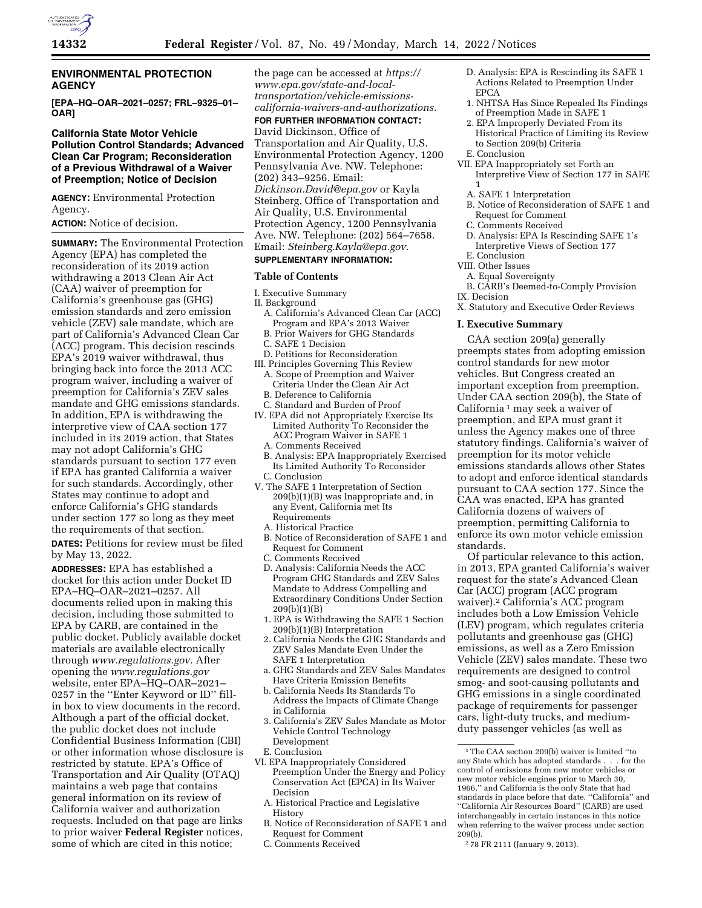## ENVIRONMENTAL PROTECTION AGENCY

**[EPA–HQ–OAR–2021–0257; FRL–9325–01–OAR]**

## California State Motor Vehicle Pollution Control Standards; Advanced Clean Car Program; Reconsideration of a Previous Withdrawal of a Waiver of Preemption; Notice of Decision

**AGENCY:** Environmental Protection Agency.

**ACTION:** Notice of decision.

**SUMMARY:** The Environmental Protection Agency (EPA) has completed the reconsideration of its 2019 action withdrawing a 2013 Clean Air Act (CAA) waiver of preemption for California's greenhouse gas (GHG) emission standards and zero emission vehicle (ZEV) sale mandate, which are part of California's Advanced Clean Car (ACC) program. This decision rescinds EPA's 2019 waiver withdrawal, thus bringing back into force the 2013 ACC program waiver, including a waiver of preemption for California's ZEV sales mandate and GHG emissions standards. In addition, EPA is withdrawing the interpretive view of CAA section 177 included in its 2019 action, that States may not adopt California's GHG standards pursuant to section 177 even if EPA has granted California a waiver for such standards. Accordingly, other States may continue to adopt and enforce California's GHG standards under section 177 so long as they meet the requirements of that section.

**DATES:** Petitions for review must be filed by May 13, 2022.

**ADDRESSES:** EPA has established a docket for this action under Docket ID EPA–HQ–OAR–2021–0257. All documents relied upon in making this decision, including those submitted to EPA by CARB, are contained in the public docket. Publicly available docket materials are available electronically through *www.regulations.gov.* After opening the *www.regulations.gov* website, enter EPA–HQ–OAR–2021–0257 in the "Enter Keyword or ID" fill-in box to view documents in the record. Although a part of the official docket, the public docket does not include Confidential Business Information (CBI) or other information whose disclosure is restricted by statute. EPA's Office of Transportation and Air Quality (OTAQ) maintains a web page that contains general information on its review of California waiver and authorization requests. Included on that page are links to prior waiver **Federal Register** notices, some of which are cited in this notice; the page can be accessed at *https://www.epa.gov/state-and-local-transportation/vehicle-emissions-california-waivers-and-authorizations.*

**FOR FURTHER INFORMATION CONTACT:** David Dickinson, Office of Transportation and Air Quality, U.S. Environmental Protection Agency, 1200 Pennsylvania Ave. NW. Telephone: (202) 343–9256. Email: *Dickinson.David@epa.gov* or Kayla Steinberg, Office of Transportation and Air Quality, U.S. Environmental Protection Agency, 1200 Pennsylvania Ave. NW. Telephone: (202) 564–7658. Email: *Steinberg.Kayla@epa.gov.*

**SUPPLEMENTARY INFORMATION:**

### Table of Contents

I. Executive Summary
II. Background
  A. California's Advanced Clean Car (ACC) Program and EPA's 2013 Waiver
  B. Prior Waivers for GHG Standards
  C. SAFE 1 Decision
  D. Petitions for Reconsideration
III. Principles Governing This Review
  A. Scope of Preemption and Waiver Criteria Under the Clean Air Act
  B. Deference to California
  C. Standard and Burden of Proof
IV. EPA did not Appropriately Exercise Its Limited Authority To Reconsider the ACC Program Waiver in SAFE 1
  A. Comments Received
  B. Analysis: EPA Inappropriately Exercised Its Limited Authority To Reconsider
  C. Conclusion
V. The SAFE 1 Interpretation of Section 209(b)(1)(B) was Inappropriate and, in any Event, California met Its Requirements
  A. Historical Practice
  B. Notice of Reconsideration of SAFE 1 and Request for Comment
  C. Comments Received
  D. Analysis: California Needs the ACC Program GHG Standards and ZEV Sales Mandate to Address Compelling and Extraordinary Conditions Under Section 209(b)(1)(B)
    1. EPA is Withdrawing the SAFE 1 Section 209(b)(1)(B) Interpretation
    2. California Needs the GHG Standards and ZEV Sales Mandate Even Under the SAFE 1 Interpretation
      a. GHG Standards and ZEV Sales Mandates Have Criteria Emission Benefits
      b. California Needs Its Standards To Address the Impacts of Climate Change in California
    3. California's ZEV Sales Mandate as Motor Vehicle Control Technology Development
  E. Conclusion
VI. EPA Inappropriately Considered Preemption Under the Energy and Policy Conservation Act (EPCA) in Its Waiver Decision
  A. Historical Practice and Legislative History
  B. Notice of Reconsideration of SAFE 1 and Request for Comment
  C. Comments Received
  D. Analysis: EPA is Rescinding its SAFE 1 Actions Related to Preemption Under EPCA
    1. NHTSA Has Since Repealed Its Findings of Preemption Made in SAFE 1
    2. EPA Improperly Deviated From its Historical Practice of Limiting its Review to Section 209(b) Criteria
  E. Conclusion
VII. EPA Inappropriately set Forth an Interpretive View of Section 177 in SAFE 1
  A. SAFE 1 Interpretation
  B. Notice of Reconsideration of SAFE 1 and Request for Comment
  C. Comments Received
  D. Analysis: EPA Is Rescinding SAFE 1's Interpretive Views of Section 177
  E. Conclusion
VIII. Other Issues
  A. Equal Sovereignty
  B. CARB's Deemed-to-Comply Provision
IX. Decision
X. Statutory and Executive Order Reviews

### I. Executive Summary

CAA section 209(a) generally preempts states from adopting emission control standards for new motor vehicles. But Congress created an important exception from preemption. Under CAA section 209(b), the State of California[1] may seek a waiver of preemption, and EPA must grant it unless the Agency makes one of three statutory findings. California's waiver of preemption for its motor vehicle emissions standards allows other States to adopt and enforce identical standards pursuant to CAA section 177. Since the CAA was enacted, EPA has granted California dozens of waivers of preemption, permitting California to enforce its own motor vehicle emission standards.

Of particular relevance to this action, in 2013, EPA granted California's waiver request for the state's Advanced Clean Car (ACC) program (ACC program waiver).[2] California's ACC program includes both a Low Emission Vehicle (LEV) program, which regulates criteria pollutants and greenhouse gas (GHG) emissions, as well as a Zero Emission Vehicle (ZEV) sales mandate. These two requirements are designed to control smog- and soot-causing pollutants and GHG emissions in a single coordinated package of requirements for passenger cars, light-duty trucks, and medium-duty passenger vehicles (as well as

[1] The CAA section 209(b) waiver is limited "to any State which has adopted standards . . . for the control of emissions from new motor vehicles or new motor vehicle engines prior to March 30, 1966," and California is the only State that had standards in place before that date. "California" and "California Air Resources Board" (CARB) are used interchangeably in certain instances in this notice when referring to the waiver process under section 209(b).

[2] 78 FR 2111 (January 9, 2013).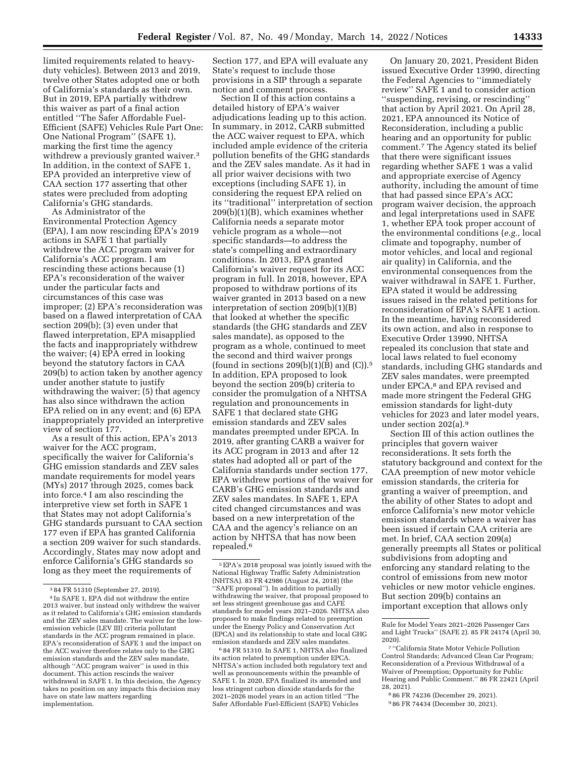limited requirements related to heavy-duty vehicles). Between 2013 and 2019, twelve other States adopted one or both of California's standards as their own. But in 2019, EPA partially withdrew this waiver as part of a final action entitled "The Safer Affordable Fuel-Efficient (SAFE) Vehicles Rule Part One: One National Program" (SAFE 1), marking the first time the agency withdrew a previously granted waiver.[3] In addition, in the context of SAFE 1, EPA provided an interpretive view of CAA section 177 asserting that other states were precluded from adopting California's GHG standards.

As Administrator of the Environmental Protection Agency (EPA), I am now rescinding EPA's 2019 actions in SAFE 1 that partially withdrew the ACC program waiver for California's ACC program. I am rescinding these actions because (1) EPA's reconsideration of the waiver under the particular facts and circumstances of this case was improper; (2) EPA's reconsideration was based on a flawed interpretation of CAA section 209(b); (3) even under that flawed interpretation, EPA misapplied the facts and inappropriately withdrew the waiver; (4) EPA erred in looking beyond the statutory factors in CAA 209(b) to action taken by another agency under another statute to justify withdrawing the waiver; (5) that agency has also since withdrawn the action EPA relied on in any event; and (6) EPA inappropriately provided an interpretive view of section 177.

As a result of this action, EPA's 2013 waiver for the ACC program, specifically the waiver for California's GHG emission standards and ZEV sales mandate requirements for model years (MYs) 2017 through 2025, comes back into force.[4] I am also rescinding the interpretive view set forth in SAFE 1 that States may not adopt California's GHG standards pursuant to CAA section 177 even if EPA has granted California a section 209 waiver for such standards. Accordingly, States may now adopt and enforce California's GHG standards so long as they meet the requirements of Section 177, and EPA will evaluate any State's request to include those provisions in a SIP through a separate notice and comment process.

Section II of this action contains a detailed history of EPA's waiver adjudications leading up to this action. In summary, in 2012, CARB submitted the ACC waiver request to EPA, which included ample evidence of the criteria pollution benefits of the GHG standards and the ZEV sales mandate. As it had in all prior waiver decisions with two exceptions (including SAFE 1), in considering the request EPA relied on its "traditional" interpretation of section 209(b)(1)(B), which examines whether California needs a separate motor vehicle program as a whole—not specific standards—to address the state's compelling and extraordinary conditions. In 2013, EPA granted California's waiver request for its ACC program in full. In 2018, however, EPA proposed to withdraw portions of its waiver granted in 2013 based on a new interpretation of section 209(b)(1)(B) that looked at whether the specific standards (the GHG standards and ZEV sales mandate), as opposed to the program as a whole, continued to meet the second and third waiver prongs (found in sections 209(b)(1)(B) and (C)).[5] In addition, EPA proposed to look beyond the section 209(b) criteria to consider the promulgation of a NHTSA regulation and pronouncements in SAFE 1 that declared state GHG emission standards and ZEV sales mandates preempted under EPCA. In 2019, after granting CARB a waiver for its ACC program in 2013 and after 12 states had adopted all or part of the California standards under section 177, EPA withdrew portions of the waiver for CARB's GHG emission standards and ZEV sales mandates. In SAFE 1, EPA cited changed circumstances and was based on a new interpretation of the CAA and the agency's reliance on an action by NHTSA that has now been repealed.[6]

On January 20, 2021, President Biden issued Executive Order 13990, directing the Federal Agencies to "immediately review" SAFE 1 and to consider action "suspending, revising, or rescinding" that action by April 2021. On April 28, 2021, EPA announced its Notice of Reconsideration, including a public hearing and an opportunity for public comment.[7] The Agency stated its belief that there were significant issues regarding whether SAFE 1 was a valid and appropriate exercise of Agency authority, including the amount of time that had passed since EPA's ACC program waiver decision, the approach and legal interpretations used in SAFE 1, whether EPA took proper account of the environmental conditions (*e.g.,* local climate and topography, number of motor vehicles, and local and regional air quality) in California, and the environmental consequences from the waiver withdrawal in SAFE 1. Further, EPA stated it would be addressing issues raised in the related petitions for reconsideration of EPA's SAFE 1 action. In the meantime, having reconsidered its own action, and also in response to Executive Order 13990, NHTSA repealed its conclusion that state and local laws related to fuel economy standards, including GHG standards and ZEV sales mandates, were preempted under EPCA,[8] and EPA revised and made more stringent the Federal GHG emission standards for light-duty vehicles for 2023 and later model years, under section 202(a).[9]

Section III of this action outlines the principles that govern waiver reconsiderations. It sets forth the statutory background and context for the CAA preemption of new motor vehicle emission standards, the criteria for granting a waiver of preemption, and the ability of other States to adopt and enforce California's new motor vehicle emission standards where a waiver has been issued if certain CAA criteria are met. In brief, CAA section 209(a) generally preempts all States or political subdivisions from adopting and enforcing any standard relating to the control of emissions from new motor vehicles or new motor vehicle engines. But section 209(b) contains an important exception that allows only

---

[3] 84 FR 51310 (September 27, 2019).

[4] In SAFE 1, EPA did not withdraw the entire 2013 waiver, but instead only withdrew the waiver as it related to California's GHG emission standards and the ZEV sales mandate. The waiver for the low-emission vehicle (LEV III) criteria pollutant standards in the ACC program remained in place. EPA's reconsideration of SAFE 1 and the impact on the ACC waiver therefore relates only to the GHG emission standards and the ZEV sales mandate, although "ACC program waiver" is used in this document. This action rescinds the waiver withdrawal in SAFE 1. In this decision, the Agency takes no position on any impacts this decision may have on state law matters regarding implementation.

[5] EPA's 2018 proposal was jointly issued with the National Highway Traffic Safety Administration (NHTSA). 83 FR 42986 (August 24, 2018) (the "SAFE proposal"). In addition to partially withdrawing the waiver, that proposal proposed to set less stringent greenhouse gas and CAFE standards for model years 2021–2026. NHTSA also proposed to make findings related to preemption under the Energy Policy and Conservation Act (EPCA) and its relationship to state and local GHG emission standards and ZEV sales mandates.

[6] 84 FR 51310. In SAFE 1, NHTSA also finalized its action related to preemption under EPCA. NHTSA's action included both regulatory text and well as pronouncements within the preamble of SAFE 1. In 2020, EPA finalized its amended and less stringent carbon dioxide standards for the 2021–2026 model years in an action titled "The Safer Affordable Fuel-Efficient (SAFE) Vehicles Rule for Model Years 2021–2026 Passenger Cars and Light Trucks" (SAFE 2). 85 FR 24174 (April 30, 2020).

[7] "California State Motor Vehicle Pollution Control Standards; Advanced Clean Car Program; Reconsideration of a Previous Withdrawal of a Waiver of Preemption; Opportunity for Public Hearing and Public Comment." 86 FR 22421 (April 28, 2021).

[8] 86 FR 74236 (December 29, 2021).

[9] 86 FR 74434 (December 30, 2021).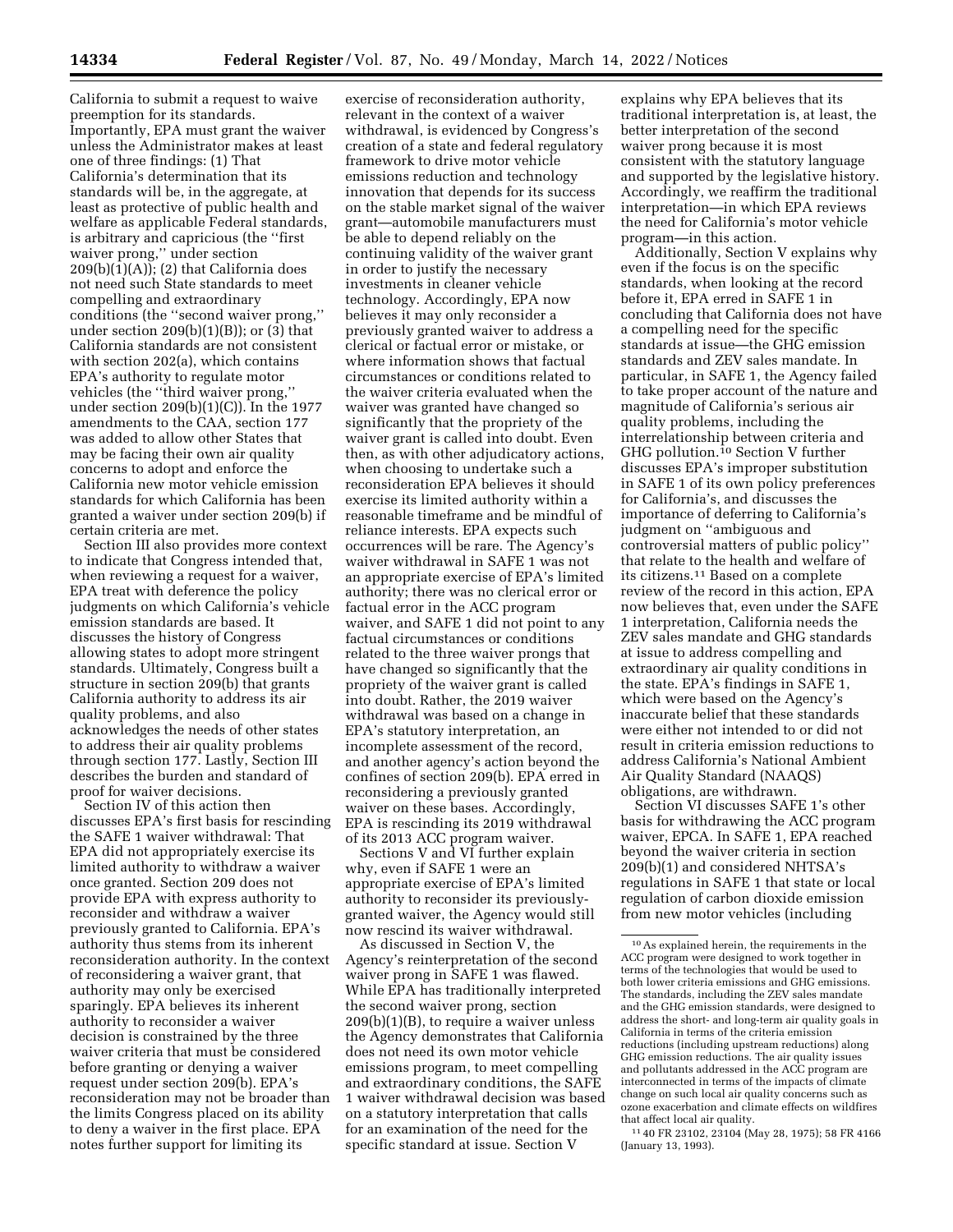California to submit a request to waive preemption for its standards. Importantly, EPA must grant the waiver unless the Administrator makes at least one of three findings: (1) That California's determination that its standards will be, in the aggregate, at least as protective of public health and welfare as applicable Federal standards, is arbitrary and capricious (the "first waiver prong," under section 209(b)(1)(A)); (2) that California does not need such State standards to meet compelling and extraordinary conditions (the "second waiver prong," under section 209(b)(1)(B)); or (3) that California standards are not consistent with section 202(a), which contains EPA's authority to regulate motor vehicles (the "third waiver prong," under section 209(b)(1)(C)). In the 1977 amendments to the CAA, section 177 was added to allow other States that may be facing their own air quality concerns to adopt and enforce the California new motor vehicle emission standards for which California has been granted a waiver under section 209(b) if certain criteria are met.

Section III also provides more context to indicate that Congress intended that, when reviewing a request for a waiver, EPA treat with deference the policy judgments on which California's vehicle emission standards are based. It discusses the history of Congress allowing states to adopt more stringent standards. Ultimately, Congress built a structure in section 209(b) that grants California authority to address its air quality problems, and also acknowledges the needs of other states to address their air quality problems through section 177. Lastly, Section III describes the burden and standard of proof for waiver decisions.

Section IV of this action then discusses EPA's first basis for rescinding the SAFE 1 waiver withdrawal: That EPA did not appropriately exercise its limited authority to withdraw a waiver once granted. Section 209 does not provide EPA with express authority to reconsider and withdraw a waiver previously granted to California. EPA's authority thus stems from its inherent reconsideration authority. In the context of reconsidering a waiver grant, that authority may only be exercised sparingly. EPA believes its inherent authority to reconsider a waiver decision is constrained by the three waiver criteria that must be considered before granting or denying a waiver request under section 209(b). EPA's reconsideration may not be broader than the limits Congress placed on its ability to deny a waiver in the first place. EPA notes further support for limiting its exercise of reconsideration authority, relevant in the context of a waiver withdrawal, is evidenced by Congress's creation of a state and federal regulatory framework to drive motor vehicle emissions reduction and technology innovation that depends for its success on the stable market signal of the waiver grant—automobile manufacturers must be able to depend reliably on the continuing validity of the waiver grant in order to justify the necessary investments in cleaner vehicle technology. Accordingly, EPA now believes it may only reconsider a previously granted waiver to address a clerical or factual error or mistake, or where information shows that factual circumstances or conditions related to the waiver criteria evaluated when the waiver was granted have changed so significantly that the propriety of the waiver grant is called into doubt. Even then, as with other adjudicatory actions, when choosing to undertake such a reconsideration EPA believes it should exercise its limited authority within a reasonable timeframe and be mindful of reliance interests. EPA expects such occurrences will be rare. The Agency's waiver withdrawal in SAFE 1 was not an appropriate exercise of EPA's limited authority; there was no clerical error or factual error in the ACC program waiver, and SAFE 1 did not point to any factual circumstances or conditions related to the three waiver prongs that have changed so significantly that the propriety of the waiver grant is called into doubt. Rather, the 2019 waiver withdrawal was based on a change in EPA's statutory interpretation, an incomplete assessment of the record, and another agency's action beyond the confines of section 209(b). EPA erred in reconsidering a previously granted waiver on these bases. Accordingly, EPA is rescinding its 2019 withdrawal of its 2013 ACC program waiver.

Sections V and VI further explain why, even if SAFE 1 were an appropriate exercise of EPA's limited authority to reconsider its previously-granted waiver, the Agency would still now rescind its waiver withdrawal.

As discussed in Section V, the Agency's reinterpretation of the second waiver prong in SAFE 1 was flawed. While EPA has traditionally interpreted the second waiver prong, section 209(b)(1)(B), to require a waiver unless the Agency demonstrates that California does not need its own motor vehicle emissions program, to meet compelling and extraordinary conditions, the SAFE 1 waiver withdrawal decision was based on a statutory interpretation that calls for an examination of the need for the specific standard at issue. Section V explains why EPA believes that its traditional interpretation is, at least, the better interpretation of the second waiver prong because it is most consistent with the statutory language and supported by the legislative history. Accordingly, we reaffirm the traditional interpretation—in which EPA reviews the need for California's motor vehicle program—in this action.

Additionally, Section V explains why even if the focus is on the specific standards, when looking at the record before it, EPA erred in SAFE 1 in concluding that California does not have a compelling need for the specific standards at issue—the GHG emission standards and ZEV sales mandate. In particular, in SAFE 1, the Agency failed to take proper account of the nature and magnitude of California's serious air quality problems, including the interrelationship between criteria and GHG pollution.[10] Section V further discusses EPA's improper substitution in SAFE 1 of its own policy preferences for California's, and discusses the importance of deferring to California's judgment on "ambiguous and controversial matters of public policy" that relate to the health and welfare of its citizens.[11] Based on a complete review of the record in this action, EPA now believes that, even under the SAFE 1 interpretation, California needs the ZEV sales mandate and GHG standards at issue to address compelling and extraordinary air quality conditions in the state. EPA's findings in SAFE 1, which were based on the Agency's inaccurate belief that these standards were either not intended to or did not result in criteria emission reductions to address California's National Ambient Air Quality Standard (NAAQS) obligations, are withdrawn.

Section VI discusses SAFE 1's other basis for withdrawing the ACC program waiver, EPCA. In SAFE 1, EPA reached beyond the waiver criteria in section 209(b)(1) and considered NHTSA's regulations in SAFE 1 that state or local regulation of carbon dioxide emission from new motor vehicles (including

[10] As explained herein, the requirements in the ACC program were designed to work together in terms of the technologies that would be used to both lower criteria emissions and GHG emissions. The standards, including the ZEV sales mandate and the GHG emission standards, were designed to address the short- and long-term air quality goals in California in terms of the criteria emission reductions (including upstream reductions) along GHG emission reductions. The air quality issues and pollutants addressed in the ACC program are interconnected in terms of the impacts of climate change on such local air quality concerns such as ozone exacerbation and climate effects on wildfires that affect local air quality.

[11] 40 FR 23102, 23104 (May 28, 1975); 58 FR 4166 (January 13, 1993).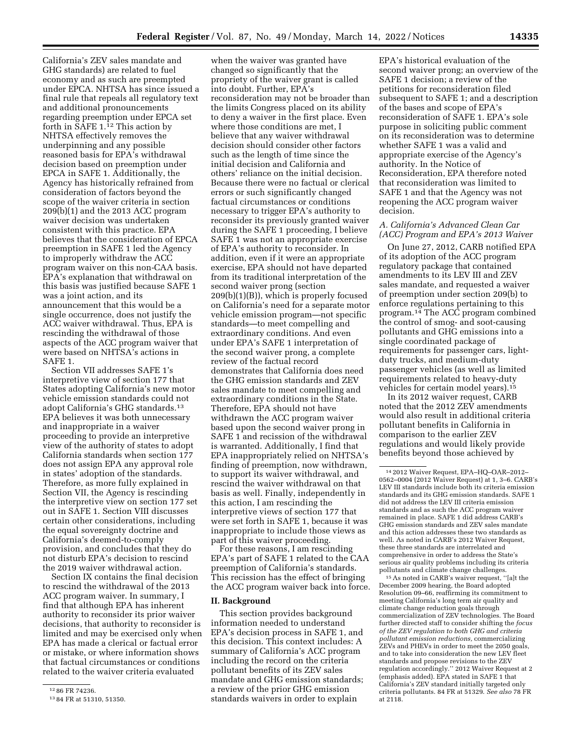California's ZEV sales mandate and GHG standards) are related to fuel economy and as such are preempted under EPCA. NHTSA has since issued a final rule that repeals all regulatory text and additional pronouncements regarding preemption under EPCA set forth in SAFE 1.[12] This action by NHTSA effectively removes the underpinning and any possible reasoned basis for EPA's withdrawal decision based on preemption under EPCA in SAFE 1. Additionally, the Agency has historically refrained from consideration of factors beyond the scope of the waiver criteria in section 209(b)(1) and the 2013 ACC program waiver decision was undertaken consistent with this practice. EPA believes that the consideration of EPCA preemption in SAFE 1 led the Agency to improperly withdraw the ACC program waiver on this non-CAA basis. EPA's explanation that withdrawal on this basis was justified because SAFE 1 was a joint action, and its announcement that this would be a single occurrence, does not justify the ACC waiver withdrawal. Thus, EPA is rescinding the withdrawal of those aspects of the ACC program waiver that were based on NHTSA's actions in SAFE 1.

Section VII addresses SAFE 1's interpretive view of section 177 that States adopting California's new motor vehicle emission standards could not adopt California's GHG standards.[13] EPA believes it was both unnecessary and inappropriate in a waiver proceeding to provide an interpretive view of the authority of states to adopt California standards when section 177 does not assign EPA any approval role in states' adoption of the standards. Therefore, as more fully explained in Section VII, the Agency is rescinding the interpretive view on section 177 set out in SAFE 1. Section VIII discusses certain other considerations, including the equal sovereignty doctrine and California's deemed-to-comply provision, and concludes that they do not disturb EPA's decision to rescind the 2019 waiver withdrawal action.

Section IX contains the final decision to rescind the withdrawal of the 2013 ACC program waiver. In summary, I find that although EPA has inherent authority to reconsider its prior waiver decisions, that authority to reconsider is limited and may be exercised only when EPA has made a clerical or factual error or mistake, or where information shows that factual circumstances or conditions related to the waiver criteria evaluated when the waiver was granted have changed so significantly that the propriety of the waiver grant is called into doubt. Further, EPA's reconsideration may not be broader than the limits Congress placed on its ability to deny a waiver in the first place. Even where those conditions are met, I believe that any waiver withdrawal decision should consider other factors such as the length of time since the initial decision and California and others' reliance on the initial decision. Because there were no factual or clerical errors or such significantly changed factual circumstances or conditions necessary to trigger EPA's authority to reconsider its previously granted waiver during the SAFE 1 proceeding, I believe SAFE 1 was not an appropriate exercise of EPA's authority to reconsider. In addition, even if it were an appropriate exercise, EPA should not have departed from its traditional interpretation of the second waiver prong (section 209(b)(1)(B)), which is properly focused on California's need for a separate motor vehicle emission program—not specific standards—to meet compelling and extraordinary conditions. And even under EPA's SAFE 1 interpretation of the second waiver prong, a complete review of the factual record demonstrates that California does need the GHG emission standards and ZEV sales mandate to meet compelling and extraordinary conditions in the State. Therefore, EPA should not have withdrawn the ACC program waiver based upon the second waiver prong in SAFE 1 and recission of the withdrawal is warranted. Additionally, I find that EPA inappropriately relied on NHTSA's finding of preemption, now withdrawn, to support its waiver withdrawal, and rescind the waiver withdrawal on that basis as well. Finally, independently in this action, I am rescinding the interpretive views of section 177 that were set forth in SAFE 1, because it was inappropriate to include those views as part of this waiver proceeding.

For these reasons, I am rescinding EPA's part of SAFE 1 related to the CAA preemption of California's standards. This recission has the effect of bringing the ACC program waiver back into force.

## II. Background

This section provides background information needed to understand EPA's decision process in SAFE 1, and this decision. This context includes: A summary of California's ACC program including the record on the criteria pollutant benefits of its ZEV sales mandate and GHG emission standards; a review of the prior GHG emission standards waivers in order to explain EPA's historical evaluation of the second waiver prong; an overview of the SAFE 1 decision; a review of the petitions for reconsideration filed subsequent to SAFE 1; and a description of the bases and scope of EPA's reconsideration of SAFE 1. EPA's sole purpose in soliciting public comment on its reconsideration was to determine whether SAFE 1 was a valid and appropriate exercise of the Agency's authority. In the Notice of Reconsideration, EPA therefore noted that reconsideration was limited to SAFE 1 and that the Agency was not reopening the ACC program waiver decision.

### A. California's Advanced Clean Car (ACC) Program and EPA's 2013 Waiver

On June 27, 2012, CARB notified EPA of its adoption of the ACC program regulatory package that contained amendments to its LEV III and ZEV sales mandate, and requested a waiver of preemption under section 209(b) to enforce regulations pertaining to this program.[14] The ACC program combined the control of smog- and soot-causing pollutants and GHG emissions into a single coordinated package of requirements for passenger cars, light-duty trucks, and medium-duty passenger vehicles (as well as limited requirements related to heavy-duty vehicles for certain model years).[15]

In its 2012 waiver request, CARB noted that the 2012 ZEV amendments would also result in additional criteria pollutant benefits in California in comparison to the earlier ZEV regulations and would likely provide benefits beyond those achieved by

---

[12] 86 FR 74236.

[13] 84 FR at 51310, 51350.

[14] 2012 Waiver Request, EPA–HQ–OAR–2012–0562–0004 (2012 Waiver Request) at 1, 3–6. CARB's LEV III standards include both its criteria emission standards and its GHG emission standards. SAFE 1 did not address the LEV III criteria emission standards and as such the ACC program waiver remained in place. SAFE 1 did address CARB's GHG emission standards and ZEV sales mandate and this action addresses these two standards as well. As noted in CARB's 2012 Waiver Request, these three standards are interrelated and comprehensive in order to address the State's serious air quality problems including its criteria pollutants and climate change challenges.

[15] As noted in CARB's waiver request, "[a]t the December 2009 hearing, the Board adopted Resolution 09–66, reaffirming its commitment to meeting California's long term air quality and climate change reduction goals through commercialization of ZEV technologies. The Board further directed staff to consider shifting the *focus of the ZEV regulation to both GHG and criteria pollutant emission reductions,* commercializing ZEVs and PHEVs in order to meet the 2050 goals, and to take into consideration the new LEV fleet standards and propose revisions to the ZEV regulation accordingly." 2012 Waiver Request at 2 (emphasis added). EPA stated in SAFE 1 that California's ZEV standard initially targeted only criteria pollutants. 84 FR at 51329. *See also* 78 FR at 2118.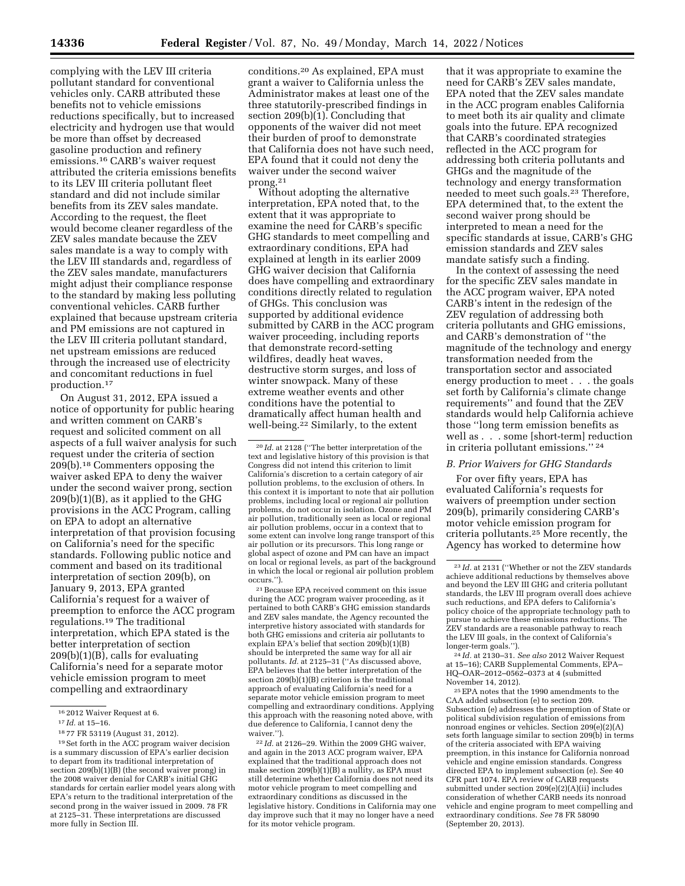complying with the LEV III criteria pollutant standard for conventional vehicles only. CARB attributed these benefits not to vehicle emissions reductions specifically, but to increased electricity and hydrogen use that would be more than offset by decreased gasoline production and refinery emissions.[16] CARB's waiver request attributed the criteria emissions benefits to its LEV III criteria pollutant fleet standard and did not include similar benefits from its ZEV sales mandate. According to the request, the fleet would become cleaner regardless of the ZEV sales mandate because the ZEV sales mandate is a way to comply with the LEV III standards and, regardless of the ZEV sales mandate, manufacturers might adjust their compliance response to the standard by making less polluting conventional vehicles. CARB further explained that because upstream criteria and PM emissions are not captured in the LEV III criteria pollutant standard, net upstream emissions are reduced through the increased use of electricity and concomitant reductions in fuel production.[17]

On August 31, 2012, EPA issued a notice of opportunity for public hearing and written comment on CARB's request and solicited comment on all aspects of a full waiver analysis for such request under the criteria of section 209(b).[18] Commenters opposing the waiver asked EPA to deny the waiver under the second waiver prong, section 209(b)(1)(B), as it applied to the GHG provisions in the ACC Program, calling on EPA to adopt an alternative interpretation of that provision focusing on California's need for the specific standards. Following public notice and comment and based on its traditional interpretation of section 209(b), on January 9, 2013, EPA granted California's request for a waiver of preemption to enforce the ACC program regulations.[19] The traditional interpretation, which EPA stated is the better interpretation of section 209(b)(1)(B), calls for evaluating California's need for a separate motor vehicle emission program to meet compelling and extraordinary conditions.[20] As explained, EPA must grant a waiver to California unless the Administrator makes at least one of the three statutorily-prescribed findings in section 209(b)(1). Concluding that opponents of the waiver did not meet their burden of proof to demonstrate that California does not have such need, EPA found that it could not deny the waiver under the second waiver prong.[21]

Without adopting the alternative interpretation, EPA noted that, to the extent that it was appropriate to examine the need for CARB's specific GHG standards to meet compelling and extraordinary conditions, EPA had explained at length in its earlier 2009 GHG waiver decision that California does have compelling and extraordinary conditions directly related to regulation of GHGs. This conclusion was supported by additional evidence submitted by CARB in the ACC program waiver proceeding, including reports that demonstrate record-setting wildfires, deadly heat waves, destructive storm surges, and loss of winter snowpack. Many of these extreme weather events and other conditions have the potential to dramatically affect human health and well-being.[22] Similarly, to the extent that it was appropriate to examine the need for CARB's ZEV sales mandate, EPA noted that the ZEV sales mandate in the ACC program enables California to meet both its air quality and climate goals into the future. EPA recognized that CARB's coordinated strategies reflected in the ACC program for addressing both criteria pollutants and GHGs and the magnitude of the technology and energy transformation needed to meet such goals.[23] Therefore, EPA determined that, to the extent the second waiver prong should be interpreted to mean a need for the specific standards at issue, CARB's GHG emission standards and ZEV sales mandate satisfy such a finding.

In the context of assessing the need for the specific ZEV sales mandate in the ACC program waiver, EPA noted CARB's intent in the redesign of the ZEV regulation of addressing both criteria pollutants and GHG emissions, and CARB's demonstration of ''the magnitude of the technology and energy transformation needed from the transportation sector and associated energy production to meet . . . the goals set forth by California's climate change requirements'' and found that the ZEV standards would help California achieve those ''long term emission benefits as well as . . . some [short-term] reduction in criteria pollutant emissions.''[24]

### B. Prior Waivers for GHG Standards

For over fifty years, EPA has evaluated California's requests for waivers of preemption under section 209(b), primarily considering CARB's motor vehicle emission program for criteria pollutants.[25] More recently, the Agency has worked to determine how

---

[16] 2012 Waiver Request at 6.

[17] *Id.* at 15–16.

[18] 77 FR 53119 (August 31, 2012).

[19] Set forth in the ACC program waiver decision is a summary discussion of EPA's earlier decision to depart from its traditional interpretation of section 209(b)(1)(B) (the second waiver prong) in the 2008 waiver denial for CARB's initial GHG standards for certain earlier model years along with EPA's return to the traditional interpretation of the second prong in the waiver issued in 2009. 78 FR at 2125–31. These interpretations are discussed more fully in Section III.

[20] *Id.* at 2128 (''The better interpretation of the text and legislative history of this provision is that Congress did not intend this criterion to limit California's discretion to a certain category of air pollution problems, to the exclusion of others. In this context it is important to note that air pollution problems, including local or regional air pollution problems, do not occur in isolation. Ozone and PM air pollution, traditionally seen as local or regional air pollution problems, occur in a context that to some extent can involve long range transport of this air pollution or its precursors. This long range or global aspect of ozone and PM can have an impact on local or regional levels, as part of the background in which the local or regional air pollution problem occurs.'').

[21] Because EPA received comment on this issue during the ACC program waiver proceeding, as it pertained to both CARB's GHG emission standards and ZEV sales mandate, the Agency recounted the interpretive history associated with standards for both GHG emissions and criteria air pollutants to explain EPA's belief that section 209(b)(1)(B) should be interpreted the same way for all air pollutants. *Id.* at 2125–31 (''As discussed above, EPA believes that the better interpretation of the section 209(b)(1)(B) criterion is the traditional approach of evaluating California's need for a separate motor vehicle emission program to meet compelling and extraordinary conditions. Applying this approach with the reasoning noted above, with due deference to California, I cannot deny the waiver.'').

[22] *Id.* at 2126–29. Within the 2009 GHG waiver, and again in the 2013 ACC program waiver, EPA explained that the traditional approach does not make section 209(b)(1)(B) a nullity, as EPA must still determine whether California does not need its motor vehicle program to meet compelling and extraordinary conditions as discussed in the legislative history. Conditions in California may one day improve such that it may no longer have a need for its motor vehicle program.

[23] *Id.* at 2131 (''Whether or not the ZEV standards achieve additional reductions by themselves above and beyond the LEV III GHG and criteria pollutant standards, the LEV III program overall does achieve such reductions, and EPA defers to California's policy choice of the appropriate technology path to pursue to achieve these emissions reductions. The ZEV standards are a reasonable pathway to reach the LEV III goals, in the context of California's longer-term goals.'').

[24] *Id.* at 2130–31. *See also* 2012 Waiver Request at 15–16); CARB Supplemental Comments, EPA–HQ–OAR–2012–0562–0373 at 4 (submitted November 14, 2012).

[25] EPA notes that the 1990 amendments to the CAA added subsection (e) to section 209. Subsection (e) addresses the preemption of State or political subdivision regulation of emissions from nonroad engines or vehicles. Section 209(e)(2)(A) sets forth language similar to section 209(b) in terms of the criteria associated with EPA waiving preemption, in this instance for California nonroad vehicle and engine emission standards. Congress directed EPA to implement subsection (e). See 40 CFR part 1074. EPA review of CARB requests submitted under section 209(e)(2)(A)(ii) includes consideration of whether CARB needs its nonroad vehicle and engine program to meet compelling and extraordinary conditions. *See* 78 FR 58090 (September 20, 2013).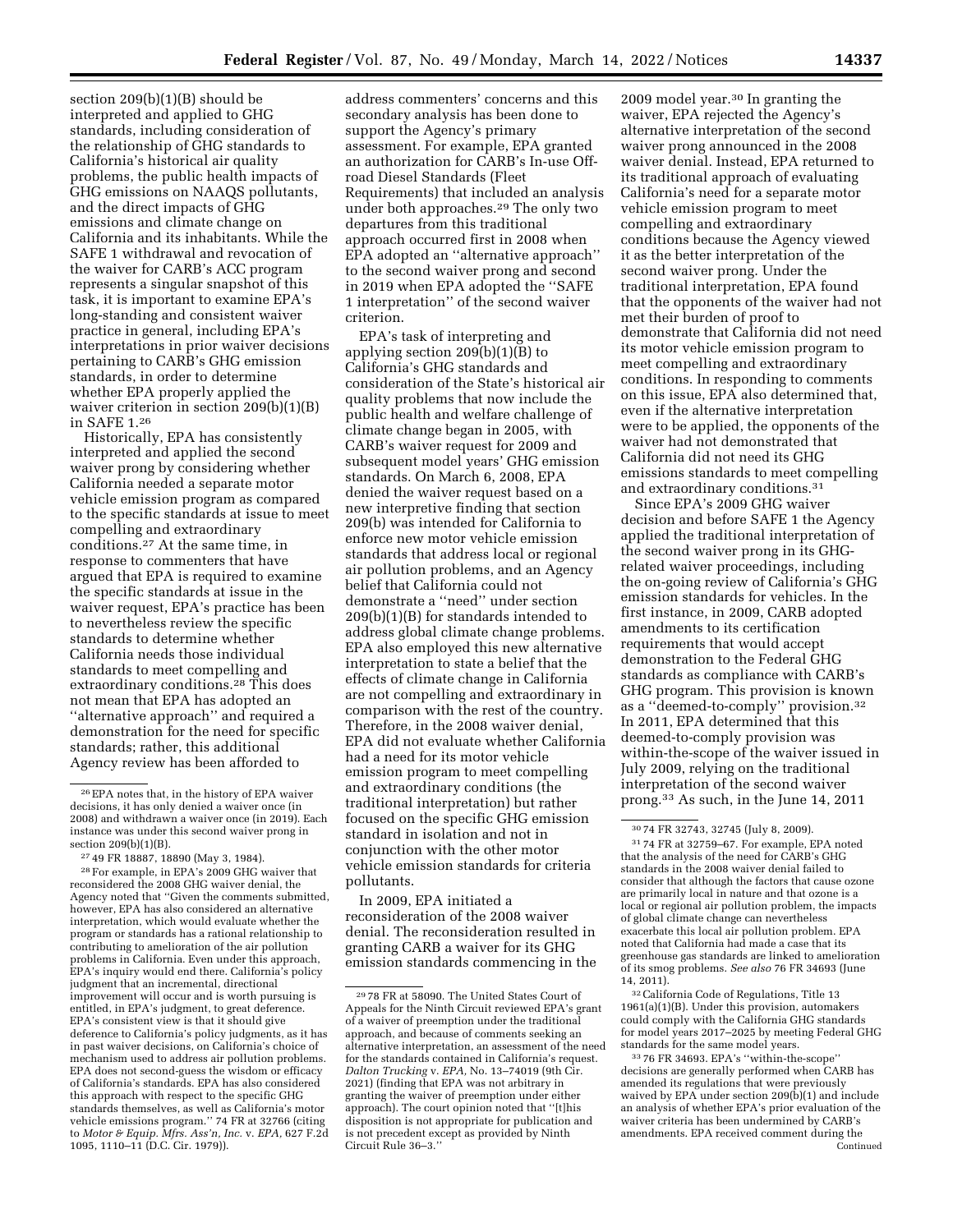section 209(b)(1)(B) should be interpreted and applied to GHG standards, including consideration of the relationship of GHG standards to California's historical air quality problems, the public health impacts of GHG emissions on NAAQS pollutants, and the direct impacts of GHG emissions and climate change on California and its inhabitants. While the SAFE 1 withdrawal and revocation of the waiver for CARB's ACC program represents a singular snapshot of this task, it is important to examine EPA's long-standing and consistent waiver practice in general, including EPA's interpretations in prior waiver decisions pertaining to CARB's GHG emission standards, in order to determine whether EPA properly applied the waiver criterion in section 209(b)(1)(B) in SAFE 1.[26]

Historically, EPA has consistently interpreted and applied the second waiver prong by considering whether California needed a separate motor vehicle emission program as compared to the specific standards at issue to meet compelling and extraordinary conditions.[27] At the same time, in response to commenters that have argued that EPA is required to examine the specific standards at issue in the waiver request, EPA's practice has been to nevertheless review the specific standards to determine whether California needs those individual standards to meet compelling and extraordinary conditions.[28] This does not mean that EPA has adopted an ''alternative approach'' and required a demonstration for the need for specific standards; rather, this additional Agency review has been afforded to address commenters' concerns and this secondary analysis has been done to support the Agency's primary assessment. For example, EPA granted an authorization for CARB's In-use Off-road Diesel Standards (Fleet Requirements) that included an analysis under both approaches.[29] The only two departures from this traditional approach occurred first in 2008 when EPA adopted an ''alternative approach'' to the second waiver prong and second in 2019 when EPA adopted the ''SAFE 1 interpretation'' of the second waiver criterion.

EPA's task of interpreting and applying section 209(b)(1)(B) to California's GHG standards and consideration of the State's historical air quality problems that now include the public health and welfare challenge of climate change began in 2005, with CARB's waiver request for 2009 and subsequent model years' GHG emission standards. On March 6, 2008, EPA denied the waiver request based on a new interpretive finding that section 209(b) was intended for California to enforce new motor vehicle emission standards that address local or regional air pollution problems, and an Agency belief that California could not demonstrate a ''need'' under section 209(b)(1)(B) for standards intended to address global climate change problems. EPA also employed this new alternative interpretation to state a belief that the effects of climate change in California are not compelling and extraordinary in comparison with the rest of the country. Therefore, in the 2008 waiver denial, EPA did not evaluate whether California had a need for its motor vehicle emission program to meet compelling and extraordinary conditions (the traditional interpretation) but rather focused on the specific GHG emission standard in isolation and not in conjunction with the other motor vehicle emission standards for criteria pollutants.

In 2009, EPA initiated a reconsideration of the 2008 waiver denial. The reconsideration resulted in granting CARB a waiver for its GHG emission standards commencing in the 2009 model year.[30] In granting the waiver, EPA rejected the Agency's alternative interpretation of the second waiver prong announced in the 2008 waiver denial. Instead, EPA returned to its traditional approach of evaluating California's need for a separate motor vehicle emission program to meet compelling and extraordinary conditions because the Agency viewed it as the better interpretation of the second waiver prong. Under the traditional interpretation, EPA found that the opponents of the waiver had not met their burden of proof to demonstrate that California did not need its motor vehicle emission program to meet compelling and extraordinary conditions. In responding to comments on this issue, EPA also determined that, even if the alternative interpretation were to be applied, the opponents of the waiver had not demonstrated that California did not need its GHG emissions standards to meet compelling and extraordinary conditions.[31]

Since EPA's 2009 GHG waiver decision and before SAFE 1 the Agency applied the traditional interpretation of the second waiver prong in its GHG-related waiver proceedings, including the on-going review of California's GHG emission standards for vehicles. In the first instance, in 2009, CARB adopted amendments to its certification requirements that would accept demonstration to the Federal GHG standards as compliance with CARB's GHG program. This provision is known as a ''deemed-to-comply'' provision.[32] In 2011, EPA determined that this deemed-to-comply provision was within-the-scope of the waiver issued in July 2009, relying on the traditional interpretation of the second waiver prong.[33] As such, in the June 14, 2011

---

[26] EPA notes that, in the history of EPA waiver decisions, it has only denied a waiver once (in 2008) and withdrawn a waiver once (in 2019). Each instance was under this second waiver prong in section 209(b)(1)(B).

[27] 49 FR 18887, 18890 (May 3, 1984).

[28] For example, in EPA's 2009 GHG waiver that reconsidered the 2008 GHG waiver denial, the Agency noted that ''Given the comments submitted, however, EPA has also considered an alternative interpretation, which would evaluate whether the program or standards has a rational relationship to contributing to amelioration of the air pollution problems in California. Even under this approach, EPA's inquiry would end there. California's policy judgment that an incremental, directional improvement will occur and is worth pursuing is entitled, in EPA's judgment, to great deference. EPA's consistent view is that it should give deference to California's policy judgments, as it has in past waiver decisions, on California's choice of mechanism used to address air pollution problems. EPA does not second-guess the wisdom or efficacy of California's standards. EPA has also considered this approach with respect to the specific GHG standards themselves, as well as California's motor vehicle emissions program.'' 74 FR at 32766 (citing to *Motor & Equip. Mfrs. Ass'n, Inc.* v. *EPA,* 627 F.2d 1095, 1110–11 (D.C. Cir. 1979)).

[29] 78 FR at 58090. The United States Court of Appeals for the Ninth Circuit reviewed EPA's grant of a waiver of preemption under the traditional approach, and because of comments seeking an alternative interpretation, an assessment of the need for the standards contained in California's request. *Dalton Trucking* v. *EPA,* No. 13–74019 (9th Cir. 2021) (finding that EPA was not arbitrary in granting the waiver of preemption under either approach). The court opinion noted that ''[t]his disposition is not appropriate for publication and is not precedent except as provided by Ninth Circuit Rule 36–3.''

[30] 74 FR 32743, 32745 (July 8, 2009).

[31] 74 FR at 32759–67. For example, EPA noted that the analysis of the need for CARB's GHG standards in the 2008 waiver denial failed to consider that although the factors that cause ozone are primarily local in nature and that ozone is a local or regional air pollution problem, the impacts of global climate change can nevertheless exacerbate this local air pollution problem. EPA noted that California had made a case that its greenhouse gas standards are linked to amelioration of its smog problems. *See also* 76 FR 34693 (June 14, 2011).

[32] California Code of Regulations, Title 13 1961(a)(1)(B). Under this provision, automakers could comply with the California GHG standards for model years 2017–2025 by meeting Federal GHG standards for the same model years.

[33] 76 FR 34693. EPA's ''within-the-scope'' decisions are generally performed when CARB has amended its regulations that were previously waived by EPA under section 209(b)(1) and include an analysis of whether EPA's prior evaluation of the waiver criteria has been undermined by CARB's amendments. EPA received comment during the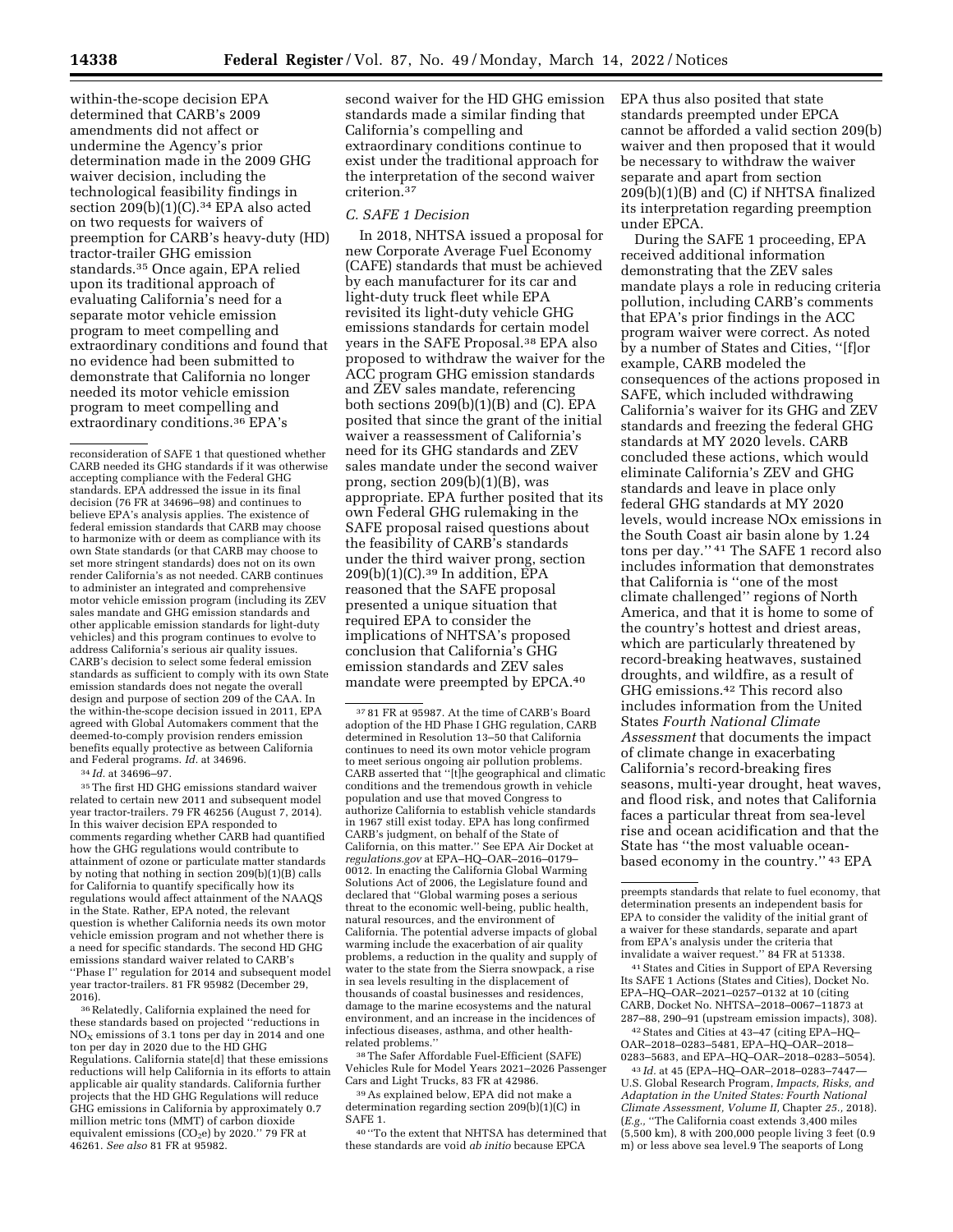within-the-scope decision EPA determined that CARB's 2009 amendments did not affect or undermine the Agency's prior determination made in the 2009 GHG waiver decision, including the technological feasibility findings in section 209(b)(1)(C).[34] EPA also acted on two requests for waivers of preemption for CARB's heavy-duty (HD) tractor-trailer GHG emission standards.[35] Once again, EPA relied upon its traditional approach of evaluating California's need for a separate motor vehicle emission program to meet compelling and extraordinary conditions and found that no evidence had been submitted to demonstrate that California no longer needed its motor vehicle emission program to meet compelling and extraordinary conditions.[36] EPA's second waiver for the HD GHG emission standards made a similar finding that California's compelling and extraordinary conditions continue to exist under the traditional approach for the interpretation of the second waiver criterion.[37]

### C. SAFE 1 Decision

In 2018, NHTSA issued a proposal for new Corporate Average Fuel Economy (CAFE) standards that must be achieved by each manufacturer for its car and light-duty truck fleet while EPA revisited its light-duty vehicle GHG emissions standards for certain model years in the SAFE Proposal.[38] EPA also proposed to withdraw the waiver for the ACC program GHG emission standards and ZEV sales mandate, referencing both sections 209(b)(1)(B) and (C). EPA posited that since the grant of the initial waiver a reassessment of California's need for its GHG standards and ZEV sales mandate under the second waiver prong, section 209(b)(1)(B), was appropriate. EPA further posited that its own Federal GHG rulemaking in the SAFE proposal raised questions about the feasibility of CARB's standards under the third waiver prong, section 209(b)(1)(C).[39] In addition, EPA reasoned that the SAFE proposal presented a unique situation that required EPA to consider the implications of NHTSA's proposed conclusion that California's GHG emission standards and ZEV sales mandate were preempted by EPCA.[40] EPA thus also posited that state standards preempted under EPCA cannot be afforded a valid section 209(b) waiver and then proposed that it would be necessary to withdraw the waiver separate and apart from section 209(b)(1)(B) and (C) if NHTSA finalized its interpretation regarding preemption under EPCA.

During the SAFE 1 proceeding, EPA received additional information demonstrating that the ZEV sales mandate plays a role in reducing criteria pollution, including CARB's comments that EPA's prior findings in the ACC program waiver were correct. As noted by a number of States and Cities, "[f]or example, CARB modeled the consequences of the actions proposed in SAFE, which included withdrawing California's waiver for its GHG and ZEV standards and freezing the federal GHG standards at MY 2020 levels. CARB concluded these actions, which would eliminate California's ZEV and GHG standards and leave in place only federal GHG standards at MY 2020 levels, would increase NOx emissions in the South Coast air basin alone by 1.24 tons per day."[41] The SAFE 1 record also includes information that demonstrates that California is "one of the most climate challenged" regions of North America, and that it is home to some of the country's hottest and driest areas, which are particularly threatened by record-breaking heatwaves, sustained droughts, and wildfire, as a result of GHG emissions.[42] This record also includes information from the United States *Fourth National Climate Assessment* that documents the impact of climate change in exacerbating California's record-breaking fires seasons, multi-year drought, heat waves, and flood risk, and notes that California faces a particular threat from sea-level rise and ocean acidification and that the State has "the most valuable ocean-based economy in the country."[43] EPA

---

reconsideration of SAFE 1 that questioned whether CARB needed its GHG standards if it was otherwise accepting compliance with the Federal GHG standards. EPA addressed the issue in its final decision (76 FR at 34696–98) and continues to believe EPA's analysis applies. The existence of federal emission standards that CARB may choose to harmonize with or deem as compliance with its own State standards (or that CARB may choose to set more stringent standards) does not on its own render California's as not needed. CARB continues to administer an integrated and comprehensive motor vehicle emission program (including its ZEV sales mandate and GHG emission standards and other applicable emission standards for light-duty vehicles) and this program continues to evolve to address California's serious air quality issues. CARB's decision to select some federal emission standards as sufficient to comply with its own State emission standards does not negate the overall design and purpose of section 209 of the CAA. In the within-the-scope decision issued in 2011, EPA agreed with Global Automakers comment that the deemed-to-comply provision renders emission benefits equally protective as between California and Federal programs. *Id.* at 34696.

[34] *Id.* at 34696–97.

[35] The first HD GHG emissions standard waiver related to certain new 2011 and subsequent model year tractor-trailers. 79 FR 46256 (August 7, 2014). In this waiver decision EPA responded to comments regarding whether CARB had quantified how the GHG regulations would contribute to attainment of ozone or particulate matter standards by noting that nothing in section 209(b)(1)(B) calls for California to quantify specifically how its regulations would affect attainment of the NAAQS in the State. Rather, EPA noted, the relevant question is whether California needs its own motor vehicle emission program and not whether there is a need for specific standards. The second HD GHG emissions standard waiver related to CARB's "Phase I" regulation for 2014 and subsequent model year tractor-trailers. 81 FR 95982 (December 29, 2016).

[36] Relatedly, California explained the need for these standards based on projected "reductions in $NO_X$ emissions of 3.1 tons per day in 2014 and one ton per day in 2020 due to the HD GHG Regulations. California state[d] that these emissions reductions will help California in its efforts to attain applicable air quality standards. California further projects that the HD GHG Regulations will reduce GHG emissions in California by approximately 0.7 million metric tons (MMT) of carbon dioxide equivalent emissions ($CO_2e$) by 2020." 79 FR at 46261. *See also* 81 FR at 95982.

[37] 81 FR at 95987. At the time of CARB's Board adoption of the HD Phase I GHG regulation, CARB determined in Resolution 13–50 that California continues to need its own motor vehicle program to meet serious ongoing air pollution problems. CARB asserted that "[t]he geographical and climatic conditions and the tremendous growth in vehicle population and use that moved Congress to authorize California to establish vehicle standards in 1967 still exist today. EPA has long confirmed CARB's judgment, on behalf of the State of California, on this matter." See EPA Air Docket at *regulations.gov* at EPA–HQ–OAR–2016–0179–0012. In enacting the California Global Warming Solutions Act of 2006, the Legislature found and declared that "Global warming poses a serious threat to the economic well-being, public health, natural resources, and the environment of California. The potential adverse impacts of global warming include the exacerbation of air quality problems, a reduction in the quality and supply of water to the state from the Sierra snowpack, a rise in sea levels resulting in the displacement of thousands of coastal businesses and residences, damage to the marine ecosystems and the natural environment, and an increase in the incidences of infectious diseases, asthma, and other health-related problems."

[38] The Safer Affordable Fuel-Efficient (SAFE) Vehicles Rule for Model Years 2021–2026 Passenger Cars and Light Trucks, 83 FR at 42986.

[39] As explained below, EPA did not make a determination regarding section 209(b)(1)(C) in SAFE 1.

[40] "To the extent that NHTSA has determined that these standards are void *ab initio* because EPCA preempts standards that relate to fuel economy, that determination presents an independent basis for EPA to consider the validity of the initial grant of a waiver for these standards, separate and apart from EPA's analysis under the criteria that invalidate a waiver request." 84 FR at 51338.

[41] States and Cities in Support of EPA Reversing Its SAFE 1 Actions (States and Cities), Docket No. EPA–HQ–OAR–2021–0257–0132 at 10 (citing CARB, Docket No. NHTSA–2018–0067–11873 at 287–88, 290–91 (upstream emission impacts), 308).

[42] States and Cities at 43–47 (citing EPA–HQ–OAR–2018–0283–5481, EPA–HQ–OAR–2018–0283–5683, and EPA–HQ–OAR–2018–0283–5054).

[43] *Id.* at 45 (EPA–HQ–OAR–2018–0283–7447—U.S. Global Research Program, *Impacts, Risks, and Adaptation in the United States: Fourth National Climate Assessment, Volume II,* Chapter *25.,* 2018). (*E.g.,* "The California coast extends 3,400 miles (5,500 km), 8 with 200,000 people living 3 feet (0.9 m) or less above sea level.9 The seaports of Long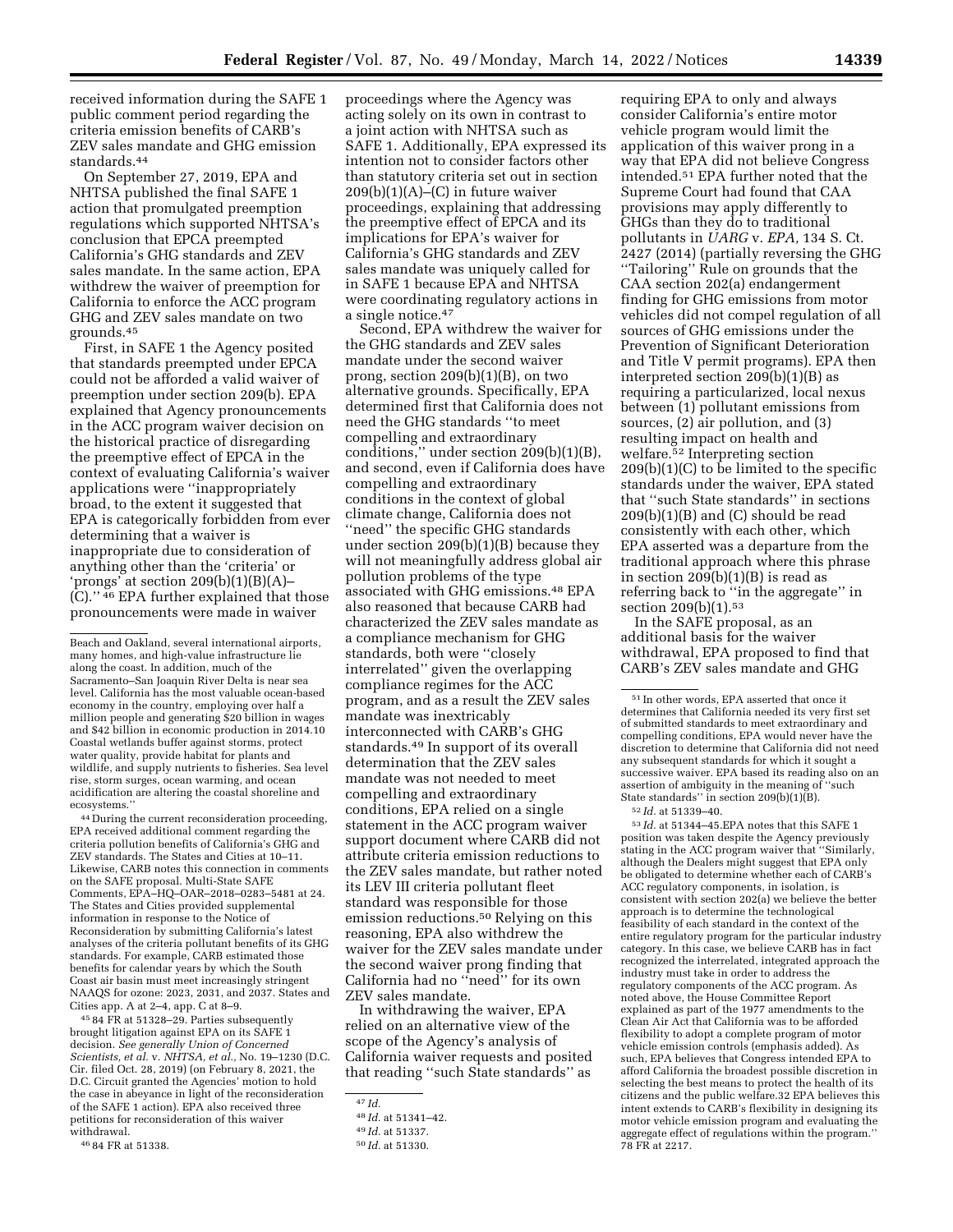received information during the SAFE 1 public comment period regarding the criteria emission benefits of CARB's ZEV sales mandate and GHG emission standards.[44]

On September 27, 2019, EPA and NHTSA published the final SAFE 1 action that promulgated preemption regulations which supported NHTSA's conclusion that EPCA preempted California's GHG standards and ZEV sales mandate. In the same action, EPA withdrew the waiver of preemption for California to enforce the ACC program GHG and ZEV sales mandate on two grounds.[45]

First, in SAFE 1 the Agency posited that standards preempted under EPCA could not be afforded a valid waiver of preemption under section 209(b). EPA explained that Agency pronouncements in the ACC program waiver decision on the historical practice of disregarding the preemptive effect of EPCA in the context of evaluating California's waiver applications were ''inappropriately broad, to the extent it suggested that EPA is categorically forbidden from ever determining that a waiver is inappropriate due to consideration of anything other than the 'criteria' or 'prongs' at section 209(b)(1)(B)(A)–(C).'' [46] EPA further explained that those pronouncements were made in waiver proceedings where the Agency was acting solely on its own in contrast to a joint action with NHTSA such as SAFE 1. Additionally, EPA expressed its intention not to consider factors other than statutory criteria set out in section 209(b)(1)(A)–(C) in future waiver proceedings, explaining that addressing the preemptive effect of EPCA and its implications for EPA's waiver for California's GHG standards and ZEV sales mandate was uniquely called for in SAFE 1 because EPA and NHTSA were coordinating regulatory actions in a single notice.[47]

Second, EPA withdrew the waiver for the GHG standards and ZEV sales mandate under the second waiver prong, section 209(b)(1)(B), on two alternative grounds. Specifically, EPA determined first that California does not need the GHG standards ''to meet compelling and extraordinary conditions,'' under section 209(b)(1)(B), and second, even if California does have compelling and extraordinary conditions in the context of global climate change, California does not ''need'' the specific GHG standards under section 209(b)(1)(B) because they will not meaningfully address global air pollution problems of the type associated with GHG emissions.[48] EPA also reasoned that because CARB had characterized the ZEV sales mandate as a compliance mechanism for GHG standards, both were ''closely interrelated'' given the overlapping compliance regimes for the ACC program, and as a result the ZEV sales mandate was inextricably interconnected with CARB's GHG standards.[49] In support of its overall determination that the ZEV sales mandate was not needed to meet compelling and extraordinary conditions, EPA relied on a single statement in the ACC program waiver support document where CARB did not attribute criteria emission reductions to the ZEV sales mandate, but rather noted its LEV III criteria pollutant fleet standard was responsible for those emission reductions.[50] Relying on this reasoning, EPA also withdrew the waiver for the ZEV sales mandate under the second waiver prong finding that California had no ''need'' for its own ZEV sales mandate.

In withdrawing the waiver, EPA relied on an alternative view of the scope of the Agency's analysis of California waiver requests and posited that reading ''such State standards'' as requiring EPA to only and always consider California's entire motor vehicle program would limit the application of this waiver prong in a way that EPA did not believe Congress intended.[51] EPA further noted that the Supreme Court had found that CAA provisions may apply differently to GHGs than they do to traditional pollutants in *UARG* v. *EPA,* 134 S. Ct. 2427 (2014) (partially reversing the GHG ''Tailoring'' Rule on grounds that the CAA section 202(a) endangerment finding for GHG emissions from motor vehicles did not compel regulation of all sources of GHG emissions under the Prevention of Significant Deterioration and Title V permit programs). EPA then interpreted section 209(b)(1)(B) as requiring a particularized, local nexus between (1) pollutant emissions from sources, (2) air pollution, and (3) resulting impact on health and welfare.[52] Interpreting section 209(b)(1)(C) to be limited to the specific standards under the waiver, EPA stated that ''such State standards'' in sections 209(b)(1)(B) and (C) should be read consistently with each other, which EPA asserted was a departure from the traditional approach where this phrase in section 209(b)(1)(B) is read as referring back to ''in the aggregate'' in section 209(b)(1).[53]

In the SAFE proposal, as an additional basis for the waiver withdrawal, EPA proposed to find that CARB's ZEV sales mandate and GHG

---

Beach and Oakland, several international airports, many homes, and high-value infrastructure lie along the coast. In addition, much of the Sacramento–San Joaquin River Delta is near sea level. California has the most valuable ocean-based economy in the country, employing over half a million people and generating $20 billion in wages and $42 billion in economic production in 2014.10 Coastal wetlands buffer against storms, protect water quality, provide habitat for plants and wildlife, and supply nutrients to fisheries. Sea level rise, storm surges, ocean warming, and ocean acidification are altering the coastal shoreline and ecosystems.''

[44] During the current reconsideration proceeding, EPA received additional comment regarding the criteria pollution benefits of California's GHG and ZEV standards. The States and Cities at 10–11. Likewise, CARB notes this connection in comments on the SAFE proposal. Multi-State SAFE Comments, EPA–HQ–OAR–2018–0283–5481 at 24. The States and Cities provided supplemental information in response to the Notice of Reconsideration by submitting California's latest analyses of the criteria pollutant benefits of its GHG standards. For example, CARB estimated those benefits for calendar years by which the South Coast air basin must meet increasingly stringent NAAQS for ozone: 2023, 2031, and 2037. States and Cities app. A at 2–4, app. C at 8–9.

[45] 84 FR at 51328–29. Parties subsequently brought litigation against EPA on its SAFE 1 decision. *See generally Union of Concerned Scientists, et al.* v. *NHTSA, et al.,* No. 19–1230 (D.C. Cir. filed Oct. 28, 2019) (on February 8, 2021, the D.C. Circuit granted the Agencies' motion to hold the case in abeyance in light of the reconsideration of the SAFE 1 action). EPA also received three petitions for reconsideration of this waiver withdrawal.

[46] 84 FR at 51338.

[47] *Id.*

[48] *Id.* at 51341–42.

[49] *Id.* at 51337.

[50] *Id.* at 51330.

[51] In other words, EPA asserted that once it determines that California needed its very first set of submitted standards to meet extraordinary and compelling conditions, EPA would never have the discretion to determine that California did not need any subsequent standards for which it sought a successive waiver. EPA based its reading also on an assertion of ambiguity in the meaning of ''such State standards'' in section 209(b)(1)(B).

[52] *Id.* at 51339–40.

[53] *Id.* at 51344–45.EPA notes that this SAFE 1 position was taken despite the Agency previously stating in the ACC program waiver that ''Similarly, although the Dealers might suggest that EPA only be obligated to determine whether each of CARB's ACC regulatory components, in isolation, is consistent with section 202(a) we believe the better approach is to determine the technological feasibility of each standard in the context of the entire regulatory program for the particular industry category. In this case, we believe CARB has in fact recognized the interrelated, integrated approach the industry must take in order to address the regulatory components of the ACC program. As noted above, the House Committee Report explained as part of the 1977 amendments to the Clean Air Act that California was to be afforded flexibility to adopt a complete program of motor vehicle emission controls (emphasis added). As such, EPA believes that Congress intended EPA to afford California the broadest possible discretion in selecting the best means to protect the health of its citizens and the public welfare.32 EPA believes this intent extends to CARB's flexibility in designing its motor vehicle emission program and evaluating the aggregate effect of regulations within the program.'' 78 FR at 2217.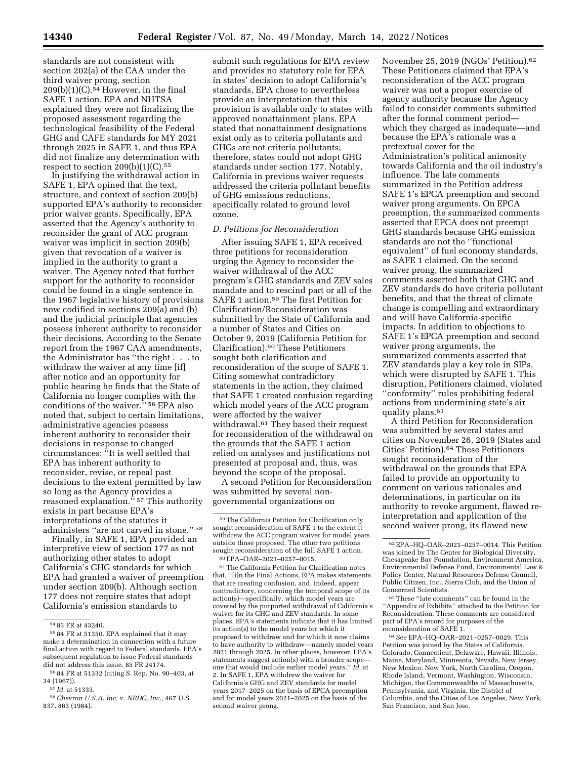standards are not consistent with section 202(a) of the CAA under the third waiver prong, section 209(b)(1)(C).[54] However, in the final SAFE 1 action, EPA and NHTSA explained they were not finalizing the proposed assessment regarding the technological feasibility of the Federal GHG and CAFE standards for MY 2021 through 2025 in SAFE 1, and thus EPA did not finalize any determination with respect to section 209(b)(1)(C).[55]

In justifying the withdrawal action in SAFE 1, EPA opined that the text, structure, and context of section 209(b) supported EPA's authority to reconsider prior waiver grants. Specifically, EPA asserted that the Agency's authority to reconsider the grant of ACC program waiver was implicit in section 209(b) given that revocation of a waiver is implied in the authority to grant a waiver. The Agency noted that further support for the authority to reconsider could be found in a single sentence in the 1967 legislative history of provisions now codified in sections 209(a) and (b) and the judicial principle that agencies possess inherent authority to reconsider their decisions. According to the Senate report from the 1967 CAA amendments, the Administrator has ''the right . . . to withdraw the waiver at any time [if] after notice and an opportunity for public hearing he finds that the State of California no longer complies with the conditions of the waiver.''[56] EPA also noted that, subject to certain limitations, administrative agencies possess inherent authority to reconsider their decisions in response to changed circumstances: ''It is well settled that EPA has inherent authority to reconsider, revise, or repeal past decisions to the extent permitted by law so long as the Agency provides a reasoned explanation.''[57] This authority exists in part because EPA's interpretations of the statutes it administers ''are not carved in stone.''[58]

Finally, in SAFE 1, EPA provided an interpretive view of section 177 as not authorizing other states to adopt California's GHG standards for which EPA had granted a waiver of preemption under section 209(b). Although section 177 does not require states that adopt California's emission standards to submit such regulations for EPA review and provides no statutory role for EPA in states' decision to adopt California's standards, EPA chose to nevertheless provide an interpretation that this provision is available only to states with approved nonattainment plans. EPA stated that nonattainment designations exist only as to criteria pollutants and GHGs are not criteria pollutants; therefore, states could not adopt GHG standards under section 177. Notably, California in previous waiver requests addressed the criteria pollutant benefits of GHG emissions reductions, specifically related to ground level ozone.

### D. Petitions for Reconsideration

After issuing SAFE 1, EPA received three petitions for reconsideration urging the Agency to reconsider the waiver withdrawal of the ACC program's GHG standards and ZEV sales mandate and to rescind part or all of the SAFE 1 action.[59] The first Petition for Clarification/Reconsideration was submitted by the State of California and a number of States and Cities on October 9, 2019 (California Petition for Clarification).[60] These Petitioners sought both clarification and reconsideration of the scope of SAFE 1. Citing somewhat contradictory statements in the action, they claimed that SAFE 1 created confusion regarding which model years of the ACC program were affected by the waiver withdrawal.[61] They based their request for reconsideration of the withdrawal on the grounds that the SAFE 1 action relied on analyses and justifications not presented at proposal and, thus, was beyond the scope of the proposal.

A second Petition for Reconsideration was submitted by several non-governmental organizations on November 25, 2019 (NGOs' Petition).[62] These Petitioners claimed that EPA's reconsideration of the ACC program waiver was not a proper exercise of agency authority because the Agency failed to consider comments submitted after the formal comment period—which they charged as inadequate—and because the EPA's rationale was a pretextual cover for the Administration's political animosity towards California and the oil industry's influence. The late comments summarized in the Petition address SAFE 1's EPCA preemption and second waiver prong arguments. On EPCA preemption, the summarized comments asserted that EPCA does not preempt GHG standards because GHG emission standards are not the ''functional equivalent'' of fuel economy standards, as SAFE 1 claimed. On the second waiver prong, the summarized comments asserted both that GHG and ZEV standards do have criteria pollutant benefits, and that the threat of climate change is compelling and extraordinary and will have California-specific impacts. In addition to objections to SAFE 1's EPCA preemption and second waiver prong arguments, the summarized comments asserted that ZEV standards play a key role in SIPs, which were disrupted by SAFE 1. This disruption, Petitioners claimed, violated ''conformity'' rules prohibiting federal actions from undermining state's air quality plans.[63]

A third Petition for Reconsideration was submitted by several states and cities on November 26, 2019 (States and Cities' Petition).[64] These Petitioners sought reconsideration of the withdrawal on the grounds that EPA failed to provide an opportunity to comment on various rationales and determinations, in particular on its authority to revoke argument, flawed re-interpretation and application of the second waiver prong, its flawed new

---

[54] 83 FR at 43240.

[55] 84 FR at 51350. EPA explained that it may make a determination in connection with a future final action with regard to Federal standards. EPA's subsequent regulation to issue Federal standards did not address this issue. 85 FR 24174.

[56] 84 FR at 51332 (citing S. Rep. No. 90–403, at 34 (1967)).

[57] *Id.* at 51333.

[58] *Chevron U.S.A. Inc.* v. *NRDC, Inc.,* 467 U.S. 837, 863 (1984).

[59] The California Petition for Clarification only sought reconsideration of SAFE 1 to the extent it withdrew the ACC program waiver for model years outside those proposed. The other two petitions sought reconsideration of the full SAFE 1 action.

[60] EPA–OAR–2021–0257–0015.

[61] The California Petition for Clarification notes that, ''[i]n the Final Actions, EPA makes statements that are creating confusion, and, indeed, appear contradictory, concerning the temporal scope of its action(s)—specifically, which model years are covered by the purported withdrawal of California's waiver for its GHG and ZEV standards. In some places, EPA's statements indicate that it has limited its action(s) to the model years for which it proposed to withdraw and for which it now claims to have authority to withdraw—namely model years 2021 through 2025. In other places, however, EPA's statements suggest action(s) with a broader scope—one that would include earlier model years.'' *Id.* at 2. In SAFE 1, EPA withdrew the waiver for California's GHG and ZEV standards for model years 2017–2025 on the basis of EPCA preemption and for model years 2021–2025 on the basis of the second waiver prong.

[62] EPA–HQ–OAR–2021–0257–0014. This Petition was joined by The Center for Biological Diversity, Chesapeake Bay Foundation, Environment America, Environmental Defense Fund, Environmental Law & Policy Center, Natural Resources Defense Council, Public Citizen, Inc., Sierra Club, and the Union of Concerned Scientists.

[63] These ''late comments'' can be found in the ''Appendix of Exhibits'' attached to the Petition for Reconsideration. These comments are considered part of EPA's record for purposes of the reconsideration of SAFE 1.

[64] See EPA–HQ–OAR–2021–0257–0029. This Petition was joined by the States of California, Colorado, Connecticut, Delaware, Hawaii, Illinois, Maine, Maryland, Minnesota, Nevada, New Jersey, New Mexico, New York, North Carolina, Oregon, Rhode Island, Vermont, Washington, Wisconsin, Michigan, the Commonwealths of Massachusetts, Pennsylvania, and Virginia, the District of Columbia, and the Cities of Los Angeles, New York, San Francisco, and San Jose.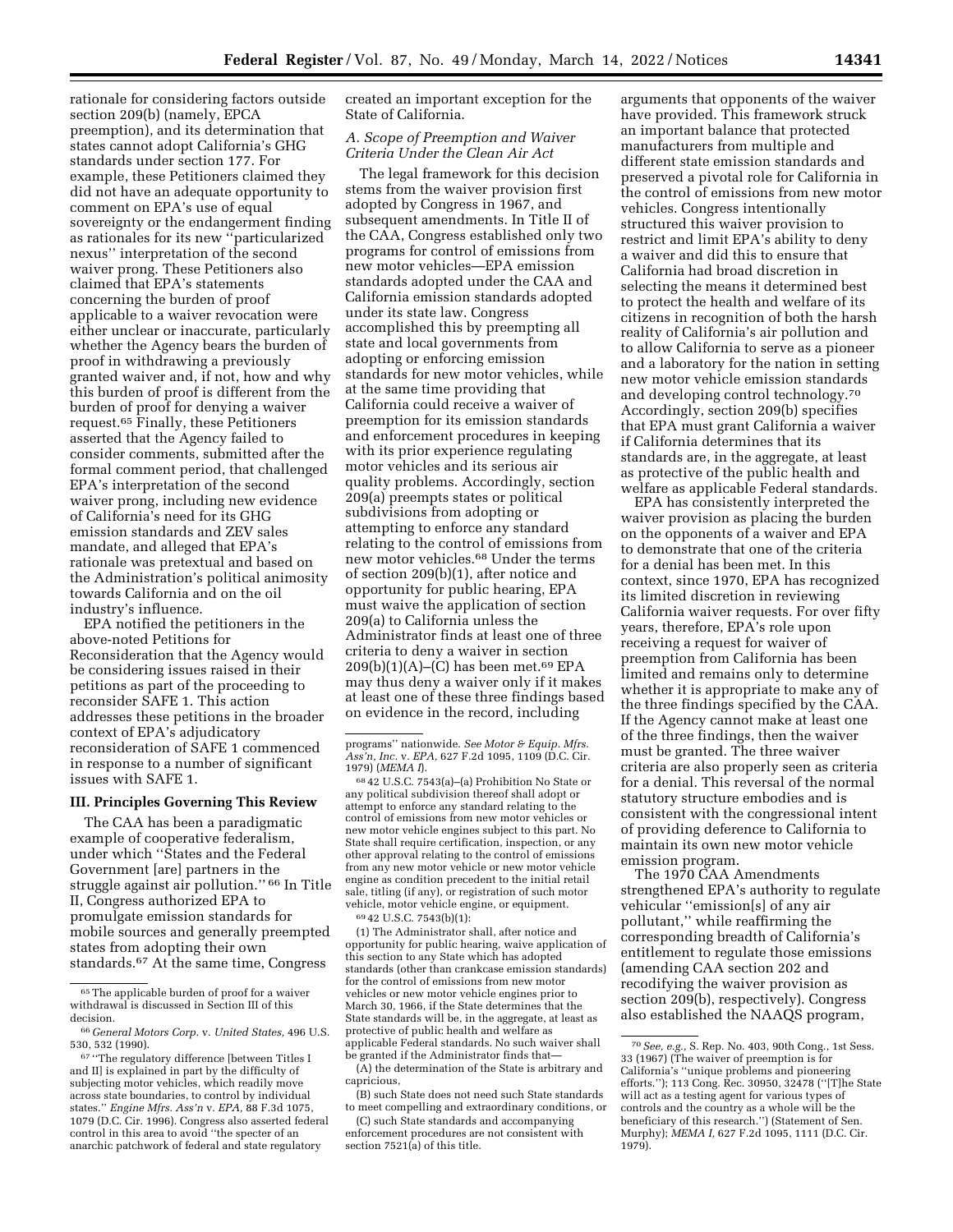rationale for considering factors outside section 209(b) (namely, EPCA preemption), and its determination that states cannot adopt California's GHG standards under section 177. For example, these Petitioners claimed they did not have an adequate opportunity to comment on EPA's use of equal sovereignty or the endangerment finding as rationales for its new ''particularized nexus'' interpretation of the second waiver prong. These Petitioners also claimed that EPA's statements concerning the burden of proof applicable to a waiver revocation were either unclear or inaccurate, particularly whether the Agency bears the burden of proof in withdrawing a previously granted waiver and, if not, how and why this burden of proof is different from the burden of proof for denying a waiver request.[65] Finally, these Petitioners asserted that the Agency failed to consider comments, submitted after the formal comment period, that challenged EPA's interpretation of the second waiver prong, including new evidence of California's need for its GHG emission standards and ZEV sales mandate, and alleged that EPA's rationale was pretextual and based on the Administration's political animosity towards California and on the oil industry's influence.

EPA notified the petitioners in the above-noted Petitions for Reconsideration that the Agency would be considering issues raised in their petitions as part of the proceeding to reconsider SAFE 1. This action addresses these petitions in the broader context of EPA's adjudicatory reconsideration of SAFE 1 commenced in response to a number of significant issues with SAFE 1.

## III. Principles Governing This Review

The CAA has been a paradigmatic example of cooperative federalism, under which ''States and the Federal Government [are] partners in the struggle against air pollution.'' [66] In Title II, Congress authorized EPA to promulgate emission standards for mobile sources and generally preempted states from adopting their own standards.[67] At the same time, Congress created an important exception for the State of California.

### A. Scope of Preemption and Waiver Criteria Under the Clean Air Act

The legal framework for this decision stems from the waiver provision first adopted by Congress in 1967, and subsequent amendments. In Title II of the CAA, Congress established only two programs for control of emissions from new motor vehicles—EPA emission standards adopted under the CAA and California emission standards adopted under its state law. Congress accomplished this by preempting all state and local governments from adopting or enforcing emission standards for new motor vehicles, while at the same time providing that California could receive a waiver of preemption for its emission standards and enforcement procedures in keeping with its prior experience regulating motor vehicles and its serious air quality problems. Accordingly, section 209(a) preempts states or political subdivisions from adopting or attempting to enforce any standard relating to the control of emissions from new motor vehicles.[68] Under the terms of section 209(b)(1), after notice and opportunity for public hearing, EPA must waive the application of section 209(a) to California unless the Administrator finds at least one of three criteria to deny a waiver in section 209(b)(1)(A)–(C) has been met.[69] EPA may thus deny a waiver only if it makes at least one of these three findings based on evidence in the record, including arguments that opponents of the waiver have provided. This framework struck an important balance that protected manufacturers from multiple and different state emission standards and preserved a pivotal role for California in the control of emissions from new motor vehicles. Congress intentionally structured this waiver provision to restrict and limit EPA's ability to deny a waiver and did this to ensure that California had broad discretion in selecting the means it determined best to protect the health and welfare of its citizens in recognition of both the harsh reality of California's air pollution and to allow California to serve as a pioneer and a laboratory for the nation in setting new motor vehicle emission standards and developing control technology.[70] Accordingly, section 209(b) specifies that EPA must grant California a waiver if California determines that its standards are, in the aggregate, at least as protective of the public health and welfare as applicable Federal standards.

EPA has consistently interpreted the waiver provision as placing the burden on the opponents of a waiver and EPA to demonstrate that one of the criteria for a denial has been met. In this context, since 1970, EPA has recognized its limited discretion in reviewing California waiver requests. For over fifty years, therefore, EPA's role upon receiving a request for waiver of preemption from California has been limited and remains only to determine whether it is appropriate to make any of the three findings specified by the CAA. If the Agency cannot make at least one of the three findings, then the waiver must be granted. The three waiver criteria are also properly seen as criteria for a denial. This reversal of the normal statutory structure embodies and is consistent with the congressional intent of providing deference to California to maintain its own new motor vehicle emission program.

The 1970 CAA Amendments strengthened EPA's authority to regulate vehicular ''emission[s] of any air pollutant,'' while reaffirming the corresponding breadth of California's entitlement to regulate those emissions (amending CAA section 202 and recodifying the waiver provision as section 209(b), respectively). Congress also established the NAAQS program,

---

[65] The applicable burden of proof for a waiver withdrawal is discussed in Section III of this decision.

[66] *General Motors Corp.* v. *United States,* 496 U.S. 530, 532 (1990).

[67] ''The regulatory difference [between Titles I and II] is explained in part by the difficulty of subjecting motor vehicles, which readily move across state boundaries, to control by individual states.'' *Engine Mfrs. Ass'n* v. *EPA,* 88 F.3d 1075, 1079 (D.C. Cir. 1996). Congress also asserted federal control in this area to avoid ''the specter of an anarchic patchwork of federal and state regulatory programs'' nationwide. *See Motor & Equip. Mfrs. Ass'n, Inc.* v. *EPA,* 627 F.2d 1095, 1109 (D.C. Cir. 1979) (*MEMA I*).

[68] 42 U.S.C. 7543(a)–(a) Prohibition No State or any political subdivision thereof shall adopt or attempt to enforce any standard relating to the control of emissions from new motor vehicles or new motor vehicle engines subject to this part. No State shall require certification, inspection, or any other approval relating to the control of emissions from any new motor vehicle or new motor vehicle engine as condition precedent to the initial retail sale, titling (if any), or registration of such motor vehicle, motor vehicle engine, or equipment.

[69] 42 U.S.C. 7543(b)(1):

(1) The Administrator shall, after notice and opportunity for public hearing, waive application of this section to any State which has adopted standards (other than crankcase emission standards) for the control of emissions from new motor vehicles or new motor vehicle engines prior to March 30, 1966, if the State determines that the State standards will be, in the aggregate, at least as protective of public health and welfare as applicable Federal standards. No such waiver shall be granted if the Administrator finds that—

(A) the determination of the State is arbitrary and capricious,

(B) such State does not need such State standards to meet compelling and extraordinary conditions, or

(C) such State standards and accompanying enforcement procedures are not consistent with section 7521(a) of this title.

[70] *See, e.g.,* S. Rep. No. 403, 90th Cong., 1st Sess. 33 (1967) (The waiver of preemption is for California's ''unique problems and pioneering efforts.''); 113 Cong. Rec. 30950, 32478 (''[T]he State will act as a testing agent for various types of controls and the country as a whole will be the beneficiary of this research.'') (Statement of Sen. Murphy); *MEMA I,* 627 F.2d 1095, 1111 (D.C. Cir. 1979).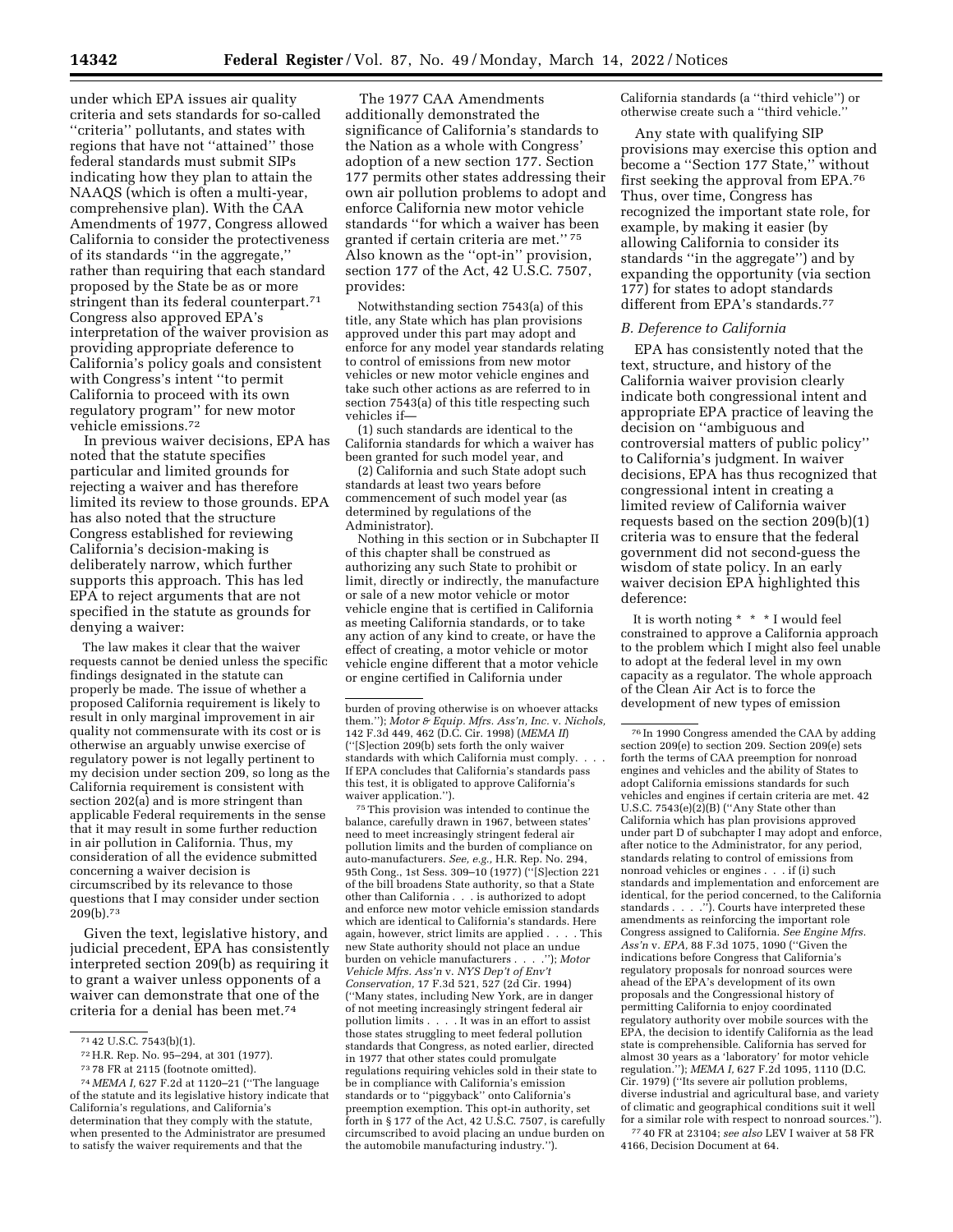under which EPA issues air quality criteria and sets standards for so-called ''criteria'' pollutants, and states with regions that have not ''attained'' those federal standards must submit SIPs indicating how they plan to attain the NAAQS (which is often a multi-year, comprehensive plan). With the CAA Amendments of 1977, Congress allowed California to consider the protectiveness of its standards ''in the aggregate,'' rather than requiring that each standard proposed by the State be as or more stringent than its federal counterpart.[71] Congress also approved EPA's interpretation of the waiver provision as providing appropriate deference to California's policy goals and consistent with Congress's intent ''to permit California to proceed with its own regulatory program'' for new motor vehicle emissions.[72]

In previous waiver decisions, EPA has noted that the statute specifies particular and limited grounds for rejecting a waiver and has therefore limited its review to those grounds. EPA has also noted that the structure Congress established for reviewing California's decision-making is deliberately narrow, which further supports this approach. This has led EPA to reject arguments that are not specified in the statute as grounds for denying a waiver:

> The law makes it clear that the waiver requests cannot be denied unless the specific findings designated in the statute can properly be made. The issue of whether a proposed California requirement is likely to result in only marginal improvement in air quality not commensurate with its cost or is otherwise an arguably unwise exercise of regulatory power is not legally pertinent to my decision under section 209, so long as the California requirement is consistent with section 202(a) and is more stringent than applicable Federal requirements in the sense that it may result in some further reduction in air pollution in California. Thus, my consideration of all the evidence submitted concerning a waiver decision is circumscribed by its relevance to those questions that I may consider under section 209(b).[73]

Given the text, legislative history, and judicial precedent, EPA has consistently interpreted section 209(b) as requiring it to grant a waiver unless opponents of a waiver can demonstrate that one of the criteria for a denial has been met.[74]

The 1977 CAA Amendments additionally demonstrated the significance of California's standards to the Nation as a whole with Congress' adoption of a new section 177. Section 177 permits other states addressing their own air pollution problems to adopt and enforce California new motor vehicle standards ''for which a waiver has been granted if certain criteria are met.'' [75] Also known as the ''opt-in'' provision, section 177 of the Act, 42 U.S.C. 7507, provides:

> Notwithstanding section 7543(a) of this title, any State which has plan provisions approved under this part may adopt and enforce for any model year standards relating to control of emissions from new motor vehicles or new motor vehicle engines and take such other actions as are referred to in section 7543(a) of this title respecting such vehicles if—
>
> (1) such standards are identical to the California standards for which a waiver has been granted for such model year, and
>
> (2) California and such State adopt such standards at least two years before commencement of such model year (as determined by regulations of the Administrator).
>
> Nothing in this section or in Subchapter II of this chapter shall be construed as authorizing any such State to prohibit or limit, directly or indirectly, the manufacture or sale of a new motor vehicle or motor vehicle engine that is certified in California as meeting California standards, or to take any action of any kind to create, or have the effect of creating, a motor vehicle or motor vehicle engine different that a motor vehicle or engine certified in California under California standards (a ''third vehicle'') or otherwise create such a ''third vehicle.''

Any state with qualifying SIP provisions may exercise this option and become a ''Section 177 State,'' without first seeking the approval from EPA.[76] Thus, over time, Congress has recognized the important state role, for example, by making it easier (by allowing California to consider its standards ''in the aggregate'') and by expanding the opportunity (via section 177) for states to adopt standards different from EPA's standards.[77]

### B. Deference to California

EPA has consistently noted that the text, structure, and history of the California waiver provision clearly indicate both congressional intent and appropriate EPA practice of leaving the decision on ''ambiguous and controversial matters of public policy'' to California's judgment. In waiver decisions, EPA has thus recognized that congressional intent in creating a limited review of California waiver requests based on the section 209(b)(1) criteria was to ensure that the federal government did not second-guess the wisdom of state policy. In an early waiver decision EPA highlighted this deference:

> It is worth noting * * * I would feel constrained to approve a California approach to the problem which I might also feel unable to adopt at the federal level in my own capacity as a regulator. The whole approach of the Clean Air Act is to force the development of new types of emission

---

[71] 42 U.S.C. 7543(b)(1).

[72] H.R. Rep. No. 95–294, at 301 (1977).

[73] 78 FR at 2115 (footnote omitted).

[74] *MEMA I,* 627 F.2d at 1120–21 (''The language of the statute and its legislative history indicate that California's regulations, and California's determination that they comply with the statute, when presented to the Administrator are presumed to satisfy the waiver requirements and that the burden of proving otherwise is on whoever attacks them.''); *Motor & Equip. Mfrs. Ass'n, Inc.* v. *Nichols,* 142 F.3d 449, 462 (D.C. Cir. 1998) (*MEMA II*) (''[S]ection 209(b) sets forth the only waiver standards with which California must comply. . . . If EPA concludes that California's standards pass this test, it is obligated to approve California's waiver application.'').

[75] This provision was intended to continue the balance, carefully drawn in 1967, between states' need to meet increasingly stringent federal air pollution limits and the burden of compliance on auto-manufacturers. *See, e.g.,* H.R. Rep. No. 294, 95th Cong., 1st Sess. 309–10 (1977) (''[S]ection 221 of the bill broadens State authority, so that a State other than California . . . is authorized to adopt and enforce new motor vehicle emission standards which are identical to California's standards. Here again, however, strict limits are applied . . . . This new State authority should not place an undue burden on vehicle manufacturers . . . .''); *Motor Vehicle Mfrs. Ass'n* v. *NYS Dep't of Env't Conservation,* 17 F.3d 521, 527 (2d Cir. 1994) (''Many states, including New York, are in danger of not meeting increasingly stringent federal air pollution limits . . . . It was in an effort to assist those states struggling to meet federal pollution standards that Congress, as noted earlier, directed in 1977 that other states could promulgate regulations requiring vehicles sold in their state to be in compliance with California's emission standards or to ''piggyback'' onto California's preemption exemption. This opt-in authority, set forth in § 177 of the Act, 42 U.S.C. 7507, is carefully circumscribed to avoid placing an undue burden on the automobile manufacturing industry.'').

[76] In 1990 Congress amended the CAA by adding section 209(e) to section 209. Section 209(e) sets forth the terms of CAA preemption for nonroad engines and vehicles and the ability of States to adopt California emissions standards for such vehicles and engines if certain criteria are met. 42 U.S.C. 7543(e)(2)(B) (''Any State other than California which has plan provisions approved under part D of subchapter I may adopt and enforce, after notice to the Administrator, for any period, standards relating to control of emissions from nonroad vehicles or engines . . . if (i) such standards and implementation and enforcement are identical, for the period concerned, to the California standards . . . .''). Courts have interpreted these amendments as reinforcing the important role Congress assigned to California. *See Engine Mfrs. Ass'n* v. *EPA,* 88 F.3d 1075, 1090 (''Given the indications before Congress that California's regulatory proposals for nonroad sources were ahead of the EPA's development of its own proposals and the Congressional history of permitting California to enjoy coordinated regulatory authority over mobile sources with the EPA, the decision to identify California as the lead state is comprehensible. California has served for almost 30 years as a 'laboratory' for motor vehicle regulation.''); *MEMA I,* 627 F.2d 1095, 1110 (D.C. Cir. 1979) (''Its severe air pollution problems, diverse industrial and agricultural base, and variety of climatic and geographical conditions suit it well for a similar role with respect to nonroad sources.'').

[77] 40 FR at 23104; *see also* LEV I waiver at 58 FR 4166, Decision Document at 64.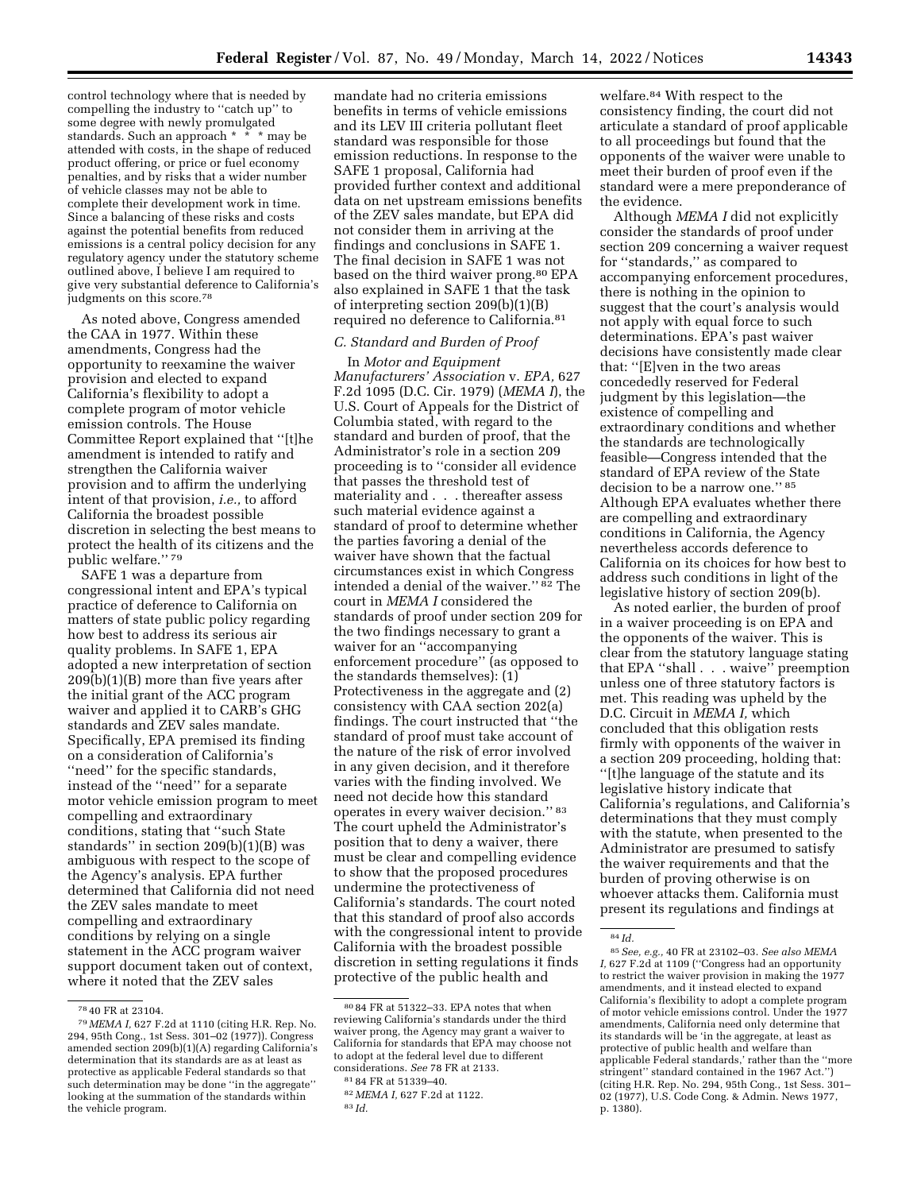control technology where that is needed by compelling the industry to ''catch up'' to some degree with newly promulgated standards. Such an approach * * * may be attended with costs, in the shape of reduced product offering, or price or fuel economy penalties, and by risks that a wider number of vehicle classes may not be able to complete their development work in time. Since a balancing of these risks and costs against the potential benefits from reduced emissions is a central policy decision for any regulatory agency under the statutory scheme outlined above, I believe I am required to give very substantial deference to California's judgments on this score.[78]

As noted above, Congress amended the CAA in 1977. Within these amendments, Congress had the opportunity to reexamine the waiver provision and elected to expand California's flexibility to adopt a complete program of motor vehicle emission controls. The House Committee Report explained that ''[t]he amendment is intended to ratify and strengthen the California waiver provision and to affirm the underlying intent of that provision, *i.e.,* to afford California the broadest possible discretion in selecting the best means to protect the health of its citizens and the public welfare.''[79]

SAFE 1 was a departure from congressional intent and EPA's typical practice of deference to California on matters of state public policy regarding how best to address its serious air quality problems. In SAFE 1, EPA adopted a new interpretation of section 209(b)(1)(B) more than five years after the initial grant of the ACC program waiver and applied it to CARB's GHG standards and ZEV sales mandate. Specifically, EPA premised its finding on a consideration of California's ''need'' for the specific standards, instead of the ''need'' for a separate motor vehicle emission program to meet compelling and extraordinary conditions, stating that ''such State standards'' in section 209(b)(1)(B) was ambiguous with respect to the scope of the Agency's analysis. EPA further determined that California did not need the ZEV sales mandate to meet compelling and extraordinary conditions by relying on a single statement in the ACC program waiver support document taken out of context, where it noted that the ZEV sales mandate had no criteria emissions benefits in terms of vehicle emissions and its LEV III criteria pollutant fleet standard was responsible for those emission reductions. In response to the SAFE 1 proposal, California had provided further context and additional data on net upstream emissions benefits of the ZEV sales mandate, but EPA did not consider them in arriving at the findings and conclusions in SAFE 1. The final decision in SAFE 1 was not based on the third waiver prong.[80] EPA also explained in SAFE 1 that the task of interpreting section 209(b)(1)(B) required no deference to California.[81]

### C. Standard and Burden of Proof

In *Motor and Equipment Manufacturers' Association* v. *EPA,* 627 F.2d 1095 (D.C. Cir. 1979) (*MEMA I*), the U.S. Court of Appeals for the District of Columbia stated, with regard to the standard and burden of proof, that the Administrator's role in a section 209 proceeding is to ''consider all evidence that passes the threshold test of materiality and . . . thereafter assess such material evidence against a standard of proof to determine whether the parties favoring a denial of the waiver have shown that the factual circumstances exist in which Congress intended a denial of the waiver.''[82] The court in *MEMA I* considered the standards of proof under section 209 for the two findings necessary to grant a waiver for an ''accompanying enforcement procedure'' (as opposed to the standards themselves): (1) Protectiveness in the aggregate and (2) consistency with CAA section 202(a) findings. The court instructed that ''the standard of proof must take account of the nature of the risk of error involved in any given decision, and it therefore varies with the finding involved. We need not decide how this standard operates in every waiver decision.''[83] The court upheld the Administrator's position that to deny a waiver, there must be clear and compelling evidence to show that the proposed procedures undermine the protectiveness of California's standards. The court noted that this standard of proof also accords with the congressional intent to provide California with the broadest possible discretion in setting regulations it finds protective of the public health and welfare.[84] With respect to the consistency finding, the court did not articulate a standard of proof applicable to all proceedings but found that the opponents of the waiver were unable to meet their burden of proof even if the standard were a mere preponderance of the evidence.

Although *MEMA I* did not explicitly consider the standards of proof under section 209 concerning a waiver request for ''standards,'' as compared to accompanying enforcement procedures, there is nothing in the opinion to suggest that the court's analysis would not apply with equal force to such determinations. EPA's past waiver decisions have consistently made clear that: ''[E]ven in the two areas concededly reserved for Federal judgment by this legislation—the existence of compelling and extraordinary conditions and whether the standards are technologically feasible—Congress intended that the standard of EPA review of the State decision to be a narrow one.''[85] Although EPA evaluates whether there are compelling and extraordinary conditions in California, the Agency nevertheless accords deference to California on its choices for how best to address such conditions in light of the legislative history of section 209(b).

As noted earlier, the burden of proof in a waiver proceeding is on EPA and the opponents of the waiver. This is clear from the statutory language stating that EPA ''shall . . . waive'' preemption unless one of three statutory factors is met. This reading was upheld by the D.C. Circuit in *MEMA I,* which concluded that this obligation rests firmly with opponents of the waiver in a section 209 proceeding, holding that: ''[t]he language of the statute and its legislative history indicate that California's regulations, and California's determinations that they must comply with the statute, when presented to the Administrator are presumed to satisfy the waiver requirements and that the burden of proving otherwise is on whoever attacks them. California must present its regulations and findings at

---

[78] 40 FR at 23104.

[79] *MEMA I,* 627 F.2d at 1110 (citing H.R. Rep. No. 294, 95th Cong., 1st Sess. 301–02 (1977)). Congress amended section 209(b)(1)(A) regarding California's determination that its standards are as at least as protective as applicable Federal standards so that such determination may be done ''in the aggregate'' looking at the summation of the standards within the vehicle program.

[80] 84 FR at 51322–33. EPA notes that when reviewing California's standards under the third waiver prong, the Agency may grant a waiver to California for standards that EPA may choose not to adopt at the federal level due to different considerations. *See* 78 FR at 2133.

[81] 84 FR at 51339–40.

[82] *MEMA I,* 627 F.2d at 1122.

[83] *Id.*

[84] *Id.*

[85] *See, e.g.,* 40 FR at 23102–03. *See also MEMA I,* 627 F.2d at 1109 (''Congress had an opportunity to restrict the waiver provision in making the 1977 amendments, and it instead elected to expand California's flexibility to adopt a complete program of motor vehicle emissions control. Under the 1977 amendments, California need only determine that its standards will be 'in the aggregate, at least as protective of public health and welfare than applicable Federal standards,' rather than the ''more stringent'' standard contained in the 1967 Act.'') (citing H.R. Rep. No. 294, 95th Cong., 1st Sess. 301–02 (1977), U.S. Code Cong. & Admin. News 1977, p. 1380).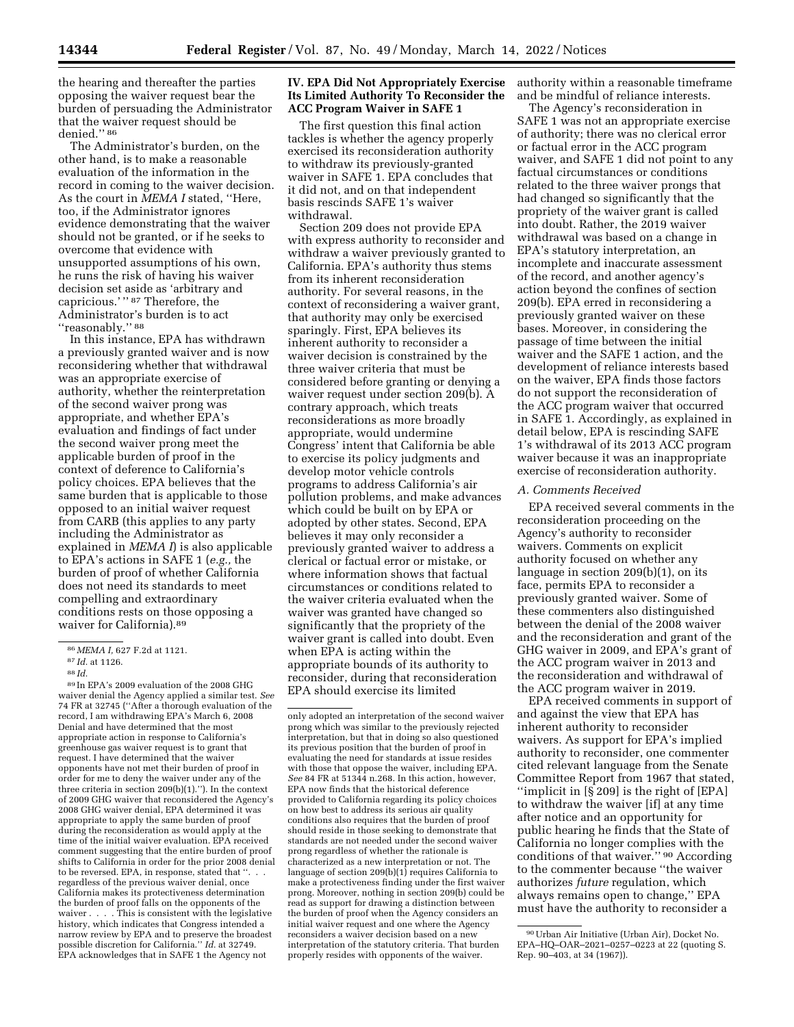the hearing and thereafter the parties opposing the waiver request bear the burden of persuading the Administrator that the waiver request should be denied.'' [86]

The Administrator's burden, on the other hand, is to make a reasonable evaluation of the information in the record in coming to the waiver decision. As the court in *MEMA I* stated, ''Here, too, if the Administrator ignores evidence demonstrating that the waiver should not be granted, or if he seeks to overcome that evidence with unsupported assumptions of his own, he runs the risk of having his waiver decision set aside as 'arbitrary and capricious.' '' [87] Therefore, the Administrator's burden is to act ''reasonably.'' [88]

In this instance, EPA has withdrawn a previously granted waiver and is now reconsidering whether that withdrawal was an appropriate exercise of authority, whether the reinterpretation of the second waiver prong was appropriate, and whether EPA's evaluation and findings of fact under the second waiver prong meet the applicable burden of proof in the context of deference to California's policy choices. EPA believes that the same burden that is applicable to those opposed to an initial waiver request from CARB (this applies to any party including the Administrator as explained in *MEMA I*) is also applicable to EPA's actions in SAFE 1 (*e.g.,* the burden of proof of whether California does not need its standards to meet compelling and extraordinary conditions rests on those opposing a waiver for California).[89]

## IV. EPA Did Not Appropriately Exercise Its Limited Authority To Reconsider the ACC Program Waiver in SAFE 1

The first question this final action tackles is whether the agency properly exercised its reconsideration authority to withdraw its previously-granted waiver in SAFE 1. EPA concludes that it did not, and on that independent basis rescinds SAFE 1's waiver withdrawal.

Section 209 does not provide EPA with express authority to reconsider and withdraw a waiver previously granted to California. EPA's authority thus stems from its inherent reconsideration authority. For several reasons, in the context of reconsidering a waiver grant, that authority may only be exercised sparingly. First, EPA believes its inherent authority to reconsider a waiver decision is constrained by the three waiver criteria that must be considered before granting or denying a waiver request under section 209(b). A contrary approach, which treats reconsiderations as more broadly appropriate, would undermine Congress' intent that California be able to exercise its policy judgments and develop motor vehicle controls programs to address California's air pollution problems, and make advances which could be built on by EPA or adopted by other states. Second, EPA believes it may only reconsider a previously granted waiver to address a clerical or factual error or mistake, or where information shows that factual circumstances or conditions related to the waiver criteria evaluated when the waiver was granted have changed so significantly that the propriety of the waiver grant is called into doubt. Even when EPA is acting within the appropriate bounds of its authority to reconsider, during that reconsideration EPA should exercise its limited authority within a reasonable timeframe and be mindful of reliance interests.

The Agency's reconsideration in SAFE 1 was not an appropriate exercise of authority; there was no clerical error or factual error in the ACC program waiver, and SAFE 1 did not point to any factual circumstances or conditions related to the three waiver prongs that had changed so significantly that the propriety of the waiver grant is called into doubt. Rather, the 2019 waiver withdrawal was based on a change in EPA's statutory interpretation, an incomplete and inaccurate assessment of the record, and another agency's action beyond the confines of section 209(b). EPA erred in reconsidering a previously granted waiver on these bases. Moreover, in considering the passage of time between the initial waiver and the SAFE 1 action, and the development of reliance interests based on the waiver, EPA finds those factors do not support the reconsideration of the ACC program waiver that occurred in SAFE 1. Accordingly, as explained in detail below, EPA is rescinding SAFE 1's withdrawal of its 2013 ACC program waiver because it was an inappropriate exercise of reconsideration authority.

### A. Comments Received

EPA received several comments in the reconsideration proceeding on the Agency's authority to reconsider waivers. Comments on explicit authority focused on whether any language in section 209(b)(1), on its face, permits EPA to reconsider a previously granted waiver. Some of these commenters also distinguished between the denial of the 2008 waiver and the reconsideration and grant of the GHG waiver in 2009, and EPA's grant of the ACC program waiver in 2013 and the reconsideration and withdrawal of the ACC program waiver in 2019.

EPA received comments in support of and against the view that EPA has inherent authority to reconsider waivers. As support for EPA's implied authority to reconsider, one commenter cited relevant language from the Senate Committee Report from 1967 that stated, ''implicit in [§ 209] is the right of [EPA] to withdraw the waiver [if] at any time after notice and an opportunity for public hearing he finds that the State of California no longer complies with the conditions of that waiver.'' [90] According to the commenter because ''the waiver authorizes *future* regulation, which always remains open to change,'' EPA must have the authority to reconsider a

---

[86] *MEMA I,* 627 F.2d at 1121.

[87] *Id.* at 1126.

[88] *Id.*

[89] In EPA's 2009 evaluation of the 2008 GHG waiver denial the Agency applied a similar test. *See* 74 FR at 32745 (''After a thorough evaluation of the record, I am withdrawing EPA's March 6, 2008 Denial and have determined that the most appropriate action in response to California's greenhouse gas waiver request is to grant that request. I have determined that the waiver opponents have not met their burden of proof in order for me to deny the waiver under any of the three criteria in section 209(b)(1).''). In the context of 2009 GHG waiver that reconsidered the Agency's 2008 GHG waiver denial, EPA determined it was appropriate to apply the same burden of proof during the reconsideration as would apply at the time of the initial waiver evaluation. EPA received comment suggesting that the entire burden of proof shifts to California in order for the prior 2008 denial to be reversed. EPA, in response, stated that ''. . . regardless of the previous waiver denial, once California makes its protectiveness determination the burden of proof falls on the opponents of the waiver . . . . This is consistent with the legislative history, which indicates that Congress intended a narrow review by EPA and to preserve the broadest possible discretion for California.'' *Id.* at 32749. EPA acknowledges that in SAFE 1 the Agency not only adopted an interpretation of the second waiver prong which was similar to the previously rejected interpretation, but that in doing so also questioned its previous position that the burden of proof in evaluating the need for standards at issue resides with those that oppose the waiver, including EPA. *See* 84 FR at 51344 n.268. In this action, however, EPA now finds that the historical deference provided to California regarding its policy choices on how best to address its serious air quality conditions also requires that the burden of proof should reside in those seeking to demonstrate that standards are not needed under the second waiver prong regardless of whether the rationale is characterized as a new interpretation or not. The language of section 209(b)(1) requires California to make a protectiveness finding under the first waiver prong. Moreover, nothing in section 209(b) could be read as support for drawing a distinction between the burden of proof when the Agency considers an initial waiver request and one where the Agency reconsiders a waiver decision based on a new interpretation of the statutory criteria. That burden properly resides with opponents of the waiver.

[90] Urban Air Initiative (Urban Air), Docket No. EPA–HQ–OAR–2021–0257–0223 at 22 (quoting S. Rep. 90–403, at 34 (1967)).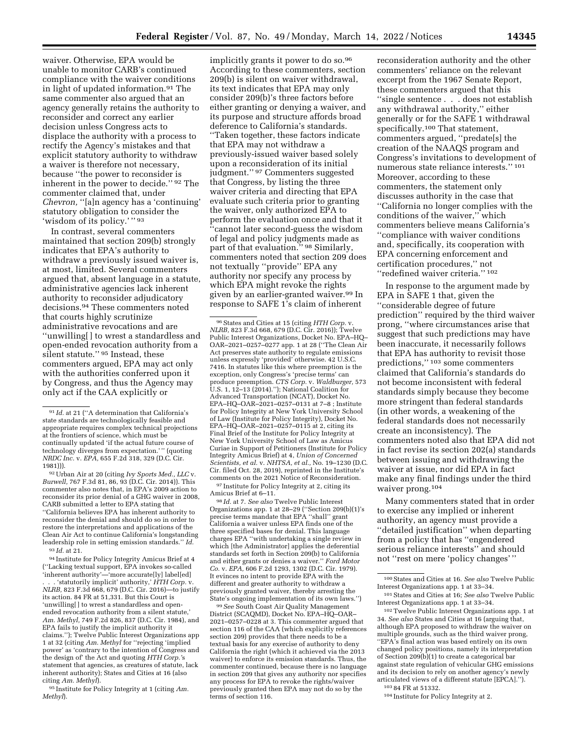waiver. Otherwise, EPA would be unable to monitor CARB's continued compliance with the waiver conditions in light of updated information.[91] The same commenter also argued that an agency generally retains the authority to reconsider and correct any earlier decision unless Congress acts to displace the authority with a process to rectify the Agency's mistakes and that explicit statutory authority to withdraw a waiver is therefore not necessary, because "the power to reconsider is inherent in the power to decide." [92] The commenter claimed that, under *Chevron,* "[a]n agency has a 'continuing' statutory obligation to consider the 'wisdom of its policy.' " [93]

In contrast, several commenters maintained that section 209(b) strongly indicates that EPA's authority to withdraw a previously issued waiver is, at most, limited. Several commenters argued that, absent language in a statute, administrative agencies lack inherent authority to reconsider adjudicatory decisions.[94] These commenters noted that courts highly scrutinize administrative revocations and are "unwilling[ ] to wrest a standardless and open-ended revocation authority from a silent statute." [95] Instead, these commenters argued, EPA may act only with the authorities conferred upon it by Congress, and thus the Agency may only act if the CAA explicitly or implicitly grants it power to do so.[96] According to these commenters, section 209(b) is silent on waiver withdrawal, its text indicates that EPA may only consider 209(b)'s three factors before either granting or denying a waiver, and its purpose and structure affords broad deference to California's standards. "Taken together, these factors indicate that EPA may not withdraw a previously-issued waiver based solely upon a reconsideration of its initial judgment." [97] Commenters suggested that Congress, by listing the three waiver criteria and directing that EPA evaluate such criteria prior to granting the waiver, only authorized EPA to perform the evaluation once and that it "cannot later second-guess the wisdom of legal and policy judgments made as part of that evaluation." [98] Similarly, commenters noted that section 209 does not textually "provide" EPA any authority nor specify any process by which EPA might revoke the rights given by an earlier-granted waiver.[99] In response to SAFE 1's claim of inherent reconsideration authority and the other commenters' reliance on the relevant excerpt from the 1967 Senate Report, these commenters argued that this "single sentence . . . does not establish any withdrawal authority," either generally or for the SAFE 1 withdrawal specifically.[100] That statement, commenters argued, "predate[s] the creation of the NAAQS program and Congress's invitations to development of numerous state reliance interests." [101] Moreover, according to these commenters, the statement only discusses authority in the case that "California no longer complies with the conditions of the waiver," which commenters believe means California's "compliance with waiver conditions and, specifically, its cooperation with EPA concerning enforcement and certification procedures," not "redefined waiver criteria." [102]

In response to the argument made by EPA in SAFE 1 that, given the "considerable degree of future prediction" required by the third waiver prong, "where circumstances arise that suggest that such predictions may have been inaccurate, it necessarily follows that EPA has authority to revisit those predictions," [103] some commenters claimed that California's standards do not become inconsistent with federal standards simply because they become more stringent than federal standards (in other words, a weakening of the federal standards does not necessarily create an inconsistency). The commenters noted also that EPA did not in fact revise its section 202(a) standards between issuing and withdrawing the waiver at issue, nor did EPA in fact make any final findings under the third waiver prong.[104]

Many commenters stated that in order to exercise any implied or inherent authority, an agency must provide a "detailed justification" when departing from a policy that has "engendered serious reliance interests" and should not "rest on mere 'policy changes' "

---

[91] *Id.* at 21 ("A determination that California's state standards are technologically feasible and appropriate requires complex technical projections at the frontiers of science, which must be continually updated 'if the actual future course of technology diverges from expectation.' " (quoting *NRDC Inc.* v. *EPA,* 655 F.2d 318, 329 (D.C. Cir. 1981))).

[92] Urban Air at 20 (citing *Ivy Sports Med., LLC* v. *Burwell,* 767 F.3d 81, 86, 93 (D.C. Cir. 2014)). This commenter also notes that, in EPA's 2009 action to reconsider its prior denial of a GHG waiver in 2008, CARB submitted a letter to EPA stating that "California believes EPA has inherent authority to reconsider the denial and should do so in order to restore the interpretations and applications of the Clean Air Act to continue California's longstanding leadership role in setting emission standards." *Id.*

[93] *Id.* at 21.

[94] Institute for Policy Integrity Amicus Brief at 4 ("Lacking textual support, EPA invokes so-called 'inherent authority'—'more accurate[ly] label[ed] . . . 'statutorily implicit' authority,' *HTH Corp.* v. *NLRB,* 823 F.3d 668, 679 (D.C. Cir. 2016)—to justify its action. 84 FR at 51,331. But this Court is 'unwilling[ ] to wrest a standardless and open-ended revocation authority from a silent statute,' *Am. Methyl,* 749 F.2d 826, 837 (D.C. Cir. 1984), and EPA fails to justify the implicit authority it claims."); Twelve Public Interest Organizations app 1 at 32 (citing *Am. Methyl* for "rejecting 'implied power' as 'contrary to the intention of Congress and the design of' the Act and quoting *HTH Corp.*'s statement that agencies, as creatures of statute, lack inherent authority); States and Cities at 16 (also citing *Am. Methyl*).

[95] Institute for Policy Integrity at 1 (citing *Am. Methyl*).

[96] States and Cities at 15 (citing *HTH Corp.* v. *NLRB,* 823 F.3d 668, 679 (D.C. Cir. 2016)); Twelve Public Interest Organizations, Docket No. EPA–HQ–OAR–2021–0257–0277 app. 1 at 28 ("The Clean Air Act preserves state authority to regulate emissions unless expressly 'provided' otherwise. 42 U.S.C. 7416. In statutes like this where preemption is the exception, only Congress's 'precise terms' can produce preemption. *CTS Corp.* v. *Waldburger,* 573 U.S. 1, 12–13 (2014)."); National Coalition for Advanced Transportation (NCAT), Docket No. EPA–HQ–OAR–2021–0257–0131 at 7–8 ; Institute for Policy Integrity at New York University School of Law (Institute for Policy Integrity), Docket No. EPA–HQ–OAR–2021–0257–0115 at 2, citing its Final Brief of the Institute for Policy Integrity at New York University School of Law as Amicus Curiae in Support of Petitioners (Institute for Policy Integrity Amicus Brief) at 4, *Union of Concerned Scientists, et al.* v. *NHTSA, et al.,* No. 19–1230 (D.C. Cir. filed Oct. 28, 2019), reprinted in the Institute's comments on the 2021 Notice of Reconsideration.

[97] Institute for Policy Integrity at 2, citing its Amicus Brief at 6–11.

[98] *Id.* at 7. *See also* Twelve Public Interest Organizations app. 1 at 28–29 ("Section 209(b)(1)'s precise terms mandate that EPA "shall" grant California a waiver unless EPA finds one of the three specified bases for denial. This language charges EPA "with undertaking a single review in which [the Administrator] applies the deferential standards set forth in Section 209(b) to California and either grants or denies a waiver." *Ford Motor Co.* v. *EPA,* 606 F.2d 1293, 1302 (D.C. Cir. 1979). It evinces no intent to provide EPA with the different and greater authority to withdraw a previously granted waiver, thereby arresting the State's ongoing implementation of its own laws.")

[99] *See* South Coast Air Quality Management District (SCAQMD), Docket No. EPA–HQ–OAR–2021–0257–0228 at 3. This commenter argued that section 116 of the CAA (which explicitly references section 209) provides that there needs to be a textual basis for any exercise of authority to deny California the right (which it achieved via the 2013 waiver) to enforce its emission standards. Thus, the commenter continued, because there is no language in section 209 that gives any authority nor specifies any process for EPA to revoke the rights/waiver previously granted then EPA may not do so by the terms of section 116.

[100] States and Cities at 16. *See also* Twelve Public Interest Organizations app. 1 at 33–34.

[101] States and Cities at 16; *See also* Twelve Public Interest Organizations app. 1 at 33–34.

[102] Twelve Public Interest Organizations app. 1 at 34. *See also* States and Cities at 16 (arguing that, although EPA proposed to withdraw the waiver on multiple grounds, such as the third waiver prong, "EPA's final action was based entirely on its own changed policy positions, namely its interpretation of Section 209(b)(1) to create a categorical bar against state regulation of vehicular GHG emissions and its decision to rely on another agency's newly articulated views of a different statute [EPCA].").

[103] 84 FR at 51332.

[104] Institute for Policy Integrity at 2.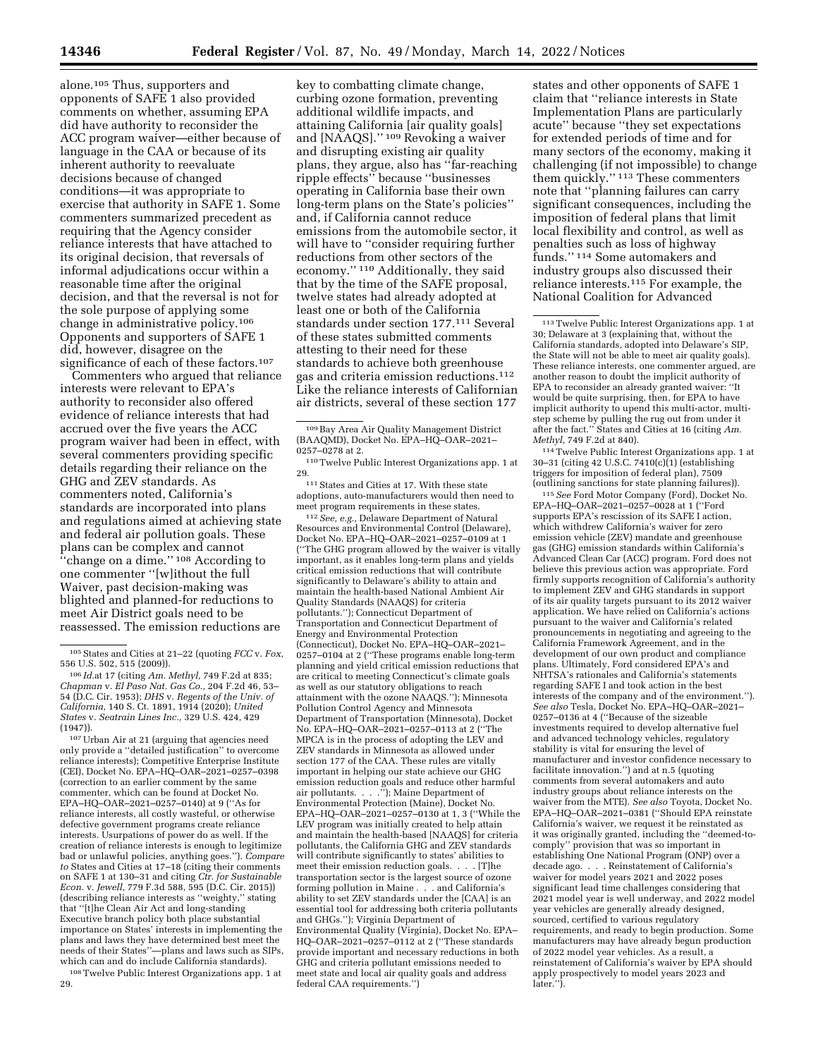alone.[105] Thus, supporters and opponents of SAFE 1 also provided comments on whether, assuming EPA did have authority to reconsider the ACC program waiver—either because of language in the CAA or because of its inherent authority to reevaluate decisions because of changed conditions—it was appropriate to exercise that authority in SAFE 1. Some commenters summarized precedent as requiring that the Agency consider reliance interests that have attached to its original decision, that reversals of informal adjudications occur within a reasonable time after the original decision, and that the reversal is not for the sole purpose of applying some change in administrative policy.[106] Opponents and supporters of SAFE 1 did, however, disagree on the significance of each of these factors.[107]

Commenters who argued that reliance interests were relevant to EPA's authority to reconsider also offered evidence of reliance interests that had accrued over the five years the ACC program waiver had been in effect, with several commenters providing specific details regarding their reliance on the GHG and ZEV standards. As commenters noted, California's standards are incorporated into plans and regulations aimed at achieving state and federal air pollution goals. These plans can be complex and cannot ''change on a dime.'' [108] According to one commenter ''[w]ithout the full Waiver, past decision-making was blighted and planned-for reductions to meet Air District goals need to be reassessed. The emission reductions are key to combatting climate change, curbing ozone formation, preventing additional wildlife impacts, and attaining California [air quality goals] and [NAAQS].'' [109] Revoking a waiver and disrupting existing air quality plans, they argue, also has ''far-reaching ripple effects'' because ''businesses operating in California base their own long-term plans on the State's policies'' and, if California cannot reduce emissions from the automobile sector, it will have to ''consider requiring further reductions from other sectors of the economy.'' [110] Additionally, they said that by the time of the SAFE proposal, twelve states had already adopted at least one or both of the California standards under section 177.[111] Several of these states submitted comments attesting to their need for these standards to achieve both greenhouse gas and criteria emission reductions.[112] Like the reliance interests of Californian air districts, several of these section 177 states and other opponents of SAFE 1 claim that ''reliance interests in State Implementation Plans are particularly acute'' because ''they set expectations for extended periods of time and for many sectors of the economy, making it challenging (if not impossible) to change them quickly.'' [113] These commenters note that ''planning failures can carry significant consequences, including the imposition of federal plans that limit local flexibility and control, as well as penalties such as loss of highway funds.'' [114] Some automakers and industry groups also discussed their reliance interests.[115] For example, the National Coalition for Advanced

---

[105] States and Cities at 21–22 (quoting *FCC* v. *Fox,* 556 U.S. 502, 515 (2009)).

[106] *Id.*at 17 (citing *Am. Methyl,* 749 F.2d at 835; *Chapman* v. *El Paso Nat. Gas Co.,* 204 F.2d 46, 53–54 (D.C. Cir. 1953); *DHS* v. *Regents of the Univ. of California,* 140 S. Ct. 1891, 1914 (2020); *United States* v. *Seatrain Lines Inc.,* 329 U.S. 424, 429 (1947)).

[107] Urban Air at 21 (arguing that agencies need only provide a ''detailed justification'' to overcome reliance interests); Competitive Enterprise Institute (CEI), Docket No. EPA–HQ–OAR–2021–0257–0398 (correction to an earlier comment by the same commenter, which can be found at Docket No. EPA–HQ–OAR–2021–0257–0140) at 9 (''As for reliance interests, all costly wasteful, or otherwise defective government programs create reliance interests. Usurpations of power do as well. If the creation of reliance interests is enough to legitimize bad or unlawful policies, anything goes.''). *Compare to* States and Cities at 17–18 (citing their comments on SAFE 1 at 130–31 and citing *Ctr. for Sustainable Econ.* v. *Jewell,* 779 F.3d 588, 595 (D.C. Cir. 2015)) (describing reliance interests as ''weighty,'' stating that ''[t]he Clean Air Act and long-standing Executive branch policy both place substantial importance on States' interests in implementing the plans and laws they have determined best meet the needs of their States''—plans and laws such as SIPs, which can and do include California standards).

[108] Twelve Public Interest Organizations app. 1 at 29.

[109] Bay Area Air Quality Management District (BAAQMD), Docket No. EPA–HQ–OAR–2021–0257–0278 at 2.

[110] Twelve Public Interest Organizations app. 1 at 29.

[111] States and Cities at 17. With these state adoptions, auto-manufacturers would then need to meet program requirements in these states.

[112] *See, e.g.,* Delaware Department of Natural Resources and Environmental Control (Delaware), Docket No. EPA–HQ–OAR–2021–0257–0109 at 1 (''The GHG program allowed by the waiver is vitally important, as it enables long-term plans and yields critical emission reductions that will contribute significantly to Delaware's ability to attain and maintain the health-based National Ambient Air Quality Standards (NAAQS) for criteria pollutants.''); Connecticut Department of Transportation and Connecticut Department of Energy and Environmental Protection (Connecticut), Docket No. EPA–HQ–OAR–2021–0257–0104 at 2 (''These programs enable long-term planning and yield critical emission reductions that are critical to meeting Connecticut's climate goals as well as our statutory obligations to reach attainment with the ozone NAAQS.''); Minnesota Pollution Control Agency and Minnesota Department of Transportation (Minnesota), Docket No. EPA–HQ–OAR–2021–0257–0113 at 2 (''The MPCA is in the process of adopting the LEV and ZEV standards in Minnesota as allowed under section 177 of the CAA. These rules are vitally important in helping our state achieve our GHG emission reduction goals and reduce other harmful air pollutants. . . .''); Maine Department of Environmental Protection (Maine), Docket No. EPA–HQ–OAR–2021–0257–0130 at 1, 3 (''While the LEV program was initially created to help attain and maintain the health-based [NAAQS] for criteria pollutants, the California GHG and ZEV standards will contribute significantly to states' abilities to meet their emission reduction goals. . . . [T]he transportation sector is the largest source of ozone forming pollution in Maine . . . and California's ability to set ZEV standards under the [CAA] is an essential tool for addressing both criteria pollutants and GHGs.''); Virginia Department of Environmental Quality (Virginia), Docket No. EPA–HQ–OAR–2021–0257–0112 at 2 (''These standards provide important and necessary reductions in both GHG and criteria pollutant emissions needed to meet state and local air quality goals and address federal CAA requirements.'')

[113] Twelve Public Interest Organizations app. 1 at 30; Delaware at 3 (explaining that, without the California standards, adopted into Delaware's SIP, the State will not be able to meet air quality goals). These reliance interests, one commenter argued, are another reason to doubt the implicit authority of EPA to reconsider an already granted waiver: ''It would be quite surprising, then, for EPA to have implicit authority to upend this multi-actor, multi-step scheme by pulling the rug out from under it after the fact.'' States and Cities at 16 (citing *Am. Methyl,* 749 F.2d at 840).

[114] Twelve Public Interest Organizations app. 1 at 30–31 (citing 42 U.S.C. 7410(c)(1) (establishing triggers for imposition of federal plan), 7509 (outlining sanctions for state planning failures)).

[115] *See* Ford Motor Company (Ford), Docket No. EPA–HQ–OAR–2021–0257–0028 at 1 (''Ford supports EPA's rescission of its SAFE I action, which withdrew California's waiver for zero emission vehicle (ZEV) mandate and greenhouse gas (GHG) emission standards within California's Advanced Clean Car (ACC) program. Ford does not believe this previous action was appropriate. Ford firmly supports recognition of California's authority to implement ZEV and GHG standards in support of its air quality targets pursuant to its 2012 waiver application. We have relied on California's actions pursuant to the waiver and California's related pronouncements in negotiating and agreeing to the California Framework Agreement, and in the development of our own product and compliance plans. Ultimately, Ford considered EPA's and NHTSA's rationales and California's statements regarding SAFE I and took action in the best interests of the company and of the environment.''). *See also* Tesla, Docket No. EPA–HQ–OAR–2021–0257–0136 at 4 (''Because of the sizeable investments required to develop alternative fuel and advanced technology vehicles, regulatory stability is vital for ensuring the level of manufacturer and investor confidence necessary to facilitate innovation.'') and at n.5 (quoting comments from several automakers and auto industry groups about reliance interests on the waiver from the MTE). *See also* Toyota, Docket No. EPA–HQ–OAR–2021–0381 (''Should EPA reinstate California's waiver, we request it be reinstated as it was originally granted, including the ''deemed-to-comply'' provision that was so important in establishing One National Program (ONP) over a decade ago. . . . Reinstatement of California's waiver for model years 2021 and 2022 poses significant lead time challenges considering that 2021 model year is well underway, and 2022 model year vehicles are generally already designed, sourced, certified to various regulatory requirements, and ready to begin production. Some manufacturers may have already begun production of 2022 model year vehicles. As a result, a reinstatement of California's waiver by EPA should apply prospectively to model years 2023 and later.'').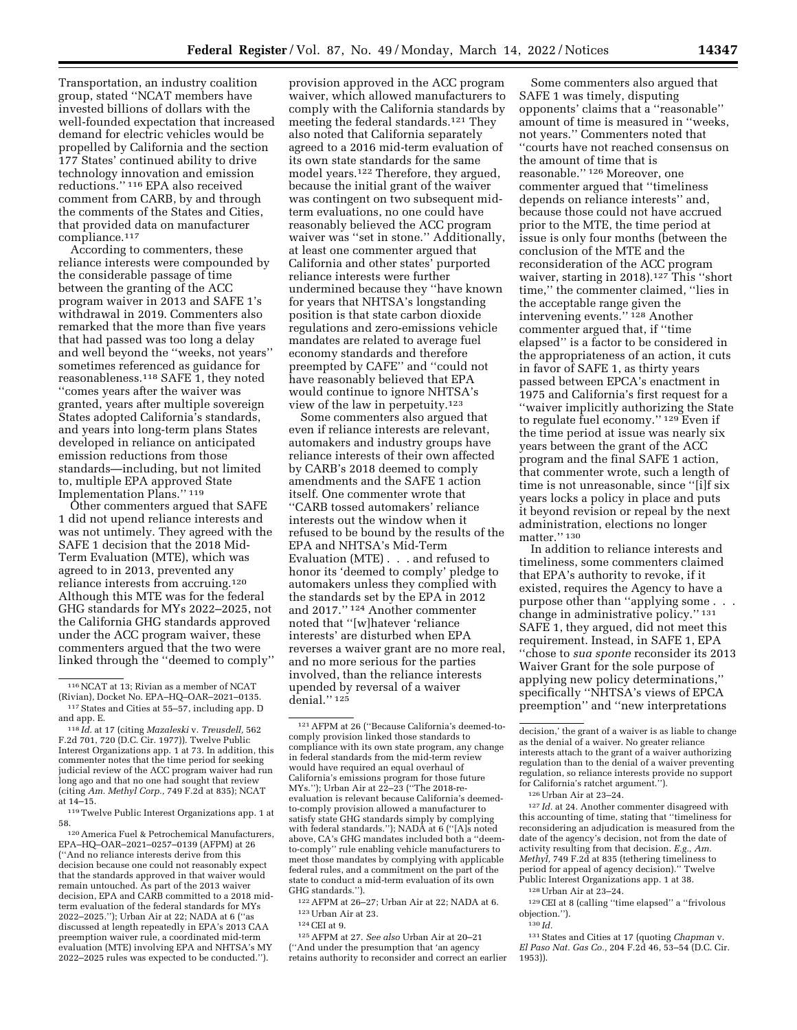Transportation, an industry coalition group, stated ''NCAT members have invested billions of dollars with the well-founded expectation that increased demand for electric vehicles would be propelled by California and the section 177 States' continued ability to drive technology innovation and emission reductions.'' [116] EPA also received comment from CARB, by and through the comments of the States and Cities, that provided data on manufacturer compliance.[117]

According to commenters, these reliance interests were compounded by the considerable passage of time between the granting of the ACC program waiver in 2013 and SAFE 1's withdrawal in 2019. Commenters also remarked that the more than five years that had passed was too long a delay and well beyond the ''weeks, not years'' sometimes referenced as guidance for reasonableness.[118] SAFE 1, they noted ''comes years after the waiver was granted, years after multiple sovereign States adopted California's standards, and years into long-term plans States developed in reliance on anticipated emission reductions from those standards—including, but not limited to, multiple EPA approved State Implementation Plans.'' [119]

Other commenters argued that SAFE 1 did not upend reliance interests and was not untimely. They agreed with the SAFE 1 decision that the 2018 Mid-Term Evaluation (MTE), which was agreed to in 2013, prevented any reliance interests from accruing.[120] Although this MTE was for the federal GHG standards for MYs 2022–2025, not the California GHG standards approved under the ACC program waiver, these commenters argued that the two were linked through the ''deemed to comply'' provision approved in the ACC program waiver, which allowed manufacturers to comply with the California standards by meeting the federal standards.[121] They also noted that California separately agreed to a 2016 mid-term evaluation of its own state standards for the same model years.[122] Therefore, they argued, because the initial grant of the waiver was contingent on two subsequent mid-term evaluations, no one could have reasonably believed the ACC program waiver was ''set in stone.'' Additionally, at least one commenter argued that California and other states' purported reliance interests were further undermined because they ''have known for years that NHTSA's longstanding position is that state carbon dioxide regulations and zero-emissions vehicle mandates are related to average fuel economy standards and therefore preempted by CAFE'' and ''could not have reasonably believed that EPA would continue to ignore NHTSA's view of the law in perpetuity.[123]

Some commenters also argued that even if reliance interests are relevant, automakers and industry groups have reliance interests of their own affected by CARB's 2018 deemed to comply amendments and the SAFE 1 action itself. One commenter wrote that ''CARB tossed automakers' reliance interests out the window when it refused to be bound by the results of the EPA and NHTSA's Mid-Term Evaluation (MTE) . . . and refused to honor its 'deemed to comply' pledge to automakers unless they complied with the standards set by the EPA in 2012 and 2017.'' [124] Another commenter noted that ''[w]hatever 'reliance interests' are disturbed when EPA reverses a waiver grant are no more real, and no more serious for the parties involved, than the reliance interests upended by reversal of a waiver denial.'' [125]

Some commenters also argued that SAFE 1 was timely, disputing opponents' claims that a ''reasonable'' amount of time is measured in ''weeks, not years.'' Commenters noted that ''courts have not reached consensus on the amount of time that is reasonable.'' [126] Moreover, one commenter argued that ''timeliness depends on reliance interests'' and, because those could not have accrued prior to the MTE, the time period at issue is only four months (between the conclusion of the MTE and the reconsideration of the ACC program waiver, starting in 2018).[127] This ''short time,'' the commenter claimed, ''lies in the acceptable range given the intervening events.'' [128] Another commenter argued that, if ''time elapsed'' is a factor to be considered in the appropriateness of an action, it cuts in favor of SAFE 1, as thirty years passed between EPCA's enactment in 1975 and California's first request for a ''waiver implicitly authorizing the State to regulate fuel economy.'' [129] Even if the time period at issue was nearly six years between the grant of the ACC program and the final SAFE 1 action, that commenter wrote, such a length of time is not unreasonable, since ''[i]f six years locks a policy in place and puts it beyond revision or repeal by the next administration, elections no longer matter.'' [130]

In addition to reliance interests and timeliness, some commenters claimed that EPA's authority to revoke, if it existed, requires the Agency to have a purpose other than ''applying some . . . change in administrative policy.'' [131] SAFE 1, they argued, did not meet this requirement. Instead, in SAFE 1, EPA ''chose to *sua sponte* reconsider its 2013 Waiver Grant for the sole purpose of applying new policy determinations,'' specifically ''NHTSA's views of EPCA preemption'' and ''new interpretations

---

[116] NCAT at 13; Rivian as a member of NCAT (Rivian), Docket No. EPA–HQ–OAR–2021–0135.

[117] States and Cities at 55–57, including app. D and app. E.

[118] *Id.* at 17 (citing *Mazaleski* v. *Treusdell,* 562 F.2d 701, 720 (D.C. Cir. 1977)). Twelve Public Interest Organizations app. 1 at 73. In addition, this commenter notes that the time period for seeking judicial review of the ACC program waiver had run long ago and that no one had sought that review (citing *Am. Methyl Corp.,* 749 F.2d at 835); NCAT at 14–15.

[119] Twelve Public Interest Organizations app. 1 at 58.

[120] America Fuel & Petrochemical Manufacturers, EPA–HQ–OAR–2021–0257–0139 (AFPM) at 26 (''And no reliance interests derive from this decision because one could not reasonably expect that the standards approved in that waiver would remain untouched. As part of the 2013 waiver decision, EPA and CARB committed to a 2018 mid-term evaluation of the federal standards for MYs 2022–2025.''); Urban Air at 22; NADA at 6 (''as discussed at length repeatedly in EPA's 2013 CAA preemption waiver rule, a coordinated mid-term evaluation (MTE) involving EPA and NHTSA's MY 2022–2025 rules was expected to be conducted.'').

[121] AFPM at 26 (''Because California's deemed-to-comply provision linked those standards to compliance with its own state program, any change in federal standards from the mid-term review would have required an equal overhaul of California's emissions program for those future MYs.''); Urban Air at 22–23 (''The 2018-re-evaluation is relevant because California's deemed-to-comply provision allowed a manufacturer to satisfy state GHG standards simply by complying with federal standards.''); NADA at 6 (''[A]s noted above, CA's GHG mandates included both a ''deem-to-comply'' rule enabling vehicle manufacturers to meet those mandates by complying with applicable federal rules, and a commitment on the part of the state to conduct a mid-term evaluation of its own GHG standards.'').

[122] AFPM at 26–27; Urban Air at 22; NADA at 6.

[123] Urban Air at 23.

[124] CEI at 9.

[125] AFPM at 27. *See also* Urban Air at 20–21 (''And under the presumption that 'an agency retains authority to reconsider and correct an earlier decision,' the grant of a waiver is as liable to change as the denial of a waiver. No greater reliance interests attach to the grant of a waiver authorizing regulation than to the denial of a waiver preventing regulation, so reliance interests provide no support for California's ratchet argument.'').

[126] Urban Air at 23–24.

[127] *Id.* at 24. Another commenter disagreed with this accounting of time, stating that ''timeliness for reconsidering an adjudication is measured from the date of the agency's decision, not from the date of activity resulting from that decision. *E.g., Am. Methyl,* 749 F.2d at 835 (tethering timeliness to period for appeal of agency decision).'' Twelve Public Interest Organizations app. 1 at 38.

[128] Urban Air at 23–24.

[129] CEI at 8 (calling ''time elapsed'' a ''frivolous objection.'').

[130] *Id.*

[131] States and Cities at 17 (quoting *Chapman* v. *El Paso Nat. Gas Co.,* 204 F.2d 46, 53–54 (D.C. Cir. 1953)).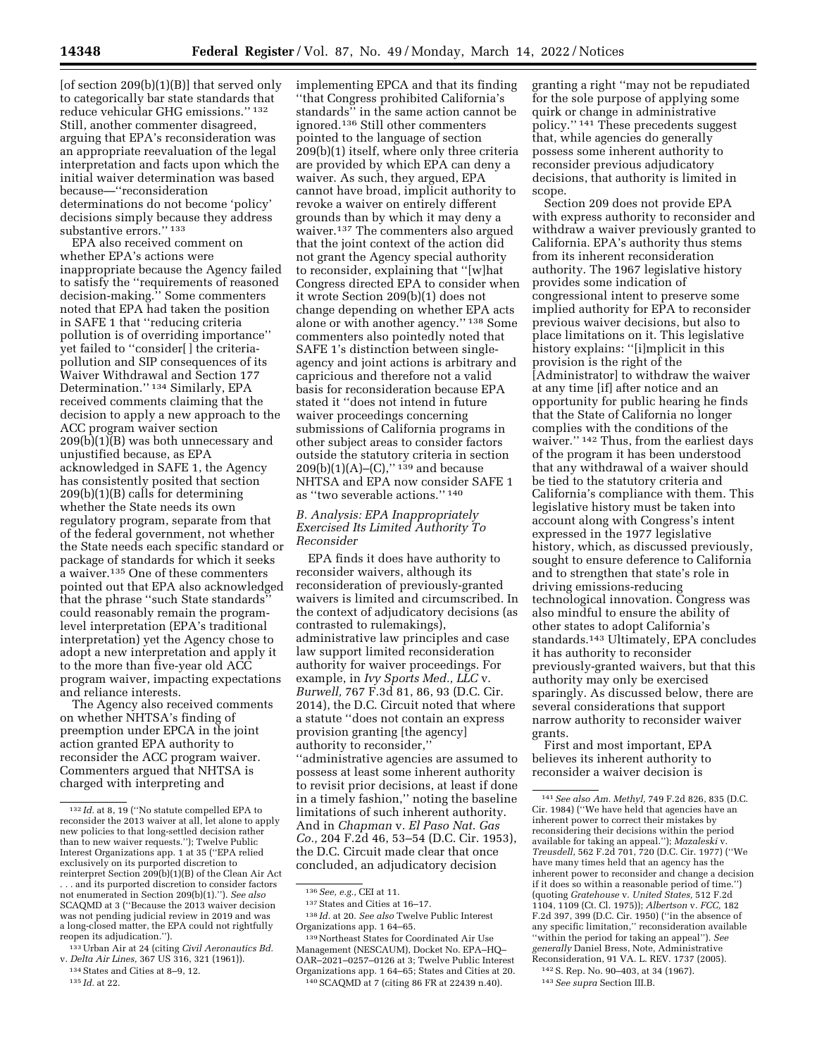[of section 209(b)(1)(B)] that served only to categorically bar state standards that reduce vehicular GHG emissions.'' [132] Still, another commenter disagreed, arguing that EPA's reconsideration was an appropriate reevaluation of the legal interpretation and facts upon which the initial waiver determination was based because—''reconsideration determinations do not become 'policy' decisions simply because they address substantive errors.'' [133]

EPA also received comment on whether EPA's actions were inappropriate because the Agency failed to satisfy the ''requirements of reasoned decision-making.'' Some commenters noted that EPA had taken the position in SAFE 1 that ''reducing criteria pollution is of overriding importance'' yet failed to ''consider[ ] the criteria-pollution and SIP consequences of its Waiver Withdrawal and Section 177 Determination.'' [134] Similarly, EPA received comments claiming that the decision to apply a new approach to the ACC program waiver section 209(b)(1)(B) was both unnecessary and unjustified because, as EPA acknowledged in SAFE 1, the Agency has consistently posited that section 209(b)(1)(B) calls for determining whether the State needs its own regulatory program, separate from that of the federal government, not whether the State needs each specific standard or package of standards for which it seeks a waiver.[135] One of these commenters pointed out that EPA also acknowledged that the phrase ''such State standards'' could reasonably remain the program-level interpretation (EPA's traditional interpretation) yet the Agency chose to adopt a new interpretation and apply it to the more than five-year old ACC program waiver, impacting expectations and reliance interests.

The Agency also received comments on whether NHTSA's finding of preemption under EPCA in the joint action granted EPA authority to reconsider the ACC program waiver. Commenters argued that NHTSA is charged with interpreting and implementing EPCA and that its finding ''that Congress prohibited California's standards'' in the same action cannot be ignored.[136] Still other commenters pointed to the language of section 209(b)(1) itself, where only three criteria are provided by which EPA can deny a waiver. As such, they argued, EPA cannot have broad, implicit authority to revoke a waiver on entirely different grounds than by which it may deny a waiver.[137] The commenters also argued that the joint context of the action did not grant the Agency special authority to reconsider, explaining that ''[w]hat Congress directed EPA to consider when it wrote Section 209(b)(1) does not change depending on whether EPA acts alone or with another agency.'' [138] Some commenters also pointedly noted that SAFE 1's distinction between single-agency and joint actions is arbitrary and capricious and therefore not a valid basis for reconsideration because EPA stated it ''does not intend in future waiver proceedings concerning submissions of California programs in other subject areas to consider factors outside the statutory criteria in section 209(b)(1)(A)–(C),'' [139] and because NHTSA and EPA now consider SAFE 1 as ''two severable actions.'' [140]

### B. Analysis: EPA Inappropriately Exercised Its Limited Authority To Reconsider

EPA finds it does have authority to reconsider waivers, although its reconsideration of previously-granted waivers is limited and circumscribed. In the context of adjudicatory decisions (as contrasted to rulemakings), administrative law principles and case law support limited reconsideration authority for waiver proceedings. For example, in *Ivy Sports Med., LLC* v. *Burwell,* 767 F.3d 81, 86, 93 (D.C. Cir. 2014), the D.C. Circuit noted that where a statute ''does not contain an express provision granting [the agency] authority to reconsider,'' ''administrative agencies are assumed to possess at least some inherent authority to revisit prior decisions, at least if done in a timely fashion,'' noting the baseline limitations of such inherent authority. And in *Chapman* v. *El Paso Nat. Gas Co.,* 204 F.2d 46, 53–54 (D.C. Cir. 1953), the D.C. Circuit made clear that once concluded, an adjudicatory decision granting a right ''may not be repudiated for the sole purpose of applying some quirk or change in administrative policy.'' [141] These precedents suggest that, while agencies do generally possess some inherent authority to reconsider previous adjudicatory decisions, that authority is limited in scope.

Section 209 does not provide EPA with express authority to reconsider and withdraw a waiver previously granted to California. EPA's authority thus stems from its inherent reconsideration authority. The 1967 legislative history provides some indication of congressional intent to preserve some implied authority for EPA to reconsider previous waiver decisions, but also to place limitations on it. This legislative history explains: ''[i]mplicit in this provision is the right of the [Administrator] to withdraw the waiver at any time [if] after notice and an opportunity for public hearing he finds that the State of California no longer complies with the conditions of the waiver.'' [142] Thus, from the earliest days of the program it has been understood that any withdrawal of a waiver should be tied to the statutory criteria and California's compliance with them. This legislative history must be taken into account along with Congress's intent expressed in the 1977 legislative history, which, as discussed previously, sought to ensure deference to California and to strengthen that state's role in driving emissions-reducing technological innovation. Congress was also mindful to ensure the ability of other states to adopt California's standards.[143] Ultimately, EPA concludes it has authority to reconsider previously-granted waivers, but that this authority may only be exercised sparingly. As discussed below, there are several considerations that support narrow authority to reconsider waiver grants.

First and most important, EPA believes its inherent authority to reconsider a waiver decision is

---

[132] *Id.* at 8, 19 (''No statute compelled EPA to reconsider the 2013 waiver at all, let alone to apply new policies to that long-settled decision rather than to new waiver requests.''); Twelve Public Interest Organizations app. 1 at 35 (''EPA relied exclusively on its purported discretion to reinterpret Section 209(b)(1)(B) of the Clean Air Act . . . and its purported discretion to consider factors not enumerated in Section 209(b)(1).''). *See also* SCAQMD at 3 (''Because the 2013 waiver decision was not pending judicial review in 2019 and was a long-closed matter, the EPA could not rightfully reopen its adjudication.'').

[133] Urban Air at 24 (citing *Civil Aeronautics Bd.* v. *Delta Air Lines,* 367 US 316, 321 (1961)).

[134] States and Cities at 8–9, 12.

[135] *Id.* at 22.

[136] *See, e.g.,* CEI at 11.

[137] States and Cities at 16–17.

[138] *Id.* at 20. *See also* Twelve Public Interest Organizations app. 1 64–65.

[139] Northeast States for Coordinated Air Use Management (NESCAUM), Docket No. EPA–HQ–OAR–2021–0257–0126 at 3; Twelve Public Interest Organizations app. 1 64–65; States and Cities at 20.

[140] SCAQMD at 7 (citing 86 FR at 22439 n.40).

[141] *See also Am. Methyl,* 749 F.2d 826, 835 (D.C. Cir. 1984) (''We have held that agencies have an inherent power to correct their mistakes by reconsidering their decisions within the period available for taking an appeal.''); *Mazaleski* v. *Treusdell,* 562 F.2d 701, 720 (D.C. Cir. 1977) (''We have many times held that an agency has the inherent power to reconsider and change a decision if it does so within a reasonable period of time.'') (quoting *Gratehouse* v. *United States,* 512 F.2d 1104, 1109 (Ct. Cl. 1975)); *Albertson* v. *FCC,* 182 F.2d 397, 399 (D.C. Cir. 1950) (''in the absence of any specific limitation,'' reconsideration available ''within the period for taking an appeal''). *See generally* Daniel Bress, Note, Administrative Reconsideration, 91 VA. L. REV. 1737 (2005).

[142] S. Rep. No. 90–403, at 34 (1967).

[143] *See supra* Section III.B.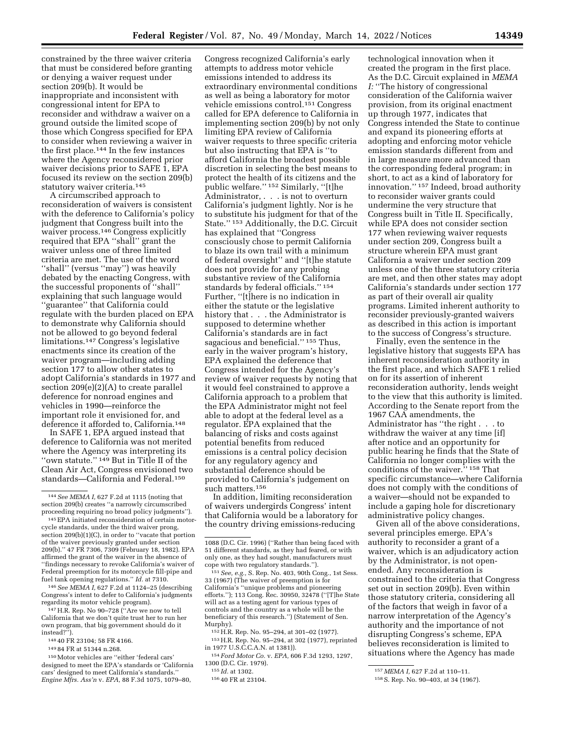constrained by the three waiver criteria that must be considered before granting or denying a waiver request under section 209(b). It would be inappropriate and inconsistent with congressional intent for EPA to reconsider and withdraw a waiver on a ground outside the limited scope of those which Congress specified for EPA to consider when reviewing a waiver in the first place.[144] In the few instances where the Agency reconsidered prior waiver decisions prior to SAFE 1, EPA focused its review on the section 209(b) statutory waiver criteria.[145]

A circumscribed approach to reconsideration of waivers is consistent with the deference to California's policy judgment that Congress built into the waiver process.[146] Congress explicitly required that EPA ''shall'' grant the waiver unless one of three limited criteria are met. The use of the word ''shall'' (versus ''may'') was heavily debated by the enacting Congress, with the successful proponents of ''shall'' explaining that such language would ''guarantee'' that California could regulate with the burden placed on EPA to demonstrate why California should not be allowed to go beyond federal limitations.[147] Congress's legislative enactments since its creation of the waiver program—including adding section 177 to allow other states to adopt California's standards in 1977 and section 209(e)(2)(A) to create parallel deference for nonroad engines and vehicles in 1990—reinforce the important role it envisioned for, and deference it afforded to, California.[148]

In SAFE 1, EPA argued instead that deference to California was not merited where the Agency was interpreting its ''own statute.'' [149] But in Title II of the Clean Air Act, Congress envisioned two standards—California and Federal.[150] Congress recognized California's early attempts to address motor vehicle emissions intended to address its extraordinary environmental conditions as well as being a laboratory for motor vehicle emissions control.[151] Congress called for EPA deference to California in implementing section 209(b) by not only limiting EPA review of California waiver requests to three specific criteria but also instructing that EPA is ''to afford California the broadest possible discretion in selecting the best means to protect the health of its citizens and the public welfare.'' [152] Similarly, ''[t]he Administrator, . . . is not to overturn California's judgment lightly. Nor is he to substitute his judgment for that of the State.'' [153] Additionally, the D.C. Circuit has explained that ''Congress consciously chose to permit California to blaze its own trail with a minimum of federal oversight'' and ''[t]he statute does not provide for any probing substantive review of the California standards by federal officials.'' [154] Further, ''[t]here is no indication in either the statute or the legislative history that . . . the Administrator is supposed to determine whether California's standards are in fact sagacious and beneficial.'' [155] Thus, early in the waiver program's history, EPA explained the deference that Congress intended for the Agency's review of waiver requests by noting that it would feel constrained to approve a California approach to a problem that the EPA Administrator might not feel able to adopt at the federal level as a regulator. EPA explained that the balancing of risks and costs against potential benefits from reduced emissions is a central policy decision for any regulatory agency and substantial deference should be provided to California's judgement on such matters.[156]

In addition, limiting reconsideration of waivers undergirds Congress' intent that California would be a laboratory for the country driving emissions-reducing technological innovation when it created the program in the first place. As the D.C. Circuit explained in *MEMA I:* ''The history of congressional consideration of the California waiver provision, from its original enactment up through 1977, indicates that Congress intended the State to continue and expand its pioneering efforts at adopting and enforcing motor vehicle emission standards different from and in large measure more advanced than the corresponding federal program; in short, to act as a kind of laboratory for innovation.'' [157] Indeed, broad authority to reconsider waiver grants could undermine the very structure that Congress built in Title II. Specifically, while EPA does not consider section 177 when reviewing waiver requests under section 209, Congress built a structure wherein EPA must grant California a waiver under section 209 unless one of the three statutory criteria are met, and then other states may adopt California's standards under section 177 as part of their overall air quality programs. Limited inherent authority to reconsider previously-granted waivers as described in this action is important to the success of Congress's structure.

Finally, even the sentence in the legislative history that suggests EPA has inherent reconsideration authority in the first place, and which SAFE 1 relied on for its assertion of inherent reconsideration authority, lends weight to the view that this authority is limited. According to the Senate report from the 1967 CAA amendments, the Administrator has ''the right . . . to withdraw the waiver at any time [if] after notice and an opportunity for public hearing he finds that the State of California no longer complies with the conditions of the waiver.'' [158] That specific circumstance—where California does not comply with the conditions of a waiver—should not be expanded to include a gaping hole for discretionary administrative policy changes.

Given all of the above considerations, several principles emerge. EPA's authority to reconsider a grant of a waiver, which is an adjudicatory action by the Administrator, is not open-ended. Any reconsideration is constrained to the criteria that Congress set out in section 209(b). Even within those statutory criteria, considering all of the factors that weigh in favor of a narrow interpretation of the Agency's authority and the importance of not disrupting Congress's scheme, EPA believes reconsideration is limited to situations where the Agency has made

---

[144] *See MEMA I,* 627 F.2d at 1115 (noting that section 209(b) creates ''a narrowly circumscribed proceeding requiring no broad policy judgments'').

[145] EPA initiated reconsideration of certain motorcycle standards, under the third waiver prong, section 209(b)(1)(C), in order to ''vacate that portion of the waiver previously granted under section 209(b).'' 47 FR 7306, 7309 (February 18, 1982). EPA affirmed the grant of the waiver in the absence of ''findings necessary to revoke California's waiver of Federal preemption for its motorcycle fill-pipe and fuel tank opening regulations.'' *Id.* at 7310.

[146] *See MEMA I,* 627 F.2d at 1124–25 (describing Congress's intent to defer to California's judgments regarding its motor vehicle program).

[147] H.R. Rep. No 90–728 (''Are we now to tell California that we don't quite trust her to run her own program, that big government should do it instead?'').

[148] 40 FR 23104; 58 FR 4166.

[149] 84 FR at 51344 n.268.

[150] Motor vehicles are ''either 'federal cars' designed to meet the EPA's standards or 'California cars' designed to meet California's standards.'' *Engine Mfrs. Ass'n* v. *EPA,* 88 F.3d 1075, 1079–80, 1088 (D.C. Cir. 1996) (''Rather than being faced with 51 different standards, as they had feared, or with only one, as they had sought, manufacturers must cope with two regulatory standards.'').

[151] *See, e.g.,* S. Rep. No. 403, 90th Cong., 1st Sess. 33 (1967) (The waiver of preemption is for California's ''unique problems and pioneering efforts.''); 113 Cong. Rec. 30950, 32478 (''[T]he State will act as a testing agent for various types of controls and the country as a whole will be the beneficiary of this research.'') (Statement of Sen. Murphy).

[152] H.R. Rep. No. 95–294, at 301–02 (1977).

[153] H.R. Rep. No. 95–294, at 302 (1977), reprinted in 1977 U.S.C.C.A.N. at 1381)).

[154] *Ford Motor Co.* v. *EPA,* 606 F.3d 1293, 1297, 1300 (D.C. Cir. 1979).

[155] *Id.* at 1302.

[156] 40 FR at 23104.

[157] *MEMA I,* 627 F.2d at 110–11.

[158] S. Rep. No. 90–403, at 34 (1967).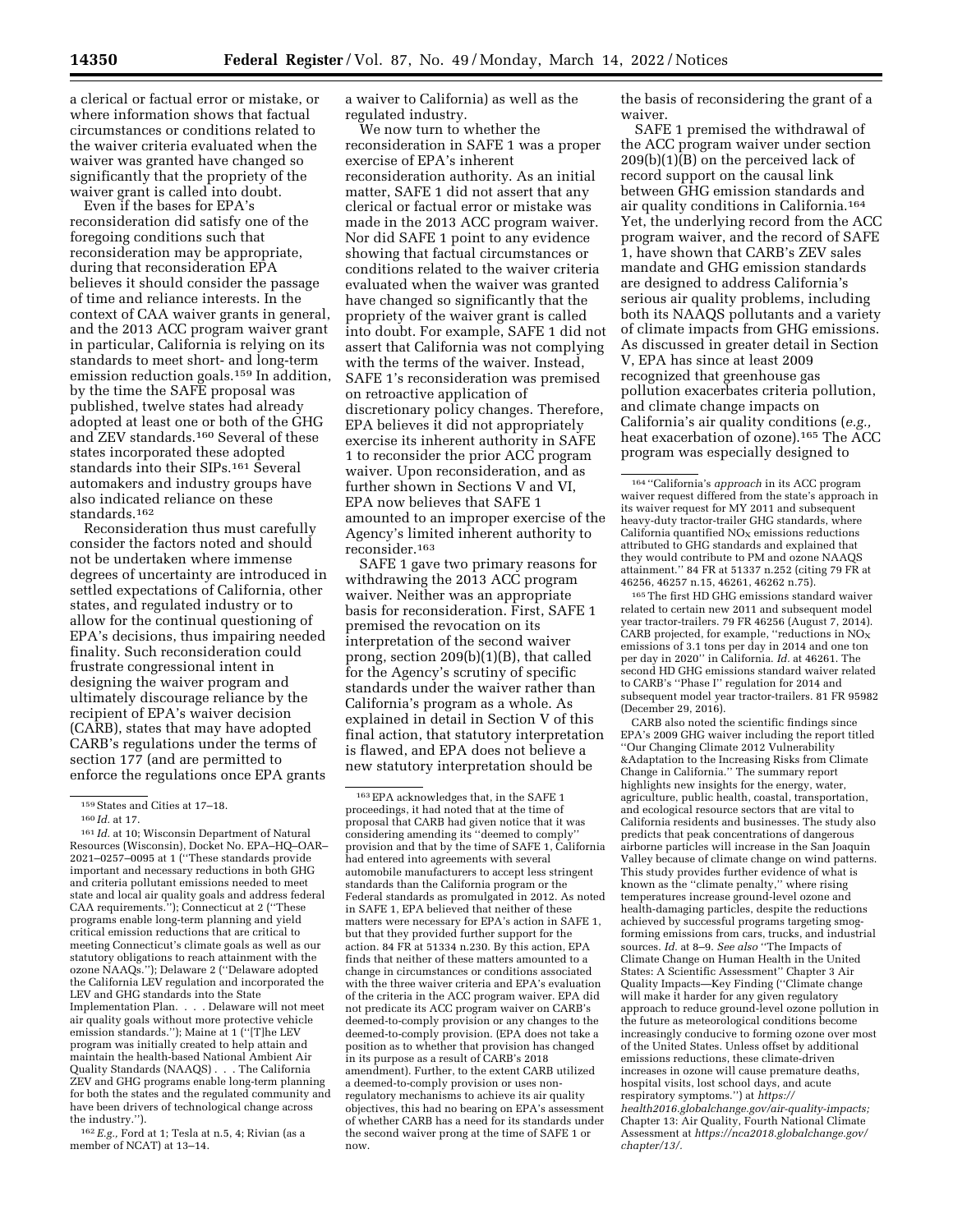a clerical or factual error or mistake, or where information shows that factual circumstances or conditions related to the waiver criteria evaluated when the waiver was granted have changed so significantly that the propriety of the waiver grant is called into doubt.

Even if the bases for EPA's reconsideration did satisfy one of the foregoing conditions such that reconsideration may be appropriate, during that reconsideration EPA believes it should consider the passage of time and reliance interests. In the context of CAA waiver grants in general, and the 2013 ACC program waiver grant in particular, California is relying on its standards to meet short- and long-term emission reduction goals.[159] In addition, by the time the SAFE proposal was published, twelve states had already adopted at least one or both of the GHG and ZEV standards.[160] Several of these states incorporated these adopted standards into their SIPs.[161] Several automakers and industry groups have also indicated reliance on these standards.[162]

Reconsideration thus must carefully consider the factors noted and should not be undertaken where immense degrees of uncertainty are introduced in settled expectations of California, other states, and regulated industry or to allow for the continual questioning of EPA's decisions, thus impairing needed finality. Such reconsideration could frustrate congressional intent in designing the waiver program and ultimately discourage reliance by the recipient of EPA's waiver decision (CARB), states that may have adopted CARB's regulations under the terms of section 177 (and are permitted to enforce the regulations once EPA grants a waiver to California) as well as the regulated industry.

We now turn to whether the reconsideration in SAFE 1 was a proper exercise of EPA's inherent reconsideration authority. As an initial matter, SAFE 1 did not assert that any clerical or factual error or mistake was made in the 2013 ACC program waiver. Nor did SAFE 1 point to any evidence showing that factual circumstances or conditions related to the waiver criteria evaluated when the waiver was granted have changed so significantly that the propriety of the waiver grant is called into doubt. For example, SAFE 1 did not assert that California was not complying with the terms of the waiver. Instead, SAFE 1's reconsideration was premised on retroactive application of discretionary policy changes. Therefore, EPA believes it did not appropriately exercise its inherent authority in SAFE 1 to reconsider the prior ACC program waiver. Upon reconsideration, and as further shown in Sections V and VI, EPA now believes that SAFE 1 amounted to an improper exercise of the Agency's limited inherent authority to reconsider.[163]

SAFE 1 gave two primary reasons for withdrawing the 2013 ACC program waiver. Neither was an appropriate basis for reconsideration. First, SAFE 1 premised the revocation on its interpretation of the second waiver prong, section 209(b)(1)(B), that called for the Agency's scrutiny of specific standards under the waiver rather than California's program as a whole. As explained in detail in Section V of this final action, that statutory interpretation is flawed, and EPA does not believe a new statutory interpretation should be the basis of reconsidering the grant of a waiver.

SAFE 1 premised the withdrawal of the ACC program waiver under section 209(b)(1)(B) on the perceived lack of record support on the causal link between GHG emission standards and air quality conditions in California.[164] Yet, the underlying record from the ACC program waiver, and the record of SAFE 1, have shown that CARB's ZEV sales mandate and GHG emission standards are designed to address California's serious air quality problems, including both its NAAQS pollutants and a variety of climate impacts from GHG emissions. As discussed in greater detail in Section V, EPA has since at least 2009 recognized that greenhouse gas pollution exacerbates criteria pollution, and climate change impacts on California's air quality conditions (*e.g.*, heat exacerbation of ozone).[165] The ACC program was especially designed to

---

[159] States and Cities at 17–18.

[160] *Id.* at 17.

[161] *Id.* at 10; Wisconsin Department of Natural Resources (Wisconsin), Docket No. EPA–HQ–OAR–2021–0257–0095 at 1 (''These standards provide important and necessary reductions in both GHG and criteria pollutant emissions needed to meet state and local air quality goals and address federal CAA requirements.''); Connecticut at 2 (''These programs enable long-term planning and yield critical emission reductions that are critical to meeting Connecticut's climate goals as well as our statutory obligations to reach attainment with the ozone NAAQs.''); Delaware 2 (''Delaware adopted the California LEV regulation and incorporated the LEV and GHG standards into the State Implementation Plan. . . . Delaware will not meet air quality goals without more protective vehicle emission standards.''); Maine at 1 (''[T]he LEV program was initially created to help attain and maintain the health-based National Ambient Air Quality Standards (NAAQS) . . . The California ZEV and GHG programs enable long-term planning for both the states and the regulated community and have been drivers of technological change across the industry.'').

[162] *E.g.,* Ford at 1; Tesla at n.5, 4; Rivian (as a member of NCAT) at 13–14.

[163] EPA acknowledges that, in the SAFE 1 proceedings, it had noted that at the time of proposal that CARB had given notice that it was considering amending its ''deemed to comply'' provision and that by the time of SAFE 1, California had entered into agreements with several automobile manufacturers to accept less stringent standards than the California program or the Federal standards as promulgated in 2012. As noted in SAFE 1, EPA believed that neither of these matters were necessary for EPA's action in SAFE 1, but that they provided further support for the action. 84 FR at 51334 n.230. By this action, EPA finds that neither of these matters amounted to a change in circumstances or conditions associated with the three waiver criteria and EPA's evaluation of the criteria in the ACC program waiver. EPA did not predicate its ACC program waiver on CARB's deemed-to-comply provision or any changes to the deemed-to-comply provision. (EPA does not take a position as to whether that provision has changed in its purpose as a result of CARB's 2018 amendment). Further, to the extent CARB utilized a deemed-to-comply provision or uses non-regulatory mechanisms to achieve its air quality objectives, this had no bearing on EPA's assessment of whether CARB has a need for its standards under the second waiver prong at the time of SAFE 1 or now.

[164] ''California's *approach* in its ACC program waiver request differed from the state's approach in its waiver request for MY 2011 and subsequent heavy-duty tractor-trailer GHG standards, where California quantified $NO_X$ emissions reductions attributed to GHG standards and explained that they would contribute to PM and ozone NAAQS attainment.'' 84 FR at 51337 n.252 (citing 79 FR at 46256, 46257 n.15, 46261, 46262 n.75).

[165] The first HD GHG emissions standard waiver related to certain new 2011 and subsequent model year tractor-trailers. 79 FR 46256 (August 7, 2014). CARB projected, for example, ''reductions in $NO_X$ emissions of 3.1 tons per day in 2014 and one ton per day in 2020'' in California. *Id.* at 46261. The second HD GHG emissions standard waiver related to CARB's ''Phase I'' regulation for 2014 and subsequent model year tractor-trailers. 81 FR 95982 (December 29, 2016).

CARB also noted the scientific findings since EPA's 2009 GHG waiver including the report titled ''Our Changing Climate 2012 Vulnerability &Adaptation to the Increasing Risks from Climate Change in California.'' The summary report highlights new insights for the energy, water, agriculture, public health, coastal, transportation, and ecological resource sectors that are vital to California residents and businesses. The study also predicts that peak concentrations of dangerous airborne particles will increase in the San Joaquin Valley because of climate change on wind patterns. This study provides further evidence of what is known as the ''climate penalty,'' where rising temperatures increase ground-level ozone and health-damaging particles, despite the reductions achieved by successful programs targeting smog-forming emissions from cars, trucks, and industrial sources. *Id.* at 8–9. *See also* ''The Impacts of Climate Change on Human Health in the United States: A Scientific Assessment'' Chapter 3 Air Quality Impacts—Key Finding (''Climate change will make it harder for any given regulatory approach to reduce ground-level ozone pollution in the future as meteorological conditions become increasingly conducive to forming ozone over most of the United States. Unless offset by additional emissions reductions, these climate-driven increases in ozone will cause premature deaths, hospital visits, lost school days, and acute respiratory symptoms.'') at *https://health2016.globalchange.gov/air-quality-impacts;* Chapter 13: Air Quality, Fourth National Climate Assessment at *https://nca2018.globalchange.gov/chapter/13/.*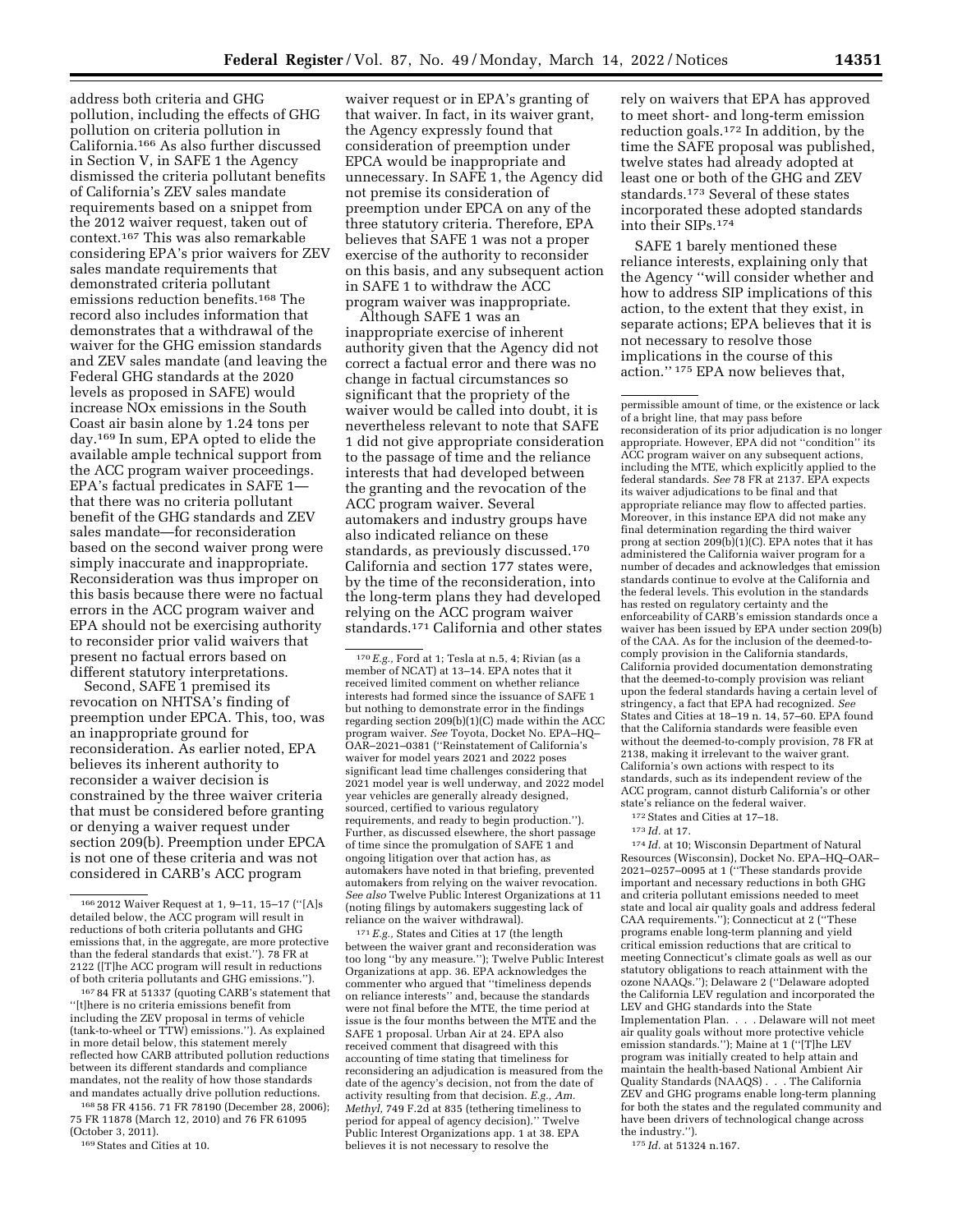address both criteria and GHG pollution, including the effects of GHG pollution on criteria pollution in California.[166] As also further discussed in Section V, in SAFE 1 the Agency dismissed the criteria pollutant benefits of California's ZEV sales mandate requirements based on a snippet from the 2012 waiver request, taken out of context.[167] This was also remarkable considering EPA's prior waivers for ZEV sales mandate requirements that demonstrated criteria pollutant emissions reduction benefits.[168] The record also includes information that demonstrates that a withdrawal of the waiver for the GHG emission standards and ZEV sales mandate (and leaving the Federal GHG standards at the 2020 levels as proposed in SAFE) would increase NOx emissions in the South Coast air basin alone by 1.24 tons per day.[169] In sum, EPA opted to elide the available ample technical support from the ACC program waiver proceedings. EPA's factual predicates in SAFE 1—that there was no criteria pollutant benefit of the GHG standards and ZEV sales mandate—for reconsideration based on the second waiver prong were simply inaccurate and inappropriate. Reconsideration was thus improper on this basis because there were no factual errors in the ACC program waiver and EPA should not be exercising authority to reconsider prior valid waivers that present no factual errors based on different statutory interpretations.

Second, SAFE 1 premised its revocation on NHTSA's finding of preemption under EPCA. This, too, was an inappropriate ground for reconsideration. As earlier noted, EPA believes its inherent authority to reconsider a waiver decision is constrained by the three waiver criteria that must be considered before granting or denying a waiver request under section 209(b). Preemption under EPCA is not one of these criteria and was not considered in CARB's ACC program waiver request or in EPA's granting of that waiver. In fact, in its waiver grant, the Agency expressly found that consideration of preemption under EPCA would be inappropriate and unnecessary. In SAFE 1, the Agency did not premise its consideration of preemption under EPCA on any of the three statutory criteria. Therefore, EPA believes that SAFE 1 was not a proper exercise of the authority to reconsider on this basis, and any subsequent action in SAFE 1 to withdraw the ACC program waiver was inappropriate.

Although SAFE 1 was an inappropriate exercise of inherent authority given that the Agency did not correct a factual error and there was no change in factual circumstances so significant that the propriety of the waiver would be called into doubt, it is nevertheless relevant to note that SAFE 1 did not give appropriate consideration to the passage of time and the reliance interests that had developed between the granting and the revocation of the ACC program waiver. Several automakers and industry groups have also indicated reliance on these standards, as previously discussed.[170] California and section 177 states were, by the time of the reconsideration, into the long-term plans they had developed relying on the ACC program waiver standards.[171] California and other states rely on waivers that EPA has approved to meet short- and long-term emission reduction goals.[172] In addition, by the time the SAFE proposal was published, twelve states had already adopted at least one or both of the GHG and ZEV standards.[173] Several of these states incorporated these adopted standards into their SIPs.[174]

SAFE 1 barely mentioned these reliance interests, explaining only that the Agency "will consider whether and how to address SIP implications of this action, to the extent that they exist, in separate actions; EPA believes that it is not necessary to resolve those implications in the course of this action." [175] EPA now believes that,

---

[166] 2012 Waiver Request at 1, 9–11, 15–17 ("[A]s detailed below, the ACC program will result in reductions of both criteria pollutants and GHG emissions that, in the aggregate, are more protective than the federal standards that exist."). 78 FR at 2122 ([T]he ACC program will result in reductions of both criteria pollutants and GHG emissions.").

[167] 84 FR at 51337 (quoting CARB's statement that "[t]here is no criteria emissions benefit from including the ZEV proposal in terms of vehicle (tank-to-wheel or TTW) emissions."). As explained in more detail below, this statement merely reflected how CARB attributed pollution reductions between its different standards and compliance mandates, not the reality of how those standards and mandates actually drive pollution reductions.

[168] 58 FR 4156. 71 FR 78190 (December 28, 2006); 75 FR 11878 (March 12, 2010) and 76 FR 61095 (October 3, 2011).

[169] States and Cities at 10.

[170] *E.g.,* Ford at 1; Tesla at n.5, 4; Rivian (as a member of NCAT) at 13–14. EPA notes that it received limited comment on whether reliance interests had formed since the issuance of SAFE 1 but nothing to demonstrate error in the findings regarding section 209(b)(1)(C) made within the ACC program waiver. *See* Toyota, Docket No. EPA–HQ–OAR–2021–0381 ("Reinstatement of California's waiver for model years 2021 and 2022 poses significant lead time challenges considering that 2021 model year is well underway, and 2022 model year vehicles are generally already designed, sourced, certified to various regulatory requirements, and ready to begin production."). Further, as discussed elsewhere, the short passage of time since the promulgation of SAFE 1 and ongoing litigation over that action has, as automakers have noted in that briefing, prevented automakers from relying on the waiver revocation. *See also* Twelve Public Interest Organizations at 11 (noting filings by automakers suggesting lack of reliance on the waiver withdrawal).

[171] *E.g.,* States and Cities at 17 (the length between the waiver grant and reconsideration was too long "by any measure."); Twelve Public Interest Organizations at app. 36. EPA acknowledges the commenter who argued that "timeliness depends on reliance interests" and, because the standards were not final before the MTE, the time period at issue is the four months between the MTE and the SAFE 1 proposal. Urban Air at 24. EPA also received comment that disagreed with this accounting of time stating that timeliness for reconsidering an adjudication is measured from the date of the agency's decision, not from the date of activity resulting from that decision. *E.g., Am. Methyl,* 749 F.2d at 835 (tethering timeliness to period for appeal of agency decision)." Twelve Public Interest Organizations app. 1 at 38. EPA believes it is not necessary to resolve the permissible amount of time, or the existence or lack of a bright line, that may pass before reconsideration of its prior adjudication is no longer appropriate. However, EPA did not "condition" its ACC program waiver on any subsequent actions, including the MTE, which explicitly applied to the federal standards. *See* 78 FR at 2137. EPA expects its waiver adjudications to be final and that appropriate reliance may flow to affected parties. Moreover, in this instance EPA did not make any final determination regarding the third waiver prong at section 209(b)(1)(C). EPA notes that it has administered the California waiver program for a number of decades and acknowledges that emission standards continue to evolve at the California and the federal levels. This evolution in the standards has rested on regulatory certainty and the enforceability of CARB's emission standards once a waiver has been issued by EPA under section 209(b) of the CAA. As for the inclusion of the deemed-to-comply provision in the California standards, California provided documentation demonstrating that the deemed-to-comply provision was reliant upon the federal standards having a certain level of stringency, a fact that EPA had recognized. *See* States and Cities at 18–19 n. 14, 57–60. EPA found that the California standards were feasible even without the deemed-to-comply provision, 78 FR at 2138, making it irrelevant to the waiver grant. California's own actions with respect to its standards, such as its independent review of the ACC program, cannot disturb California's or other state's reliance on the federal waiver.

[172] States and Cities at 17–18.

[173] *Id.* at 17.

[174] *Id.* at 10; Wisconsin Department of Natural Resources (Wisconsin), Docket No. EPA–HQ–OAR–2021–0257–0095 at 1 ("These standards provide important and necessary reductions in both GHG and criteria pollutant emissions needed to meet state and local air quality goals and address federal CAA requirements."); Connecticut at 2 ("These programs enable long-term planning and yield critical emission reductions that are critical to meeting Connecticut's climate goals as well as our statutory obligations to reach attainment with the ozone NAAQs."); Delaware 2 ("Delaware adopted the California LEV regulation and incorporated the LEV and GHG standards into the State Implementation Plan. . . . Delaware will not meet air quality goals without more protective vehicle emission standards."); Maine at 1 ("[T]he LEV program was initially created to help attain and maintain the health-based National Ambient Air Quality Standards (NAAQS) . . . The California ZEV and GHG programs enable long-term planning for both the states and the regulated community and have been drivers of technological change across the industry.").

[175] *Id.* at 51324 n.167.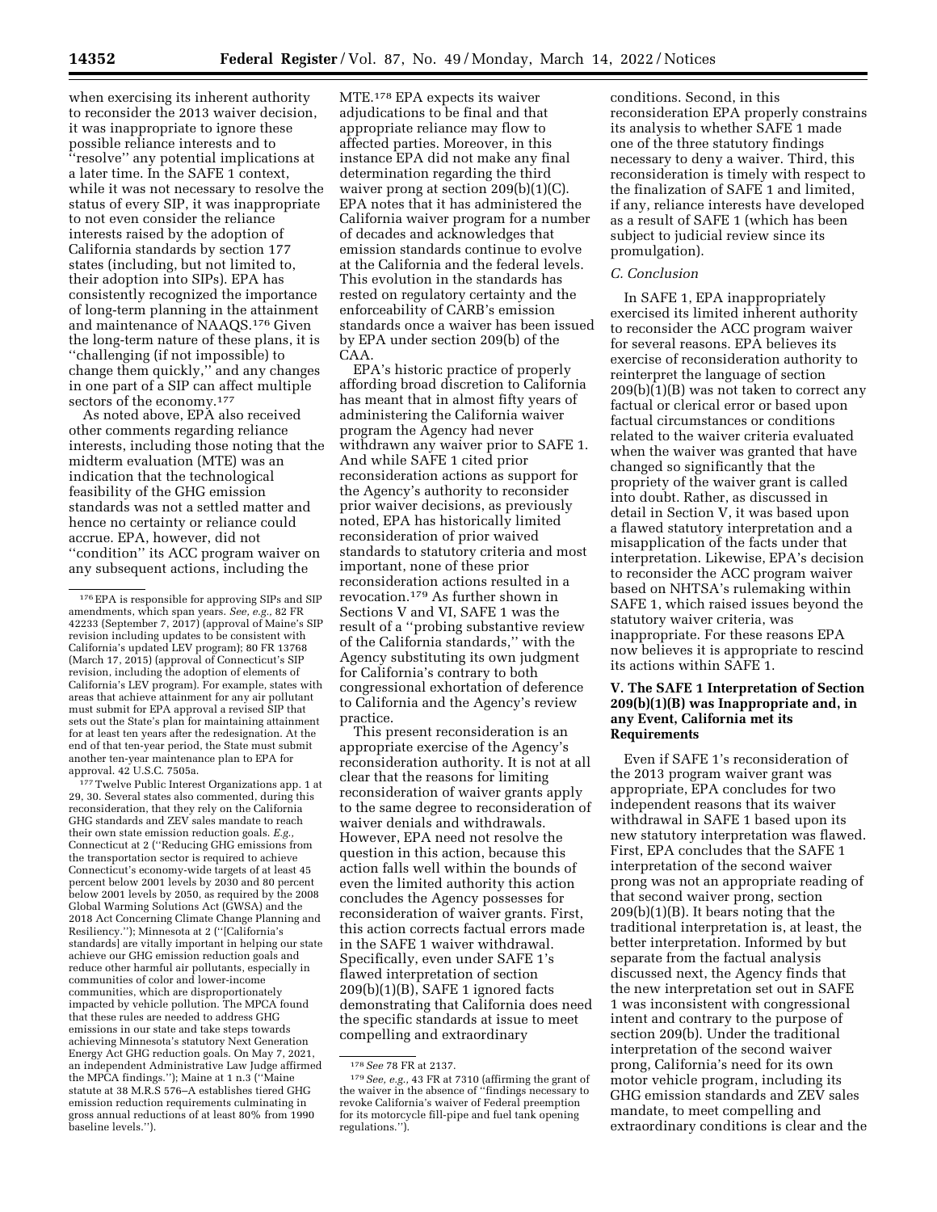when exercising its inherent authority to reconsider the 2013 waiver decision, it was inappropriate to ignore these possible reliance interests and to "resolve" any potential implications at a later time. In the SAFE 1 context, while it was not necessary to resolve the status of every SIP, it was inappropriate to not even consider the reliance interests raised by the adoption of California standards by section 177 states (including, but not limited to, their adoption into SIPs). EPA has consistently recognized the importance of long-term planning in the attainment and maintenance of NAAQS.[176] Given the long-term nature of these plans, it is "challenging (if not impossible) to change them quickly," and any changes in one part of a SIP can affect multiple sectors of the economy.[177]

As noted above, EPA also received other comments regarding reliance interests, including those noting that the midterm evaluation (MTE) was an indication that the technological feasibility of the GHG emission standards was not a settled matter and hence no certainty or reliance could accrue. EPA, however, did not "condition" its ACC program waiver on any subsequent actions, including the MTE.[178] EPA expects its waiver adjudications to be final and that appropriate reliance may flow to affected parties. Moreover, in this instance EPA did not make any final determination regarding the third waiver prong at section 209(b)(1)(C). EPA notes that it has administered the California waiver program for a number of decades and acknowledges that emission standards continue to evolve at the California and the federal levels. This evolution in the standards has rested on regulatory certainty and the enforceability of CARB's emission standards once a waiver has been issued by EPA under section 209(b) of the CAA.

EPA's historic practice of properly affording broad discretion to California has meant that in almost fifty years of administering the California waiver program the Agency had never withdrawn any waiver prior to SAFE 1. And while SAFE 1 cited prior reconsideration actions as support for the Agency's authority to reconsider prior waiver decisions, as previously noted, EPA has historically limited reconsideration of prior waived standards to statutory criteria and most important, none of these prior reconsideration actions resulted in a revocation.[179] As further shown in Sections V and VI, SAFE 1 was the result of a "probing substantive review of the California standards," with the Agency substituting its own judgment for California's contrary to both congressional exhortation of deference to California and the Agency's review practice.

This present reconsideration is an appropriate exercise of the Agency's reconsideration authority. It is not at all clear that the reasons for limiting reconsideration of waiver grants apply to the same degree to reconsideration of waiver denials and withdrawals. However, EPA need not resolve the question in this action, because this action falls well within the bounds of even the limited authority this action concludes the Agency possesses for reconsideration of waiver grants. First, this action corrects factual errors made in the SAFE 1 waiver withdrawal. Specifically, even under SAFE 1's flawed interpretation of section 209(b)(1)(B), SAFE 1 ignored facts demonstrating that California does need the specific standards at issue to meet compelling and extraordinary conditions. Second, in this reconsideration EPA properly constrains its analysis to whether SAFE 1 made one of the three statutory findings necessary to deny a waiver. Third, this reconsideration is timely with respect to the finalization of SAFE 1 and limited, if any, reliance interests have developed as a result of SAFE 1 (which has been subject to judicial review since its promulgation).

### C. Conclusion

In SAFE 1, EPA inappropriately exercised its limited inherent authority to reconsider the ACC program waiver for several reasons. EPA believes its exercise of reconsideration authority to reinterpret the language of section 209(b)(1)(B) was not taken to correct any factual or clerical error or based upon factual circumstances or conditions related to the waiver criteria evaluated when the waiver was granted that have changed so significantly that the propriety of the waiver grant is called into doubt. Rather, as discussed in detail in Section V, it was based upon a flawed statutory interpretation and a misapplication of the facts under that interpretation. Likewise, EPA's decision to reconsider the ACC program waiver based on NHTSA's rulemaking within SAFE 1, which raised issues beyond the statutory waiver criteria, was inappropriate. For these reasons EPA now believes it is appropriate to rescind its actions within SAFE 1.

## V. The SAFE 1 Interpretation of Section 209(b)(1)(B) was Inappropriate and, in any Event, California met its Requirements

Even if SAFE 1's reconsideration of the 2013 program waiver grant was appropriate, EPA concludes for two independent reasons that its waiver withdrawal in SAFE 1 based upon its new statutory interpretation was flawed. First, EPA concludes that the SAFE 1 interpretation of the second waiver prong was not an appropriate reading of that second waiver prong, section 209(b)(1)(B). It bears noting that the traditional interpretation is, at least, the better interpretation. Informed by but separate from the factual analysis discussed next, the Agency finds that the new interpretation set out in SAFE 1 was inconsistent with congressional intent and contrary to the purpose of section 209(b). Under the traditional interpretation of the second waiver prong, California's need for its own motor vehicle program, including its GHG emission standards and ZEV sales mandate, to meet compelling and extraordinary conditions is clear and the

---

[176] EPA is responsible for approving SIPs and SIP amendments, which span years. *See, e.g.,* 82 FR 42233 (September 7, 2017) (approval of Maine's SIP revision including updates to be consistent with California's updated LEV program); 80 FR 13768 (March 17, 2015) (approval of Connecticut's SIP revision, including the adoption of elements of California's LEV program). For example, states with areas that achieve attainment for any air pollutant must submit for EPA approval a revised SIP that sets out the State's plan for maintaining attainment for at least ten years after the redesignation. At the end of that ten-year period, the State must submit another ten-year maintenance plan to EPA for approval. 42 U.S.C. 7505a.

[177] Twelve Public Interest Organizations app. 1 at 29, 30. Several states also commented, during this reconsideration, that they rely on the California GHG standards and ZEV sales mandate to reach their own state emission reduction goals. *E.g.,* Connecticut at 2 ("Reducing GHG emissions from the transportation sector is required to achieve Connecticut's economy-wide targets of at least 45 percent below 2001 levels by 2030 and 80 percent below 2001 levels by 2050, as required by the 2008 Global Warming Solutions Act (GWSA) and the 2018 Act Concerning Climate Change Planning and Resiliency."); Minnesota at 2 ("[California's standards] are vitally important in helping our state achieve our GHG emission reduction goals and reduce other harmful air pollutants, especially in communities of color and lower-income communities, which are disproportionately impacted by vehicle pollution. The MPCA found that these rules are needed to address GHG emissions in our state and take steps towards achieving Minnesota's statutory Next Generation Energy Act GHG reduction goals. On May 7, 2021, an independent Administrative Law Judge affirmed the MPCA findings."); Maine at 1 n.3 ("Maine statute at 38 M.R.S 576–A establishes tiered GHG emission reduction requirements culminating in gross annual reductions of at least 80% from 1990 baseline levels.").

[178] *See* 78 FR at 2137.

[179] *See, e.g.,* 43 FR at 7310 (affirming the grant of the waiver in the absence of "findings necessary to revoke California's waiver of Federal preemption for its motorcycle fill-pipe and fuel tank opening regulations.").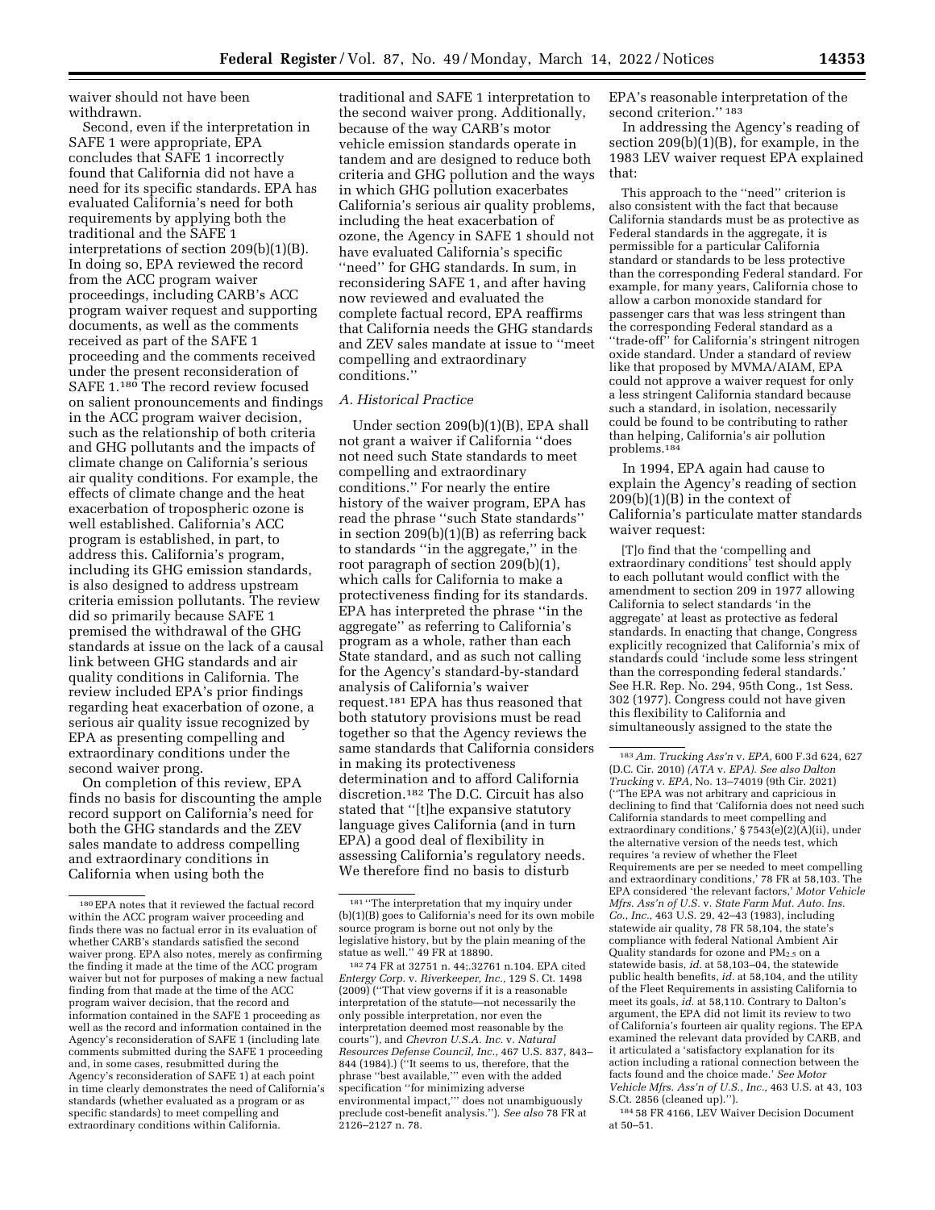waiver should not have been withdrawn.

Second, even if the interpretation in SAFE 1 were appropriate, EPA concludes that SAFE 1 incorrectly found that California did not have a need for its specific standards. EPA has evaluated California's need for both requirements by applying both the traditional and the SAFE 1 interpretations of section 209(b)(1)(B). In doing so, EPA reviewed the record from the ACC program waiver proceedings, including CARB's ACC program waiver request and supporting documents, as well as the comments received as part of the SAFE 1 proceeding and the comments received under the present reconsideration of SAFE 1.[180] The record review focused on salient pronouncements and findings in the ACC program waiver decision, such as the relationship of both criteria and GHG pollutants and the impacts of climate change on California's serious air quality conditions. For example, the effects of climate change and the heat exacerbation of tropospheric ozone is well established. California's ACC program is established, in part, to address this. California's program, including its GHG emission standards, is also designed to address upstream criteria emission pollutants. The review did so primarily because SAFE 1 premised the withdrawal of the GHG standards at issue on the lack of a causal link between GHG standards and air quality conditions in California. The review included EPA's prior findings regarding heat exacerbation of ozone, a serious air quality issue recognized by EPA as presenting compelling and extraordinary conditions under the second waiver prong.

On completion of this review, EPA finds no basis for discounting the ample record support on California's need for both the GHG standards and the ZEV sales mandate to address compelling and extraordinary conditions in California when using both the traditional and SAFE 1 interpretation to the second waiver prong. Additionally, because of the way CARB's motor vehicle emission standards operate in tandem and are designed to reduce both criteria and GHG pollution and the ways in which GHG pollution exacerbates California's serious air quality problems, including the heat exacerbation of ozone, the Agency in SAFE 1 should not have evaluated California's specific "need" for GHG standards. In sum, in reconsidering SAFE 1, and after having now reviewed and evaluated the complete factual record, EPA reaffirms that California needs the GHG standards and ZEV sales mandate at issue to "meet compelling and extraordinary conditions."

### A. Historical Practice

Under section 209(b)(1)(B), EPA shall not grant a waiver if California "does not need such State standards to meet compelling and extraordinary conditions." For nearly the entire history of the waiver program, EPA has read the phrase "such State standards" in section 209(b)(1)(B) as referring back to standards "in the aggregate," in the root paragraph of section 209(b)(1), which calls for California to make a protectiveness finding for its standards. EPA has interpreted the phrase "in the aggregate" as referring to California's program as a whole, rather than each State standard, and as such not calling for the Agency's standard-by-standard analysis of California's waiver request.[181] EPA has thus reasoned that both statutory provisions must be read together so that the Agency reviews the same standards that California considers in making its protectiveness determination and to afford California discretion.[182] The D.C. Circuit has also stated that "[t]he expansive statutory language gives California (and in turn EPA) a good deal of flexibility in assessing California's regulatory needs. We therefore find no basis to disturb EPA's reasonable interpretation of the second criterion."[183]

In addressing the Agency's reading of section 209(b)(1)(B), for example, in the 1983 LEV waiver request EPA explained that:

> This approach to the "need" criterion is also consistent with the fact that because California standards must be as protective as Federal standards in the aggregate, it is permissible for a particular California standard or standards to be less protective than the corresponding Federal standard. For example, for many years, California chose to allow a carbon monoxide standard for passenger cars that was less stringent than the corresponding Federal standard as a "trade-off" for California's stringent nitrogen oxide standard. Under a standard of review like that proposed by MVMA/AIAM, EPA could not approve a waiver request for only a less stringent California standard because such a standard, in isolation, necessarily could be found to be contributing to rather than helping, California's air pollution problems.[184]

In 1994, EPA again had cause to explain the Agency's reading of section 209(b)(1)(B) in the context of California's particulate matter standards waiver request:

> [T]o find that the 'compelling and extraordinary conditions' test should apply to each pollutant would conflict with the amendment to section 209 in 1977 allowing California to select standards 'in the aggregate' at least as protective as federal standards. In enacting that change, Congress explicitly recognized that California's mix of standards could 'include some less stringent than the corresponding federal standards.' See H.R. Rep. No. 294, 95th Cong., 1st Sess. 302 (1977). Congress could not have given this flexibility to California and simultaneously assigned to the state the

---

[180] EPA notes that it reviewed the factual record within the ACC program waiver proceeding and finds there was no factual error in its evaluation of whether CARB's standards satisfied the second waiver prong. EPA also notes, merely as confirming the finding it made at the time of the ACC program waiver but not for purposes of making a new factual finding from that made at the time of the ACC program waiver decision, that the record and information contained in the SAFE 1 proceeding as well as the record and information contained in the Agency's reconsideration of SAFE 1 (including late comments submitted during the SAFE 1 proceeding and, in some cases, resubmitted during the Agency's reconsideration of SAFE 1) at each point in time clearly demonstrates the need of California's standards (whether evaluated as a program or as specific standards) to meet compelling and extraordinary conditions within California.

[181] "The interpretation that my inquiry under (b)(1)(B) goes to California's need for its own mobile source program is borne out not only by the legislative history, but by the plain meaning of the statue as well." 49 FR at 18890.

[182] 74 FR at 32751 n. 44;.32761 n.104. EPA cited *Entergy Corp.* v. *Riverkeeper, Inc.,* 129 S. Ct. 1498 (2009) ("That view governs if it is a reasonable interpretation of the statute—not necessarily the only possible interpretation, nor even the interpretation deemed most reasonable by the courts"), and *Chevron U.S.A. Inc.* v. *Natural Resources Defense Council, Inc.,* 467 U.S. 837, 843–844 (1984).) ("It seems to us, therefore, that the phrase "best available,'" even with the added specification "for minimizing adverse environmental impact,'" does not unambiguously preclude cost-benefit analysis."). *See also* 78 FR at 2126–2127 n. 78.

[183] *Am. Trucking Ass'n* v. *EPA,* 600 F.3d 624, 627 (D.C. Cir. 2010) *(ATA* v. *EPA). See also Dalton Trucking* v. *EPA,* No. 13–74019 (9th Cir. 2021) ("The EPA was not arbitrary and capricious in declining to find that 'California does not need such California standards to meet compelling and extraordinary conditions,' § 7543(e)(2)(A)(ii), under the alternative version of the needs test, which requires 'a review of whether the Fleet Requirements are per se needed to meet compelling and extraordinary conditions,' 78 FR at 58,103. The EPA considered 'the relevant factors,' *Motor Vehicle Mfrs. Ass'n of U.S.* v. *State Farm Mut. Auto. Ins. Co., Inc.,* 463 U.S. 29, 42–43 (1983), including statewide air quality, 78 FR 58,104, the state's compliance with federal National Ambient Air Quality standards for ozone and $PM_{2.5}$ on a statewide basis, *id.* at 58,103–04, the statewide public health benefits, *id.* at 58,104, and the utility of the Fleet Requirements in assisting California to meet its goals, *id.* at 58,110. Contrary to Dalton's argument, the EPA did not limit its review to two of California's fourteen air quality regions. The EPA examined the relevant data provided by CARB, and it articulated a 'satisfactory explanation for its action including a rational connection between the facts found and the choice made.' *See Motor Vehicle Mfrs. Ass'n of U.S., Inc.,* 463 U.S. at 43, 103 S.Ct. 2856 (cleaned up).").

[184] 58 FR 4166, LEV Waiver Decision Document at 50–51.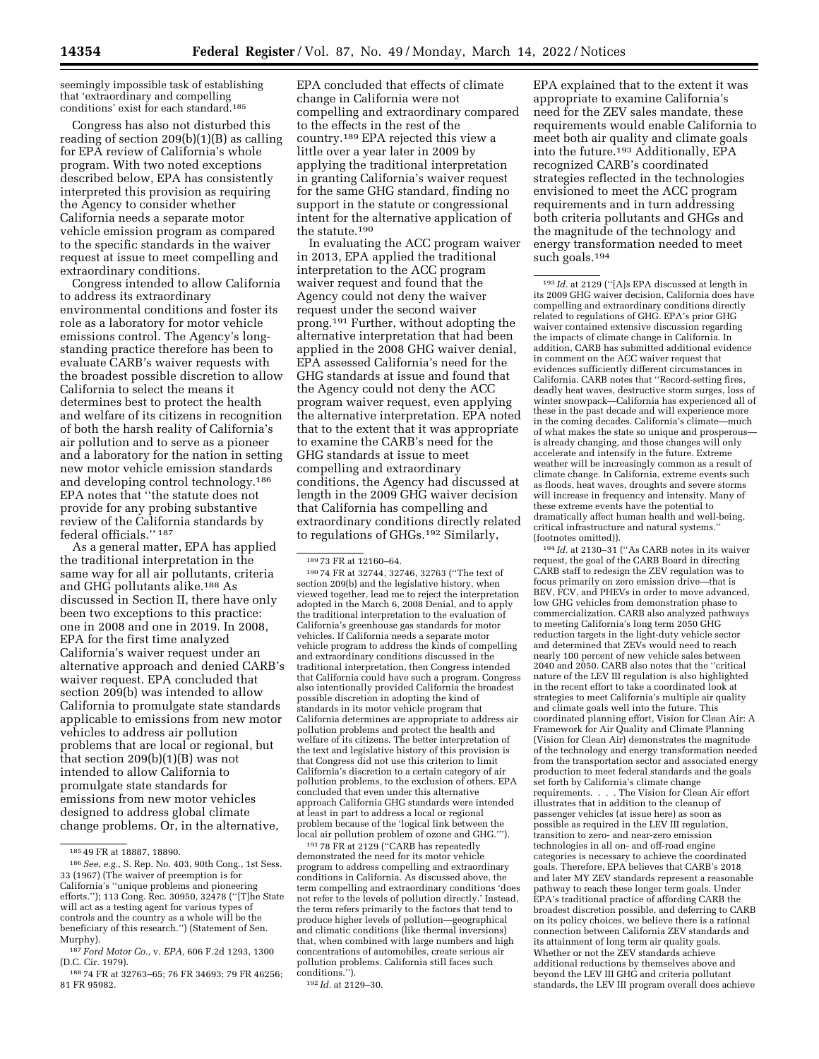seemingly impossible task of establishing that 'extraordinary and compelling conditions' exist for each standard.[185]

Congress has also not disturbed this reading of section 209(b)(1)(B) as calling for EPA review of California's whole program. With two noted exceptions described below, EPA has consistently interpreted this provision as requiring the Agency to consider whether California needs a separate motor vehicle emission program as compared to the specific standards in the waiver request at issue to meet compelling and extraordinary conditions.

Congress intended to allow California to address its extraordinary environmental conditions and foster its role as a laboratory for motor vehicle emissions control. The Agency's long-standing practice therefore has been to evaluate CARB's waiver requests with the broadest possible discretion to allow California to select the means it determines best to protect the health and welfare of its citizens in recognition of both the harsh reality of California's air pollution and to serve as a pioneer and a laboratory for the nation in setting new motor vehicle emission standards and developing control technology.[186] EPA notes that "the statute does not provide for any probing substantive review of the California standards by federal officials." [187]

As a general matter, EPA has applied the traditional interpretation in the same way for all air pollutants, criteria and GHG pollutants alike.[188] As discussed in Section II, there have only been two exceptions to this practice: one in 2008 and one in 2019. In 2008, EPA for the first time analyzed California's waiver request under an alternative approach and denied CARB's waiver request. EPA concluded that section 209(b) was intended to allow California to promulgate state standards applicable to emissions from new motor vehicles to address air pollution problems that are local or regional, but that section 209(b)(1)(B) was not intended to allow California to promulgate state standards for emissions from new motor vehicles designed to address global climate change problems. Or, in the alternative, EPA concluded that effects of climate change in California were not compelling and extraordinary compared to the effects in the rest of the country.[189] EPA rejected this view a little over a year later in 2009 by applying the traditional interpretation in granting California's waiver request for the same GHG standard, finding no support in the statute or congressional intent for the alternative application of the statute.[190]

In evaluating the ACC program waiver in 2013, EPA applied the traditional interpretation to the ACC program waiver request and found that the Agency could not deny the waiver request under the second waiver prong.[191] Further, without adopting the alternative interpretation that had been applied in the 2008 GHG waiver denial, EPA assessed California's need for the GHG standards at issue and found that the Agency could not deny the ACC program waiver request, even applying the alternative interpretation. EPA noted that to the extent that it was appropriate to examine the CARB's need for the GHG standards at issue to meet compelling and extraordinary conditions, the Agency had discussed at length in the 2009 GHG waiver decision that California has compelling and extraordinary conditions directly related to regulations of GHGs.[192] Similarly, EPA explained that to the extent it was appropriate to examine California's need for the ZEV sales mandate, these requirements would enable California to meet both air quality and climate goals into the future.[193] Additionally, EPA recognized CARB's coordinated strategies reflected in the technologies envisioned to meet the ACC program requirements and in turn addressing both criteria pollutants and GHGs and the magnitude of the technology and energy transformation needed to meet such goals.[194]

---

[185] 49 FR at 18887, 18890.

[186] *See, e.g.,* S. Rep. No. 403, 90th Cong., 1st Sess. 33 (1967) (The waiver of preemption is for California's "unique problems and pioneering efforts."); 113 Cong. Rec. 30950, 32478 ("[T]he State will act as a testing agent for various types of controls and the country as a whole will be the beneficiary of this research.") (Statement of Sen. Murphy).

[187] *Ford Motor Co.,* v. *EPA,* 606 F.2d 1293, 1300 (D.C. Cir. 1979).

[188] 74 FR at 32763–65; 76 FR 34693; 79 FR 46256; 81 FR 95982.

[189] 73 FR at 12160–64.

[190] 74 FR at 32744, 32746, 32763 ("The text of section 209(b) and the legislative history, when viewed together, lead me to reject the interpretation adopted in the March 6, 2008 Denial, and to apply the traditional interpretation to the evaluation of California's greenhouse gas standards for motor vehicles. If California needs a separate motor vehicle program to address the kinds of compelling and extraordinary conditions discussed in the traditional interpretation, then Congress intended that California could have such a program. Congress also intentionally provided California the broadest possible discretion in adopting the kind of standards in its motor vehicle program that California determines are appropriate to address air pollution problems and protect the health and welfare of its citizens. The better interpretation of the text and legislative history of this provision is that Congress did not use this criterion to limit California's discretion to a certain category of air pollution problems, to the exclusion of others. EPA concluded that even under this alternative approach California GHG standards were intended at least in part to address a local or regional problem because of the 'logical link between the local air pollution problem of ozone and GHG.'").

[191] 78 FR at 2129 ("CARB has repeatedly demonstrated the need for its motor vehicle program to address compelling and extraordinary conditions in California. As discussed above, the term compelling and extraordinary conditions 'does not refer to the levels of pollution directly.' Instead, the term refers primarily to the factors that tend to produce higher levels of pollution—geographical and climatic conditions (like thermal inversions) that, when combined with large numbers and high concentrations of automobiles, create serious air pollution problems. California still faces such conditions.").

[192] *Id.* at 2129–30.

[193] *Id.* at 2129 ("[A]s EPA discussed at length in its 2009 GHG waiver decision, California does have compelling and extraordinary conditions directly related to regulations of GHG. EPA's prior GHG waiver contained extensive discussion regarding the impacts of climate change in California. In addition, CARB has submitted additional evidence in comment on the ACC waiver request that evidences sufficiently different circumstances in California. CARB notes that "Record-setting fires, deadly heat waves, destructive storm surges, loss of winter snowpack—California has experienced all of these in the past decade and will experience more in the coming decades. California's climate—much of what makes the state so unique and prosperous—is already changing, and those changes will only accelerate and intensify in the future. Extreme weather will be increasingly common as a result of climate change. In California, extreme events such as floods, heat waves, droughts and severe storms will increase in frequency and intensity. Many of these extreme events have the potential to dramatically affect human health and well-being, critical infrastructure and natural systems." (footnotes omitted)).

[194] *Id.* at 2130–31 ("As CARB notes in its waiver request, the goal of the CARB Board in directing CARB staff to redesign the ZEV regulation was to focus primarily on zero emission drive—that is BEV, FCV, and PHEVs in order to move advanced, low GHG vehicles from demonstration phase to commercialization. CARB also analyzed pathways to meeting California's long term 2050 GHG reduction targets in the light-duty vehicle sector and determined that ZEVs would need to reach nearly 100 percent of new vehicle sales between 2040 and 2050. CARB also notes that the "critical nature of the LEV III regulation is also highlighted in the recent effort to take a coordinated look at strategies to meet California's multiple air quality and climate goals well into the future. This coordinated planning effort, Vision for Clean Air: A Framework for Air Quality and Climate Planning (Vision for Clean Air) demonstrates the magnitude of the technology and energy transformation needed from the transportation sector and associated energy production to meet federal standards and the goals set forth by California's climate change requirements. . . . The Vision for Clean Air effort illustrates that in addition to the cleanup of passenger vehicles (at issue here) as soon as possible as required in the LEV III regulation, transition to zero- and near-zero emission technologies in all on- and off-road engine categories is necessary to achieve the coordinated goals. Therefore, EPA believes that CARB's 2018 and later MY ZEV standards represent a reasonable pathway to reach these longer term goals. Under EPA's traditional practice of affording CARB the broadest discretion possible, and deferring to CARB on its policy choices, we believe there is a rational connection between California ZEV standards and its attainment of long term air quality goals. Whether or not the ZEV standards achieve additional reductions by themselves above and beyond the LEV III GHG and criteria pollutant standards, the LEV III program overall does achieve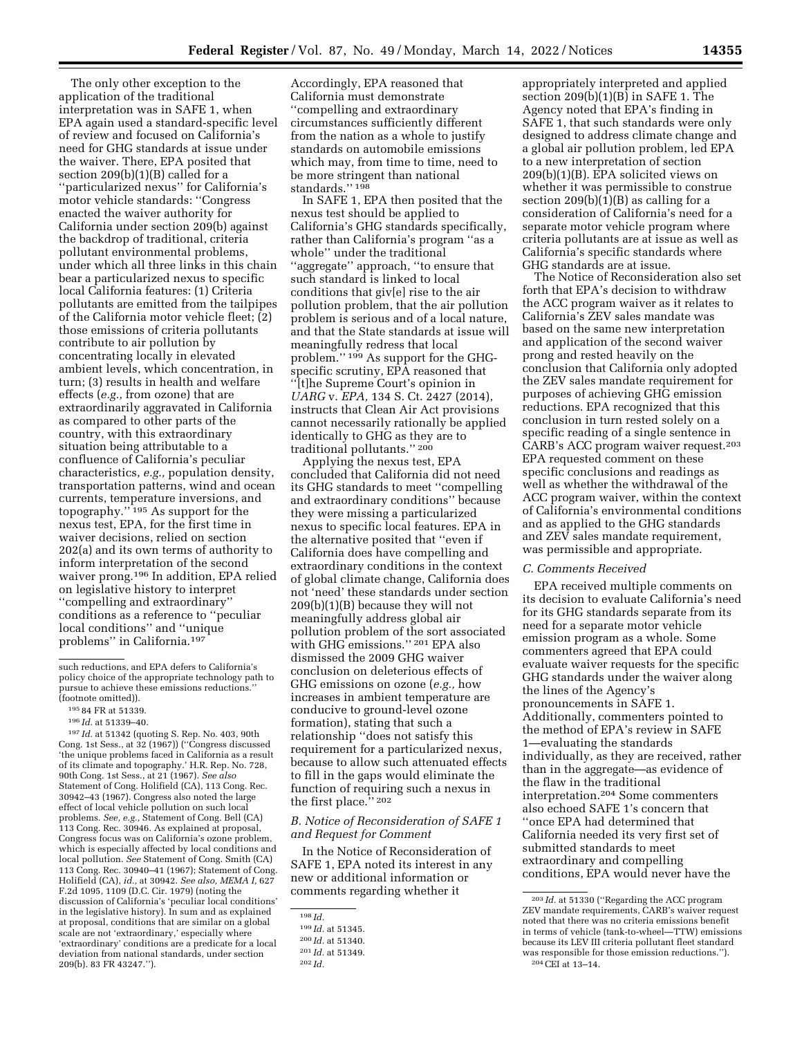The only other exception to the application of the traditional interpretation was in SAFE 1, when EPA again used a standard-specific level of review and focused on California's need for GHG standards at issue under the waiver. There, EPA posited that section 209(b)(1)(B) called for a "particularized nexus" for California's motor vehicle standards: "Congress enacted the waiver authority for California under section 209(b) against the backdrop of traditional, criteria pollutant environmental problems, under which all three links in this chain bear a particularized nexus to specific local California features: (1) Criteria pollutants are emitted from the tailpipes of the California motor vehicle fleet; (2) those emissions of criteria pollutants contribute to air pollution by concentrating locally in elevated ambient levels, which concentration, in turn; (3) results in health and welfare effects (*e.g.,* from ozone) that are extraordinarily aggravated in California as compared to other parts of the country, with this extraordinary situation being attributable to a confluence of California's peculiar characteristics, *e.g.,* population density, transportation patterns, wind and ocean currents, temperature inversions, and topography." [195] As support for the nexus test, EPA, for the first time in waiver decisions, relied on section 202(a) and its own terms of authority to inform interpretation of the second waiver prong.[196] In addition, EPA relied on legislative history to interpret "compelling and extraordinary" conditions as a reference to "peculiar local conditions" and "unique problems" in California.[197]

Accordingly, EPA reasoned that California must demonstrate "compelling and extraordinary circumstances sufficiently different from the nation as a whole to justify standards on automobile emissions which may, from time to time, need to be more stringent than national standards." [198]

In SAFE 1, EPA then posited that the nexus test should be applied to California's GHG standards specifically, rather than California's program "as a whole" under the traditional "aggregate" approach, "to ensure that such standard is linked to local conditions that giv[e] rise to the air pollution problem, that the air pollution problem is serious and of a local nature, and that the State standards at issue will meaningfully redress that local problem." [199] As support for the GHG-specific scrutiny, EPA reasoned that "[t]he Supreme Court's opinion in *UARG* v. *EPA,* 134 S. Ct. 2427 (2014), instructs that Clean Air Act provisions cannot necessarily rationally be applied identically to GHG as they are to traditional pollutants." [200]

Applying the nexus test, EPA concluded that California did not need its GHG standards to meet "compelling and extraordinary conditions" because they were missing a particularized nexus to specific local features. EPA in the alternative posited that "even if California does have compelling and extraordinary conditions in the context of global climate change, California does not 'need' these standards under section 209(b)(1)(B) because they will not meaningfully address global air pollution problem of the sort associated with GHG emissions." [201] EPA also dismissed the 2009 GHG waiver conclusion on deleterious effects of GHG emissions on ozone (*e.g.,* how increases in ambient temperature are conducive to ground-level ozone formation), stating that such a relationship "does not satisfy this requirement for a particularized nexus, because to allow such attenuated effects to fill in the gaps would eliminate the function of requiring such a nexus in the first place." [202]

### B. Notice of Reconsideration of SAFE 1 and Request for Comment

In the Notice of Reconsideration of SAFE 1, EPA noted its interest in any new or additional information or comments regarding whether it appropriately interpreted and applied section 209(b)(1)(B) in SAFE 1. The Agency noted that EPA's finding in SAFE 1, that such standards were only designed to address climate change and a global air pollution problem, led EPA to a new interpretation of section 209(b)(1)(B). EPA solicited views on whether it was permissible to construe section 209(b)(1)(B) as calling for a consideration of California's need for a separate motor vehicle program where criteria pollutants are at issue as well as California's specific standards where GHG standards are at issue.

The Notice of Reconsideration also set forth that EPA's decision to withdraw the ACC program waiver as it relates to California's ZEV sales mandate was based on the same new interpretation and application of the second waiver prong and rested heavily on the conclusion that California only adopted the ZEV sales mandate requirement for purposes of achieving GHG emission reductions. EPA recognized that this conclusion in turn rested solely on a specific reading of a single sentence in CARB's ACC program waiver request.[203] EPA requested comment on these specific conclusions and readings as well as whether the withdrawal of the ACC program waiver, within the context of California's environmental conditions and as applied to the GHG standards and ZEV sales mandate requirement, was permissible and appropriate.

### C. Comments Received

EPA received multiple comments on its decision to evaluate California's need for its GHG standards separate from its need for a separate motor vehicle emission program as a whole. Some commenters agreed that EPA could evaluate waiver requests for the specific GHG standards under the waiver along the lines of the Agency's pronouncements in SAFE 1. Additionally, commenters pointed to the method of EPA's review in SAFE 1—evaluating the standards individually, as they are received, rather than in the aggregate—as evidence of the flaw in the traditional interpretation.[204] Some commenters also echoed SAFE 1's concern that "once EPA had determined that California needed its very first set of submitted standards to meet extraordinary and compelling conditions, EPA would never have the

---

such reductions, and EPA defers to California's policy choice of the appropriate technology path to pursue to achieve these emissions reductions." (footnote omitted)).

[195] 84 FR at 51339.

[196] *Id.* at 51339–40.

[197] *Id.* at 51342 (quoting S. Rep. No. 403, 90th Cong. 1st Sess., at 32 (1967)) ("Congress discussed 'the unique problems faced in California as a result of its climate and topography.' H.R. Rep. No. 728, 90th Cong. 1st Sess., at 21 (1967). *See also* Statement of Cong. Holifield (CA), 113 Cong. Rec. 30942–43 (1967). Congress also noted the large effect of local vehicle pollution on such local problems. *See, e.g.,* Statement of Cong. Bell (CA) 113 Cong. Rec. 30946. As explained at proposal, Congress focus was on California's ozone problem, which is especially affected by local conditions and local pollution. *See* Statement of Cong. Smith (CA) 113 Cong. Rec. 30940–41 (1967); Statement of Cong. Holifield (CA), *id.,* at 30942. *See also, MEMA I,* 627 F.2d 1095, 1109 (D.C. Cir. 1979) (noting the discussion of California's 'peculiar local conditions' in the legislative history). In sum and as explained at proposal, conditions that are similar on a global scale are not 'extraordinary,' especially where 'extraordinary' conditions are a predicate for a local deviation from national standards, under section 209(b). 83 FR 43247.").

[198] *Id.*

[199] *Id.* at 51345.

[200] *Id.* at 51340.

[201] *Id.* at 51349.

[202] *Id.*

[203] *Id.* at 51330 ("Regarding the ACC program ZEV mandate requirements, CARB's waiver request noted that there was no criteria emissions benefit in terms of vehicle (tank-to-wheel—TTW) emissions because its LEV III criteria pollutant fleet standard was responsible for those emission reductions.").

[204] CEI at 13–14.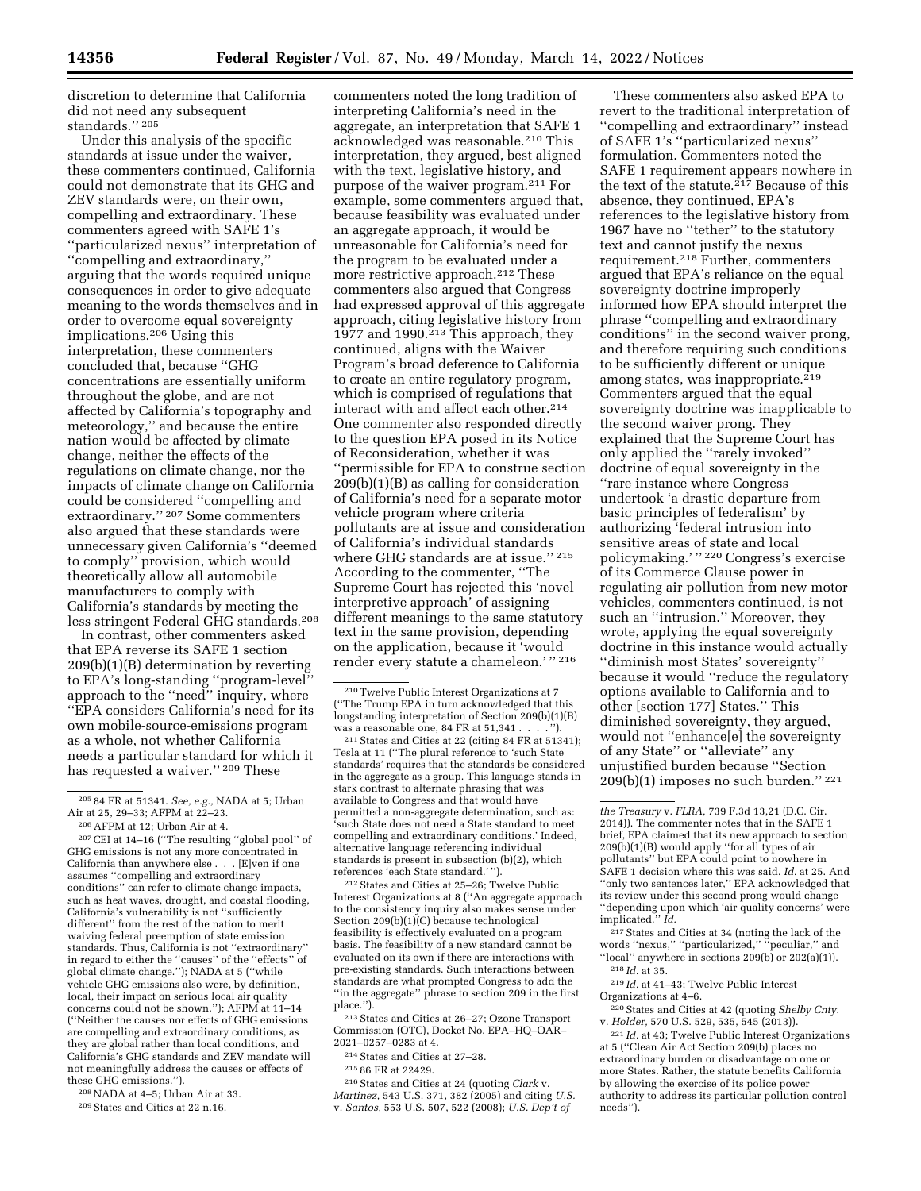discretion to determine that California did not need any subsequent standards.'' [205]

Under this analysis of the specific standards at issue under the waiver, these commenters continued, California could not demonstrate that its GHG and ZEV standards were, on their own, compelling and extraordinary. These commenters agreed with SAFE 1's ''particularized nexus'' interpretation of ''compelling and extraordinary,'' arguing that the words required unique consequences in order to give adequate meaning to the words themselves and in order to overcome equal sovereignty implications.[206] Using this interpretation, these commenters concluded that, because ''GHG concentrations are essentially uniform throughout the globe, and are not affected by California's topography and meteorology,'' and because the entire nation would be affected by climate change, neither the effects of the regulations on climate change, nor the impacts of climate change on California could be considered ''compelling and extraordinary.'' [207] Some commenters also argued that these standards were unnecessary given California's ''deemed to comply'' provision, which would theoretically allow all automobile manufacturers to comply with California's standards by meeting the less stringent Federal GHG standards.[208]

In contrast, other commenters asked that EPA reverse its SAFE 1 section 209(b)(1)(B) determination by reverting to EPA's long-standing ''program-level'' approach to the ''need'' inquiry, where ''EPA considers California's need for its own mobile-source-emissions program as a whole, not whether California needs a particular standard for which it has requested a waiver.'' [209] These commenters noted the long tradition of interpreting California's need in the aggregate, an interpretation that SAFE 1 acknowledged was reasonable.[210] This interpretation, they argued, best aligned with the text, legislative history, and purpose of the waiver program.[211] For example, some commenters argued that, because feasibility was evaluated under an aggregate approach, it would be unreasonable for California's need for the program to be evaluated under a more restrictive approach.[212] These commenters also argued that Congress had expressed approval of this aggregate approach, citing legislative history from 1977 and 1990.[213] This approach, they continued, aligns with the Waiver Program's broad deference to California to create an entire regulatory program, which is comprised of regulations that interact with and affect each other.[214] One commenter also responded directly to the question EPA posed in its Notice of Reconsideration, whether it was ''permissible for EPA to construe section 209(b)(1)(B) as calling for consideration of California's need for a separate motor vehicle program where criteria pollutants are at issue and consideration of California's individual standards where GHG standards are at issue.'' [215] According to the commenter, ''The Supreme Court has rejected this 'novel interpretive approach' of assigning different meanings to the same statutory text in the same provision, depending on the application, because it 'would render every statute a chameleon.' '' [216]

These commenters also asked EPA to revert to the traditional interpretation of ''compelling and extraordinary'' instead of SAFE 1's ''particularized nexus'' formulation. Commenters noted the SAFE 1 requirement appears nowhere in the text of the statute.[217] Because of this absence, they continued, EPA's references to the legislative history from 1967 have no ''tether'' to the statutory text and cannot justify the nexus requirement.[218] Further, commenters argued that EPA's reliance on the equal sovereignty doctrine improperly informed how EPA should interpret the phrase ''compelling and extraordinary conditions'' in the second waiver prong, and therefore requiring such conditions to be sufficiently different or unique among states, was inappropriate.[219] Commenters argued that the equal sovereignty doctrine was inapplicable to the second waiver prong. They explained that the Supreme Court has only applied the ''rarely invoked'' doctrine of equal sovereignty in the ''rare instance where Congress undertook 'a drastic departure from basic principles of federalism' by authorizing 'federal intrusion into sensitive areas of state and local policymaking.' '' [220] Congress's exercise of its Commerce Clause power in regulating air pollution from new motor vehicles, commenters continued, is not such an ''intrusion.'' Moreover, they wrote, applying the equal sovereignty doctrine in this instance would actually ''diminish most States' sovereignty'' because it would ''reduce the regulatory options available to California and to other [section 177] States.'' This diminished sovereignty, they argued, would not ''enhanc[e] the sovereignty of any State'' or ''alleviate'' any unjustified burden because ''Section 209(b)(1) imposes no such burden.'' [221]

---

[205] 84 FR at 51341. *See, e.g.,* NADA at 5; Urban Air at 25, 29–33; AFPM at 22–23.

[206] AFPM at 12; Urban Air at 4.

[207] CEI at 14–16 (''The resulting ''global pool'' of GHG emissions is not any more concentrated in California than anywhere else . . . [E]ven if one assumes ''compelling and extraordinary conditions'' can refer to climate change impacts, such as heat waves, drought, and coastal flooding, California's vulnerability is not ''sufficiently different'' from the rest of the nation to merit waiving federal preemption of state emission standards. Thus, California is not ''extraordinary'' in regard to either the ''causes'' of the ''effects'' of global climate change.''); NADA at 5 (''while vehicle GHG emissions also were, by definition, local, their impact on serious local air quality concerns could not be shown.''); AFPM at 11–14 (''Neither the causes nor effects of GHG emissions are compelling and extraordinary conditions, as they are global rather than local conditions, and California's GHG standards and ZEV mandate will not meaningfully address the causes or effects of these GHG emissions.'').

[208] NADA at 4–5; Urban Air at 33.

[209] States and Cities at 22 n.16.

[210] Twelve Public Interest Organizations at 7 (''The Trump EPA in turn acknowledged that this longstanding interpretation of Section 209(b)(1)(B) was a reasonable one, 84 FR at 51,341 . . . .'').

[211] States and Cities at 22 (citing 84 FR at 51341); Tesla at 11 (''The plural reference to 'such State standards' requires that the standards be considered in the aggregate as a group. This language stands in stark contrast to alternate phrasing that was available to Congress and that would have permitted a non-aggregate determination, such as: 'such State does not need a State standard to meet compelling and extraordinary conditions.' Indeed, alternative language referencing individual standards is present in subsection (b)(2), which references 'each State standard.' '').

[212] States and Cities at 25–26; Twelve Public Interest Organizations at 8 (''An aggregate approach to the consistency inquiry also makes sense under Section 209(b)(1)(C) because technological feasibility is effectively evaluated on a program basis. The feasibility of a new standard cannot be evaluated on its own if there are interactions with pre-existing standards. Such interactions between standards are what prompted Congress to add the ''in the aggregate'' phrase to section 209 in the first place.'').

[213] States and Cities at 26–27; Ozone Transport Commission (OTC), Docket No. EPA–HQ–OAR–2021–0257–0283 at 4.

[214] States and Cities at 27–28.

[215] 86 FR at 22429.

[216] States and Cities at 24 (quoting *Clark* v. *Martinez,* 543 U.S. 371, 382 (2005) and citing *U.S.* v. *Santos,* 553 U.S. 507, 522 (2008); *U.S. Dep't of the Treasury* v. *FLRA,* 739 F.3d 13,21 (D.C. Cir. 2014)). The commenter notes that in the SAFE 1 brief, EPA claimed that its new approach to section 209(b)(1)(B) would apply ''for all types of air pollutants'' but EPA could point to nowhere in SAFE 1 decision where this was said. *Id.* at 25. And ''only two sentences later,'' EPA acknowledged that its review under this second prong would change ''depending upon which 'air quality concerns' were implicated.'' *Id.*

[217] States and Cities at 34 (noting the lack of the words ''nexus,'' ''particularized,'' ''peculiar,'' and ''local'' anywhere in sections 209(b) or 202(a)(1)).

[218] *Id.* at 35.

[219] *Id.* at 41–43; Twelve Public Interest Organizations at 4–6.

[220] States and Cities at 42 (quoting *Shelby Cnty.* v. *Holder,* 570 U.S. 529, 535, 545 (2013)).

[221] *Id.* at 43; Twelve Public Interest Organizations at 5 (''Clean Air Act Section 209(b) places no extraordinary burden or disadvantage on one or more States. Rather, the statute benefits California by allowing the exercise of its police power authority to address its particular pollution control needs'').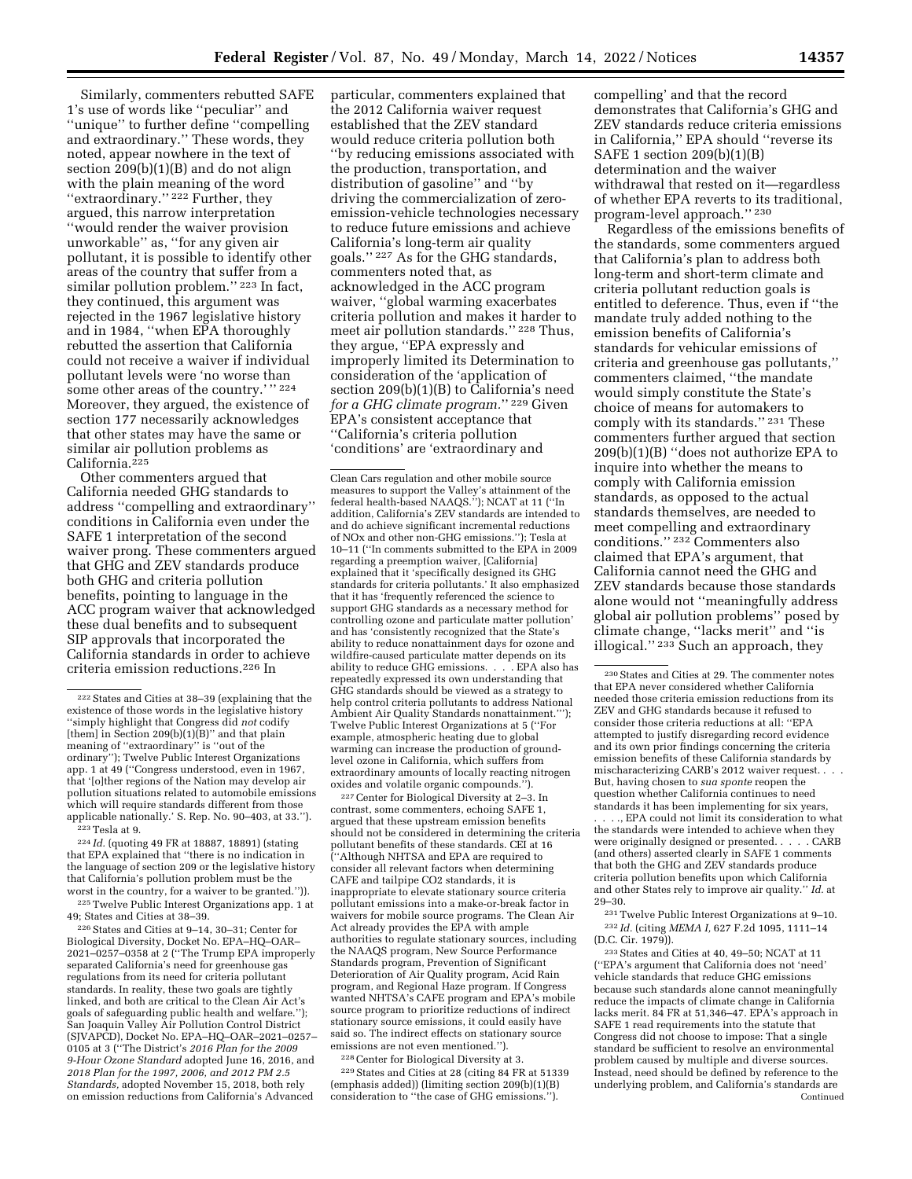Similarly, commenters rebutted SAFE 1's use of words like "peculiar" and "unique" to further define "compelling and extraordinary." These words, they noted, appear nowhere in the text of section 209(b)(1)(B) and do not align with the plain meaning of the word "extraordinary." [222] Further, they argued, this narrow interpretation "would render the waiver provision unworkable" as, "for any given air pollutant, it is possible to identify other areas of the country that suffer from a similar pollution problem." [223] In fact, they continued, this argument was rejected in the 1967 legislative history and in 1984, "when EPA thoroughly rebutted the assertion that California could not receive a waiver if individual pollutant levels were 'no worse than some other areas of the country.' " [224] Moreover, they argued, the existence of section 177 necessarily acknowledges that other states may have the same or similar air pollution problems as California.[225]

Other commenters argued that California needed GHG standards to address "compelling and extraordinary" conditions in California even under the SAFE 1 interpretation of the second waiver prong. These commenters argued that GHG and ZEV standards produce both GHG and criteria pollution benefits, pointing to language in the ACC program waiver that acknowledged these dual benefits and to subsequent SIP approvals that incorporated the California standards in order to achieve criteria emission reductions.[226] In particular, commenters explained that the 2012 California waiver request established that the ZEV standard would reduce criteria pollution both "by reducing emissions associated with the production, transportation, and distribution of gasoline" and "by driving the commercialization of zero-emission-vehicle technologies necessary to reduce future emissions and achieve California's long-term air quality goals." [227] As for the GHG standards, commenters noted that, as acknowledged in the ACC program waiver, "global warming exacerbates criteria pollution and makes it harder to meet air pollution standards." [228] Thus, they argue, "EPA expressly and improperly limited its Determination to consideration of the 'application of section 209(b)(1)(B) to California's need *for a GHG climate program*." [229] Given EPA's consistent acceptance that "California's criteria pollution 'conditions' are 'extraordinary and compelling' and that the record demonstrates that California's GHG and ZEV standards reduce criteria emissions in California," EPA should "reverse its SAFE 1 section 209(b)(1)(B) determination and the waiver withdrawal that rested on it—regardless of whether EPA reverts to its traditional, program-level approach." [230]

Regardless of the emissions benefits of the standards, some commenters argued that California's plan to address both long-term and short-term climate and criteria pollutant reduction goals is entitled to deference. Thus, even if "the mandate truly added nothing to the emission benefits of California's standards for vehicular emissions of criteria and greenhouse gas pollutants," commenters claimed, "the mandate would simply constitute the State's choice of means for automakers to comply with its standards." [231] These commenters further argued that section 209(b)(1)(B) "does not authorize EPA to inquire into whether the means to comply with California emission standards, as opposed to the actual standards themselves, are needed to meet compelling and extraordinary conditions." [232] Commenters also claimed that EPA's argument, that California cannot need the GHG and ZEV standards because those standards alone would not "meaningfully address global air pollution problems" posed by climate change, "lacks merit" and "is illogical." [233] Such an approach, they

---

[222] States and Cities at 38–39 (explaining that the existence of those words in the legislative history "simply highlight that Congress did *not* codify [them] in Section 209(b)(1)(B)" and that plain meaning of "extraordinary" is "out of the ordinary"); Twelve Public Interest Organizations app. 1 at 49 ("Congress understood, even in 1967, that '[o]ther regions of the Nation may develop air pollution situations related to automobile emissions which will require standards different from those applicable nationally.' S. Rep. No. 90–403, at 33.").

[223] Tesla at 9.

[224] *Id.* (quoting 49 FR at 18887, 18891) (stating that EPA explained that "there is no indication in the language of section 209 or the legislative history that California's pollution problem must be the worst in the country, for a waiver to be granted.")).

[225] Twelve Public Interest Organizations app. 1 at 49; States and Cities at 38–39.

[226] States and Cities at 9–14, 30–31; Center for Biological Diversity, Docket No. EPA–HQ–OAR–2021–0257–0358 at 2 ("The Trump EPA improperly separated California's need for greenhouse gas regulations from its need for criteria pollutant standards. In reality, these two goals are tightly linked, and both are critical to the Clean Air Act's goals of safeguarding public health and welfare."); San Joaquin Valley Air Pollution Control District (SJVAPCD), Docket No. EPA–HQ–OAR–2021–0257–0105 at 3 ("The District's *2016 Plan for the 2009 9-Hour Ozone Standard* adopted June 16, 2016, and *2018 Plan for the 1997, 2006, and 2012 PM 2.5 Standards,* adopted November 15, 2018, both rely on emission reductions from California's Advanced Clean Cars regulation and other mobile source measures to support the Valley's attainment of the federal health-based NAAQS."); NCAT at 11 ("In addition, California's ZEV standards are intended to and do achieve significant incremental reductions of NOx and other non-GHG emissions."); Tesla at 10–11 ("In comments submitted to the EPA in 2009 regarding a preemption waiver, [California] explained that it 'specifically designed its GHG standards for criteria pollutants.' It also emphasized that it has 'frequently referenced the science to support GHG standards as a necessary method for controlling ozone and particulate matter pollution' and has 'consistently recognized that the State's ability to reduce nonattainment days for ozone and wildfire-caused particulate matter depends on its ability to reduce GHG emissions. . . . EPA also has repeatedly expressed its own understanding that GHG standards should be viewed as a strategy to help control criteria pollutants to address National Ambient Air Quality Standards nonattainment.'"); Twelve Public Interest Organizations at 5 ("For example, atmospheric heating due to global warming can increase the production of ground-level ozone in California, which suffers from extraordinary amounts of locally reacting nitrogen oxides and volatile organic compounds.").

[227] Center for Biological Diversity at 2–3. In contrast, some commenters, echoing SAFE 1, argued that these upstream emission benefits should not be considered in determining the criteria pollutant benefits of these standards. CEI at 16 ("Although NHTSA and EPA are required to consider all relevant factors when determining CAFE and tailpipe CO2 standards, it is inappropriate to elevate stationary source criteria pollutant emissions into a make-or-break factor in waivers for mobile source programs. The Clean Air Act already provides the EPA with ample authorities to regulate stationary sources, including the NAAQS program, New Source Performance Standards program, Prevention of Significant Deterioration of Air Quality program, Acid Rain program, and Regional Haze program. If Congress wanted NHTSA's CAFE program and EPA's mobile source program to prioritize reductions of indirect stationary source emissions, it could easily have said so. The indirect effects on stationary source emissions are not even mentioned.").

[228] Center for Biological Diversity at 3.

[229] States and Cities at 28 (citing 84 FR at 51339 (emphasis added)) (limiting section 209(b)(1)(B) consideration to "the case of GHG emissions.").

[230] States and Cities at 29. The commenter notes that EPA never considered whether California needed those criteria emission reductions from its ZEV and GHG standards because it refused to consider those criteria reductions at all: "EPA attempted to justify disregarding record evidence and its own prior findings concerning the criteria emission benefits of these California standards by mischaracterizing CARB's 2012 waiver request. . . . But, having chosen to *sua sponte* reopen the question whether California continues to need standards it has been implementing for six years, . . . ., EPA could not limit its consideration to what the standards were intended to achieve when they were originally designed or presented. . . . . CARB (and others) asserted clearly in SAFE 1 comments that both the GHG and ZEV standards produce criteria pollution benefits upon which California and other States rely to improve air quality." *Id.* at 29–30.

[231] Twelve Public Interest Organizations at 9–10.

[232] *Id.* (citing *MEMA I,* 627 F.2d 1095, 1111–14 (D.C. Cir. 1979)).

[233] States and Cities at 40, 49–50; NCAT at 11 ("EPA's argument that California does not 'need' vehicle standards that reduce GHG emissions because such standards alone cannot meaningfully reduce the impacts of climate change in California lacks merit. 84 FR at 51,346–47. EPA's approach in SAFE 1 read requirements into the statute that Congress did not choose to impose: That a single standard be sufficient to resolve an environmental problem caused by multiple and diverse sources. Instead, need should be defined by reference to the underlying problem, and California's standards are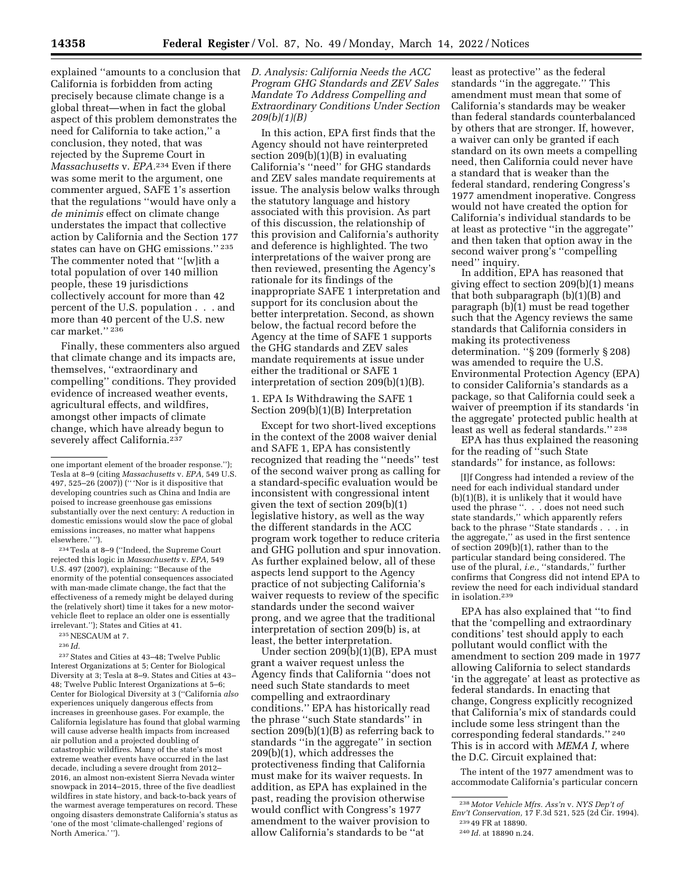explained ''amounts to a conclusion that California is forbidden from acting precisely because climate change is a global threat—when in fact the global aspect of this problem demonstrates the need for California to take action,'' a conclusion, they noted, that was rejected by the Supreme Court in *Massachusetts* v. *EPA*.[234] Even if there was some merit to the argument, one commenter argued, SAFE 1's assertion that the regulations ''would have only a *de minimis* effect on climate change understates the impact that collective action by California and the Section 177 states can have on GHG emissions.'' [235] The commenter noted that ''[w]ith a total population of over 140 million people, these 19 jurisdictions collectively account for more than 42 percent of the U.S. population . . . and more than 40 percent of the U.S. new car market.'' [236]

Finally, these commenters also argued that climate change and its impacts are, themselves, ''extraordinary and compelling'' conditions. They provided evidence of increased weather events, agricultural effects, and wildfires, amongst other impacts of climate change, which have already begun to severely affect California.[237]

### D. Analysis: California Needs the ACC Program GHG Standards and ZEV Sales Mandate To Address Compelling and Extraordinary Conditions Under Section 209(b)(1)(B)

In this action, EPA first finds that the Agency should not have reinterpreted section 209(b)(1)(B) in evaluating California's ''need'' for GHG standards and ZEV sales mandate requirements at issue. The analysis below walks through the statutory language and history associated with this provision. As part of this discussion, the relationship of this provision and California's authority and deference is highlighted. The two interpretations of the waiver prong are then reviewed, presenting the Agency's rationale for its findings of the inappropriate SAFE 1 interpretation and support for its conclusion about the better interpretation. Second, as shown below, the factual record before the Agency at the time of SAFE 1 supports the GHG standards and ZEV sales mandate requirements at issue under either the traditional or SAFE 1 interpretation of section 209(b)(1)(B).

#### 1. EPA Is Withdrawing the SAFE 1 Section 209(b)(1)(B) Interpretation

Except for two short-lived exceptions in the context of the 2008 waiver denial and SAFE 1, EPA has consistently recognized that reading the ''needs'' test of the second waiver prong as calling for a standard-specific evaluation would be inconsistent with congressional intent given the text of section 209(b)(1) legislative history, as well as the way the different standards in the ACC program work together to reduce criteria and GHG pollution and spur innovation. As further explained below, all of these aspects lend support to the Agency practice of not subjecting California's waiver requests to review of the specific standards under the second waiver prong, and we agree that the traditional interpretation of section 209(b) is, at least, the better interpretation.

Under section 209(b)(1)(B), EPA must grant a waiver request unless the Agency finds that California ''does not need such State standards to meet compelling and extraordinary conditions.'' EPA has historically read the phrase ''such State standards'' in section 209(b)(1)(B) as referring back to standards ''in the aggregate'' in section 209(b)(1), which addresses the protectiveness finding that California must make for its waiver requests. In addition, as EPA has explained in the past, reading the provision otherwise would conflict with Congress's 1977 amendment to the waiver provision to allow California's standards to be ''at least as protective'' as the federal standards ''in the aggregate.'' This amendment must mean that some of California's standards may be weaker than federal standards counterbalanced by others that are stronger. If, however, a waiver can only be granted if each standard on its own meets a compelling need, then California could never have a standard that is weaker than the federal standard, rendering Congress's 1977 amendment inoperative. Congress would not have created the option for California's individual standards to be at least as protective ''in the aggregate'' and then taken that option away in the second waiver prong's ''compelling need'' inquiry.

In addition, EPA has reasoned that giving effect to section 209(b)(1) means that both subparagraph (b)(1)(B) and paragraph (b)(1) must be read together such that the Agency reviews the same standards that California considers in making its protectiveness determination. ''§ 209 (formerly § 208) was amended to require the U.S. Environmental Protection Agency (EPA) to consider California's standards as a package, so that California could seek a waiver of preemption if its standards 'in the aggregate' protected public health at least as well as federal standards.'' [238]

EPA has thus explained the reasoning for the reading of ''such State standards'' for instance, as follows:

> [I]f Congress had intended a review of the need for each individual standard under (b)(1)(B), it is unlikely that it would have used the phrase ''. . . does not need such state standards,'' which apparently refers back to the phrase ''State standards . . . in the aggregate,'' as used in the first sentence of section 209(b)(1), rather than to the particular standard being considered. The use of the plural, *i.e.*, ''standards,'' further confirms that Congress did not intend EPA to review the need for each individual standard in isolation.[239]

EPA has also explained that ''to find that the 'compelling and extraordinary conditions' test should apply to each pollutant would conflict with the amendment to section 209 made in 1977 allowing California to select standards 'in the aggregate' at least as protective as federal standards. In enacting that change, Congress explicitly recognized that California's mix of standards could include some less stringent than the corresponding federal standards.'' [240] This is in accord with *MEMA I*, where the D.C. Circuit explained that:

> The intent of the 1977 amendment was to accommodate California's particular concern

---

one important element of the broader response.''); Tesla at 8–9 (citing *Massachusetts* v. *EPA*, 549 U.S. 497, 525–26 (2007)) ('' 'Nor is it dispositive that developing countries such as China and India are poised to increase greenhouse gas emissions substantially over the next century: A reduction in domestic emissions would slow the pace of global emissions increases, no matter what happens elsewhere.' '').

[234] Tesla at 8–9 (''Indeed, the Supreme Court rejected this logic in *Massachusetts* v. *EPA*, 549 U.S. 497 (2007), explaining: ''Because of the enormity of the potential consequences associated with man-made climate change, the fact that the effectiveness of a remedy might be delayed during the (relatively short) time it takes for a new motor-vehicle fleet to replace an older one is essentially irrelevant.''); States and Cities at 41.

[235] NESCAUM at 7.

[236] *Id.*

[237] States and Cities at 43–48; Twelve Public Interest Organizations at 5; Center for Biological Diversity at 3; Tesla at 8–9. States and Cities at 43–48; Twelve Public Interest Organizations at 5–6; Center for Biological Diversity at 3 (''California *also* experiences uniquely dangerous effects from increases in greenhouse gases. For example, the California legislature has found that global warming will cause adverse health impacts from increased air pollution and a projected doubling of catastrophic wildfires. Many of the state's most extreme weather events have occurred in the last decade, including a severe drought from 2012–2016, an almost non-existent Sierra Nevada winter snowpack in 2014–2015, three of the five deadliest wildfires in state history, and back-to-back years of the warmest average temperatures on record. These ongoing disasters demonstrate California's status as 'one of the most 'climate-challenged' regions of North America.' '').

[238] *Motor Vehicle Mfrs. Ass'n* v. *NYS Dep't of Env't Conservation*, 17 F.3d 521, 525 (2d Cir. 1994).

[239] 49 FR at 18890.

[240] *Id.* at 18890 n.24.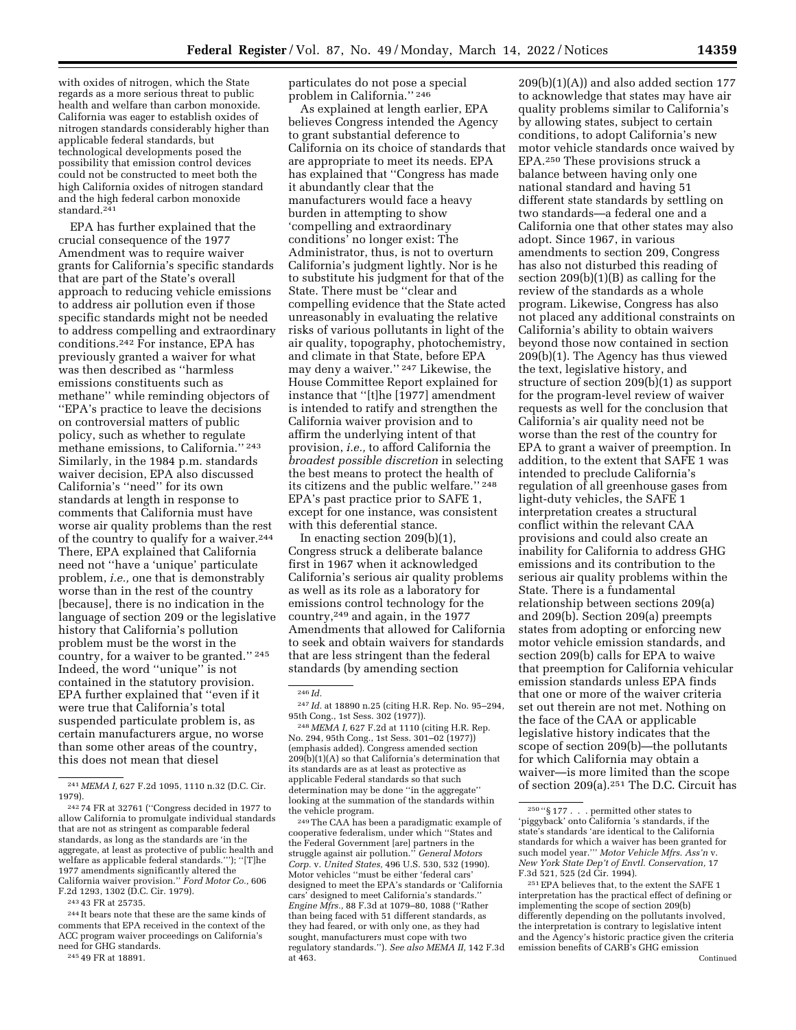with oxides of nitrogen, which the State regards as a more serious threat to public health and welfare than carbon monoxide. California was eager to establish oxides of nitrogen standards considerably higher than applicable federal standards, but technological developments posed the possibility that emission control devices could not be constructed to meet both the high California oxides of nitrogen standard and the high federal carbon monoxide standard.[241]

EPA has further explained that the crucial consequence of the 1977 Amendment was to require waiver grants for California's specific standards that are part of the State's overall approach to reducing vehicle emissions to address air pollution even if those specific standards might not be needed to address compelling and extraordinary conditions.[242] For instance, EPA has previously granted a waiver for what was then described as "harmless emissions constituents such as methane" while reminding objectors of "EPA's practice to leave the decisions on controversial matters of public policy, such as whether to regulate methane emissions, to California." [243] Similarly, in the 1984 p.m. standards waiver decision, EPA also discussed California's "need" for its own standards at length in response to comments that California must have worse air quality problems than the rest of the country to qualify for a waiver.[244] There, EPA explained that California need not "have a 'unique' particulate problem, *i.e.,* one that is demonstrably worse than in the rest of the country [because], there is no indication in the language of section 209 or the legislative history that California's pollution problem must be the worst in the country, for a waiver to be granted." [245] Indeed, the word "unique" is not contained in the statutory provision. EPA further explained that "even if it were true that California's total suspended particulate problem is, as certain manufacturers argue, no worse than some other areas of the country, this does not mean that diesel particulates do not pose a special problem in California." [246]

As explained at length earlier, EPA believes Congress intended the Agency to grant substantial deference to California on its choice of standards that are appropriate to meet its needs. EPA has explained that "Congress has made it abundantly clear that the manufacturers would face a heavy burden in attempting to show 'compelling and extraordinary conditions' no longer exist: The Administrator, thus, is not to overturn California's judgment lightly. Nor is he to substitute his judgment for that of the State. There must be "clear and compelling evidence that the State acted unreasonably in evaluating the relative risks of various pollutants in light of the air quality, topography, photochemistry, and climate in that State, before EPA may deny a waiver." [247] Likewise, the House Committee Report explained for instance that "[t]he [1977] amendment is intended to ratify and strengthen the California waiver provision and to affirm the underlying intent of that provision, *i.e.,* to afford California the *broadest possible discretion* in selecting the best means to protect the health of its citizens and the public welfare." [248] EPA's past practice prior to SAFE 1, except for one instance, was consistent with this deferential stance.

In enacting section 209(b)(1), Congress struck a deliberate balance first in 1967 when it acknowledged California's serious air quality problems as well as its role as a laboratory for emissions control technology for the country,[249] and again, in the 1977 Amendments that allowed for California to seek and obtain waivers for standards that are less stringent than the federal standards (by amending section 209(b)(1)(A)) and also added section 177 to acknowledge that states may have air quality problems similar to California's by allowing states, subject to certain conditions, to adopt California's new motor vehicle standards once waived by EPA.[250] These provisions struck a balance between having only one national standard and having 51 different state standards by settling on two standards—a federal one and a California one that other states may also adopt. Since 1967, in various amendments to section 209, Congress has also not disturbed this reading of section 209(b)(1)(B) as calling for the review of the standards as a whole program. Likewise, Congress has also not placed any additional constraints on California's ability to obtain waivers beyond those now contained in section 209(b)(1). The Agency has thus viewed the text, legislative history, and structure of section 209(b)(1) as support for the program-level review of waiver requests as well for the conclusion that California's air quality need not be worse than the rest of the country for EPA to grant a waiver of preemption. In addition, to the extent that SAFE 1 was intended to preclude California's regulation of all greenhouse gases from light-duty vehicles, the SAFE 1 interpretation creates a structural conflict within the relevant CAA provisions and could also create an inability for California to address GHG emissions and its contribution to the serious air quality problems within the State. There is a fundamental relationship between sections 209(a) and 209(b). Section 209(a) preempts states from adopting or enforcing new motor vehicle emission standards, and section 209(b) calls for EPA to waive that preemption for California vehicular emission standards unless EPA finds that one or more of the waiver criteria set out therein are not met. Nothing on the face of the CAA or applicable legislative history indicates that the scope of section 209(b)—the pollutants for which California may obtain a waiver—is more limited than the scope of section 209(a).[251] The D.C. Circuit has

---

[241] *MEMA I,* 627 F.2d 1095, 1110 n.32 (D.C. Cir. 1979).

[242] 74 FR at 32761 ("Congress decided in 1977 to allow California to promulgate individual standards that are not as stringent as comparable federal standards, as long as the standards are 'in the aggregate, at least as protective of public health and welfare as applicable federal standards.'"); "[T]he 1977 amendments significantly altered the California waiver provision." *Ford Motor Co.,* 606 F.2d 1293, 1302 (D.C. Cir. 1979).

[243] 43 FR at 25735.

[244] It bears note that these are the same kinds of comments that EPA received in the context of the ACC program waiver proceedings on California's need for GHG standards.

[245] 49 FR at 18891.

[246] *Id.*

[247] *Id.* at 18890 n.25 (citing H.R. Rep. No. 95–294, 95th Cong., 1st Sess. 302 (1977)).

[248] *MEMA I,* 627 F.2d at 1110 (citing H.R. Rep. No. 294, 95th Cong., 1st Sess. 301–02 (1977)) (emphasis added). Congress amended section 209(b)(1)(A) so that California's determination that its standards are as at least as protective as applicable Federal standards so that such determination may be done "in the aggregate" looking at the summation of the standards within the vehicle program.

[249] The CAA has been a paradigmatic example of cooperative federalism, under which "States and the Federal Government [are] partners in the struggle against air pollution." *General Motors Corp.* v. *United States,* 496 U.S. 530, 532 (1990). Motor vehicles "must be either 'federal cars' designed to meet the EPA's standards or 'California cars' designed to meet California's standards." *Engine Mfrs.,* 88 F.3d at 1079–80, 1088 ("Rather than being faced with 51 different standards, as they had feared, or with only one, as they had sought, manufacturers must cope with two regulatory standards."). *See also MEMA II,* 142 F.3d at 463.

[250] "§ 177 . . . permitted other states to 'piggyback' onto California 's standards, if the state's standards 'are identical to the California standards for which a waiver has been granted for such model year.'" *Motor Vehicle Mfrs. Ass'n* v. *New York State Dep't of Envtl. Conservation,* 17 F.3d 521, 525 (2d Cir. 1994).

[251] EPA believes that, to the extent the SAFE 1 interpretation has the practical effect of defining or implementing the scope of section 209(b) differently depending on the pollutants involved, the interpretation is contrary to legislative intent and the Agency's historic practice given the criteria emission benefits of CARB's GHG emission

Continued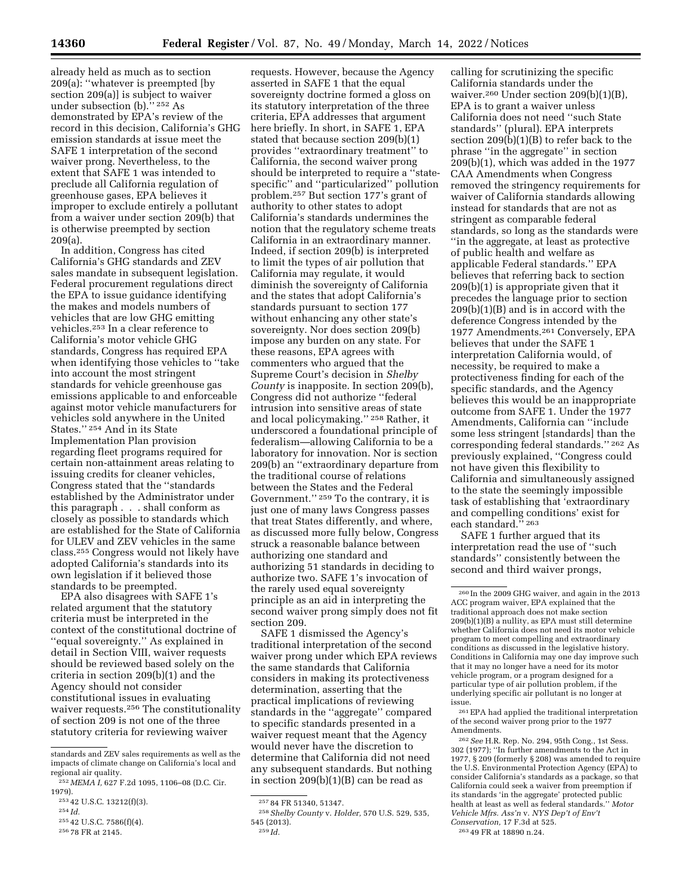already held as much as to section 209(a): ''whatever is preempted [by section 209(a)] is subject to waiver under subsection (b).'' [252] As demonstrated by EPA's review of the record in this decision, California's GHG emission standards at issue meet the SAFE 1 interpretation of the second waiver prong. Nevertheless, to the extent that SAFE 1 was intended to preclude all California regulation of greenhouse gases, EPA believes it improper to exclude entirely a pollutant from a waiver under section 209(b) that is otherwise preempted by section 209(a).

In addition, Congress has cited California's GHG standards and ZEV sales mandate in subsequent legislation. Federal procurement regulations direct the EPA to issue guidance identifying the makes and models numbers of vehicles that are low GHG emitting vehicles.[253] In a clear reference to California's motor vehicle GHG standards, Congress has required EPA when identifying those vehicles to ''take into account the most stringent standards for vehicle greenhouse gas emissions applicable to and enforceable against motor vehicle manufacturers for vehicles sold anywhere in the United States.'' [254] And in its State Implementation Plan provision regarding fleet programs required for certain non-attainment areas relating to issuing credits for cleaner vehicles, Congress stated that the ''standards established by the Administrator under this paragraph . . . shall conform as closely as possible to standards which are established for the State of California for ULEV and ZEV vehicles in the same class.[255] Congress would not likely have adopted California's standards into its own legislation if it believed those standards to be preempted.

EPA also disagrees with SAFE 1's related argument that the statutory criteria must be interpreted in the context of the constitutional doctrine of ''equal sovereignty.'' As explained in detail in Section VIII, waiver requests should be reviewed based solely on the criteria in section 209(b)(1) and the Agency should not consider constitutional issues in evaluating waiver requests.[256] The constitutionality of section 209 is not one of the three statutory criteria for reviewing waiver requests. However, because the Agency asserted in SAFE 1 that the equal sovereignty doctrine formed a gloss on its statutory interpretation of the three criteria, EPA addresses that argument here briefly. In short, in SAFE 1, EPA stated that because section 209(b)(1) provides ''extraordinary treatment'' to California, the second waiver prong should be interpreted to require a ''state-specific'' and ''particularized'' pollution problem.[257] But section 177's grant of authority to other states to adopt California's standards undermines the notion that the regulatory scheme treats California in an extraordinary manner. Indeed, if section 209(b) is interpreted to limit the types of air pollution that California may regulate, it would diminish the sovereignty of California and the states that adopt California's standards pursuant to section 177 without enhancing any other state's sovereignty. Nor does section 209(b) impose any burden on any state. For these reasons, EPA agrees with commenters who argued that the Supreme Court's decision in *Shelby County* is inapposite. In section 209(b), Congress did not authorize ''federal intrusion into sensitive areas of state and local policymaking.'' [258] Rather, it underscored a foundational principle of federalism—allowing California to be a laboratory for innovation. Nor is section 209(b) an ''extraordinary departure from the traditional course of relations between the States and the Federal Government.'' [259] To the contrary, it is just one of many laws Congress passes that treat States differently, and where, as discussed more fully below, Congress struck a reasonable balance between authorizing one standard and authorizing 51 standards in deciding to authorize two. SAFE 1's invocation of the rarely used equal sovereignty principle as an aid in interpreting the second waiver prong simply does not fit section 209.

SAFE 1 dismissed the Agency's traditional interpretation of the second waiver prong under which EPA reviews the same standards that California considers in making its protectiveness determination, asserting that the practical implications of reviewing standards in the ''aggregate'' compared to specific standards presented in a waiver request meant that the Agency would never have the discretion to determine that California did not need any subsequent standards. But nothing in section 209(b)(1)(B) can be read as calling for scrutinizing the specific California standards under the waiver.[260] Under section 209(b)(1)(B), EPA is to grant a waiver unless California does not need ''such State standards'' (plural). EPA interprets section 209(b)(1)(B) to refer back to the phrase ''in the aggregate'' in section 209(b)(1), which was added in the 1977 CAA Amendments when Congress removed the stringency requirements for waiver of California standards allowing instead for standards that are not as stringent as comparable federal standards, so long as the standards were ''in the aggregate, at least as protective of public health and welfare as applicable Federal standards.'' EPA believes that referring back to section 209(b)(1) is appropriate given that it precedes the language prior to section 209(b)(1)(B) and is in accord with the deference Congress intended by the 1977 Amendments.[261] Conversely, EPA believes that under the SAFE 1 interpretation California would, of necessity, be required to make a protectiveness finding for each of the specific standards, and the Agency believes this would be an inappropriate outcome from SAFE 1. Under the 1977 Amendments, California can ''include some less stringent [standards] than the corresponding federal standards.'' [262] As previously explained, ''Congress could not have given this flexibility to California and simultaneously assigned to the state the seemingly impossible task of establishing that 'extraordinary and compelling conditions' exist for each standard.'' [263]

SAFE 1 further argued that its interpretation read the use of ''such standards'' consistently between the second and third waiver prongs,

---

standards and ZEV sales requirements as well as the impacts of climate change on California's local and regional air quality.

[252] *MEMA I,* 627 F.2d 1095, 1106–08 (D.C. Cir. 1979).

[253] 42 U.S.C. 13212(f)(3).

[254] *Id.*

[255] 42 U.S.C. 7586(f)(4).

[256] 78 FR at 2145.

[257] 84 FR 51340, 51347.

[258] *Shelby County* v. *Holder,* 570 U.S. 529, 535, 545 (2013).

[259] *Id.*

[260] In the 2009 GHG waiver, and again in the 2013 ACC program waiver, EPA explained that the traditional approach does not make section 209(b)(1)(B) a nullity, as EPA must still determine whether California does not need its motor vehicle program to meet compelling and extraordinary conditions as discussed in the legislative history. Conditions in California may one day improve such that it may no longer have a need for its motor vehicle program, or a program designed for a particular type of air pollution problem, if the underlying specific air pollutant is no longer at issue.

[261] EPA had applied the traditional interpretation of the second waiver prong prior to the 1977 Amendments.

[262] *See* H.R. Rep. No. 294, 95th Cong., 1st Sess. 302 (1977); ''In further amendments to the Act in 1977, § 209 (formerly § 208) was amended to require the U.S. Environmental Protection Agency (EPA) to consider California's standards as a package, so that California could seek a waiver from preemption if its standards 'in the aggregate' protected public health at least as well as federal standards.'' *Motor Vehicle Mfrs. Ass'n* v. *NYS Dep't of Env't Conservation,* 17 F.3d at 525.

[263] 49 FR at 18890 n.24.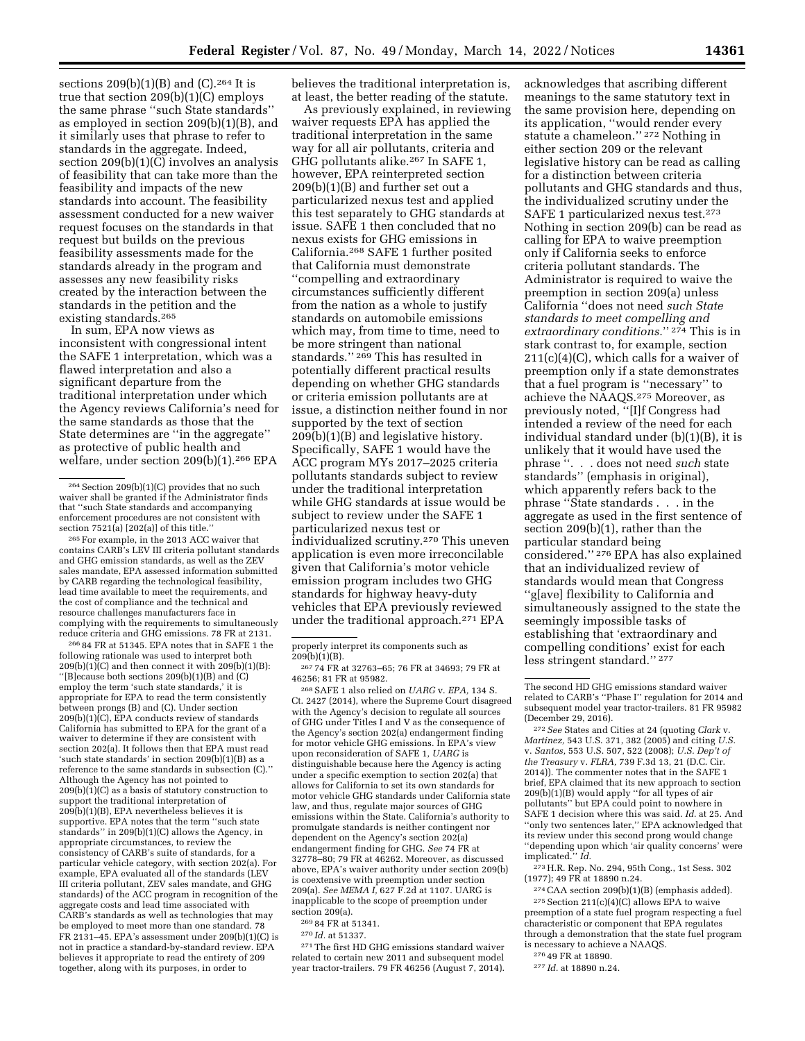sections 209(b)(1)(B) and (C).[264] It is true that section 209(b)(1)(C) employs the same phrase ''such State standards'' as employed in section 209(b)(1)(B), and it similarly uses that phrase to refer to standards in the aggregate. Indeed, section 209(b)(1)(C) involves an analysis of feasibility that can take more than the feasibility and impacts of the new standards into account. The feasibility assessment conducted for a new waiver request focuses on the standards in that request but builds on the previous feasibility assessments made for the standards already in the program and assesses any new feasibility risks created by the interaction between the standards in the petition and the existing standards.[265]

In sum, EPA now views as inconsistent with congressional intent the SAFE 1 interpretation, which was a flawed interpretation and also a significant departure from the traditional interpretation under which the Agency reviews California's need for the same standards as those that the State determines are ''in the aggregate'' as protective of public health and welfare, under section 209(b)(1).[266] EPA believes the traditional interpretation is, at least, the better reading of the statute.

As previously explained, in reviewing waiver requests EPA has applied the traditional interpretation in the same way for all air pollutants, criteria and GHG pollutants alike.[267] In SAFE 1, however, EPA reinterpreted section 209(b)(1)(B) and further set out a particularized nexus test and applied this test separately to GHG standards at issue. SAFE 1 then concluded that no nexus exists for GHG emissions in California.[268] SAFE 1 further posited that California must demonstrate ''compelling and extraordinary circumstances sufficiently different from the nation as a whole to justify standards on automobile emissions which may, from time to time, need to be more stringent than national standards.'' [269] This has resulted in potentially different practical results depending on whether GHG standards or criteria emission pollutants are at issue, a distinction neither found in nor supported by the text of section 209(b)(1)(B) and legislative history. Specifically, SAFE 1 would have the ACC program MYs 2017–2025 criteria pollutants standards subject to review under the traditional interpretation while GHG standards at issue would be subject to review under the SAFE 1 particularized nexus test or individualized scrutiny.[270] This uneven application is even more irreconcilable given that California's motor vehicle emission program includes two GHG standards for highway heavy-duty vehicles that EPA previously reviewed under the traditional approach.[271] EPA acknowledges that ascribing different meanings to the same statutory text in the same provision here, depending on its application, ''would render every statute a chameleon.'' [272] Nothing in either section 209 or the relevant legislative history can be read as calling for a distinction between criteria pollutants and GHG standards and thus, the individualized scrutiny under the SAFE 1 particularized nexus test.[273] Nothing in section 209(b) can be read as calling for EPA to waive preemption only if California seeks to enforce criteria pollutant standards. The Administrator is required to waive the preemption in section 209(a) unless California ''does not need *such State standards to meet compelling and extraordinary conditions.*'' [274] This is in stark contrast to, for example, section 211(c)(4)(C), which calls for a waiver of preemption only if a state demonstrates that a fuel program is ''necessary'' to achieve the NAAQS.[275] Moreover, as previously noted, ''[I]f Congress had intended a review of the need for each individual standard under (b)(1)(B), it is unlikely that it would have used the phrase ''. . . does not need *such* state standards'' (emphasis in original), which apparently refers back to the phrase ''State standards . . . in the aggregate as used in the first sentence of section 209(b)(1), rather than the particular standard being considered.'' [276] EPA has also explained that an individualized review of standards would mean that Congress ''g[ave] flexibility to California and simultaneously assigned to the state the seemingly impossible tasks of establishing that 'extraordinary and compelling conditions' exist for each less stringent standard.'' [277]

---

[264] Section 209(b)(1)(C) provides that no such waiver shall be granted if the Administrator finds that ''such State standards and accompanying enforcement procedures are not consistent with section 7521(a) [202(a)] of this title.''

[265] For example, in the 2013 ACC waiver that contains CARB's LEV III criteria pollutant standards and GHG emission standards, as well as the ZEV sales mandate, EPA assessed information submitted by CARB regarding the technological feasibility, lead time available to meet the requirements, and the cost of compliance and the technical and resource challenges manufacturers face in complying with the requirements to simultaneously reduce criteria and GHG emissions. 78 FR at 2131.

[266] 84 FR at 51345. EPA notes that in SAFE 1 the following rationale was used to interpret both 209(b)(1)(C) and then connect it with 209(b)(1)(B): ''[B]ecause both sections 209(b)(1)(B) and (C) employ the term 'such state standards,' it is appropriate for EPA to read the term consistently between prongs (B) and (C). Under section 209(b)(1)(C), EPA conducts review of standards California has submitted to EPA for the grant of a waiver to determine if they are consistent with section 202(a). It follows then that EPA must read 'such state standards' in section 209(b)(1)(B) as a reference to the same standards in subsection (C).'' Although the Agency has not pointed to 209(b)(1)(C) as a basis of statutory construction to support the traditional interpretation of 209(b)(1)(B), EPA nevertheless believes it is supportive. EPA notes that the term ''such state standards'' in 209(b)(1)(C) allows the Agency, in appropriate circumstances, to review the consistency of CARB's suite of standards, for a particular vehicle category, with section 202(a). For example, EPA evaluated all of the standards (LEV III criteria pollutant, ZEV sales mandate, and GHG standards) of the ACC program in recognition of the aggregate costs and lead time associated with CARB's standards as well as technologies that may be employed to meet more than one standard. 78 FR 2131–45. EPA's assessment under 209(b)(1)(C) is not in practice a standard-by-standard review. EPA believes it appropriate to read the entirety of 209 together, along with its purposes, in order to properly interpret its components such as 209(b)(1)(B).

[267] 74 FR at 32763–65; 76 FR at 34693; 79 FR at 46256; 81 FR at 95982.

[268] SAFE 1 also relied on *UARG* v. *EPA,* 134 S. Ct. 2427 (2014), where the Supreme Court disagreed with the Agency's decision to regulate all sources of GHG under Titles I and V as the consequence of the Agency's section 202(a) endangerment finding for motor vehicle GHG emissions. In EPA's view upon reconsideration of SAFE 1, *UARG* is distinguishable because here the Agency is acting under a specific exemption to section 202(a) that allows for California to set its own standards for motor vehicle GHG standards under California state law, and thus, regulate major sources of GHG emissions within the State. California's authority to promulgate standards is neither contingent nor dependent on the Agency's section 202(a) endangerment finding for GHG. *See* 74 FR at 32778–80; 79 FR at 46262. Moreover, as discussed above, EPA's waiver authority under section 209(b) is coextensive with preemption under section 209(a). *See MEMA I,* 627 F.2d at 1107. UARG is inapplicable to the scope of preemption under section 209(a).

[269] 84 FR at 51341.

[270] *Id.* at 51337.

[271] The first HD GHG emissions standard waiver related to certain new 2011 and subsequent model year tractor-trailers. 79 FR 46256 (August 7, 2014). The second HD GHG emissions standard waiver related to CARB's ''Phase I'' regulation for 2014 and subsequent model year tractor-trailers. 81 FR 95982 (December 29, 2016).

[272] *See* States and Cities at 24 (quoting *Clark* v. *Martinez,* 543 U.S. 371, 382 (2005) and citing *U.S.* v. *Santos,* 553 U.S. 507, 522 (2008); *U.S. Dep't of the Treasury* v. *FLRA,* 739 F.3d 13, 21 (D.C. Cir. 2014)). The commenter notes that in the SAFE 1 brief, EPA claimed that its new approach to section 209(b)(1)(B) would apply ''for all types of air pollutants'' but EPA could point to nowhere in SAFE 1 decision where this was said. *Id.* at 25. And ''only two sentences later,'' EPA acknowledged that its review under this second prong would change ''depending upon which 'air quality concerns' were implicated.'' *Id.*

[273] H.R. Rep. No. 294, 95th Cong., 1st Sess. 302 (1977); 49 FR at 18890 n.24.

[274] CAA section 209(b)(1)(B) (emphasis added).

[275] Section 211(c)(4)(C) allows EPA to waive preemption of a state fuel program respecting a fuel characteristic or component that EPA regulates through a demonstration that the state fuel program is necessary to achieve a NAAQS.

[276] 49 FR at 18890.

[277] *Id.* at 18890 n.24.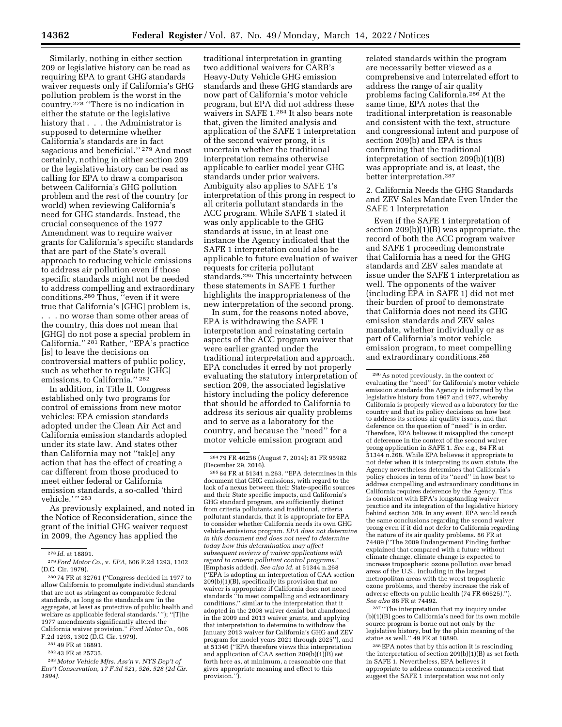Similarly, nothing in either section 209 or legislative history can be read as requiring EPA to grant GHG standards waiver requests only if California's GHG pollution problem is the worst in the country.[278] "There is no indication in either the statute or the legislative history that . . . the Administrator is supposed to determine whether California's standards are in fact sagacious and beneficial." [279] And most certainly, nothing in either section 209 or the legislative history can be read as calling for EPA to draw a comparison between California's GHG pollution problem and the rest of the country (or world) when reviewing California's need for GHG standards. Instead, the crucial consequence of the 1977 Amendment was to require waiver grants for California's specific standards that are part of the State's overall approach to reducing vehicle emissions to address air pollution even if those specific standards might not be needed to address compelling and extraordinary conditions.[280] Thus, "even if it were true that California's [GHG] problem is, . . . no worse than some other areas of the country, this does not mean that [GHG] do not pose a special problem in California." [281] Rather, "EPA's practice [is] to leave the decisions on controversial matters of public policy, such as whether to regulate [GHG] emissions, to California." [282]

In addition, in Title II, Congress established only two programs for control of emissions from new motor vehicles: EPA emission standards adopted under the Clean Air Act and California emission standards adopted under its state law. And states other than California may not "tak[e] any action that has the effect of creating a car different from those produced to meet either federal or California emission standards, a so-called 'third vehicle.' " [283]

As previously explained, and noted in the Notice of Reconsideration, since the grant of the initial GHG waiver request in 2009, the Agency has applied the traditional interpretation in granting two additional waivers for CARB's Heavy-Duty Vehicle GHG emission standards and these GHG standards are now part of California's motor vehicle program, but EPA did not address these waivers in SAFE 1.[284] It also bears note that, given the limited analysis and application of the SAFE 1 interpretation of the second waiver prong, it is uncertain whether the traditional interpretation remains otherwise applicable to earlier model year GHG standards under prior waivers. Ambiguity also applies to SAFE 1's interpretation of this prong in respect to all criteria pollutant standards in the ACC program. While SAFE 1 stated it was only applicable to the GHG standards at issue, in at least one instance the Agency indicated that the SAFE 1 interpretation could also be applicable to future evaluation of waiver requests for criteria pollutant standards.[285] This uncertainty between these statements in SAFE 1 further highlights the inappropriateness of the new interpretation of the second prong.

In sum, for the reasons noted above, EPA is withdrawing the SAFE 1 interpretation and reinstating certain aspects of the ACC program waiver that were earlier granted under the traditional interpretation and approach. EPA concludes it erred by not properly evaluating the statutory interpretation of section 209, the associated legislative history including the policy deference that should be afforded to California to address its serious air quality problems and to serve as a laboratory for the country, and because the "need" for a motor vehicle emission program and related standards within the program are necessarily better viewed as a comprehensive and interrelated effort to address the range of air quality problems facing California.[286] At the same time, EPA notes that the traditional interpretation is reasonable and consistent with the text, structure and congressional intent and purpose of section 209(b) and EPA is thus confirming that the traditional interpretation of section 209(b)(1)(B) was appropriate and is, at least, the better interpretation.[287]

## 2. California Needs the GHG Standards and ZEV Sales Mandate Even Under the SAFE 1 Interpretation

Even if the SAFE 1 interpretation of section 209(b)(1)(B) was appropriate, the record of both the ACC program waiver and SAFE 1 proceeding demonstrate that California has a need for the GHG standards and ZEV sales mandate at issue under the SAFE 1 interpretation as well. The opponents of the waiver (including EPA in SAFE 1) did not met their burden of proof to demonstrate that California does not need its GHG emission standards and ZEV sales mandate, whether individually or as part of California's motor vehicle emission program, to meet compelling and extraordinary conditions.[288]

---

[278] *Id.* at 18891.

[279] *Ford Motor Co.,* v. *EPA,* 606 F.2d 1293, 1302 (D.C. Cir. 1979).

[280] 74 FR at 32761 ("Congress decided in 1977 to allow California to promulgate individual standards that are not as stringent as comparable federal standards, as long as the standards are 'in the aggregate, at least as protective of public health and welfare as applicable federal standards.' "); "[T]he 1977 amendments significantly altered the California waiver provision." *Ford Motor Co.,* 606 F.2d 1293, 1302 (D.C. Cir. 1979).

[281] 49 FR at 18891.

[282] 43 FR at 25735.

[283] *Motor Vehicle Mfrs. Ass'n* v. *NYS Dep't of Env't Conservation, 17 F.3d 521, 526, 528 (2d Cir. 1994).*

[284] 79 FR 46256 (August 7, 2014); 81 FR 95982 (December 29, 2016).

[285] 84 FR at 51341 n.263. "EPA determines in this document that GHG emissions, with regard to the lack of a nexus between their State-specific sources and their State specific impacts, and California's GHG standard program, are sufficiently distinct from criteria pollutants and traditional, criteria pollutant standards, that it is appropriate for EPA to consider whether California needs its own GHG vehicle emissions program. *EPA does not determine in this document and does not need to determine today how this determination may affect subsequent reviews of waiver applications with regard to criteria pollutant control programs.*" (Emphasis added). *See also id.* at 51344 n.268 ("EPA is adopting an interpretation of CAA section 209(b)(1)(B), specifically its provision that no waiver is appropriate if California does not need standards "to meet compelling and extraordinary conditions," similar to the interpretation that it adopted in the 2008 waiver denial but abandoned in the 2009 and 2013 waiver grants, and applying that interpretation to determine to withdraw the January 2013 waiver for California's GHG and ZEV program for model years 2021 through 2025"), and at 51346 ("EPA therefore views this interpretation and application of CAA section 209(b)(1)(B) set forth here as, at minimum, a reasonable one that gives appropriate meaning and effect to this provision.").

[286] As noted previously, in the context of evaluating the "need" for California's motor vehicle emission standards the Agency is informed by the legislative history from 1967 and 1977, whereby California is properly viewed as a laboratory for the country and that its policy decisions on how best to address its serious air quality issues, and that deference on the question of "need" is in order. Therefore, EPA believes it misapplied the concept of deference in the context of the second waiver prong application in SAFE 1. *See e.g.,* 84 FR at 51344 n.268. While EPA believes it appropriate to not defer when it is interpreting its own statute, the Agency nevertheless determines that California's policy choices in term of its "need" in how best to address compelling and extraordinary conditions in California requires deference by the Agency. This is consistent with EPA's longstanding waiver practice and its integration of the legislative history behind section 209. In any event, EPA would reach the same conclusions regarding the second waiver prong even if it did not defer to California regarding the nature of its air quality problems. 86 FR at 74489 ("The 2009 Endangerment Finding further explained that compared with a future without climate change, climate change is expected to increase tropospheric ozone pollution over broad areas of the U.S., including in the largest metropolitan areas with the worst tropospheric ozone problems, and thereby increase the risk of adverse effects on public health (74 FR 66525)."). *See also* 86 FR at 74492.

[287] "The interpretation that my inquiry under (b)(1)(B) goes to California's need for its own mobile source program is borne out not only by the legislative history, but by the plain meaning of the statue as well." 49 FR at 18890.

[288] EPA notes that by this action it is rescinding the interpretation of section 209(b)(1)(B) as set forth in SAFE 1. Nevertheless, EPA believes it appropriate to address comments received that suggest the SAFE 1 interpretation was not only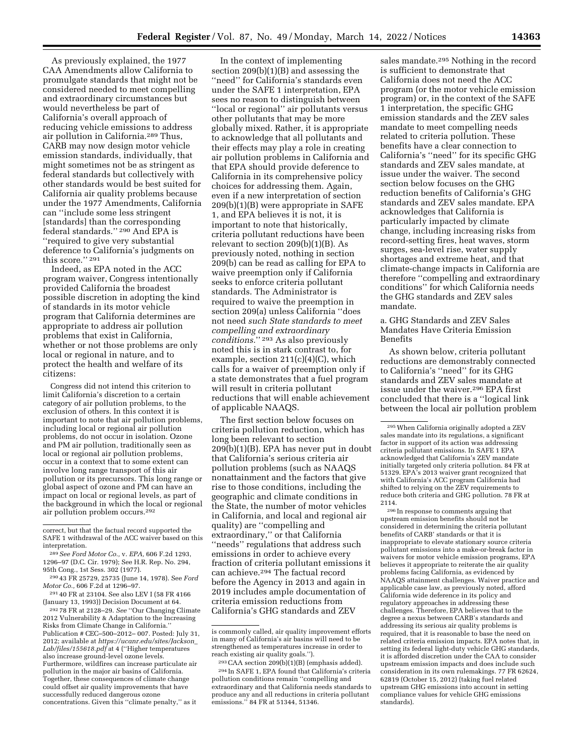As previously explained, the 1977 CAA Amendments allow California to promulgate standards that might not be considered needed to meet compelling and extraordinary circumstances but would nevertheless be part of California's overall approach of reducing vehicle emissions to address air pollution in California.[289] Thus, CARB may now design motor vehicle emission standards, individually, that might sometimes not be as stringent as federal standards but collectively with other standards would be best suited for California air quality problems because under the 1977 Amendments, California can ''include some less stringent [standards] than the corresponding federal standards.'' [290] And EPA is ''required to give very substantial deference to California's judgments on this score.'' [291]

Indeed, as EPA noted in the ACC program waiver, Congress intentionally provided California the broadest possible discretion in adopting the kind of standards in its motor vehicle program that California determines are appropriate to address air pollution problems that exist in California, whether or not those problems are only local or regional in nature, and to protect the health and welfare of its citizens:

> Congress did not intend this criterion to limit California's discretion to a certain category of air pollution problems, to the exclusion of others. In this context it is important to note that air pollution problems, including local or regional air pollution problems, do not occur in isolation. Ozone and PM air pollution, traditionally seen as local or regional air pollution problems, occur in a context that to some extent can involve long range transport of this air pollution or its precursors. This long range or global aspect of ozone and PM can have an impact on local or regional levels, as part of the background in which the local or regional air pollution problem occurs.[292]

In the context of implementing section 209(b)(1)(B) and assessing the ''need'' for California's standards even under the SAFE 1 interpretation, EPA sees no reason to distinguish between ''local or regional'' air pollutants versus other pollutants that may be more globally mixed. Rather, it is appropriate to acknowledge that all pollutants and their effects may play a role in creating air pollution problems in California and that EPA should provide deference to California in its comprehensive policy choices for addressing them. Again, even if a new interpretation of section 209(b)(1)(B) were appropriate in SAFE 1, and EPA believes it is not, it is important to note that historically, criteria pollutant reductions have been relevant to section 209(b)(1)(B). As previously noted, nothing in section 209(b) can be read as calling for EPA to waive preemption only if California seeks to enforce criteria pollutant standards. The Administrator is required to waive the preemption in section 209(a) unless California ''does not need *such State standards to meet compelling and extraordinary conditions*.'' [293] As also previously noted this is in stark contrast to, for example, section 211(c)(4)(C), which calls for a waiver of preemption only if a state demonstrates that a fuel program will result in criteria pollutant reductions that will enable achievement of applicable NAAQS.

The first section below focuses on criteria pollution reduction, which has long been relevant to section 209(b)(1)(B). EPA has never put in doubt that California's serious criteria air pollution problems (such as NAAQS nonattainment and the factors that give rise to those conditions, including the geographic and climate conditions in the State, the number of motor vehicles in California, and local and regional air quality) are ''compelling and extraordinary,'' or that California ''needs'' regulations that address such emissions in order to achieve every fraction of criteria pollutant emissions it can achieve.[294] The factual record before the Agency in 2013 and again in 2019 includes ample documentation of criteria emission reductions from California's GHG standards and ZEV sales mandate.[295] Nothing in the record is sufficient to demonstrate that California does not need the ACC program (or the motor vehicle emission program) or, in the context of the SAFE 1 interpretation, the specific GHG emission standards and the ZEV sales mandate to meet compelling needs related to criteria pollution. These benefits have a clear connection to California's ''need'' for its specific GHG standards and ZEV sales mandate, at issue under the waiver. The second section below focuses on the GHG reduction benefits of California's GHG standards and ZEV sales mandate. EPA acknowledges that California is particularly impacted by climate change, including increasing risks from record-setting fires, heat waves, storm surges, sea-level rise, water supply shortages and extreme heat, and that climate-change impacts in California are therefore ''compelling and extraordinary conditions'' for which California needs the GHG standards and ZEV sales mandate.

### a. GHG Standards and ZEV Sales Mandates Have Criteria Emission Benefits

As shown below, criteria pollutant reductions are demonstrably connected to California's ''need'' for its GHG standards and ZEV sales mandate at issue under the waiver.[296] EPA first concluded that there is a ''logical link between the local air pollution problem

---

correct, but that the factual record supported the SAFE 1 withdrawal of the ACC waiver based on this interpretation.

[289] *See Ford Motor Co.,* v. *EPA,* 606 F.2d 1293, 1296–97 (D.C. Cir. 1979); See H.R. Rep. No. 294, 95th Cong., 1st Sess. 302 (1977).

[290] 43 FR 25729, 25735 (June 14, 1978). See *Ford Motor Co.,* 606 F.2d at 1296–97.

[291] 40 FR at 23104. See also LEV I (58 FR 4166 (January 13, 1993)) Decision Document at 64.

[292] 78 FR at 2128–29. *See* ''Our Changing Climate 2012 Vulnerability & Adaptation to the Increasing Risks from Climate Change in California.'' Publication # CEC–500–2012– 007. Posted: July 31, 2012; available at *https://ucanr.edu/sites/Jackson_Lab/files/155618.pdf* at 4 (''Higher temperatures also increase ground-level ozone levels. Furthermore, wildfires can increase particulate air pollution in the major air basins of California. Together, these consequences of climate change could offset air quality improvements that have successfully reduced dangerous ozone concentrations. Given this ''climate penalty,'' as it is commonly called, air quality improvement efforts in many of California's air basins will need to be strengthened as temperatures increase in order to reach existing air quality goals.'').

[293] CAA section 209(b)(1)(B) (emphasis added).

[294] In SAFE 1, EPA found that California's criteria pollution conditions remain ''compelling and extraordinary and that California needs standards to produce any and all reductions in criteria pollutant emissions.'' 84 FR at 51344, 51346.

[295] When California originally adopted a ZEV sales mandate into its regulations, a significant factor in support of its action was addressing criteria pollutant emissions. In SAFE 1 EPA acknowledged that California's ZEV mandate initially targeted only criteria pollution. 84 FR at 51329. EPA's 2013 waiver grant recognized that with California's ACC program California had shifted to relying on the ZEV requirements to reduce both criteria and GHG pollution. 78 FR at 2114.

[296] In response to comments arguing that upstream emission benefits should not be considered in determining the criteria pollutant benefits of CARB' standards or that it is inappropriate to elevate stationary source criteria pollutant emissions into a make-or-break factor in waivers for motor vehicle emission programs, EPA believes it appropriate to reiterate the air quality problems facing California, as evidenced by NAAQS attainment challenges. Waiver practice and applicable case law, as previously noted, afford California wide deference in its policy and regulatory approaches in addressing these challenges. Therefore, EPA believes that to the degree a nexus between CARB's standards and addressing its serious air quality problems is required, that it is reasonable to base the need on related criteria emission impacts. EPA notes that, in setting its federal light-duty vehicle GHG standards, it is afforded discretion under the CAA to consider upstream emission impacts and does include such consideration in its own rulemakings. 77 FR 62624, 62819 (October 15, 2012) (taking fuel related upstream GHG emissions into account in setting compliance values for vehicle GHG emissions standards).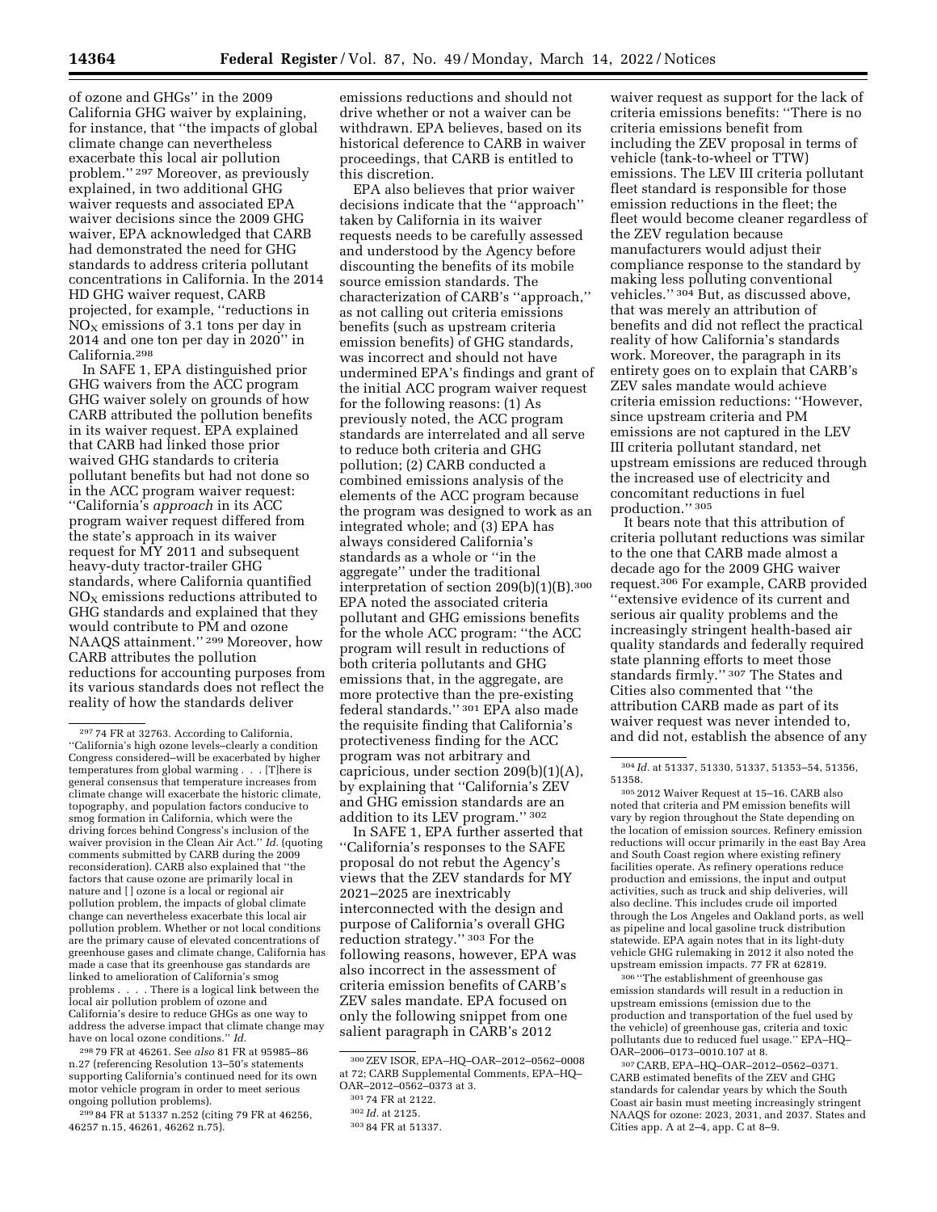of ozone and GHGs'' in the 2009 California GHG waiver by explaining, for instance, that ''the impacts of global climate change can nevertheless exacerbate this local air pollution problem.'' [297] Moreover, as previously explained, in two additional GHG waiver requests and associated EPA waiver decisions since the 2009 GHG waiver, EPA acknowledged that CARB had demonstrated the need for GHG standards to address criteria pollutant concentrations in California. In the 2014 HD GHG waiver request, CARB projected, for example, ''reductions in $NO_X$ emissions of 3.1 tons per day in 2014 and one ton per day in 2020'' in California.[298]

In SAFE 1, EPA distinguished prior GHG waivers from the ACC program GHG waiver solely on grounds of how CARB attributed the pollution benefits in its waiver request. EPA explained that CARB had linked those prior waived GHG standards to criteria pollutant benefits but had not done so in the ACC program waiver request: ''California's *approach* in its ACC program waiver request differed from the state's approach in its waiver request for MY 2011 and subsequent heavy-duty tractor-trailer GHG standards, where California quantified $NO_X$ emissions reductions attributed to GHG standards and explained that they would contribute to PM and ozone NAAQS attainment.'' [299] Moreover, how CARB attributes the pollution reductions for accounting purposes from its various standards does not reflect the reality of how the standards deliver emissions reductions and should not drive whether or not a waiver can be withdrawn. EPA believes, based on its historical deference to CARB in waiver proceedings, that CARB is entitled to this discretion.

EPA also believes that prior waiver decisions indicate that the ''approach'' taken by California in its waiver requests needs to be carefully assessed and understood by the Agency before discounting the benefits of its mobile source emission standards. The characterization of CARB's ''approach,'' as not calling out criteria emissions benefits (such as upstream criteria emission benefits) of GHG standards, was incorrect and should not have undermined EPA's findings and grant of the initial ACC program waiver request for the following reasons: (1) As previously noted, the ACC program standards are interrelated and all serve to reduce both criteria and GHG pollution; (2) CARB conducted a combined emissions analysis of the elements of the ACC program because the program was designed to work as an integrated whole; and (3) EPA has always considered California's standards as a whole or ''in the aggregate'' under the traditional interpretation of section 209(b)(1)(B).[300] EPA noted the associated criteria pollutant and GHG emissions benefits for the whole ACC program: ''the ACC program will result in reductions of both criteria pollutants and GHG emissions that, in the aggregate, are more protective than the pre-existing federal standards.'' [301] EPA also made the requisite finding that California's protectiveness finding for the ACC program was not arbitrary and capricious, under section 209(b)(1)(A), by explaining that ''California's ZEV and GHG emission standards are an addition to its LEV program.'' [302]

In SAFE 1, EPA further asserted that ''California's responses to the SAFE proposal do not rebut the Agency's views that the ZEV standards for MY 2021–2025 are inextricably interconnected with the design and purpose of California's overall GHG reduction strategy.'' [303] For the following reasons, however, EPA was also incorrect in the assessment of criteria emission benefits of CARB's ZEV sales mandate. EPA focused on only the following snippet from one salient paragraph in CARB's 2012 waiver request as support for the lack of criteria emissions benefits: ''There is no criteria emissions benefit from including the ZEV proposal in terms of vehicle (tank-to-wheel or TTW) emissions. The LEV III criteria pollutant fleet standard is responsible for those emission reductions in the fleet; the fleet would become cleaner regardless of the ZEV regulation because manufacturers would adjust their compliance response to the standard by making less polluting conventional vehicles.'' [304] But, as discussed above, that was merely an attribution of benefits and did not reflect the practical reality of how California's standards work. Moreover, the paragraph in its entirety goes on to explain that CARB's ZEV sales mandate would achieve criteria emission reductions: ''However, since upstream criteria and PM emissions are not captured in the LEV III criteria pollutant standard, net upstream emissions are reduced through the increased use of electricity and concomitant reductions in fuel production.'' [305]

It bears note that this attribution of criteria pollutant reductions was similar to the one that CARB made almost a decade ago for the 2009 GHG waiver request.[306] For example, CARB provided ''extensive evidence of its current and serious air quality problems and the increasingly stringent health-based air quality standards and federally required state planning efforts to meet those standards firmly.'' [307] The States and Cities also commented that ''the attribution CARB made as part of its waiver request was never intended to, and did not, establish the absence of any

---

[297] 74 FR at 32763. According to California, ''California's high ozone levels–clearly a condition Congress considered–will be exacerbated by higher temperatures from global warming . . . [T]here is general consensus that temperature increases from climate change will exacerbate the historic climate, topography, and population factors conducive to smog formation in California, which were the driving forces behind Congress's inclusion of the waiver provision in the Clean Air Act.'' *Id.* (quoting comments submitted by CARB during the 2009 reconsideration). CARB also explained that ''the factors that cause ozone are primarily local in nature and [ ] ozone is a local or regional air pollution problem, the impacts of global climate change can nevertheless exacerbate this local air pollution problem. Whether or not local conditions are the primary cause of elevated concentrations of greenhouse gases and climate change, California has made a case that its greenhouse gas standards are linked to amelioration of California's smog problems . . . . There is a logical link between the local air pollution problem of ozone and California's desire to reduce GHGs as one way to address the adverse impact that climate change may have on local ozone conditions.'' *Id.*

[298] 79 FR at 46261. See *also* 81 FR at 95985–86 n.27 (referencing Resolution 13–50's statements supporting California's continued need for its own motor vehicle program in order to meet serious ongoing pollution problems).

[299] 84 FR at 51337 n.252 (citing 79 FR at 46256, 46257 n.15, 46261, 46262 n.75).

[300] ZEV ISOR, EPA–HQ–OAR–2012–0562–0008 at 72; CARB Supplemental Comments, EPA–HQ–OAR–2012–0562–0373 at 3.

[301] 74 FR at 2122.

[302] *Id.* at 2125.

[303] 84 FR at 51337.

[304] *Id.* at 51337, 51330, 51337, 51353–54, 51356, 51358.

[305] 2012 Waiver Request at 15–16. CARB also noted that criteria and PM emission benefits will vary by region throughout the State depending on the location of emission sources. Refinery emission reductions will occur primarily in the east Bay Area and South Coast region where existing refinery facilities operate. As refinery operations reduce production and emissions, the input and output activities, such as truck and ship deliveries, will also decline. This includes crude oil imported through the Los Angeles and Oakland ports, as well as pipeline and local gasoline truck distribution statewide. EPA again notes that in its light-duty vehicle GHG rulemaking in 2012 it also noted the upstream emission impacts. 77 FR at 62819.

[306] ''The establishment of greenhouse gas emission standards will result in a reduction in upstream emissions (emission due to the production and transportation of the fuel used by the vehicle) of greenhouse gas, criteria and toxic pollutants due to reduced fuel usage.'' EPA–HQ–OAR–2006–0173–0010.107 at 8.

[307] CARB, EPA–HQ–OAR–2012–0562–0371. CARB estimated benefits of the ZEV and GHG standards for calendar years by which the South Coast air basin must meeting increasingly stringent NAAQS for ozone: 2023, 2031, and 2037. States and Cities app. A at 2–4, app. C at 8–9.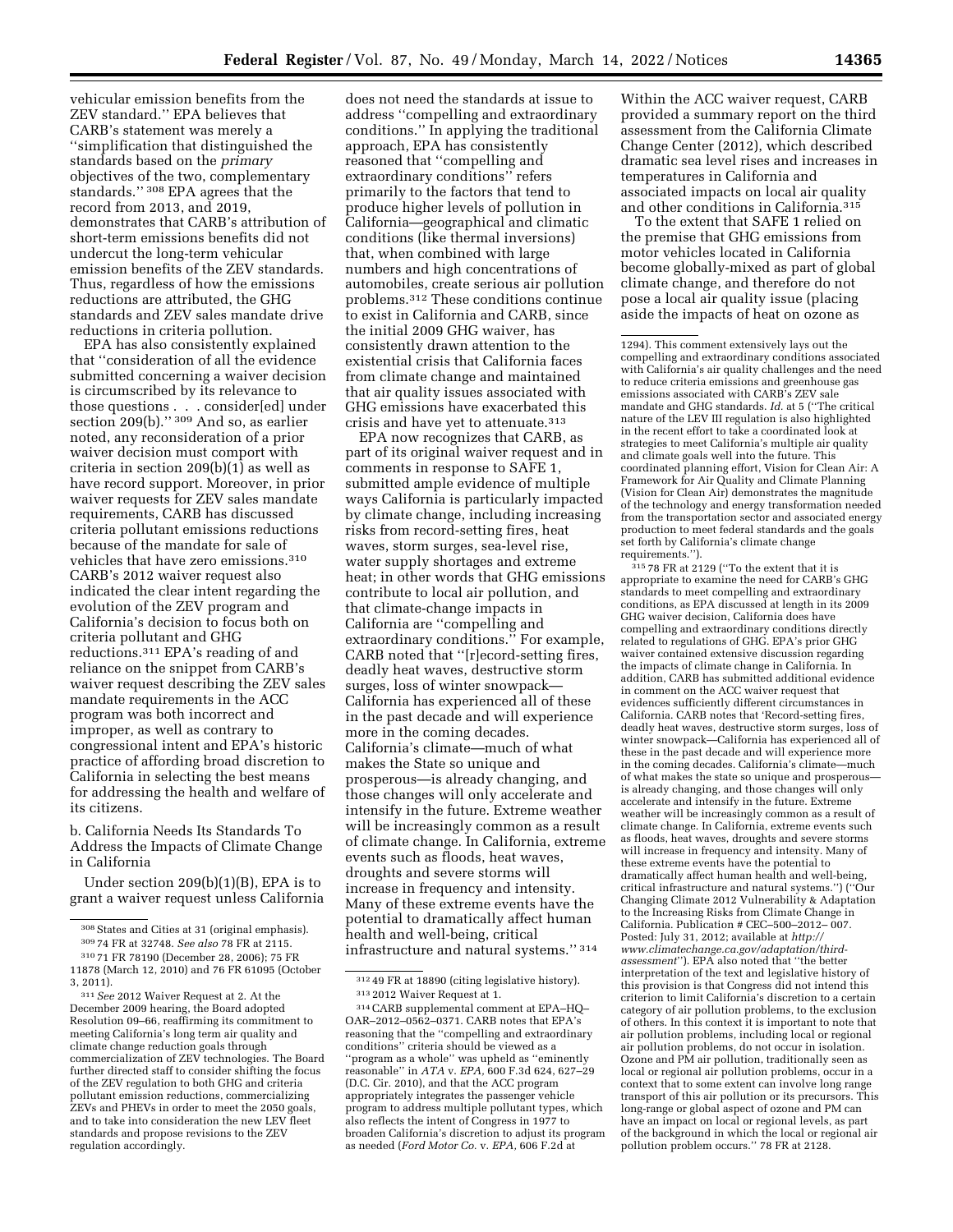vehicular emission benefits from the ZEV standard.'' EPA believes that CARB's statement was merely a ''simplification that distinguished the standards based on the *primary* objectives of the two, complementary standards.'' [308] EPA agrees that the record from 2013, and 2019, demonstrates that CARB's attribution of short-term emissions benefits did not undercut the long-term vehicular emission benefits of the ZEV standards. Thus, regardless of how the emissions reductions are attributed, the GHG standards and ZEV sales mandate drive reductions in criteria pollution.

EPA has also consistently explained that ''consideration of all the evidence submitted concerning a waiver decision is circumscribed by its relevance to those questions . . . consider[ed] under section 209(b).'' [309] And so, as earlier noted, any reconsideration of a prior waiver decision must comport with criteria in section 209(b)(1) as well as have record support. Moreover, in prior waiver requests for ZEV sales mandate requirements, CARB has discussed criteria pollutant emissions reductions because of the mandate for sale of vehicles that have zero emissions.[310] CARB's 2012 waiver request also indicated the clear intent regarding the evolution of the ZEV program and California's decision to focus both on criteria pollutant and GHG reductions.[311] EPA's reading of and reliance on the snippet from CARB's waiver request describing the ZEV sales mandate requirements in the ACC program was both incorrect and improper, as well as contrary to congressional intent and EPA's historic practice of affording broad discretion to California in selecting the best means for addressing the health and welfare of its citizens.

b. California Needs Its Standards To Address the Impacts of Climate Change in California

Under section 209(b)(1)(B), EPA is to grant a waiver request unless California does not need the standards at issue to address ''compelling and extraordinary conditions.'' In applying the traditional approach, EPA has consistently reasoned that ''compelling and extraordinary conditions'' refers primarily to the factors that tend to produce higher levels of pollution in California—geographical and climatic conditions (like thermal inversions) that, when combined with large numbers and high concentrations of automobiles, create serious air pollution problems.[312] These conditions continue to exist in California and CARB, since the initial 2009 GHG waiver, has consistently drawn attention to the existential crisis that California faces from climate change and maintained that air quality issues associated with GHG emissions have exacerbated this crisis and have yet to attenuate.[313]

EPA now recognizes that CARB, as part of its original waiver request and in comments in response to SAFE 1, submitted ample evidence of multiple ways California is particularly impacted by climate change, including increasing risks from record-setting fires, heat waves, storm surges, sea-level rise, water supply shortages and extreme heat; in other words that GHG emissions contribute to local air pollution, and that climate-change impacts in California are ''compelling and extraordinary conditions.'' For example, CARB noted that ''[r]ecord-setting fires, deadly heat waves, destructive storm surges, loss of winter snowpack—California has experienced all of these in the past decade and will experience more in the coming decades. California's climate—much of what makes the State so unique and prosperous—is already changing, and those changes will only accelerate and intensify in the future. Extreme weather will be increasingly common as a result of climate change. In California, extreme events such as floods, heat waves, droughts and severe storms will increase in frequency and intensity. Many of these extreme events have the potential to dramatically affect human health and well-being, critical infrastructure and natural systems.'' [314]

Within the ACC waiver request, CARB provided a summary report on the third assessment from the California Climate Change Center (2012), which described dramatic sea level rises and increases in temperatures in California and associated impacts on local air quality and other conditions in California.[315]

To the extent that SAFE 1 relied on the premise that GHG emissions from motor vehicles located in California become globally-mixed as part of global climate change, and therefore do not pose a local air quality issue (placing aside the impacts of heat on ozone as

---

[308] States and Cities at 31 (original emphasis).

[309] 74 FR at 32748. *See also* 78 FR at 2115.

[310] 71 FR 78190 (December 28, 2006); 75 FR 11878 (March 12, 2010) and 76 FR 61095 (October 3, 2011).

[311] *See* 2012 Waiver Request at 2. At the December 2009 hearing, the Board adopted Resolution 09–66, reaffirming its commitment to meeting California's long term air quality and climate change reduction goals through commercialization of ZEV technologies. The Board further directed staff to consider shifting the focus of the ZEV regulation to both GHG and criteria pollutant emission reductions, commercializing ZEVs and PHEVs in order to meet the 2050 goals, and to take into consideration the new LEV fleet standards and propose revisions to the ZEV regulation accordingly.

[312] 49 FR at 18890 (citing legislative history).

[313] 2012 Waiver Request at 1.

[314] CARB supplemental comment at EPA–HQ–OAR–2012–0562–0371. CARB notes that EPA's reasoning that the ''compelling and extraordinary conditions'' criteria should be viewed as a ''program as a whole'' was upheld as ''eminently reasonable'' in *ATA* v. *EPA,* 600 F.3d 624, 627–29 (D.C. Cir. 2010), and that the ACC program appropriately integrates the passenger vehicle program to address multiple pollutant types, which also reflects the intent of Congress in 1977 to broaden California's discretion to adjust its program as needed (*Ford Motor Co.* v. *EPA,* 606 F.2d at 1294). This comment extensively lays out the compelling and extraordinary conditions associated with California's air quality challenges and the need to reduce criteria emissions and greenhouse gas emissions associated with CARB's ZEV sale mandate and GHG standards. *Id.* at 5 (''The critical nature of the LEV III regulation is also highlighted in the recent effort to take a coordinated look at strategies to meet California's multiple air quality and climate goals well into the future. This coordinated planning effort, Vision for Clean Air: A Framework for Air Quality and Climate Planning (Vision for Clean Air) demonstrates the magnitude of the technology and energy transformation needed from the transportation sector and associated energy production to meet federal standards and the goals set forth by California's climate change requirements.'').

[315] 78 FR at 2129 (''To the extent that it is appropriate to examine the need for CARB's GHG standards to meet compelling and extraordinary conditions, as EPA discussed at length in its 2009 GHG waiver decision, California does have compelling and extraordinary conditions directly related to regulations of GHG. EPA's prior GHG waiver contained extensive discussion regarding the impacts of climate change in California. In addition, CARB has submitted additional evidence in comment on the ACC waiver request that evidences sufficiently different circumstances in California. CARB notes that 'Record-setting fires, deadly heat waves, destructive storm surges, loss of winter snowpack—California has experienced all of these in the past decade and will experience more in the coming decades. California's climate—much of what makes the state so unique and prosperous—is already changing, and those changes will only accelerate and intensify in the future. Extreme weather will be increasingly common as a result of climate change. In California, extreme events such as floods, heat waves, droughts and severe storms will increase in frequency and intensity. Many of these extreme events have the potential to dramatically affect human health and well-being, critical infrastructure and natural systems.'') (''Our Changing Climate 2012 Vulnerability & Adaptation to the Increasing Risks from Climate Change in California. Publication # CEC–500–2012– 007. Posted: July 31, 2012; available at *http://www.climatechange.ca.gov/adaptation/third-assessment*''). EPA also noted that ''the better interpretation of the text and legislative history of this provision is that Congress did not intend this criterion to limit California's discretion to a certain category of air pollution problems, to the exclusion of others. In this context it is important to note that air pollution problems, including local or regional air pollution problems, do not occur in isolation. Ozone and PM air pollution, traditionally seen as local or regional air pollution problems, occur in a context that to some extent can involve long range transport of this air pollution or its precursors. This long-range or global aspect of ozone and PM can have an impact on local or regional levels, as part of the background in which the local or regional air pollution problem occurs.'' 78 FR at 2128.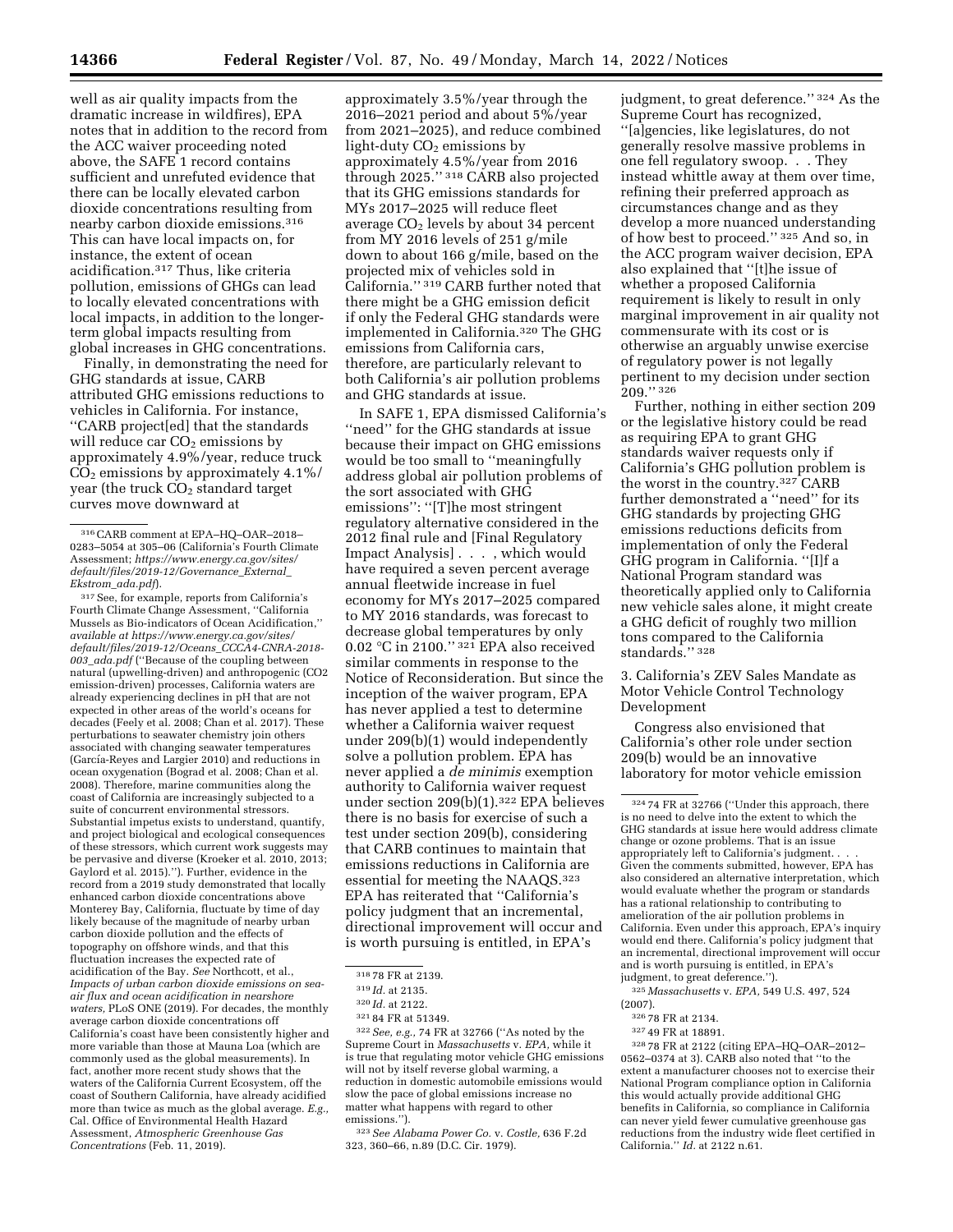well as air quality impacts from the dramatic increase in wildfires), EPA notes that in addition to the record from the ACC waiver proceeding noted above, the SAFE 1 record contains sufficient and unrefuted evidence that there can be locally elevated carbon dioxide concentrations resulting from nearby carbon dioxide emissions.[316] This can have local impacts on, for instance, the extent of ocean acidification.[317] Thus, like criteria pollution, emissions of GHGs can lead to locally elevated concentrations with local impacts, in addition to the longer-term global impacts resulting from global increases in GHG concentrations.

Finally, in demonstrating the need for GHG standards at issue, CARB attributed GHG emissions reductions to vehicles in California. For instance, ''CARB project[ed] that the standards will reduce car $CO_2$ emissions by approximately 4.9%/year, reduce truck $CO_2$ emissions by approximately 4.1%/year (the truck $CO_2$ standard target curves move downward at approximately 3.5%/year through the 2016–2021 period and about 5%/year from 2021–2025), and reduce combined light-duty $CO_2$ emissions by approximately 4.5%/year from 2016 through 2025.'' [318] CARB also projected that its GHG emissions standards for MYs 2017–2025 will reduce fleet average $CO_2$ levels by about 34 percent from MY 2016 levels of 251 g/mile down to about 166 g/mile, based on the projected mix of vehicles sold in California.'' [319] CARB further noted that there might be a GHG emission deficit if only the Federal GHG standards were implemented in California.[320] The GHG emissions from California cars, therefore, are particularly relevant to both California's air pollution problems and GHG standards at issue.

In SAFE 1, EPA dismissed California's ''need'' for the GHG standards at issue because their impact on GHG emissions would be too small to ''meaningfully address global air pollution problems of the sort associated with GHG emissions'': ''[T]he most stringent regulatory alternative considered in the 2012 final rule and [Final Regulatory Impact Analysis] . . . , which would have required a seven percent average annual fleetwide increase in fuel economy for MYs 2017–2025 compared to MY 2016 standards, was forecast to decrease global temperatures by only 0.02 °C in 2100.'' [321] EPA also received similar comments in response to the Notice of Reconsideration. But since the inception of the waiver program, EPA has never applied a test to determine whether a California waiver request under 209(b)(1) would independently solve a pollution problem. EPA has never applied a *de minimis* exemption authority to California waiver request under section 209(b)(1).[322] EPA believes there is no basis for exercise of such a test under section 209(b), considering that CARB continues to maintain that emissions reductions in California are essential for meeting the NAAQS.[323] EPA has reiterated that ''California's policy judgment that an incremental, directional improvement will occur and is worth pursuing is entitled, in EPA's judgment, to great deference.'' [324] As the Supreme Court has recognized, ''[a]gencies, like legislatures, do not generally resolve massive problems in one fell regulatory swoop. . . They instead whittle away at them over time, refining their preferred approach as circumstances change and as they develop a more nuanced understanding of how best to proceed.'' [325] And so, in the ACC program waiver decision, EPA also explained that ''[t]he issue of whether a proposed California requirement is likely to result in only marginal improvement in air quality not commensurate with its cost or is otherwise an arguably unwise exercise of regulatory power is not legally pertinent to my decision under section 209.'' [326]

Further, nothing in either section 209 or the legislative history could be read as requiring EPA to grant GHG standards waiver requests only if California's GHG pollution problem is the worst in the country.[327] CARB further demonstrated a ''need'' for its GHG standards by projecting GHG emissions reductions deficits from implementation of only the Federal GHG program in California. ''[I]f a National Program standard was theoretically applied only to California new vehicle sales alone, it might create a GHG deficit of roughly two million tons compared to the California standards.'' [328]

### 3. California's ZEV Sales Mandate as Motor Vehicle Control Technology Development

Congress also envisioned that California's other role under section 209(b) would be an innovative laboratory for motor vehicle emission

---

[316] CARB comment at EPA–HQ–OAR–2018–0283–5054 at 305–06 (California's Fourth Climate Assessment; *https://www.energy.ca.gov/sites/default/files/2019-12/Governance_External_Ekstrom_ada.pdf*).

[317] See, for example, reports from California's Fourth Climate Change Assessment, ''California Mussels as Bio-indicators of Ocean Acidification,'' *available at https://www.energy.ca.gov/sites/default/files/2019-12/Oceans_CCCA4-CNRA-2018-003_ada.pdf* (''Because of the coupling between natural (upwelling-driven) and anthropogenic (CO2 emission-driven) processes, California waters are already experiencing declines in pH that are not expected in other areas of the world's oceans for decades (Feely et al. 2008; Chan et al. 2017). These perturbations to seawater chemistry join others associated with changing seawater temperatures (García-Reyes and Largier 2010) and reductions in ocean oxygenation (Bograd et al. 2008; Chan et al. 2008). Therefore, marine communities along the coast of California are increasingly subjected to a suite of concurrent environmental stressors. Substantial impetus exists to understand, quantify, and project biological and ecological consequences of these stressors, which current work suggests may be pervasive and diverse (Kroeker et al. 2010, 2013; Gaylord et al. 2015).''). Further, evidence in the record from a 2019 study demonstrated that locally enhanced carbon dioxide concentrations above Monterey Bay, California, fluctuate by time of day likely because of the magnitude of nearby urban carbon dioxide pollution and the effects of topography on offshore winds, and that this fluctuation increases the expected rate of acidification of the Bay. *See* Northcott, et al., *Impacts of urban carbon dioxide emissions on sea-air flux and ocean acidification in nearshore waters*, PLoS ONE (2019). For decades, the monthly average carbon dioxide concentrations off California's coast have been consistently higher and more variable than those at Mauna Loa (which are commonly used as the global measurements). In fact, another more recent study shows that the waters of the California Current Ecosystem, off the coast of Southern California, have already acidified more than twice as much as the global average. *E.g.,* Cal. Office of Environmental Health Hazard Assessment, *Atmospheric Greenhouse Gas Concentrations* (Feb. 11, 2019).

[318] 78 FR at 2139.

[319] *Id.* at 2135.

[320] *Id.* at 2122.

[321] 84 FR at 51349.

[322] *See, e.g.,* 74 FR at 32766 (''As noted by the Supreme Court in *Massachusetts* v. *EPA,* while it is true that regulating motor vehicle GHG emissions will not by itself reverse global warming, a reduction in domestic automobile emissions would slow the pace of global emissions increase no matter what happens with regard to other emissions.'').

[323] *See Alabama Power Co.* v. *Costle,* 636 F.2d 323, 360–66, n.89 (D.C. Cir. 1979).

[324] 74 FR at 32766 (''Under this approach, there is no need to delve into the extent to which the GHG standards at issue here would address climate change or ozone problems. That is an issue appropriately left to California's judgment. . . . Given the comments submitted, however, EPA has also considered an alternative interpretation, which would evaluate whether the program or standards has a rational relationship to contributing to amelioration of the air pollution problems in California. Even under this approach, EPA's inquiry would end there. California's policy judgment that an incremental, directional improvement will occur and is worth pursuing is entitled, in EPA's judgment, to great deference.'').

[325] *Massachusetts* v. *EPA,* 549 U.S. 497, 524 (2007).

[326] 78 FR at 2134.

[327] 49 FR at 18891.

[328] 78 FR at 2122 (citing EPA–HQ–OAR–2012–0562–0374 at 3). CARB also noted that ''to the extent a manufacturer chooses not to exercise their National Program compliance option in California this would actually provide additional GHG benefits in California, so compliance in California can never yield fewer cumulative greenhouse gas reductions from the industry wide fleet certified in California.'' *Id.* at 2122 n.61.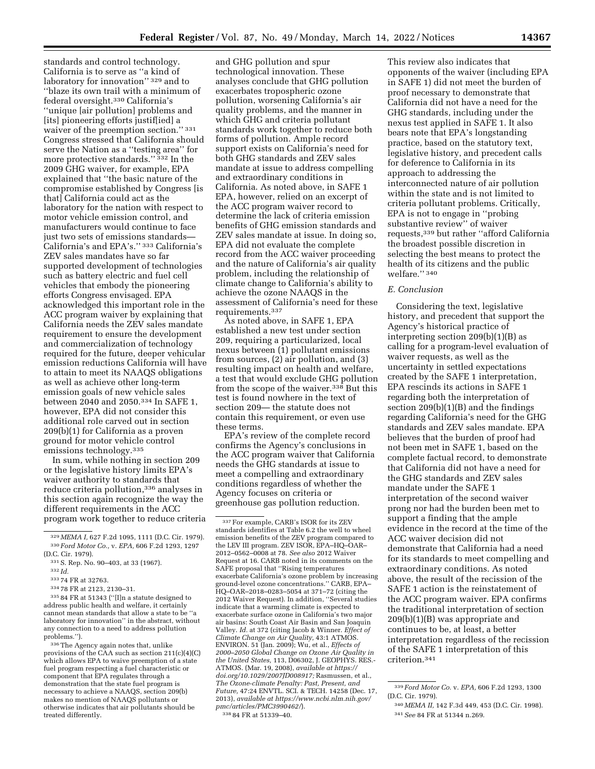standards and control technology. California is to serve as "a kind of laboratory for innovation" [329] and to "blaze its own trail with a minimum of federal oversight.[330] California's "unique [air pollution] problems and [its] pioneering efforts justif[ied] a waiver of the preemption section." [331] Congress stressed that California should serve the Nation as a "testing area" for more protective standards." [332] In the 2009 GHG waiver, for example, EPA explained that "the basic nature of the compromise established by Congress [is that] California could act as the laboratory for the nation with respect to motor vehicle emission control, and manufacturers would continue to face just two sets of emissions standards— California's and EPA's." [333] California's ZEV sales mandates have so far supported development of technologies such as battery electric and fuel cell vehicles that embody the pioneering efforts Congress envisaged. EPA acknowledged this important role in the ACC program waiver by explaining that California needs the ZEV sales mandate requirement to ensure the development and commercialization of technology required for the future, deeper vehicular emission reductions California will have to attain to meet its NAAQS obligations as well as achieve other long-term emission goals of new vehicle sales between 2040 and 2050.[334] In SAFE 1, however, EPA did not consider this additional role carved out in section 209(b)(1) for California as a proven ground for motor vehicle control emissions technology.[335]

In sum, while nothing in section 209 or the legislative history limits EPA's waiver authority to standards that reduce criteria pollution,[336] analyses in this section again recognize the way the different requirements in the ACC program work together to reduce criteria and GHG pollution and spur technological innovation. These analyses conclude that GHG pollution exacerbates tropospheric ozone pollution, worsening California's air quality problems, and the manner in which GHG and criteria pollutant standards work together to reduce both forms of pollution. Ample record support exists on California's need for both GHG standards and ZEV sales mandate at issue to address compelling and extraordinary conditions in California. As noted above, in SAFE 1 EPA, however, relied on an excerpt of the ACC program waiver record to determine the lack of criteria emission benefits of GHG emission standards and ZEV sales mandate at issue. In doing so, EPA did not evaluate the complete record from the ACC waiver proceeding and the nature of California's air quality problem, including the relationship of climate change to California's ability to achieve the ozone NAAQS in the assessment of California's need for these requirements.[337]

As noted above, in SAFE 1, EPA established a new test under section 209, requiring a particularized, local nexus between (1) pollutant emissions from sources, (2) air pollution, and (3) resulting impact on health and welfare, a test that would exclude GHG pollution from the scope of the waiver.[338] But this test is found nowhere in the text of section 209— the statute does not contain this requirement, or even use these terms.

EPA's review of the complete record confirms the Agency's conclusions in the ACC program waiver that California needs the GHG standards at issue to meet a compelling and extraordinary conditions regardless of whether the Agency focuses on criteria or greenhouse gas pollution reduction. This review also indicates that opponents of the waiver (including EPA in SAFE 1) did not meet the burden of proof necessary to demonstrate that California did not have a need for the GHG standards, including under the nexus test applied in SAFE 1. It also bears note that EPA's longstanding practice, based on the statutory text, legislative history, and precedent calls for deference to California in its approach to addressing the interconnected nature of air pollution within the state and is not limited to criteria pollutant problems. Critically, EPA is not to engage in "probing substantive review" of waiver requests,[339] but rather "afford California the broadest possible discretion in selecting the best means to protect the health of its citizens and the public welfare." [340]

### *E. Conclusion*

Considering the text, legislative history, and precedent that support the Agency's historical practice of interpreting section 209(b)(1)(B) as calling for a program-level evaluation of waiver requests, as well as the uncertainty in settled expectations created by the SAFE 1 interpretation, EPA rescinds its actions in SAFE 1 regarding both the interpretation of section 209(b)(1)(B) and the findings regarding California's need for the GHG standards and ZEV sales mandate. EPA believes that the burden of proof had not been met in SAFE 1, based on the complete factual record, to demonstrate that California did not have a need for the GHG standards and ZEV sales mandate under the SAFE 1 interpretation of the second waiver prong nor had the burden been met to support a finding that the ample evidence in the record at the time of the ACC waiver decision did not demonstrate that California had a need for its standards to meet compelling and extraordinary conditions. As noted above, the result of the recission of the SAFE 1 action is the reinstatement of the ACC program waiver. EPA confirms the traditional interpretation of section 209(b)(1)(B) was appropriate and continues to be, at least, a better interpretation regardless of the recission of the SAFE 1 interpretation of this criterion.[341]

---

[329] *MEMA I,* 627 F.2d 1095, 1111 (D.C. Cir. 1979).

[330] *Ford Motor Co.,* v. *EPA,* 606 F.2d 1293, 1297 (D.C. Cir. 1979).

[331] S. Rep. No. 90–403, at 33 (1967).

[332] *Id.*

[333] 74 FR at 32763.

[334] 78 FR at 2123, 2130–31.

[335] 84 FR at 51343 ("[I]n a statute designed to address public health and welfare, it certainly cannot mean standards that allow a state to be "a laboratory for innovation" in the abstract, without any connection to a need to address pollution problems.").

[336] The Agency again notes that, unlike provisions of the CAA such as section 211(c)(4)(C) which allows EPA to waive preemption of a state fuel program respecting a fuel characteristic or component that EPA regulates through a demonstration that the state fuel program is necessary to achieve a NAAQS, section 209(b) makes no mention of NAAQS pollutants or otherwise indicates that air pollutants should be treated differently.

[337] For example, CARB's ISOR for its ZEV standards identifies at Table 6.2 the well to wheel emission benefits of the ZEV program compared to the LEV III program. ZEV ISOR, EPA–HQ–OAR–2012–0562–0008 at 78. *See also* 2012 Waiver Request at 16. CARB noted in its comments on the SAFE proposal that "Rising temperatures exacerbate California's ozone problem by increasing ground-level ozone concentrations." CARB, EPA–HQ–OAR–2018–0283–5054 at 371–72 (citing the 2012 Waiver Request). In addition, "Several studies indicate that a warming climate is expected to exacerbate surface ozone in California's two major air basins: South Coast Air Basin and San Joaquin Valley. *Id.* at 372 (citing Jacob & Winner. *Effect of Climate Change on Air Quality,* 43:1 ATMOS. ENVIRON. 51 (Jan. 2009); Wu, et al., *Effects of 2000–2050 Global Change on Ozone Air Quality in the United States,* 113, D06302, J. GEOPHYS. RES.-ATMOS. (Mar. 19, 2008), *available at https://doi.org/10.1029/2007JD008917;* Rasmussen, et al., *The Ozone-climate Penalty: Past, Present, and Future,* 47:24 ENVTL. SCI. & TECH. 14258 (Dec. 17, 2013), *available at https://www.ncbi.nlm.nih.gov/pmc/articles/PMC3990462/*).

[338] 84 FR at 51339–40.

[339] *Ford Motor Co.* v. *EPA,* 606 F.2d 1293, 1300 (D.C. Cir. 1979).

[340] *MEMA II,* 142 F.3d 449, 453 (D.C. Cir. 1998).

[341] *See* 84 FR at 51344 n.269.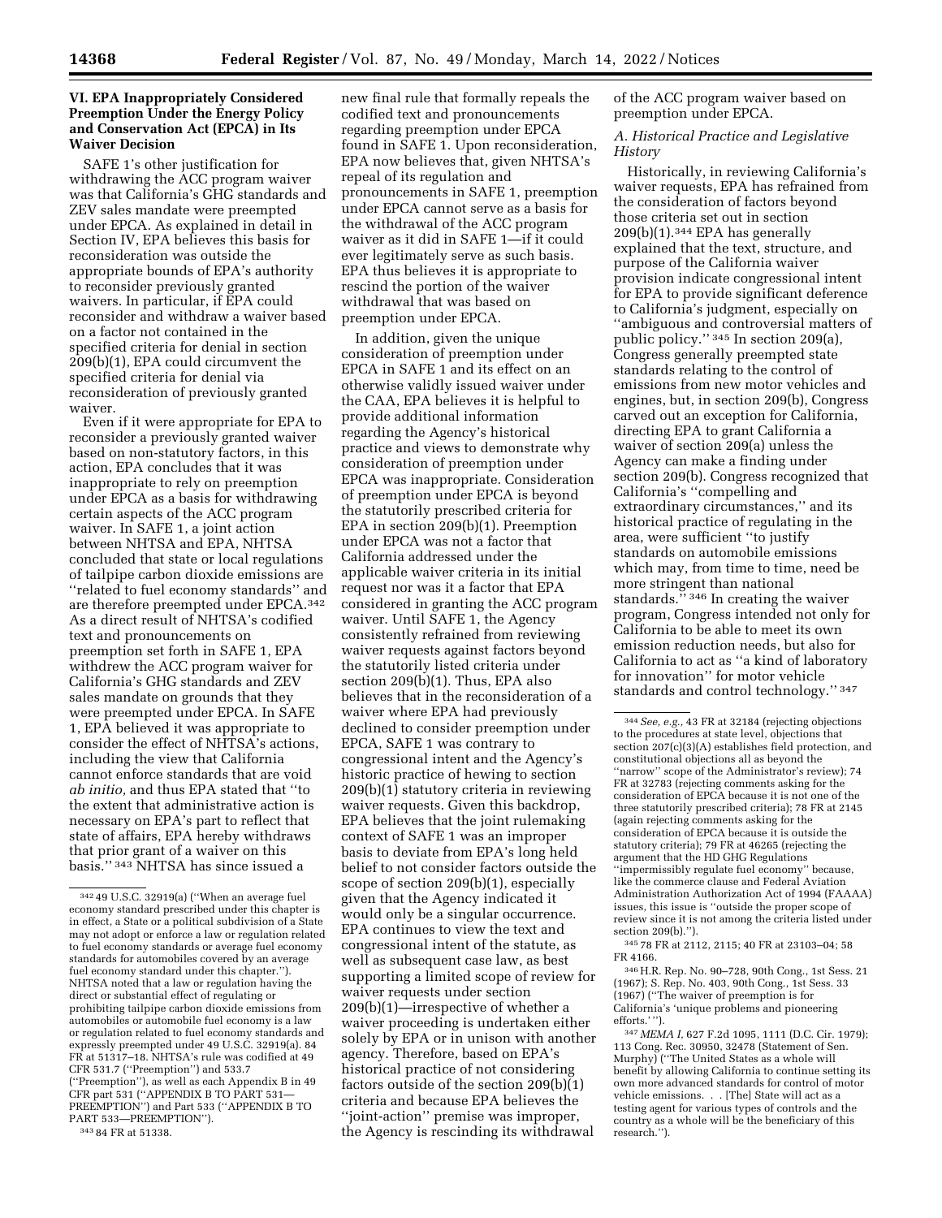## VI. EPA Inappropriately Considered Preemption Under the Energy Policy and Conservation Act (EPCA) in Its Waiver Decision

SAFE 1's other justification for withdrawing the ACC program waiver was that California's GHG standards and ZEV sales mandate were preempted under EPCA. As explained in detail in Section IV, EPA believes this basis for reconsideration was outside the appropriate bounds of EPA's authority to reconsider previously granted waivers. In particular, if EPA could reconsider and withdraw a waiver based on a factor not contained in the specified criteria for denial in section 209(b)(1), EPA could circumvent the specified criteria for denial via reconsideration of previously granted waiver.

Even if it were appropriate for EPA to reconsider a previously granted waiver based on non-statutory factors, in this action, EPA concludes that it was inappropriate to rely on preemption under EPCA as a basis for withdrawing certain aspects of the ACC program waiver. In SAFE 1, a joint action between NHTSA and EPA, NHTSA concluded that state or local regulations of tailpipe carbon dioxide emissions are "related to fuel economy standards" and are therefore preempted under EPCA.[342] As a direct result of NHTSA's codified text and pronouncements on preemption set forth in SAFE 1, EPA withdrew the ACC program waiver for California's GHG standards and ZEV sales mandate on grounds that they were preempted under EPCA. In SAFE 1, EPA believed it was appropriate to consider the effect of NHTSA's actions, including the view that California cannot enforce standards that are void *ab initio,* and thus EPA stated that "to the extent that administrative action is necessary on EPA's part to reflect that state of affairs, EPA hereby withdraws that prior grant of a waiver on this basis." [343] NHTSA has since issued a new final rule that formally repeals the codified text and pronouncements regarding preemption under EPCA found in SAFE 1. Upon reconsideration, EPA now believes that, given NHTSA's repeal of its regulation and pronouncements in SAFE 1, preemption under EPCA cannot serve as a basis for the withdrawal of the ACC program waiver as it did in SAFE 1—if it could ever legitimately serve as such basis. EPA thus believes it is appropriate to rescind the portion of the waiver withdrawal that was based on preemption under EPCA.

In addition, given the unique consideration of preemption under EPCA in SAFE 1 and its effect on an otherwise validly issued waiver under the CAA, EPA believes it is helpful to provide additional information regarding the Agency's historical practice and views to demonstrate why consideration of preemption under EPCA was inappropriate. Consideration of preemption under EPCA is beyond the statutorily prescribed criteria for EPA in section 209(b)(1). Preemption under EPCA was not a factor that California addressed under the applicable waiver criteria in its initial request nor was it a factor that EPA considered in granting the ACC program waiver. Until SAFE 1, the Agency consistently refrained from reviewing waiver requests against factors beyond the statutorily listed criteria under section 209(b)(1). Thus, EPA also believes that in the reconsideration of a waiver where EPA had previously declined to consider preemption under EPCA, SAFE 1 was contrary to congressional intent and the Agency's historic practice of hewing to section 209(b)(1) statutory criteria in reviewing waiver requests. Given this backdrop, EPA believes that the joint rulemaking context of SAFE 1 was an improper basis to deviate from EPA's long held belief to not consider factors outside the scope of section 209(b)(1), especially given that the Agency indicated it would only be a singular occurrence. EPA continues to view the text and congressional intent of the statute, as well as subsequent case law, as best supporting a limited scope of review for waiver requests under section 209(b)(1)—irrespective of whether a waiver proceeding is undertaken either solely by EPA or in unison with another agency. Therefore, based on EPA's historical practice of not considering factors outside of the section 209(b)(1) criteria and because EPA believes the "joint-action" premise was improper, the Agency is rescinding its withdrawal of the ACC program waiver based on preemption under EPCA.

### A. Historical Practice and Legislative History

Historically, in reviewing California's waiver requests, EPA has refrained from the consideration of factors beyond those criteria set out in section 209(b)(1).[344] EPA has generally explained that the text, structure, and purpose of the California waiver provision indicate congressional intent for EPA to provide significant deference to California's judgment, especially on "ambiguous and controversial matters of public policy." [345] In section 209(a), Congress generally preempted state standards relating to the control of emissions from new motor vehicles and engines, but, in section 209(b), Congress carved out an exception for California, directing EPA to grant California a waiver of section 209(a) unless the Agency can make a finding under section 209(b). Congress recognized that California's "compelling and extraordinary circumstances," and its historical practice of regulating in the area, were sufficient "to justify standards on automobile emissions which may, from time to time, need be more stringent than national standards." [346] In creating the waiver program, Congress intended not only for California to be able to meet its own emission reduction needs, but also for California to act as "a kind of laboratory for innovation" for motor vehicle standards and control technology." [347]

---

[342] 49 U.S.C. 32919(a) ("When an average fuel economy standard prescribed under this chapter is in effect, a State or a political subdivision of a State may not adopt or enforce a law or regulation related to fuel economy standards or average fuel economy standards for automobiles covered by an average fuel economy standard under this chapter."). NHTSA noted that a law or regulation having the direct or substantial effect of regulating or prohibiting tailpipe carbon dioxide emissions from automobiles or automobile fuel economy is a law or regulation related to fuel economy standards and expressly preempted under 49 U.S.C. 32919(a). 84 FR at 51317–18. NHTSA's rule was codified at 49 CFR 531.7 ("Preemption") and 533.7 ("Preemption"), as well as each Appendix B in 49 CFR part 531 ("APPENDIX B TO PART 531—PREEMPTION") and Part 533 ("APPENDIX B TO PART 533—PREEMPTION").

[343] 84 FR at 51338.

[344] *See, e.g.,* 43 FR at 32184 (rejecting objections to the procedures at state level, objections that section 207(c)(3)(A) establishes field protection, and constitutional objections all as beyond the "narrow" scope of the Administrator's review); 74 FR at 32783 (rejecting comments asking for the consideration of EPCA because it is not one of the three statutorily prescribed criteria); 78 FR at 2145 (again rejecting comments asking for the consideration of EPCA because it is outside the statutory criteria); 79 FR at 46265 (rejecting the argument that the HD GHG Regulations "impermissibly regulate fuel economy" because, like the commerce clause and Federal Aviation Administration Authorization Act of 1994 (FAAAA) issues, this issue is "outside the proper scope of review since it is not among the criteria listed under section 209(b).").

[345] 78 FR at 2112, 2115; 40 FR at 23103–04; 58 FR 4166.

[346] H.R. Rep. No. 90–728, 90th Cong., 1st Sess. 21 (1967); S. Rep. No. 403, 90th Cong., 1st Sess. 33 (1967) ("The waiver of preemption is for California's 'unique problems and pioneering efforts.' ").

[347] *MEMA I,* 627 F.2d 1095, 1111 (D.C. Cir. 1979); 113 Cong. Rec. 30950, 32478 (Statement of Sen. Murphy) ("The United States as a whole will benefit by allowing California to continue setting its own more advanced standards for control of motor vehicle emissions. . . [The] State will act as a testing agent for various types of controls and the country as a whole will be the beneficiary of this research.").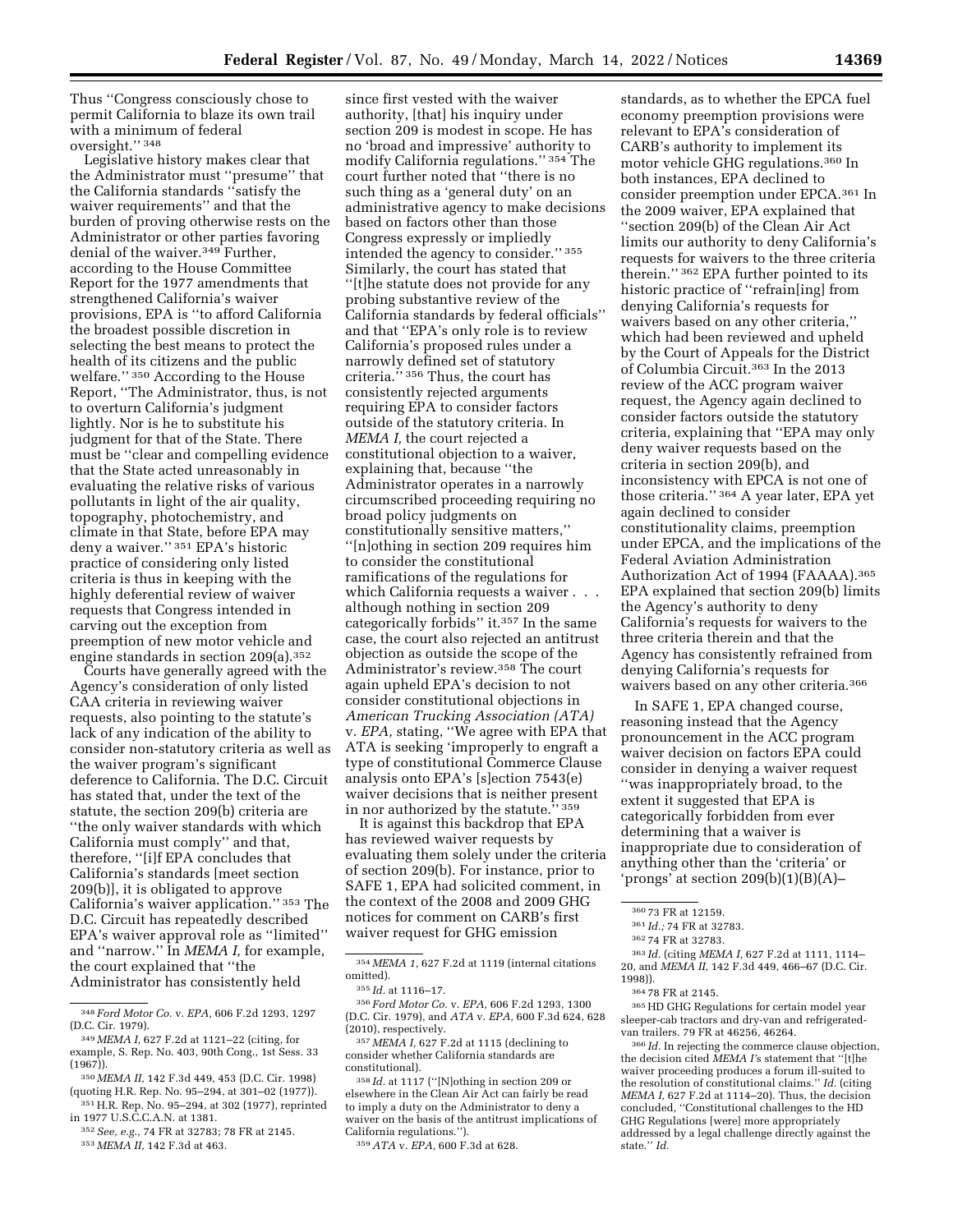Thus "Congress consciously chose to permit California to blaze its own trail with a minimum of federal oversight." [348]

Legislative history makes clear that the Administrator must "presume" that the California standards "satisfy the waiver requirements" and that the burden of proving otherwise rests on the Administrator or other parties favoring denial of the waiver.[349] Further, according to the House Committee Report for the 1977 amendments that strengthened California's waiver provisions, EPA is "to afford California the broadest possible discretion in selecting the best means to protect the health of its citizens and the public welfare." [350] According to the House Report, "The Administrator, thus, is not to overturn California's judgment lightly. Nor is he to substitute his judgment for that of the State. There must be "clear and compelling evidence that the State acted unreasonably in evaluating the relative risks of various pollutants in light of the air quality, topography, photochemistry, and climate in that State, before EPA may deny a waiver." [351] EPA's historic practice of considering only listed criteria is thus in keeping with the highly deferential review of waiver requests that Congress intended in carving out the exception from preemption of new motor vehicle and engine standards in section 209(a).[352]

Courts have generally agreed with the Agency's consideration of only listed CAA criteria in reviewing waiver requests, also pointing to the statute's lack of any indication of the ability to consider non-statutory criteria as well as the waiver program's significant deference to California. The D.C. Circuit has stated that, under the text of the statute, the section 209(b) criteria are "the only waiver standards with which California must comply" and that, therefore, "[i]f EPA concludes that California's standards [meet section 209(b)], it is obligated to approve California's waiver application." [353] The D.C. Circuit has repeatedly described EPA's waiver approval role as "limited" and "narrow." In *MEMA I,* for example, the court explained that "the Administrator has consistently held since first vested with the waiver authority, [that] his inquiry under section 209 is modest in scope. He has no 'broad and impressive' authority to modify California regulations." [354] The court further noted that "there is no such thing as a 'general duty' on an administrative agency to make decisions based on factors other than those Congress expressly or impliedly intended the agency to consider." [355] Similarly, the court has stated that "[t]he statute does not provide for any probing substantive review of the California standards by federal officials" and that "EPA's only role is to review California's proposed rules under a narrowly defined set of statutory criteria." [356] Thus, the court has consistently rejected arguments requiring EPA to consider factors outside of the statutory criteria. In *MEMA I,* the court rejected a constitutional objection to a waiver, explaining that, because "the Administrator operates in a narrowly circumscribed proceeding requiring no broad policy judgments on constitutionally sensitive matters," "[n]othing in section 209 requires him to consider the constitutional ramifications of the regulations for which California requests a waiver . . . although nothing in section 209 categorically forbids" it.[357] In the same case, the court also rejected an antitrust objection as outside the scope of the Administrator's review.[358] The court again upheld EPA's decision to not consider constitutional objections in *American Trucking Association (ATA)* v. *EPA,* stating, "We agree with EPA that ATA is seeking 'improperly to engraft a type of constitutional Commerce Clause analysis onto EPA's [s]ection 7543(e) waiver decisions that is neither present in nor authorized by the statute.'" [359]

It is against this backdrop that EPA has reviewed waiver requests by evaluating them solely under the criteria of section 209(b). For instance, prior to SAFE 1, EPA had solicited comment, in the context of the 2008 and 2009 GHG notices for comment on CARB's first waiver request for GHG emission standards, as to whether the EPCA fuel economy preemption provisions were relevant to EPA's consideration of CARB's authority to implement its motor vehicle GHG regulations.[360] In both instances, EPA declined to consider preemption under EPCA.[361] In the 2009 waiver, EPA explained that "section 209(b) of the Clean Air Act limits our authority to deny California's requests for waivers to the three criteria therein." [362] EPA further pointed to its historic practice of "refrain[ing] from denying California's requests for waivers based on any other criteria," which had been reviewed and upheld by the Court of Appeals for the District of Columbia Circuit.[363] In the 2013 review of the ACC program waiver request, the Agency again declined to consider factors outside the statutory criteria, explaining that "EPA may only deny waiver requests based on the criteria in section 209(b), and inconsistency with EPCA is not one of those criteria." [364] A year later, EPA yet again declined to consider constitutionality claims, preemption under EPCA, and the implications of the Federal Aviation Administration Authorization Act of 1994 (FAAAA).[365] EPA explained that section 209(b) limits the Agency's authority to deny California's requests for waivers to the three criteria therein and that the Agency has consistently refrained from denying California's requests for waivers based on any other criteria.[366]

In SAFE 1, EPA changed course, reasoning instead that the Agency pronouncement in the ACC program waiver decision on factors EPA could consider in denying a waiver request "was inappropriately broad, to the extent it suggested that EPA is categorically forbidden from ever determining that a waiver is inappropriate due to consideration of anything other than the 'criteria' or 'prongs' at section 209(b)(1)(B)(A)–

---

[348] *Ford Motor Co.* v. *EPA,* 606 F.2d 1293, 1297 (D.C. Cir. 1979).

[349] *MEMA I,* 627 F.2d at 1121–22 (citing, for example, S. Rep. No. 403, 90th Cong., 1st Sess. 33 (1967)).

[350] *MEMA II,* 142 F.3d 449, 453 (D.C. Cir. 1998) (quoting H.R. Rep. No. 95–294, at 301–02 (1977)).

[351] H.R. Rep. No. 95–294, at 302 (1977), reprinted in 1977 U.S.C.C.A.N. at 1381.

[352] *See, e.g.,* 74 FR at 32783; 78 FR at 2145.

[353] *MEMA II,* 142 F.3d at 463.

[354] *MEMA 1,* 627 F.2d at 1119 (internal citations omitted).

[355] *Id.* at 1116–17.

[356] *Ford Motor Co.* v. *EPA,* 606 F.2d 1293, 1300 (D.C. Cir. 1979), and *ATA* v. *EPA,* 600 F.3d 624, 628 (2010), respectively.

[357] *MEMA I,* 627 F.2d at 1115 (declining to consider whether California standards are constitutional).

[358] *Id.* at 1117 ("[N]othing in section 209 or elsewhere in the Clean Air Act can fairly be read to imply a duty on the Administrator to deny a waiver on the basis of the antitrust implications of California regulations.").

[359] *ATA* v. *EPA,* 600 F.3d at 628.

[360] 73 FR at 12159.

[361] *Id.;* 74 FR at 32783.

[362] 74 FR at 32783.

[363] *Id.* (citing *MEMA I,* 627 F.2d at 1111, 1114–20, and *MEMA II,* 142 F.3d 449, 466–67 (D.C. Cir. 1998)).

[364] 78 FR at 2145.

[365] HD GHG Regulations for certain model year sleeper-cab tractors and dry-van and refrigerated-van trailers. 79 FR at 46256, 46264.

[366] *Id.* In rejecting the commerce clause objection, the decision cited *MEMA I's* statement that "[t]he waiver proceeding produces a forum ill-suited to the resolution of constitutional claims." *Id.* (citing *MEMA I,* 627 F.2d at 1114–20). Thus, the decision concluded, "Constitutional challenges to the HD GHG Regulations [were] more appropriately addressed by a legal challenge directly against the state." *Id.*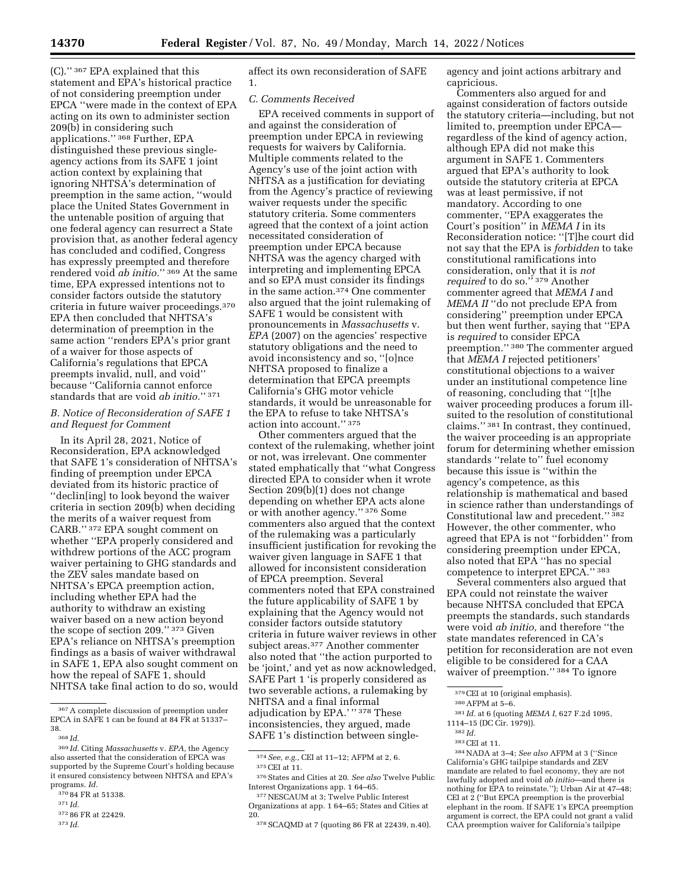(C).'' [367] EPA explained that this statement and EPA's historical practice of not considering preemption under EPCA ''were made in the context of EPA acting on its own to administer section 209(b) in considering such applications.'' [368] Further, EPA distinguished these previous single-agency actions from its SAFE 1 joint action context by explaining that ignoring NHTSA's determination of preemption in the same action, ''would place the United States Government in the untenable position of arguing that one federal agency can resurrect a State provision that, as another federal agency has concluded and codified, Congress has expressly preempted and therefore rendered void *ab initio.*'' [369] At the same time, EPA expressed intentions not to consider factors outside the statutory criteria in future waiver proceedings.[370] EPA then concluded that NHTSA's determination of preemption in the same action ''renders EPA's prior grant of a waiver for those aspects of California's regulations that EPCA preempts invalid, null, and void'' because ''California cannot enforce standards that are void *ab initio.*'' [371]

### B. Notice of Reconsideration of SAFE 1 and Request for Comment

In its April 28, 2021, Notice of Reconsideration, EPA acknowledged that SAFE 1's consideration of NHTSA's finding of preemption under EPCA deviated from its historic practice of ''declin[ing] to look beyond the waiver criteria in section 209(b) when deciding the merits of a waiver request from CARB.'' [372] EPA sought comment on whether ''EPA properly considered and withdrew portions of the ACC program waiver pertaining to GHG standards and the ZEV sales mandate based on NHTSA's EPCA preemption action, including whether EPA had the authority to withdraw an existing waiver based on a new action beyond the scope of section 209.'' [373] Given EPA's reliance on NHTSA's preemption findings as a basis of waiver withdrawal in SAFE 1, EPA also sought comment on how the repeal of SAFE 1, should NHTSA take final action to do so, would affect its own reconsideration of SAFE 1.

### C. Comments Received

EPA received comments in support of and against the consideration of preemption under EPCA in reviewing requests for waivers by California. Multiple comments related to the Agency's use of the joint action with NHTSA as a justification for deviating from the Agency's practice of reviewing waiver requests under the specific statutory criteria. Some commenters agreed that the context of a joint action necessitated consideration of preemption under EPCA because NHTSA was the agency charged with interpreting and implementing EPCA and so EPA must consider its findings in the same action.[374] One commenter also argued that the joint rulemaking of SAFE 1 would be consistent with pronouncements in *Massachusetts* v. *EPA* (2007) on the agencies' respective statutory obligations and the need to avoid inconsistency and so, ''[o]nce NHTSA proposed to finalize a determination that EPCA preempts California's GHG motor vehicle standards, it would be unreasonable for the EPA to refuse to take NHTSA's action into account.'' [375]

Other commenters argued that the context of the rulemaking, whether joint or not, was irrelevant. One commenter stated emphatically that ''what Congress directed EPA to consider when it wrote Section 209(b)(1) does not change depending on whether EPA acts alone or with another agency.'' [376] Some commenters also argued that the context of the rulemaking was a particularly insufficient justification for revoking the waiver given language in SAFE 1 that allowed for inconsistent consideration of EPCA preemption. Several commenters noted that EPA constrained the future applicability of SAFE 1 by explaining that the Agency would not consider factors outside statutory criteria in future waiver reviews in other subject areas.[377] Another commenter also noted that ''the action purported to be 'joint,' and yet as now acknowledged, SAFE Part 1 'is properly considered as two severable actions, a rulemaking by NHTSA and a final informal adjudication by EPA.' '' [378] These inconsistencies, they argued, made SAFE 1's distinction between single-agency and joint actions arbitrary and capricious.

Commenters also argued for and against consideration of factors outside the statutory criteria—including, but not limited to, preemption under EPCA—regardless of the kind of agency action, although EPA did not make this argument in SAFE 1. Commenters argued that EPA's authority to look outside the statutory criteria at EPCA was at least permissive, if not mandatory. According to one commenter, ''EPA exaggerates the Court's position'' in *MEMA I* in its Reconsideration notice: ''[T]he court did not say that the EPA is *forbidden* to take constitutional ramifications into consideration, only that it is *not required* to do so.'' [379] Another commenter agreed that *MEMA I* and *MEMA II* ''do not preclude EPA from considering'' preemption under EPCA but then went further, saying that ''EPA is *required* to consider EPCA preemption.'' [380] The commenter argued that *MEMA I* rejected petitioners' constitutional objections to a waiver under an institutional competence line of reasoning, concluding that ''[t]he waiver proceeding produces a forum ill-suited to the resolution of constitutional claims.'' [381] In contrast, they continued, the waiver proceeding is an appropriate forum for determining whether emission standards ''relate to'' fuel economy because this issue is ''within the agency's competence, as this relationship is mathematical and based in science rather than understandings of Constitutional law and precedent.'' [382] However, the other commenter, who agreed that EPA is not ''forbidden'' from considering preemption under EPCA, also noted that EPA ''has no special competence to interpret EPCA.'' [383]

Several commenters also argued that EPA could not reinstate the waiver because NHTSA concluded that EPCA preempts the standards, such standards were void *ab initio,* and therefore ''the state mandates referenced in CA's petition for reconsideration are not even eligible to be considered for a CAA waiver of preemption.'' [384] To ignore

---

[367] A complete discussion of preemption under EPCA in SAFE 1 can be found at 84 FR at 51337–38.

[368] *Id.*

[369] *Id.* Citing *Massachusetts* v. *EPA,* the Agency also asserted that the consideration of EPCA was supported by the Supreme Court's holding because it ensured consistency between NHTSA and EPA's programs. *Id.*

[370] 84 FR at 51338.

[371] *Id.*

[372] 86 FR at 22429.

[373] *Id.*

[374] *See, e.g.,* CEI at 11–12; AFPM at 2, 6.

[375] CEI at 11.

[376] States and Cities at 20. *See also* Twelve Public Interest Organizations app. 1 64–65.

[377] NESCAUM at 3; Twelve Public Interest Organizations at app. 1 64–65; States and Cities at 20.

[378] SCAQMD at 7 (quoting 86 FR at 22439, n.40).

[379] CEI at 10 (original emphasis).

[380] AFPM at 5–6.

[381] *Id.* at 6 (quoting *MEMA I,* 627 F.2d 1095, 1114–15 (DC Cir. 1979)).

[382] *Id.*

[383] CEI at 11.

[384] NADA at 3–4; *See also* AFPM at 3 (''Since California's GHG tailpipe standards and ZEV mandate are related to fuel economy, they are not lawfully adopted and void *ab initio*—and there is nothing for EPA to reinstate.''); Urban Air at 47–48; CEI at 2 (''But EPCA preemption is the proverbial elephant in the room. If SAFE 1's EPCA preemption argument is correct, the EPA could not grant a valid CAA preemption waiver for California's tailpipe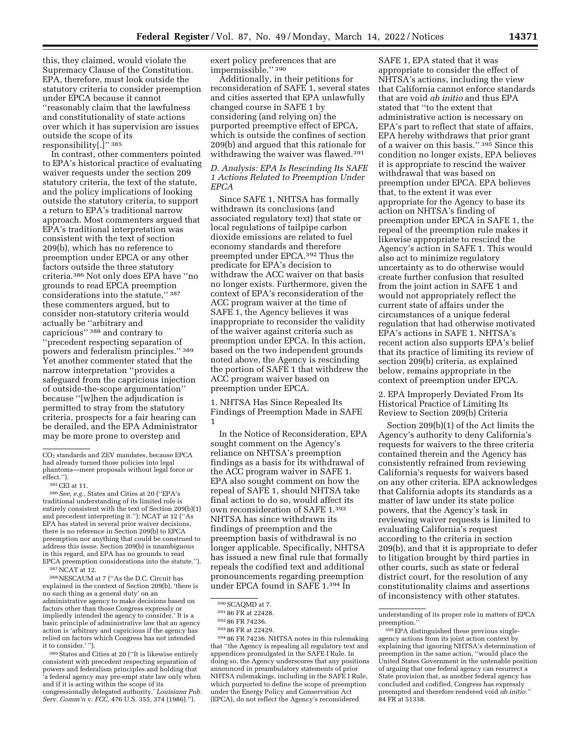this, they claimed, would violate the Supremacy Clause of the Constitution. EPA, therefore, must look outside the statutory criteria to consider preemption under EPCA because it cannot ''reasonably claim that the lawfulness and constitutionality of state actions over which it has supervision are issues outside the scope of its responsibility[.]'' [385]

In contrast, other commenters pointed to EPA's historical practice of evaluating waiver requests under the section 209 statutory criteria, the text of the statute, and the policy implications of looking outside the statutory criteria, to support a return to EPA's traditional narrow approach. Most commenters argued that EPA's traditional interpretation was consistent with the text of section 209(b), which has no reference to preemption under EPCA or any other factors outside the three statutory criteria.[386] Not only does EPA have ''no grounds to read EPCA preemption considerations into the statute,'' [387] these commenters argued, but to consider non-statutory criteria would actually be ''arbitrary and capricious'' [388] and contrary to ''precedent respecting separation of powers and federalism principles.'' [389] Yet another commenter stated that the narrow interpretation ''provides a safeguard from the capricious injection of outside-the-scope argumentation'' because ''[w]hen the adjudication is permitted to stray from the statutory criteria, prospects for a fair hearing can be derailed, and the EPA Administrator may be more prone to overstep and exert policy preferences that are impermissible.'' [390]

Additionally, in their petitions for reconsideration of SAFE 1, several states and cities asserted that EPA unlawfully changed course in SAFE 1 by considering (and relying on) the purported preemptive effect of EPCA, which is outside the confines of section 209(b) and argued that this rationale for withdrawing the waiver was flawed.[391]

### D. Analysis: EPA Is Rescinding Its SAFE 1 Actions Related to Preemption Under EPCA

Since SAFE 1, NHTSA has formally withdrawn its conclusions (and associated regulatory text) that state or local regulations of tailpipe carbon dioxide emissions are related to fuel economy standards and therefore preempted under EPCA.[392] Thus the predicate for EPA's decision to withdraw the ACC waiver on that basis no longer exists. Furthermore, given the context of EPA's reconsideration of the ACC program waiver at the time of SAFE 1, the Agency believes it was inappropriate to reconsider the validity of the waiver against criteria such as preemption under EPCA. In this action, based on the two independent grounds noted above, the Agency is rescinding the portion of SAFE 1 that withdrew the ACC program waiver based on preemption under EPCA.

#### 1. NHTSA Has Since Repealed Its Findings of Preemption Made in SAFE 1

In the Notice of Reconsideration, EPA sought comment on the Agency's reliance on NHTSA's preemption findings as a basis for its withdrawal of the ACC program waiver in SAFE 1. EPA also sought comment on how the repeal of SAFE 1, should NHTSA take final action to do so, would affect its own reconsideration of SAFE 1.[393] NHTSA has since withdrawn its findings of preemption and the preemption basis of withdrawal is no longer applicable. Specifically, NHTSA has issued a new final rule that formally repeals the codified text and additional pronouncements regarding preemption under EPCA found in SAFE 1.[394] In SAFE 1, EPA stated that it was appropriate to consider the effect of NHTSA's actions, including the view that California cannot enforce standards that are void *ab initio* and thus EPA stated that ''to the extent that administrative action is necessary on EPA's part to reflect that state of affairs, EPA hereby withdraws that prior grant of a waiver on this basis.'' [395] Since this condition no longer exists, EPA believes it is appropriate to rescind the waiver withdrawal that was based on preemption under EPCA. EPA believes that, to the extent it was ever appropriate for the Agency to base its action on NHTSA's finding of preemption under EPCA in SAFE 1, the repeal of the preemption rule makes it likewise appropriate to rescind the Agency's action in SAFE 1. This would also act to minimize regulatory uncertainty as to do otherwise would create further confusion that resulted from the joint action in SAFE 1 and would not appropriately reflect the current state of affairs under the circumstances of a unique federal regulation that had otherwise motivated EPA's actions in SAFE 1. NHTSA's recent action also supports EPA's belief that its practice of limiting its review of section 209(b) criteria, as explained below, remains appropriate in the context of preemption under EPCA.

#### 2. EPA Improperly Deviated From Its Historical Practice of Limiting Its Review to Section 209(b) Criteria

Section 209(b)(1) of the Act limits the Agency's authority to deny California's requests for waivers to the three criteria contained therein and the Agency has consistently refrained from reviewing California's requests for waivers based on any other criteria. EPA acknowledges that California adopts its standards as a matter of law under its state police powers, that the Agency's task in reviewing waiver requests is limited to evaluating California's request according to the criteria in section 209(b), and that it is appropriate to defer to litigation brought by third parties in other courts, such as state or federal district court, for the resolution of any constitutionality claims and assertions of inconsistency with other statutes.

---

$CO_2$ standards and ZEV mandates, because EPCA had already turned those policies into legal phantoms—mere proposals without legal force or effect.'').

[385] CEI at 11.

[386] *See, e.g.,* States and Cities at 20 (''EPA's traditional understanding of its limited role is entirely consistent with the text of Section 209(b)(1) and precedent interpreting it.''); NCAT at 12 (''As EPA has stated in several prior waiver decisions, there is no reference in Section 209(b) to EPCA preemption nor anything that could be construed to address this issue. Section 209(b) is unambiguous in this regard, and EPA has no grounds to read EPCA preemption considerations into the statute.'').

[387] NCAT at 12.

[388] NESCAUM at 7 (''As the D.C. Circuit has explained in the context of Section 209(b), 'there is no such thing as a general duty' on an administrative agency to make decisions based on factors other than those Congress expressly or impliedly intended the agency to consider.' It is a basic principle of administrative law that an agency action is 'arbitrary and capricious if the agency has relied on factors which Congress has not intended it to consider.' '').

[389] States and Cities at 20 (''It is likewise entirely consistent with precedent respecting separation of powers and federalism principles and holding that 'a federal agency may pre-empt state law only when and if it is acting within the scope of its congressionally delegated authority.' *Louisiana Pub. Serv. Comm'n* v. *FCC,* 476 U.S. 355, 374 (1986).'').

[390] SCAQMD at 7.

[391] 86 FR at 22428.

[392] 86 FR 74236.

[393] 86 FR at 22429.

[394] 86 FR 74236. NHTSA notes in this rulemaking that ''the Agency is repealing all regulatory text and appendices promulgated in the SAFE I Rule. In doing so, the Agency underscores that any positions announced in preambulatory statements of prior NHTSA rulemakings, including in the SAFE I Rule, which purported to define the scope of preemption under the Energy Policy and Conservation Act (EPCA), do not reflect the Agency's reconsidered understanding of its proper role in matters of EPCA preemption.''

[395] EPA distinguished these previous single-agency actions from its joint action context by explaining that ignoring NHTSA's determination of preemption in the same action, ''would place the United States Government in the untenable position of arguing that one federal agency can resurrect a State provision that, as another federal agency has concluded and codified, Congress has expressly preempted and therefore rendered void *ab initio.*'' 84 FR at 51338.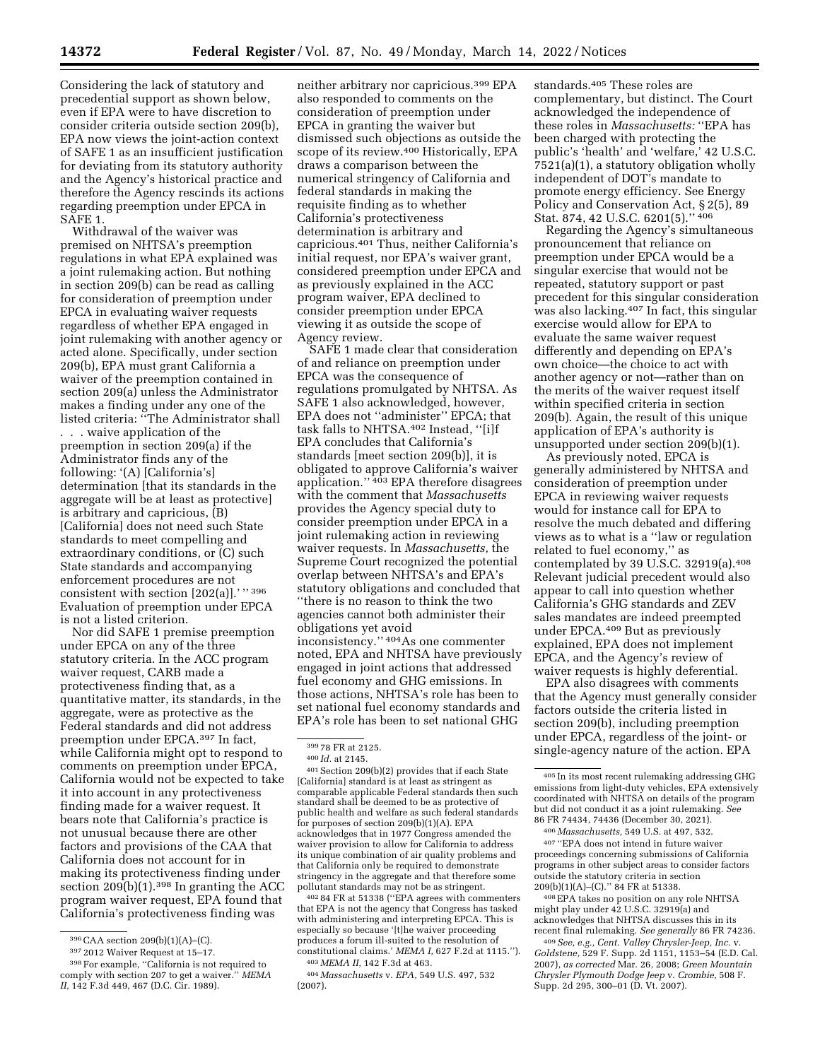Considering the lack of statutory and precedential support as shown below, even if EPA were to have discretion to consider criteria outside section 209(b), EPA now views the joint-action context of SAFE 1 as an insufficient justification for deviating from its statutory authority and the Agency's historical practice and therefore the Agency rescinds its actions regarding preemption under EPCA in SAFE 1.

Withdrawal of the waiver was premised on NHTSA's preemption regulations in what EPA explained was a joint rulemaking action. But nothing in section 209(b) can be read as calling for consideration of preemption under EPCA in evaluating waiver requests regardless of whether EPA engaged in joint rulemaking with another agency or acted alone. Specifically, under section 209(b), EPA must grant California a waiver of the preemption contained in section 209(a) unless the Administrator makes a finding under any one of the listed criteria: ''The Administrator shall . . . waive application of the preemption in section 209(a) if the Administrator finds any of the following: '(A) [California's] determination [that its standards in the aggregate will be at least as protective] is arbitrary and capricious, (B) [California] does not need such State standards to meet compelling and extraordinary conditions, or (C) such State standards and accompanying enforcement procedures are not consistent with section [202(a)].' '' [396] Evaluation of preemption under EPCA is not a listed criterion.

Nor did SAFE 1 premise preemption under EPCA on any of the three statutory criteria. In the ACC program waiver request, CARB made a protectiveness finding that, as a quantitative matter, its standards, in the aggregate, were as protective as the Federal standards and did not address preemption under EPCA.[397] In fact, while California might opt to respond to comments on preemption under EPCA, California would not be expected to take it into account in any protectiveness finding made for a waiver request. It bears note that California's practice is not unusual because there are other factors and provisions of the CAA that California does not account for in making its protectiveness finding under section 209(b)(1).[398] In granting the ACC program waiver request, EPA found that California's protectiveness finding was neither arbitrary nor capricious.[399] EPA also responded to comments on the consideration of preemption under EPCA in granting the waiver but dismissed such objections as outside the scope of its review.[400] Historically, EPA draws a comparison between the numerical stringency of California and federal standards in making the requisite finding as to whether California's protectiveness determination is arbitrary and capricious.[401] Thus, neither California's initial request, nor EPA's waiver grant, considered preemption under EPCA and as previously explained in the ACC program waiver, EPA declined to consider preemption under EPCA viewing it as outside the scope of Agency review.

SAFE 1 made clear that consideration of and reliance on preemption under EPCA was the consequence of regulations promulgated by NHTSA. As SAFE 1 also acknowledged, however, EPA does not ''administer'' EPCA; that task falls to NHTSA.[402] Instead, ''[i]f EPA concludes that California's standards [meet section 209(b)], it is obligated to approve California's waiver application.'' [403] EPA therefore disagrees with the comment that *Massachusetts* provides the Agency special duty to consider preemption under EPCA in a joint rulemaking action in reviewing waiver requests. In *Massachusetts,* the Supreme Court recognized the potential overlap between NHTSA's and EPA's statutory obligations and concluded that ''there is no reason to think the two agencies cannot both administer their obligations yet avoid inconsistency.'' [404] As one commenter noted, EPA and NHTSA have previously engaged in joint actions that addressed fuel economy and GHG emissions. In those actions, NHTSA's role has been to set national fuel economy standards and EPA's role has been to set national GHG standards.[405] These roles are complementary, but distinct. The Court acknowledged the independence of these roles in *Massachusetts:* ''EPA has been charged with protecting the public's 'health' and 'welfare,' 42 U.S.C. 7521(a)(1), a statutory obligation wholly independent of DOT's mandate to promote energy efficiency. See Energy Policy and Conservation Act, § 2(5), 89 Stat. 874, 42 U.S.C. 6201(5).'' [406]

Regarding the Agency's simultaneous pronouncement that reliance on preemption under EPCA would be a singular exercise that would not be repeated, statutory support or past precedent for this singular consideration was also lacking.[407] In fact, this singular exercise would allow for EPA to evaluate the same waiver request differently and depending on EPA's own choice—the choice to act with another agency or not—rather than on the merits of the waiver request itself within specified criteria in section 209(b). Again, the result of this unique application of EPA's authority is unsupported under section 209(b)(1).

As previously noted, EPCA is generally administered by NHTSA and consideration of preemption under EPCA in reviewing waiver requests would for instance call for EPA to resolve the much debated and differing views as to what is a ''law or regulation related to fuel economy,'' as contemplated by 39 U.S.C. 32919(a).[408] Relevant judicial precedent would also appear to call into question whether California's GHG standards and ZEV sales mandates are indeed preempted under EPCA.[409] But as previously explained, EPA does not implement EPCA, and the Agency's review of waiver requests is highly deferential.

EPA also disagrees with comments that the Agency must generally consider factors outside the criteria listed in section 209(b), including preemption under EPCA, regardless of the joint- or single-agency nature of the action. EPA

---

[396] CAA section 209(b)(1)(A)–(C).

[397] 2012 Waiver Request at 15–17.

[398] For example, ''California is not required to comply with section 207 to get a waiver.'' *MEMA II,* 142 F.3d 449, 467 (D.C. Cir. 1989).

[399] 78 FR at 2125.

[400] *Id.* at 2145.

[401] Section 209(b)(2) provides that if each State [California] standard is at least as stringent as comparable applicable Federal standards then such standard shall be deemed to be as protective of public health and welfare as such federal standards for purposes of section 209(b)(1)(A). EPA acknowledges that in 1977 Congress amended the waiver provision to allow for California to address its unique combination of air quality problems and that California only be required to demonstrate stringency in the aggregate and that therefore some pollutant standards may not be as stringent.

[402] 84 FR at 51338 (''EPA agrees with commenters that EPA is not the agency that Congress has tasked with administering and interpreting EPCA. This is especially so because '[t]he waiver proceeding produces a forum ill-suited to the resolution of constitutional claims.' *MEMA I,* 627 F.2d at 1115.'').

[403] *MEMA II,* 142 F.3d at 463.

[404] *Massachusetts* v. *EPA,* 549 U.S. 497, 532 (2007).

[405] In its most recent rulemaking addressing GHG emissions from light-duty vehicles, EPA extensively coordinated with NHTSA on details of the program but did not conduct it as a joint rulemaking. *See* 86 FR 74434, 74436 (December 30, 2021).

[406] *Massachusetts,* 549 U.S. at 497, 532.

[407] ''EPA does not intend in future waiver proceedings concerning submissions of California programs in other subject areas to consider factors outside the statutory criteria in section 209(b)(1)(A)–(C).'' 84 FR at 51338.

[408] EPA takes no position on any role NHTSA might play under 42 U.S.C. 32919(a) and acknowledges that NHTSA discusses this in its recent final rulemaking. *See generally* 86 FR 74236.

[409] *See, e.g., Cent. Valley Chrysler-Jeep, Inc.* v. *Goldstene,* 529 F. Supp. 2d 1151, 1153–54 (E.D. Cal. 2007), *as corrected* Mar. 26, 2008; *Green Mountain Chrysler Plymouth Dodge Jeep* v. *Crombie,* 508 F. Supp. 2d 295, 300–01 (D. Vt. 2007).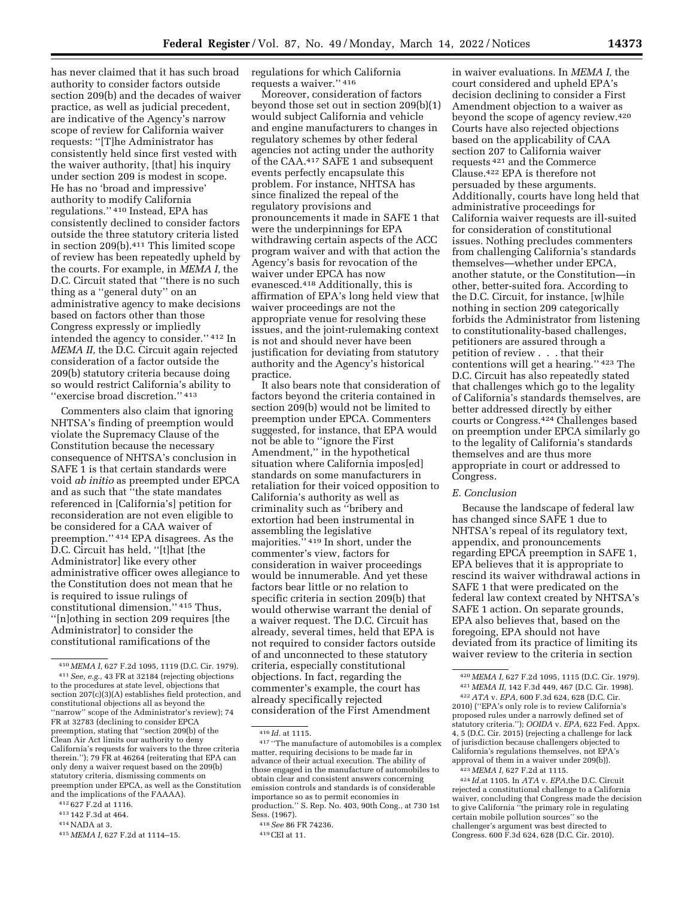has never claimed that it has such broad authority to consider factors outside section 209(b) and the decades of waiver practice, as well as judicial precedent, are indicative of the Agency's narrow scope of review for California waiver requests: ''[T]he Administrator has consistently held since first vested with the waiver authority, [that] his inquiry under section 209 is modest in scope. He has no 'broad and impressive' authority to modify California regulations.'' [410] Instead, EPA has consistently declined to consider factors outside the three statutory criteria listed in section 209(b).[411] This limited scope of review has been repeatedly upheld by the courts. For example, in *MEMA I,* the D.C. Circuit stated that ''there is no such thing as a ''general duty'' on an administrative agency to make decisions based on factors other than those Congress expressly or impliedly intended the agency to consider.'' [412] In *MEMA II,* the D.C. Circuit again rejected consideration of a factor outside the 209(b) statutory criteria because doing so would restrict California's ability to ''exercise broad discretion.'' [413]

Commenters also claim that ignoring NHTSA's finding of preemption would violate the Supremacy Clause of the Constitution because the necessary consequence of NHTSA's conclusion in SAFE 1 is that certain standards were void *ab initio* as preempted under EPCA and as such that ''the state mandates referenced in [California's] petition for reconsideration are not even eligible to be considered for a CAA waiver of preemption.'' [414] EPA disagrees. As the D.C. Circuit has held, ''[t]hat [the Administrator] like every other administrative officer owes allegiance to the Constitution does not mean that he is required to issue rulings of constitutional dimension.'' [415] Thus, ''[n]othing in section 209 requires [the Administrator] to consider the constitutional ramifications of the regulations for which California requests a waiver.'' [416]

Moreover, consideration of factors beyond those set out in section 209(b)(1) would subject California and vehicle and engine manufacturers to changes in regulatory schemes by other federal agencies not acting under the authority of the CAA.[417] SAFE 1 and subsequent events perfectly encapsulate this problem. For instance, NHTSA has since finalized the repeal of the regulatory provisions and pronouncements it made in SAFE 1 that were the underpinnings for EPA withdrawing certain aspects of the ACC program waiver and with that action the Agency's basis for revocation of the waiver under EPCA has now evanesced.[418] Additionally, this is affirmation of EPA's long held view that waiver proceedings are not the appropriate venue for resolving these issues, and the joint-rulemaking context is not and should never have been justification for deviating from statutory authority and the Agency's historical practice.

It also bears note that consideration of factors beyond the criteria contained in section 209(b) would not be limited to preemption under EPCA. Commenters suggested, for instance, that EPA would not be able to ''ignore the First Amendment,'' in the hypothetical situation where California impos[ed] standards on some manufacturers in retaliation for their voiced opposition to California's authority as well as criminality such as ''bribery and extortion had been instrumental in assembling the legislative majorities.'' [419] In short, under the commenter's view, factors for consideration in waiver proceedings would be innumerable. And yet these factors bear little or no relation to specific criteria in section 209(b) that would otherwise warrant the denial of a waiver request. The D.C. Circuit has already, several times, held that EPA is not required to consider factors outside of and unconnected to these statutory criteria, especially constitutional objections. In fact, regarding the commenter's example, the court has already specifically rejected consideration of the First Amendment in waiver evaluations. In *MEMA I,* the court considered and upheld EPA's decision declining to consider a First Amendment objection to a waiver as beyond the scope of agency review.[420] Courts have also rejected objections based on the applicability of CAA section 207 to California waiver requests [421] and the Commerce Clause.[422] EPA is therefore not persuaded by these arguments. Additionally, courts have long held that administrative proceedings for California waiver requests are ill-suited for consideration of constitutional issues. Nothing precludes commenters from challenging California's standards themselves—whether under EPCA, another statute, or the Constitution—in other, better-suited fora. According to the D.C. Circuit, for instance, [w]hile nothing in section 209 categorically forbids the Administrator from listening to constitutionality-based challenges, petitioners are assured through a petition of review . . . that their contentions will get a hearing.'' [423] The D.C. Circuit has also repeatedly stated that challenges which go to the legality of California's standards themselves, are better addressed directly by either courts or Congress.[424] Challenges based on preemption under EPCA similarly go to the legality of California's standards themselves and are thus more appropriate in court or addressed to Congress.

### *E. Conclusion*

Because the landscape of federal law has changed since SAFE 1 due to NHTSA's repeal of its regulatory text, appendix, and pronouncements regarding EPCA preemption in SAFE 1, EPA believes that it is appropriate to rescind its waiver withdrawal actions in SAFE 1 that were predicated on the federal law context created by NHTSA's SAFE 1 action. On separate grounds, EPA also believes that, based on the foregoing, EPA should not have deviated from its practice of limiting its waiver review to the criteria in section

---

[410] *MEMA I,* 627 F.2d 1095, 1119 (D.C. Cir. 1979).

[411] *See, e.g.,* 43 FR at 32184 (rejecting objections to the procedures at state level, objections that section 207(c)(3)(A) establishes field protection, and constitutional objections all as beyond the ''narrow'' scope of the Administrator's review); 74 FR at 32783 (declining to consider EPCA preemption, stating that ''section 209(b) of the Clean Air Act limits our authority to deny California's requests for waivers to the three criteria therein.''); 79 FR at 46264 (reiterating that EPA can only deny a waiver request based on the 209(b) statutory criteria, dismissing comments on preemption under EPCA, as well as the Constitution and the implications of the FAAAA).

[412] 627 F.2d at 1116.

[413] 142 F.3d at 464.

[414] NADA at 3.

[415] *MEMA I,* 627 F.2d at 1114–15.

[416] *Id.* at 1115.

[417] ''The manufacture of automobiles is a complex matter, requiring decisions to be made far in advance of their actual execution. The ability of those engaged in the manufacture of automobiles to obtain clear and consistent answers concerning emission controls and standards is of considerable importance so as to permit economies in production.'' S. Rep. No. 403, 90th Cong., at 730 1st Sess. (1967).

[418] *See* 86 FR 74236.

[419] CEI at 11.

[420] *MEMA I,* 627 F.2d 1095, 1115 (D.C. Cir. 1979).

[421] *MEMA II,* 142 F.3d 449, 467 (D.C. Cir. 1998).

[422] *ATA* v. *EPA,* 600 F.3d 624, 628 (D.C. Cir. 2010) (''EPA's only role is to review California's proposed rules under a narrowly defined set of statutory criteria.''); *OOIDA* v. *EPA,* 622 Fed. Appx. 4, 5 (D.C. Cir. 2015) (rejecting a challenge for lack of jurisdiction because challengers objected to California's regulations themselves, not EPA's approval of them in a waiver under 209(b)).

[423] *MEMA I,* 627 F.2d at 1115.

[424] *Id.*at 1105. In *ATA* v. *EPA,*the D.C. Circuit rejected a constitutional challenge to a California waiver, concluding that Congress made the decision to give California ''the primary role in regulating certain mobile pollution sources'' so the challenger's argument was best directed to Congress. 600 F.3d 624, 628 (D.C. Cir. 2010).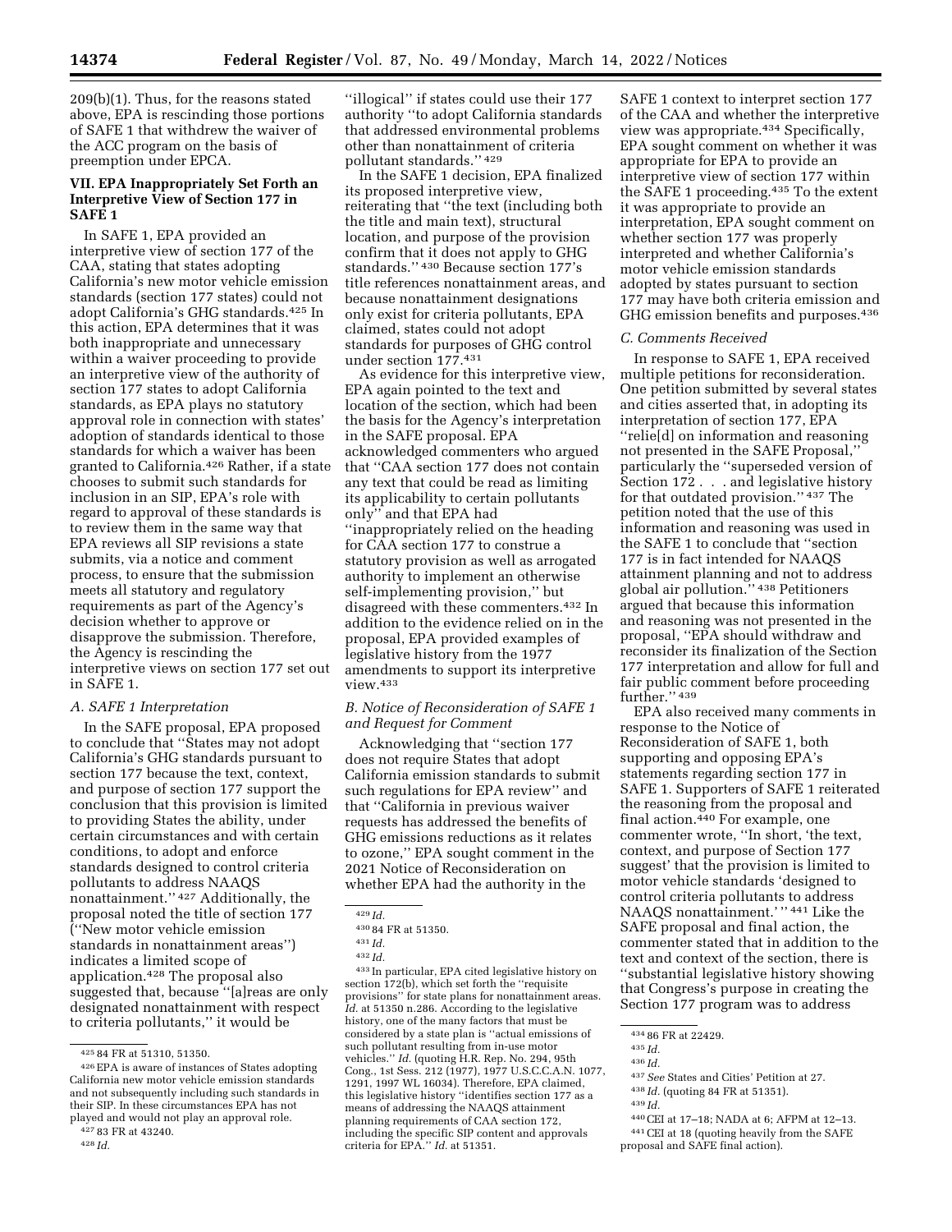209(b)(1). Thus, for the reasons stated above, EPA is rescinding those portions of SAFE 1 that withdrew the waiver of the ACC program on the basis of preemption under EPCA.

## VII. EPA Inappropriately Set Forth an Interpretive View of Section 177 in SAFE 1

In SAFE 1, EPA provided an interpretive view of section 177 of the CAA, stating that states adopting California's new motor vehicle emission standards (section 177 states) could not adopt California's GHG standards.[425] In this action, EPA determines that it was both inappropriate and unnecessary within a waiver proceeding to provide an interpretive view of the authority of section 177 states to adopt California standards, as EPA plays no statutory approval role in connection with states' adoption of standards identical to those standards for which a waiver has been granted to California.[426] Rather, if a state chooses to submit such standards for inclusion in an SIP, EPA's role with regard to approval of these standards is to review them in the same way that EPA reviews all SIP revisions a state submits, via a notice and comment process, to ensure that the submission meets all statutory and regulatory requirements as part of the Agency's decision whether to approve or disapprove the submission. Therefore, the Agency is rescinding the interpretive views on section 177 set out in SAFE 1.

### A. SAFE 1 Interpretation

In the SAFE proposal, EPA proposed to conclude that ''States may not adopt California's GHG standards pursuant to section 177 because the text, context, and purpose of section 177 support the conclusion that this provision is limited to providing States the ability, under certain circumstances and with certain conditions, to adopt and enforce standards designed to control criteria pollutants to address NAAQS nonattainment.'' [427] Additionally, the proposal noted the title of section 177 (''New motor vehicle emission standards in nonattainment areas'') indicates a limited scope of application.[428] The proposal also suggested that, because ''[a]reas are only designated nonattainment with respect to criteria pollutants,'' it would be ''illogical'' if states could use their 177 authority ''to adopt California standards that addressed environmental problems other than nonattainment of criteria pollutant standards.'' [429]

In the SAFE 1 decision, EPA finalized its proposed interpretive view, reiterating that ''the text (including both the title and main text), structural location, and purpose of the provision confirm that it does not apply to GHG standards.'' [430] Because section 177's title references nonattainment areas, and because nonattainment designations only exist for criteria pollutants, EPA claimed, states could not adopt standards for purposes of GHG control under section 177.[431]

As evidence for this interpretive view, EPA again pointed to the text and location of the section, which had been the basis for the Agency's interpretation in the SAFE proposal. EPA acknowledged commenters who argued that ''CAA section 177 does not contain any text that could be read as limiting its applicability to certain pollutants only'' and that EPA had ''inappropriately relied on the heading for CAA section 177 to construe a statutory provision as well as arrogated authority to implement an otherwise self-implementing provision,'' but disagreed with these commenters.[432] In addition to the evidence relied on in the proposal, EPA provided examples of legislative history from the 1977 amendments to support its interpretive view.[433]

### B. Notice of Reconsideration of SAFE 1 and Request for Comment

Acknowledging that ''section 177 does not require States that adopt California emission standards to submit such regulations for EPA review'' and that ''California in previous waiver requests has addressed the benefits of GHG emissions reductions as it relates to ozone,'' EPA sought comment in the 2021 Notice of Reconsideration on whether EPA had the authority in the SAFE 1 context to interpret section 177 of the CAA and whether the interpretive view was appropriate.[434] Specifically, EPA sought comment on whether it was appropriate for EPA to provide an interpretive view of section 177 within the SAFE 1 proceeding.[435] To the extent it was appropriate to provide an interpretation, EPA sought comment on whether section 177 was properly interpreted and whether California's motor vehicle emission standards adopted by states pursuant to section 177 may have both criteria emission and GHG emission benefits and purposes.[436]

### C. Comments Received

In response to SAFE 1, EPA received multiple petitions for reconsideration. One petition submitted by several states and cities asserted that, in adopting its interpretation of section 177, EPA ''relie[d] on information and reasoning not presented in the SAFE Proposal,'' particularly the ''superseded version of Section 172 . . . and legislative history for that outdated provision.'' [437] The petition noted that the use of this information and reasoning was used in the SAFE 1 to conclude that ''section 177 is in fact intended for NAAQS attainment planning and not to address global air pollution.'' [438] Petitioners argued that because this information and reasoning was not presented in the proposal, ''EPA should withdraw and reconsider its finalization of the Section 177 interpretation and allow for full and fair public comment before proceeding further.'' [439]

EPA also received many comments in response to the Notice of Reconsideration of SAFE 1, both supporting and opposing EPA's statements regarding section 177 in SAFE 1. Supporters of SAFE 1 reiterated the reasoning from the proposal and final action.[440] For example, one commenter wrote, ''In short, 'the text, context, and purpose of Section 177 suggest' that the provision is limited to motor vehicle standards 'designed to control criteria pollutants to address NAAQS nonattainment.' '' [441] Like the SAFE proposal and final action, the commenter stated that in addition to the text and context of the section, there is ''substantial legislative history showing that Congress's purpose in creating the Section 177 program was to address

---

[425] 84 FR at 51310, 51350.

[426] EPA is aware of instances of States adopting California new motor vehicle emission standards and not subsequently including such standards in their SIP. In these circumstances EPA has not played and would not play an approval role.

[427] 83 FR at 43240.

[428] *Id.*

[429] *Id.*

[430] 84 FR at 51350.

[431] *Id.*

[432] *Id.*

[433] In particular, EPA cited legislative history on section 172(b), which set forth the ''requisite provisions'' for state plans for nonattainment areas. *Id.* at 51350 n.286. According to the legislative history, one of the many factors that must be considered by a state plan is ''actual emissions of such pollutant resulting from in-use motor vehicles.'' *Id.* (quoting H.R. Rep. No. 294, 95th Cong., 1st Sess. 212 (1977), 1977 U.S.C.C.A.N. 1077, 1291, 1997 WL 16034). Therefore, EPA claimed, this legislative history ''identifies section 177 as a means of addressing the NAAQS attainment planning requirements of CAA section 172, including the specific SIP content and approvals criteria for EPA.'' *Id.* at 51351.

[434] 86 FR at 22429.

[435] *Id.*

[436] *Id.*

[437] *See* States and Cities' Petition at 27.

[438] *Id.* (quoting 84 FR at 51351).

[439] *Id.*

[440] CEI at 17–18; NADA at 6; AFPM at 12–13.

[441] CEI at 18 (quoting heavily from the SAFE proposal and SAFE final action).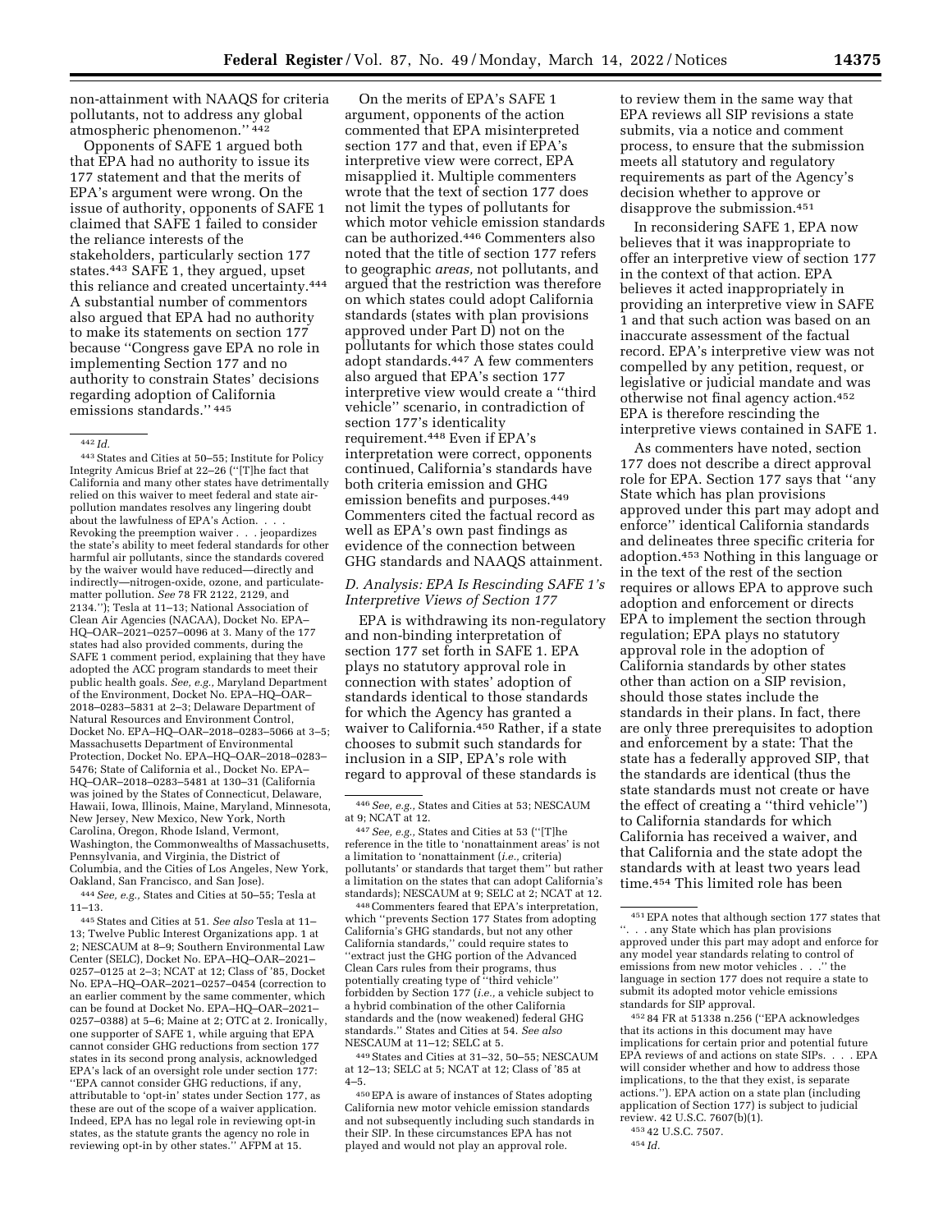non-attainment with NAAQS for criteria pollutants, not to address any global atmospheric phenomenon.'' [442]

Opponents of SAFE 1 argued both that EPA had no authority to issue its 177 statement and that the merits of EPA's argument were wrong. On the issue of authority, opponents of SAFE 1 claimed that SAFE 1 failed to consider the reliance interests of the stakeholders, particularly section 177 states.[443] SAFE 1, they argued, upset this reliance and created uncertainty.[444] A substantial number of commentors also argued that EPA had no authority to make its statements on section 177 because ''Congress gave EPA no role in implementing Section 177 and no authority to constrain States' decisions regarding adoption of California emissions standards.'' [445]

On the merits of EPA's SAFE 1 argument, opponents of the action commented that EPA misinterpreted section 177 and that, even if EPA's interpretive view were correct, EPA misapplied it. Multiple commenters wrote that the text of section 177 does not limit the types of pollutants for which motor vehicle emission standards can be authorized.[446] Commenters also noted that the title of section 177 refers to geographic *areas,* not pollutants, and argued that the restriction was therefore on which states could adopt California standards (states with plan provisions approved under Part D) not on the pollutants for which those states could adopt standards.[447] A few commenters also argued that EPA's section 177 interpretive view would create a ''third vehicle'' scenario, in contradiction of section 177's identicality requirement.[448] Even if EPA's interpretation were correct, opponents continued, California's standards have both criteria emission and GHG emission benefits and purposes.[449] Commenters cited the factual record as well as EPA's own past findings as evidence of the connection between GHG standards and NAAQS attainment.

### *D. Analysis: EPA Is Rescinding SAFE 1's Interpretive Views of Section 177*

EPA is withdrawing its non-regulatory and non-binding interpretation of section 177 set forth in SAFE 1. EPA plays no statutory approval role in connection with states' adoption of standards identical to those standards for which the Agency has granted a waiver to California.[450] Rather, if a state chooses to submit such standards for inclusion in a SIP, EPA's role with regard to approval of these standards is to review them in the same way that EPA reviews all SIP revisions a state submits, via a notice and comment process, to ensure that the submission meets all statutory and regulatory requirements as part of the Agency's decision whether to approve or disapprove the submission.[451]

In reconsidering SAFE 1, EPA now believes that it was inappropriate to offer an interpretive view of section 177 in the context of that action. EPA believes it acted inappropriately in providing an interpretive view in SAFE 1 and that such action was based on an inaccurate assessment of the factual record. EPA's interpretive view was not compelled by any petition, request, or legislative or judicial mandate and was otherwise not final agency action.[452] EPA is therefore rescinding the interpretive views contained in SAFE 1.

As commenters have noted, section 177 does not describe a direct approval role for EPA. Section 177 says that ''any State which has plan provisions approved under this part may adopt and enforce'' identical California standards and delineates three specific criteria for adoption.[453] Nothing in this language or in the text of the rest of the section requires or allows EPA to approve such adoption and enforcement or directs EPA to implement the section through regulation; EPA plays no statutory approval role in the adoption of California standards by other states other than action on a SIP revision, should those states include the standards in their plans. In fact, there are only three prerequisites to adoption and enforcement by a state: That the state has a federally approved SIP, that the standards are identical (thus the state standards must not create or have the effect of creating a ''third vehicle'') to California standards for which California has received a waiver, and that California and the state adopt the standards with at least two years lead time.[454] This limited role has been

---

[442] *Id.*

[443] States and Cities at 50–55; Institute for Policy Integrity Amicus Brief at 22–26 (''[T]he fact that California and many other states have detrimentally relied on this waiver to meet federal and state air-pollution mandates resolves any lingering doubt about the lawfulness of EPA's Action. . . . Revoking the preemption waiver . . . jeopardizes the state's ability to meet federal standards for other harmful air pollutants, since the standards covered by the waiver would have reduced—directly and indirectly—nitrogen-oxide, ozone, and particulate-matter pollution. *See* 78 FR 2122, 2129, and 2134.''); Tesla at 11–13; National Association of Clean Air Agencies (NACAA), Docket No. EPA–HQ–OAR–2021–0257–0096 at 3. Many of the 177 states had also provided comments, during the SAFE 1 comment period, explaining that they have adopted the ACC program standards to meet their public health goals. *See, e.g.,* Maryland Department of the Environment, Docket No. EPA–HQ–OAR–2018–0283–5831 at 2–3; Delaware Department of Natural Resources and Environment Control, Docket No. EPA–HQ–OAR–2018–0283–5066 at 3–5; Massachusetts Department of Environmental Protection, Docket No. EPA–HQ–OAR–2018–0283–5476; State of California et al., Docket No. EPA–HQ–OAR–2018–0283–5481 at 130–31 (California was joined by the States of Connecticut, Delaware, Hawaii, Iowa, Illinois, Maine, Maryland, Minnesota, New Jersey, New Mexico, New York, North Carolina, Oregon, Rhode Island, Vermont, Washington, the Commonwealths of Massachusetts, Pennsylvania, and Virginia, the District of Columbia, and the Cities of Los Angeles, New York, Oakland, San Francisco, and San Jose).

[444] *See, e.g.,* States and Cities at 50–55; Tesla at 11–13.

[445] States and Cities at 51. *See also* Tesla at 11–13; Twelve Public Interest Organizations app. 1 at 2; NESCAUM at 8–9; Southern Environmental Law Center (SELC), Docket No. EPA–HQ–OAR–2021–0257–0125 at 2–3; NCAT at 12; Class of '85, Docket No. EPA–HQ–OAR–2021–0257–0454 (correction to an earlier comment by the same commenter, which can be found at Docket No. EPA–HQ–OAR–2021–0257–0388) at 5–6; Maine at 2; OTC at 2. Ironically, one supporter of SAFE 1, while arguing that EPA cannot consider GHG reductions from section 177 states in its second prong analysis, acknowledged EPA's lack of an oversight role under section 177: ''EPA cannot consider GHG reductions, if any, attributable to 'opt-in' states under Section 177, as these are out of the scope of a waiver application. Indeed, EPA has no legal role in reviewing opt-in states, as the statute grants the agency no role in reviewing opt-in by other states.'' AFPM at 15.

[446] *See, e.g.,* States and Cities at 53; NESCAUM at 9; NCAT at 12.

[447] *See, e.g.,* States and Cities at 53 (''[T]he reference in the title to 'nonattainment areas' is not a limitation to 'nonattainment (*i.e.,* criteria) pollutants' or standards that target them'' but rather a limitation on the states that can adopt California's standards); NESCAUM at 9; SELC at 2; NCAT at 12.

[448] Commenters feared that EPA's interpretation, which ''prevents Section 177 States from adopting California's GHG standards, but not any other California standards,'' could require states to ''extract just the GHG portion of the Advanced Clean Cars rules from their programs, thus potentially creating type of ''third vehicle'' forbidden by Section 177 (*i.e.,* a vehicle subject to a hybrid combination of the other California standards and the (now weakened) federal GHG standards.'' States and Cities at 54. *See also* NESCAUM at 11–12; SELC at 5.

[449] States and Cities at 31–32, 50–55; NESCAUM at 12–13; SELC at 5; NCAT at 12; Class of '85 at 4–5.

[450] EPA is aware of instances of States adopting California new motor vehicle emission standards and not subsequently including such standards in their SIP. In these circumstances EPA has not played and would not play an approval role.

[451] EPA notes that although section 177 states that ''. . . any State which has plan provisions approved under this part may adopt and enforce for any model year standards relating to control of emissions from new motor vehicles . . .'' the language in section 177 does not require a state to submit its adopted motor vehicle emissions standards for SIP approval.

[452] 84 FR at 51338 n.256 (''EPA acknowledges that its actions in this document may have implications for certain prior and potential future EPA reviews of and actions on state SIPs. . . . EPA will consider whether and how to address those implications, to the that they exist, is separate actions.''). EPA action on a state plan (including application of Section 177) is subject to judicial review. 42 U.S.C. 7607(b)(1).

[453] 42 U.S.C. 7507.

[454] *Id.*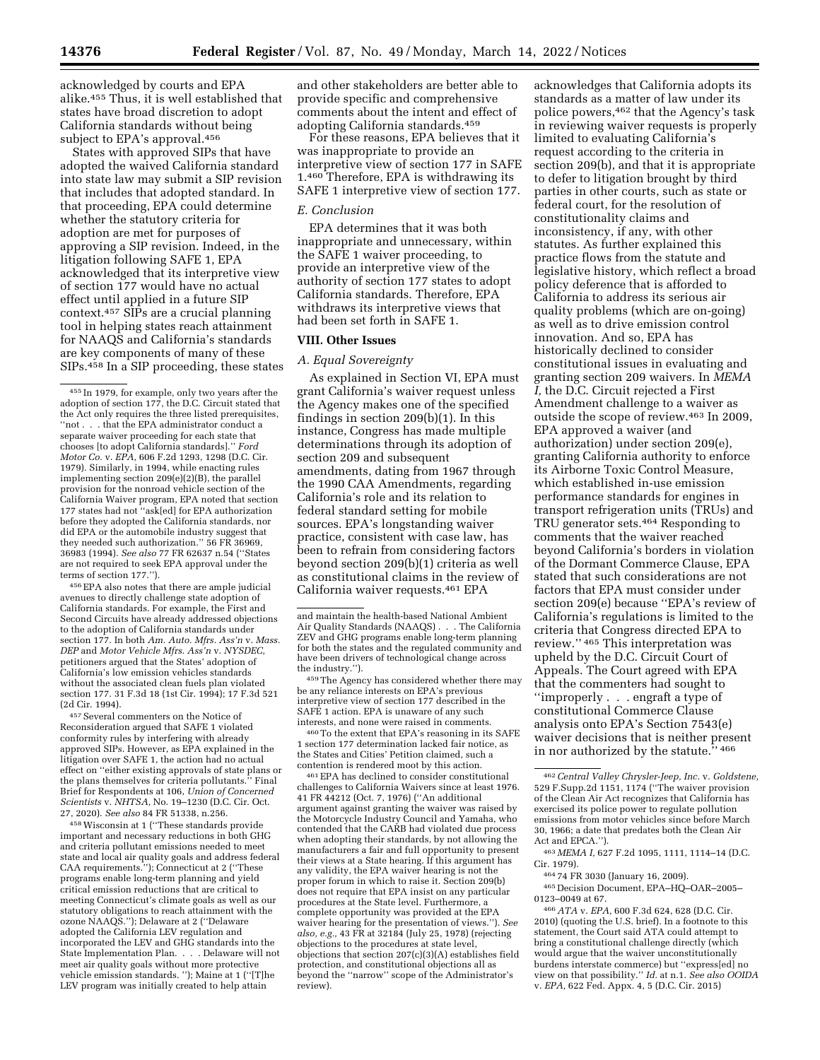acknowledged by courts and EPA alike.[455] Thus, it is well established that states have broad discretion to adopt California standards without being subject to EPA's approval.[456]

States with approved SIPs that have adopted the waived California standard into state law may submit a SIP revision that includes that adopted standard. In that proceeding, EPA could determine whether the statutory criteria for adoption are met for purposes of approving a SIP revision. Indeed, in the litigation following SAFE 1, EPA acknowledged that its interpretive view of section 177 would have no actual effect until applied in a future SIP context.[457] SIPs are a crucial planning tool in helping states reach attainment for NAAQS and California's standards are key components of many of these SIPs.[458] In a SIP proceeding, these states and other stakeholders are better able to provide specific and comprehensive comments about the intent and effect of adopting California standards.[459]

For these reasons, EPA believes that it was inappropriate to provide an interpretive view of section 177 in SAFE 1.[460] Therefore, EPA is withdrawing its SAFE 1 interpretive view of section 177.

### E. Conclusion

EPA determines that it was both inappropriate and unnecessary, within the SAFE 1 waiver proceeding, to provide an interpretive view of the authority of section 177 states to adopt California standards. Therefore, EPA withdraws its interpretive views that had been set forth in SAFE 1.

## VIII. Other Issues

### A. Equal Sovereignty

As explained in Section VI, EPA must grant California's waiver request unless the Agency makes one of the specified findings in section 209(b)(1). In this instance, Congress has made multiple determinations through its adoption of section 209 and subsequent amendments, dating from 1967 through the 1990 CAA Amendments, regarding California's role and its relation to federal standard setting for mobile sources. EPA's longstanding waiver practice, consistent with case law, has been to refrain from considering factors beyond section 209(b)(1) criteria as well as constitutional claims in the review of California waiver requests.[461] EPA acknowledges that California adopts its standards as a matter of law under its police powers,[462] that the Agency's task in reviewing waiver requests is properly limited to evaluating California's request according to the criteria in section 209(b), and that it is appropriate to defer to litigation brought by third parties in other courts, such as state or federal court, for the resolution of constitutionality claims and inconsistency, if any, with other statutes. As further explained this practice flows from the statute and legislative history, which reflect a broad policy deference that is afforded to California to address its serious air quality problems (which are on-going) as well as to drive emission control innovation. And so, EPA has historically declined to consider constitutional issues in evaluating and granting section 209 waivers. In *MEMA I,* the D.C. Circuit rejected a First Amendment challenge to a waiver as outside the scope of review.[463] In 2009, EPA approved a waiver (and authorization) under section 209(e), granting California authority to enforce its Airborne Toxic Control Measure, which established in-use emission performance standards for engines in transport refrigeration units (TRUs) and TRU generator sets.[464] Responding to comments that the waiver reached beyond California's borders in violation of the Dormant Commerce Clause, EPA stated that such considerations are not factors that EPA must consider under section 209(e) because "EPA's review of California's regulations is limited to the criteria that Congress directed EPA to review." [465] This interpretation was upheld by the D.C. Circuit Court of Appeals. The Court agreed with EPA that the commenters had sought to "improperly . . . engraft a type of constitutional Commerce Clause analysis onto EPA's Section 7543(e) waiver decisions that is neither present in nor authorized by the statute." [466]

---

[455] In 1979, for example, only two years after the adoption of section 177, the D.C. Circuit stated that the Act only requires the three listed prerequisites, "not . . . that the EPA administrator conduct a separate waiver proceeding for each state that chooses [to adopt California standards]." *Ford Motor Co.* v. *EPA,* 606 F.2d 1293, 1298 (D.C. Cir. 1979). Similarly, in 1994, while enacting rules implementing section 209(e)(2)(B), the parallel provision for the nonroad vehicle section of the California Waiver program, EPA noted that section 177 states had not "ask[ed] for EPA authorization before they adopted the California standards, nor did EPA or the automobile industry suggest that they needed such authorization." 56 FR 36969, 36983 (1994). *See also* 77 FR 62637 n.54 ("States are not required to seek EPA approval under the terms of section 177.").

[456] EPA also notes that there are ample judicial avenues to directly challenge state adoption of California standards. For example, the First and Second Circuits have already addressed objections to the adoption of California standards under section 177. In both *Am. Auto. Mfrs. Ass'n* v. *Mass. DEP* and *Motor Vehicle Mfrs. Ass'n* v. *NYSDEC,* petitioners argued that the States' adoption of California's low emission vehicles standards without the associated clean fuels plan violated section 177. 31 F.3d 18 (1st Cir. 1994); 17 F.3d 521 (2d Cir. 1994).

[457] Several commenters on the Notice of Reconsideration argued that SAFE 1 violated conformity rules by interfering with already approved SIPs. However, as EPA explained in the litigation over SAFE 1, the action had no actual effect on "either existing approvals of state plans or the plans themselves for criteria pollutants." Final Brief for Respondents at 106, *Union of Concerned Scientists* v. *NHTSA,* No. 19–1230 (D.C. Cir. Oct. 27, 2020). *See also* 84 FR 51338, n.256.

[458] Wisconsin at 1 ("These standards provide important and necessary reductions in both GHG and criteria pollutant emissions needed to meet state and local air quality goals and address federal CAA requirements."); Connecticut at 2 ("These programs enable long-term planning and yield critical emission reductions that are critical to meeting Connecticut's climate goals as well as our statutory obligations to reach attainment with the ozone NAAQS."); Delaware at 2 ("Delaware adopted the California LEV regulation and incorporated the LEV and GHG standards into the State Implementation Plan. . . . Delaware will not meet air quality goals without more protective vehicle emission standards. "); Maine at 1 ("[T]he LEV program was initially created to help attain and maintain the health-based National Ambient Air Quality Standards (NAAQS) . . . The California ZEV and GHG programs enable long-term planning for both the states and the regulated community and have been drivers of technological change across the industry.").

[459] The Agency has considered whether there may be any reliance interests on EPA's previous interpretive view of section 177 described in the SAFE 1 action. EPA is unaware of any such interests, and none were raised in comments.

[460] To the extent that EPA's reasoning in its SAFE 1 section 177 determination lacked fair notice, as the States and Cities' Petition claimed, such a contention is rendered moot by this action.

[461] EPA has declined to consider constitutional challenges to California Waivers since at least 1976. 41 FR 44212 (Oct. 7, 1976) ("An additional argument against granting the waiver was raised by the Motorcycle Industry Council and Yamaha, who contended that the CARB had violated due process when adopting their standards, by not allowing the manufacturers a fair and full opportunity to present their views at a State hearing. If this argument has any validity, the EPA waiver hearing is not the proper forum in which to raise it. Section 209(b) does not require that EPA insist on any particular procedures at the State level. Furthermore, a complete opportunity was provided at the EPA waiver hearing for the presentation of views."). *See also, e.g.,* 43 FR at 32184 (July 25, 1978) (rejecting objections to the procedures at state level, objections that section 207(c)(3)(A) establishes field protection, and constitutional objections all as beyond the "narrow" scope of the Administrator's review).

[462] *Central Valley Chrysler-Jeep, Inc.* v. *Goldstene,* 529 F.Supp.2d 1151, 1174 ("The waiver provision of the Clean Air Act recognizes that California has exercised its police power to regulate pollution emissions from motor vehicles since before March 30, 1966; a date that predates both the Clean Air Act and EPCA.").

[463] *MEMA I,* 627 F.2d 1095, 1111, 1114–14 (D.C. Cir. 1979).

[464] 74 FR 3030 (January 16, 2009).

[465] Decision Document, EPA–HQ–OAR–2005–0123–0049 at 67.

[466] *ATA* v. *EPA,* 600 F.3d 624, 628 (D.C. Cir. 2010) (quoting the U.S. brief). In a footnote to this statement, the Court said ATA could attempt to bring a constitutional challenge directly (which would argue that the waiver unconstitutionally burdens interstate commerce) but "express[ed] no view on that possibility." *Id.* at n.1. *See also OOIDA* v. *EPA,* 622 Fed. Appx. 4, 5 (D.C. Cir. 2015)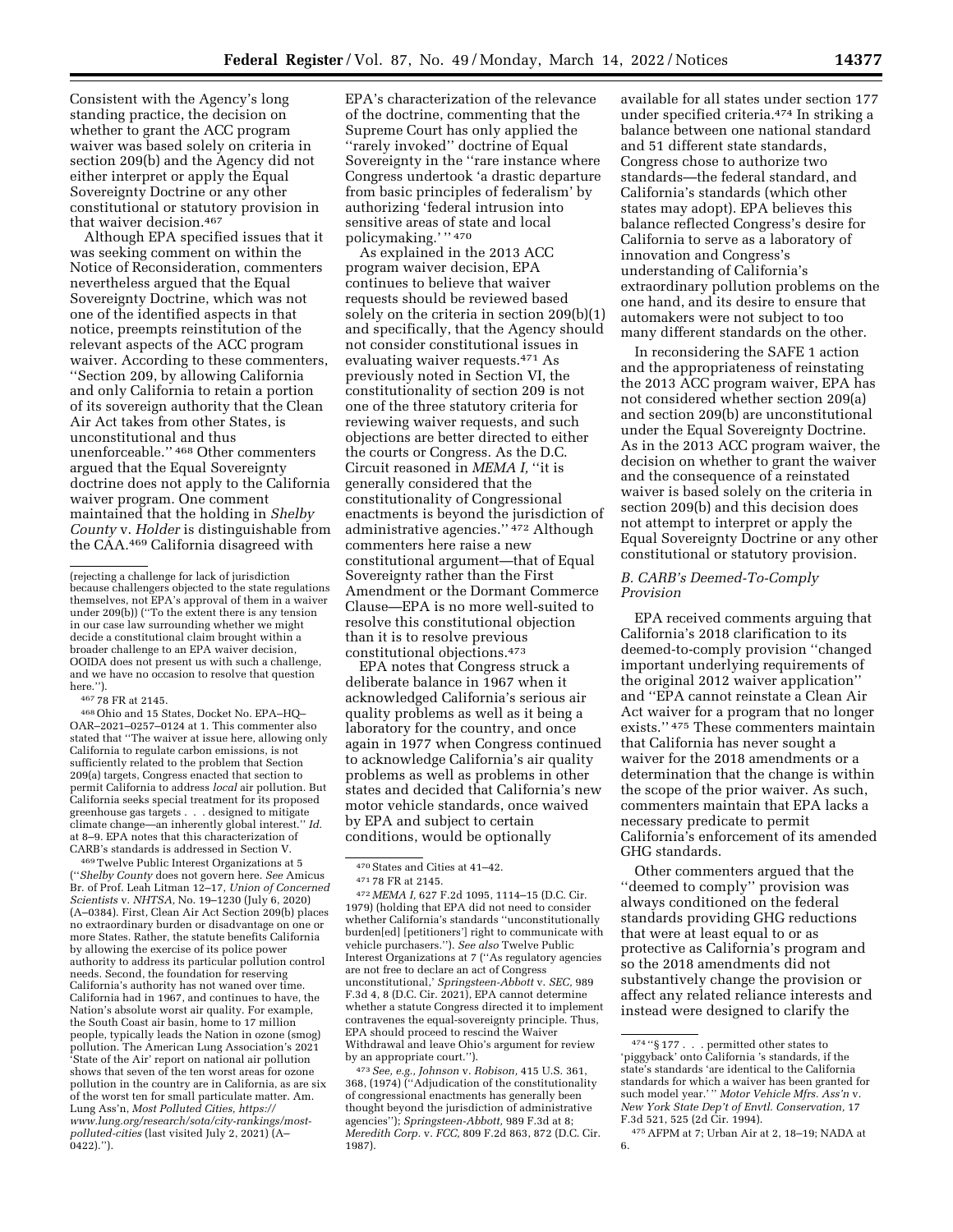Consistent with the Agency's long standing practice, the decision on whether to grant the ACC program waiver was based solely on criteria in section 209(b) and the Agency did not either interpret or apply the Equal Sovereignty Doctrine or any other constitutional or statutory provision in that waiver decision.[467]

Although EPA specified issues that it was seeking comment on within the Notice of Reconsideration, commenters nevertheless argued that the Equal Sovereignty Doctrine, which was not one of the identified aspects in that notice, preempts reinstitution of the relevant aspects of the ACC program waiver. According to these commenters, ''Section 209, by allowing California and only California to retain a portion of its sovereign authority that the Clean Air Act takes from other States, is unconstitutional and thus unenforceable.'' [468] Other commenters argued that the Equal Sovereignty doctrine does not apply to the California waiver program. One comment maintained that the holding in *Shelby County* v. *Holder* is distinguishable from the CAA.[469] California disagreed with EPA's characterization of the relevance of the doctrine, commenting that the Supreme Court has only applied the ''rarely invoked'' doctrine of Equal Sovereignty in the ''rare instance where Congress undertook 'a drastic departure from basic principles of federalism' by authorizing 'federal intrusion into sensitive areas of state and local policymaking.' '' [470]

As explained in the 2013 ACC program waiver decision, EPA continues to believe that waiver requests should be reviewed based solely on the criteria in section 209(b)(1) and specifically, that the Agency should not consider constitutional issues in evaluating waiver requests.[471] As previously noted in Section VI, the constitutionality of section 209 is not one of the three statutory criteria for reviewing waiver requests, and such objections are better directed to either the courts or Congress. As the D.C. Circuit reasoned in *MEMA I,* ''it is generally considered that the constitutionality of Congressional enactments is beyond the jurisdiction of administrative agencies.'' [472] Although commenters here raise a new constitutional argument—that of Equal Sovereignty rather than the First Amendment or the Dormant Commerce Clause—EPA is no more well-suited to resolve this constitutional objection than it is to resolve previous constitutional objections.[473]

EPA notes that Congress struck a deliberate balance in 1967 when it acknowledged California's serious air quality problems as well as it being a laboratory for the country, and once again in 1977 when Congress continued to acknowledge California's air quality problems as well as problems in other states and decided that California's new motor vehicle standards, once waived by EPA and subject to certain conditions, would be optionally available for all states under section 177 under specified criteria.[474] In striking a balance between one national standard and 51 different state standards, Congress chose to authorize two standards—the federal standard, and California's standards (which other states may adopt). EPA believes this balance reflected Congress's desire for California to serve as a laboratory of innovation and Congress's understanding of California's extraordinary pollution problems on the one hand, and its desire to ensure that automakers were not subject to too many different standards on the other.

In reconsidering the SAFE 1 action and the appropriateness of reinstating the 2013 ACC program waiver, EPA has not considered whether section 209(a) and section 209(b) are unconstitutional under the Equal Sovereignty Doctrine. As in the 2013 ACC program waiver, the decision on whether to grant the waiver and the consequence of a reinstated waiver is based solely on the criteria in section 209(b) and this decision does not attempt to interpret or apply the Equal Sovereignty Doctrine or any other constitutional or statutory provision.

### B. CARB's Deemed-To-Comply Provision

EPA received comments arguing that California's 2018 clarification to its deemed-to-comply provision ''changed important underlying requirements of the original 2012 waiver application'' and ''EPA cannot reinstate a Clean Air Act waiver for a program that no longer exists.'' [475] These commenters maintain that California has never sought a waiver for the 2018 amendments or a determination that the change is within the scope of the prior waiver. As such, commenters maintain that EPA lacks a necessary predicate to permit California's enforcement of its amended GHG standards.

Other commenters argued that the ''deemed to comply'' provision was always conditioned on the federal standards providing GHG reductions that were at least equal to or as protective as California's program and so the 2018 amendments did not substantively change the provision or affect any related reliance interests and instead were designed to clarify the

---

(rejecting a challenge for lack of jurisdiction because challengers objected to the state regulations themselves, not EPA's approval of them in a waiver under 209(b)) (''To the extent there is any tension in our case law surrounding whether we might decide a constitutional claim brought within a broader challenge to an EPA waiver decision, OOIDA does not present us with such a challenge, and we have no occasion to resolve that question here.'').

[467] 78 FR at 2145.

[468] Ohio and 15 States, Docket No. EPA–HQ–OAR–2021–0257–0124 at 1. This commenter also stated that ''The waiver at issue here, allowing only California to regulate carbon emissions, is not sufficiently related to the problem that Section 209(a) targets, Congress enacted that section to permit California to address *local* air pollution. But California seeks special treatment for its proposed greenhouse gas targets . . . designed to mitigate climate change—an inherently global interest.'' *Id.* at 8–9. EPA notes that this characterization of CARB's standards is addressed in Section V.

[469] Twelve Public Interest Organizations at 5 (''*Shelby County* does not govern here. *See* Amicus Br. of Prof. Leah Litman 12–17, *Union of Concerned Scientists* v. *NHTSA,* No. 19–1230 (July 6, 2020) (A–0384). First, Clean Air Act Section 209(b) places no extraordinary burden or disadvantage on one or more States. Rather, the statute benefits California by allowing the exercise of its police power authority to address its particular pollution control needs. Second, the foundation for reserving California's authority has not waned over time. California had in 1967, and continues to have, the Nation's absolute worst air quality. For example, the South Coast air basin, home to 17 million people, typically leads the Nation in ozone (smog) pollution. The American Lung Association's 2021 'State of the Air' report on national air pollution shows that seven of the ten worst areas for ozone pollution in the country are in California, as are six of the worst ten for small particulate matter. Am. Lung Ass'n, *Most Polluted Cities, https://www.lung.org/research/sota/city-rankings/most-polluted-cities* (last visited July 2, 2021) (A–0422).'').

[470] States and Cities at 41–42.

[471] 78 FR at 2145.

[472] *MEMA I,* 627 F.2d 1095, 1114–15 (D.C. Cir. 1979) (holding that EPA did not need to consider whether California's standards ''unconstitutionally burden[ed] [petitioners'] right to communicate with vehicle purchasers.''). *See also* Twelve Public Interest Organizations at 7 (''As regulatory agencies are not free to declare an act of Congress unconstitutional,' *Springsteen-Abbott* v. *SEC,* 989 F.3d 4, 8 (D.C. Cir. 2021), EPA cannot determine whether a statute Congress directed it to implement contravenes the equal-sovereignty principle. Thus, EPA should proceed to rescind the Waiver Withdrawal and leave Ohio's argument for review by an appropriate court.'').

[473] *See, e.g., Johnson* v. *Robison,* 415 U.S. 361, 368, (1974) (''Adjudication of the constitutionality of congressional enactments has generally been thought beyond the jurisdiction of administrative agencies''); *Springsteen-Abbott,* 989 F.3d at 8; *Meredith Corp.* v. *FCC,* 809 F.2d 863, 872 (D.C. Cir. 1987).

[474] ''§ 177 . . . permitted other states to 'piggyback' onto California 's standards, if the state's standards 'are identical to the California standards for which a waiver has been granted for such model year.' '' *Motor Vehicle Mfrs. Ass'n* v. *New York State Dep't of Envtl. Conservation,* 17 F.3d 521, 525 (2d Cir. 1994).

[475] AFPM at 7; Urban Air at 2, 18–19; NADA at 6.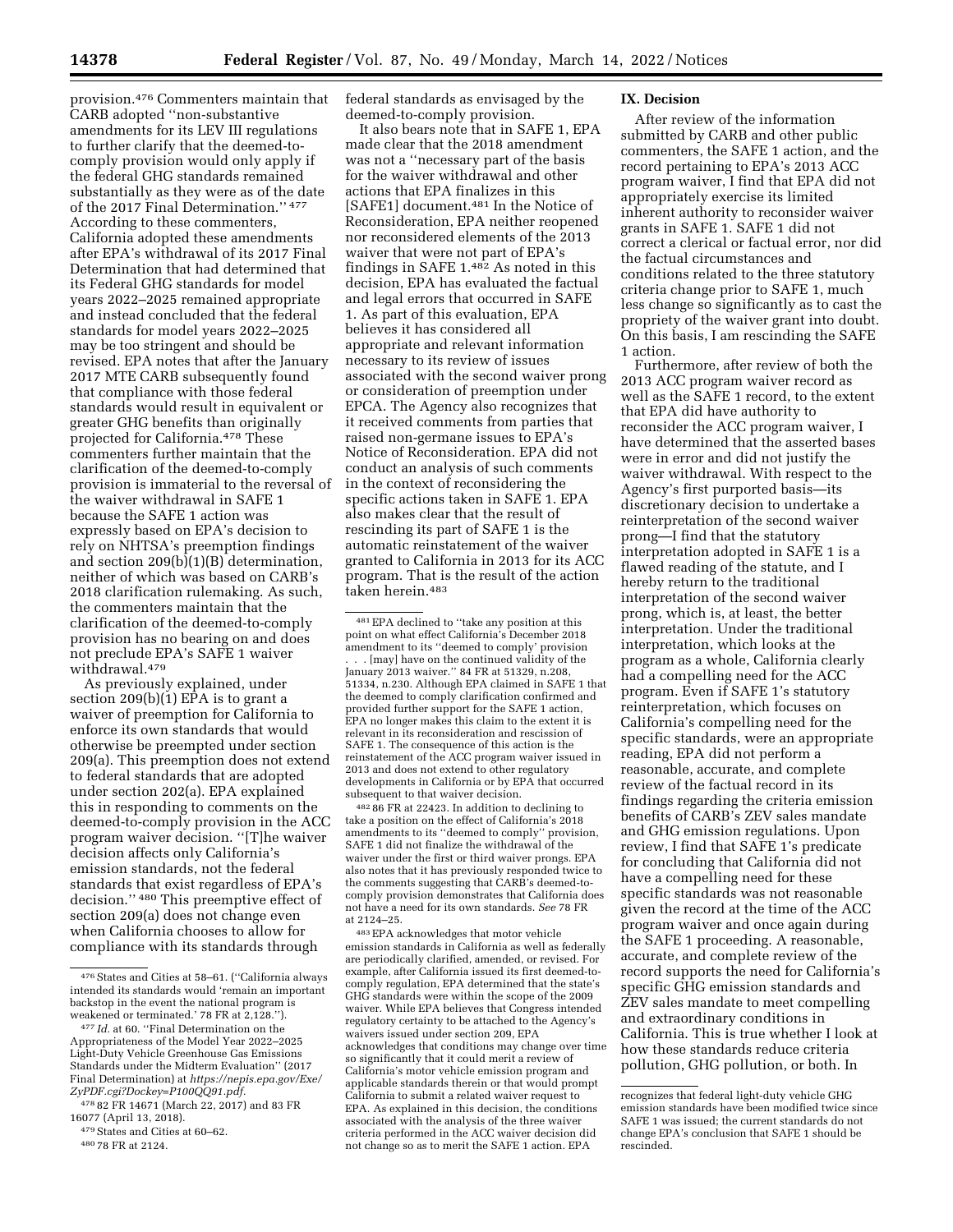provision.[476] Commenters maintain that CARB adopted ''non-substantive amendments for its LEV III regulations to further clarify that the deemed-to-comply provision would only apply if the federal GHG standards remained substantially as they were as of the date of the 2017 Final Determination.'' [477] According to these commenters, California adopted these amendments after EPA's withdrawal of its 2017 Final Determination that had determined that its Federal GHG standards for model years 2022–2025 remained appropriate and instead concluded that the federal standards for model years 2022–2025 may be too stringent and should be revised. EPA notes that after the January 2017 MTE CARB subsequently found that compliance with those federal standards would result in equivalent or greater GHG benefits than originally projected for California.[478] These commenters further maintain that the clarification of the deemed-to-comply provision is immaterial to the reversal of the waiver withdrawal in SAFE 1 because the SAFE 1 action was expressly based on EPA's decision to rely on NHTSA's preemption findings and section 209(b)(1)(B) determination, neither of which was based on CARB's 2018 clarification rulemaking. As such, the commenters maintain that the clarification of the deemed-to-comply provision has no bearing on and does not preclude EPA's SAFE 1 waiver withdrawal.[479]

As previously explained, under section 209(b)(1) EPA is to grant a waiver of preemption for California to enforce its own standards that would otherwise be preempted under section 209(a). This preemption does not extend to federal standards that are adopted under section 202(a). EPA explained this in responding to comments on the deemed-to-comply provision in the ACC program waiver decision. ''[T]he waiver decision affects only California's emission standards, not the federal standards that exist regardless of EPA's decision.'' [480] This preemptive effect of section 209(a) does not change even when California chooses to allow for compliance with its standards through federal standards as envisaged by the deemed-to-comply provision.

It also bears note that in SAFE 1, EPA made clear that the 2018 amendment was not a ''necessary part of the basis for the waiver withdrawal and other actions that EPA finalizes in this [SAFE1] document.[481] In the Notice of Reconsideration, EPA neither reopened nor reconsidered elements of the 2013 waiver that were not part of EPA's findings in SAFE 1.[482] As noted in this decision, EPA has evaluated the factual and legal errors that occurred in SAFE 1. As part of this evaluation, EPA believes it has considered all appropriate and relevant information necessary to its review of issues associated with the second waiver prong or consideration of preemption under EPCA. The Agency also recognizes that it received comments from parties that raised non-germane issues to EPA's Notice of Reconsideration. EPA did not conduct an analysis of such comments in the context of reconsidering the specific actions taken in SAFE 1. EPA also makes clear that the result of rescinding its part of SAFE 1 is the automatic reinstatement of the waiver granted to California in 2013 for its ACC program. That is the result of the action taken herein.[483]

## IX. Decision

After review of the information submitted by CARB and other public commenters, the SAFE 1 action, and the record pertaining to EPA's 2013 ACC program waiver, I find that EPA did not appropriately exercise its limited inherent authority to reconsider waiver grants in SAFE 1. SAFE 1 did not correct a clerical or factual error, nor did the factual circumstances and conditions related to the three statutory criteria change prior to SAFE 1, much less change so significantly as to cast the propriety of the waiver grant into doubt. On this basis, I am rescinding the SAFE 1 action.

Furthermore, after review of both the 2013 ACC program waiver record as well as the SAFE 1 record, to the extent that EPA did have authority to reconsider the ACC program waiver, I have determined that the asserted bases were in error and did not justify the waiver withdrawal. With respect to the Agency's first purported basis—its discretionary decision to undertake a reinterpretation of the second waiver prong—I find that the statutory interpretation adopted in SAFE 1 is a flawed reading of the statute, and I hereby return to the traditional interpretation of the second waiver prong, which is, at least, the better interpretation. Under the traditional interpretation, which looks at the program as a whole, California clearly had a compelling need for the ACC program. Even if SAFE 1's statutory reinterpretation, which focuses on California's compelling need for the specific standards, were an appropriate reading, EPA did not perform a reasonable, accurate, and complete review of the factual record in its findings regarding the criteria emission benefits of CARB's ZEV sales mandate and GHG emission regulations. Upon review, I find that SAFE 1's predicate for concluding that California did not have a compelling need for these specific standards was not reasonable given the record at the time of the ACC program waiver and once again during the SAFE 1 proceeding. A reasonable, accurate, and complete review of the record supports the need for California's specific GHG emission standards and ZEV sales mandate to meet compelling and extraordinary conditions in California. This is true whether I look at how these standards reduce criteria pollution, GHG pollution, or both. In

---

[476] States and Cities at 58–61. (''California always intended its standards would 'remain an important backstop in the event the national program is weakened or terminated.' 78 FR at 2,128.'').

[477] *Id.* at 60. ''Final Determination on the Appropriateness of the Model Year 2022–2025 Light-Duty Vehicle Greenhouse Gas Emissions Standards under the Midterm Evaluation'' (2017 Final Determination) at *https://nepis.epa.gov/Exe/ZyPDF.cgi?Dockey=P100QQ91.pdf.*

[478] 82 FR 14671 (March 22, 2017) and 83 FR 16077 (April 13, 2018).

[479] States and Cities at 60–62.

[480] 78 FR at 2124.

[481] EPA declined to ''take any position at this point on what effect California's December 2018 amendment to its ''deemed to comply'' provision . . . [may] have on the continued validity of the January 2013 waiver.'' 84 FR at 51329, n.208, 51334, n.230. Although EPA claimed in SAFE 1 that the deemed to comply clarification confirmed and provided further support for the SAFE 1 action, EPA no longer makes this claim to the extent it is relevant in its reconsideration and rescission of SAFE 1. The consequence of this action is the reinstatement of the ACC program waiver issued in 2013 and does not extend to other regulatory developments in California or by EPA that occurred subsequent to that waiver decision.

[482] 86 FR at 22423. In addition to declining to take a position on the effect of California's 2018 amendments to its ''deemed to comply'' provision, SAFE 1 did not finalize the withdrawal of the waiver under the first or third waiver prongs. EPA also notes that it has previously responded twice to the comments suggesting that CARB's deemed-to-comply provision demonstrates that California does not have a need for its own standards. *See* 78 FR at 2124–25.

[483] EPA acknowledges that motor vehicle emission standards in California as well as federally are periodically clarified, amended, or revised. For example, after California issued its first deemed-to-comply regulation, EPA determined that the state's GHG standards were within the scope of the 2009 waiver. While EPA believes that Congress intended regulatory certainty to be attached to the Agency's waivers issued under section 209, EPA acknowledges that conditions may change over time so significantly that it could merit a review of California's motor vehicle emission program and applicable standards therein or that would prompt California to submit a related waiver request to EPA. As explained in this decision, the conditions associated with the analysis of the three waiver criteria performed in the ACC waiver decision did not change so as to merit the SAFE 1 action. EPA recognizes that federal light-duty vehicle GHG emission standards have been modified twice since SAFE 1 was issued; the current standards do not change EPA's conclusion that SAFE 1 should be rescinded.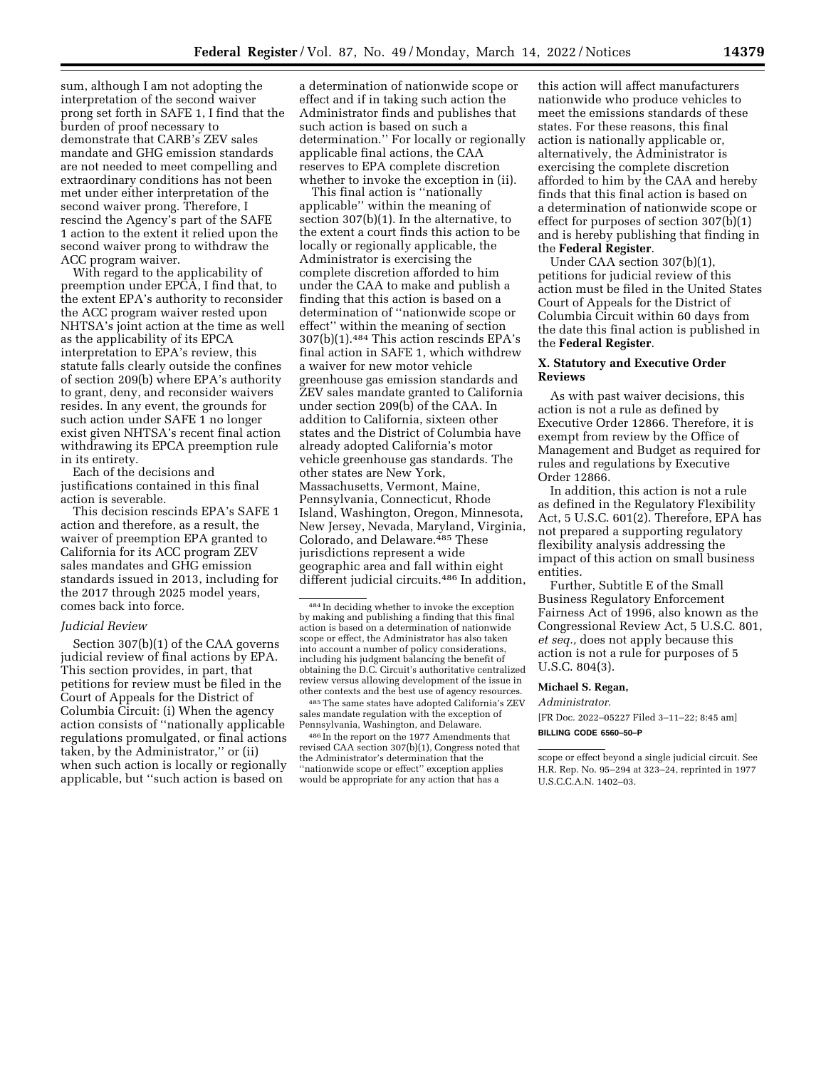sum, although I am not adopting the interpretation of the second waiver prong set forth in SAFE 1, I find that the burden of proof necessary to demonstrate that CARB's ZEV sales mandate and GHG emission standards are not needed to meet compelling and extraordinary conditions has not been met under either interpretation of the second waiver prong. Therefore, I rescind the Agency's part of the SAFE 1 action to the extent it relied upon the second waiver prong to withdraw the ACC program waiver.

With regard to the applicability of preemption under EPCA, I find that, to the extent EPA's authority to reconsider the ACC program waiver rested upon NHTSA's joint action at the time as well as the applicability of its EPCA interpretation to EPA's review, this statute falls clearly outside the confines of section 209(b) where EPA's authority to grant, deny, and reconsider waivers resides. In any event, the grounds for such action under SAFE 1 no longer exist given NHTSA's recent final action withdrawing its EPCA preemption rule in its entirety.

Each of the decisions and justifications contained in this final action is severable.

This decision rescinds EPA's SAFE 1 action and therefore, as a result, the waiver of preemption EPA granted to California for its ACC program ZEV sales mandates and GHG emission standards issued in 2013, including for the 2017 through 2025 model years, comes back into force.

*Judicial Review*

Section 307(b)(1) of the CAA governs judicial review of final actions by EPA. This section provides, in part, that petitions for review must be filed in the Court of Appeals for the District of Columbia Circuit: (i) When the agency action consists of ''nationally applicable regulations promulgated, or final actions taken, by the Administrator,'' or (ii) when such action is locally or regionally applicable, but ''such action is based on a determination of nationwide scope or effect and if in taking such action the Administrator finds and publishes that such action is based on such a determination.'' For locally or regionally applicable final actions, the CAA reserves to EPA complete discretion whether to invoke the exception in (ii).

This final action is ''nationally applicable'' within the meaning of section 307(b)(1). In the alternative, to the extent a court finds this action to be locally or regionally applicable, the Administrator is exercising the complete discretion afforded to him under the CAA to make and publish a finding that this action is based on a determination of ''nationwide scope or effect'' within the meaning of section 307(b)(1).[484] This action rescinds EPA's final action in SAFE 1, which withdrew a waiver for new motor vehicle greenhouse gas emission standards and ZEV sales mandate granted to California under section 209(b) of the CAA. In addition to California, sixteen other states and the District of Columbia have already adopted California's motor vehicle greenhouse gas standards. The other states are New York, Massachusetts, Vermont, Maine, Pennsylvania, Connecticut, Rhode Island, Washington, Oregon, Minnesota, New Jersey, Nevada, Maryland, Virginia, Colorado, and Delaware.[485] These jurisdictions represent a wide geographic area and fall within eight different judicial circuits.[486] In addition, this action will affect manufacturers nationwide who produce vehicles to meet the emissions standards of these states. For these reasons, this final action is nationally applicable or, alternatively, the Administrator is exercising the complete discretion afforded to him by the CAA and hereby finds that this final action is based on a determination of nationwide scope or effect for purposes of section 307(b)(1) and is hereby publishing that finding in the **Federal Register**.

Under CAA section 307(b)(1), petitions for judicial review of this action must be filed in the United States Court of Appeals for the District of Columbia Circuit within 60 days from the date this final action is published in the **Federal Register**.

## X. Statutory and Executive Order Reviews

As with past waiver decisions, this action is not a rule as defined by Executive Order 12866. Therefore, it is exempt from review by the Office of Management and Budget as required for rules and regulations by Executive Order 12866.

In addition, this action is not a rule as defined in the Regulatory Flexibility Act, 5 U.S.C. 601(2). Therefore, EPA has not prepared a supporting regulatory flexibility analysis addressing the impact of this action on small business entities.

Further, Subtitle E of the Small Business Regulatory Enforcement Fairness Act of 1996, also known as the Congressional Review Act, 5 U.S.C. 801, *et seq.,* does not apply because this action is not a rule for purposes of 5 U.S.C. 804(3).

**Michael S. Regan,**

*Administrator.*

[FR Doc. 2022–05227 Filed 3–11–22; 8:45 am]

**BILLING CODE 6560–50–P**

---

[484] In deciding whether to invoke the exception by making and publishing a finding that this final action is based on a determination of nationwide scope or effect, the Administrator has also taken into account a number of policy considerations, including his judgment balancing the benefit of obtaining the D.C. Circuit's authoritative centralized review versus allowing development of the issue in other contexts and the best use of agency resources.

[485] The same states have adopted California's ZEV sales mandate regulation with the exception of Pennsylvania, Washington, and Delaware.

[486] In the report on the 1977 Amendments that revised CAA section 307(b)(1), Congress noted that the Administrator's determination that the ''nationwide scope or effect'' exception applies would be appropriate for any action that has a scope or effect beyond a single judicial circuit. See H.R. Rep. No. 95–294 at 323–24, reprinted in 1977 U.S.C.C.A.N. 1402–03.